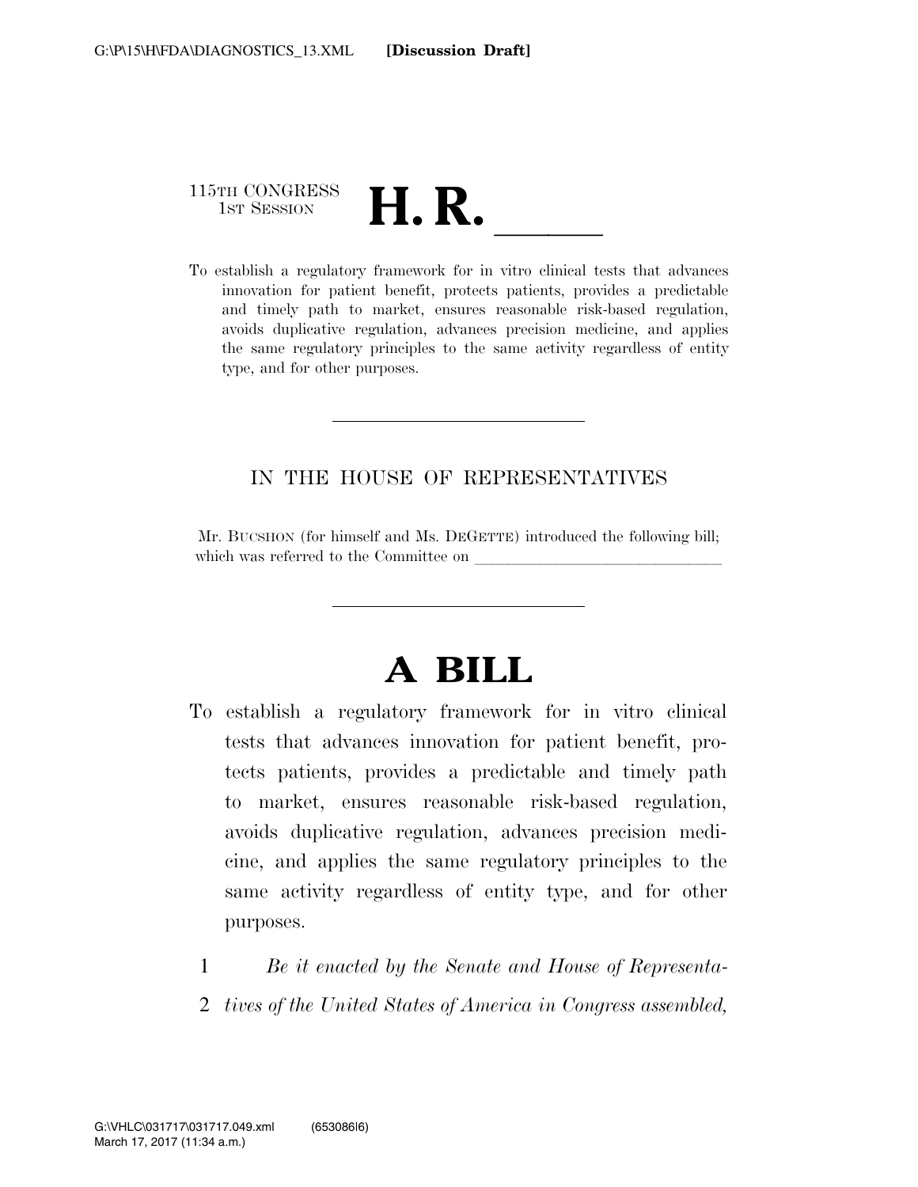115TH CONGRESS
1ST SESSION

# H. R. ______

To establish a regulatory framework for in vitro clinical tests that advances innovation for patient benefit, protects patients, provides a predictable and timely path to market, ensures reasonable risk-based regulation, avoids duplicative regulation, advances precision medicine, and applies the same regulatory principles to the same activity regardless of entity type, and for other purposes.

---

IN THE HOUSE OF REPRESENTATIVES

Mr. BUCSHON (for himself and Ms. DEGETTE) introduced the following bill; which was referred to the Committee on ______________________________

---

# A BILL

To establish a regulatory framework for in vitro clinical tests that advances innovation for patient benefit, protects patients, provides a predictable and timely path to market, ensures reasonable risk-based regulation, avoids duplicative regulation, advances precision medicine, and applies the same regulatory principles to the same activity regardless of entity type, and for other purposes.

1 *Be it enacted by the Senate and House of Representa-*
2 *tives of the United States of America in Congress assembled,*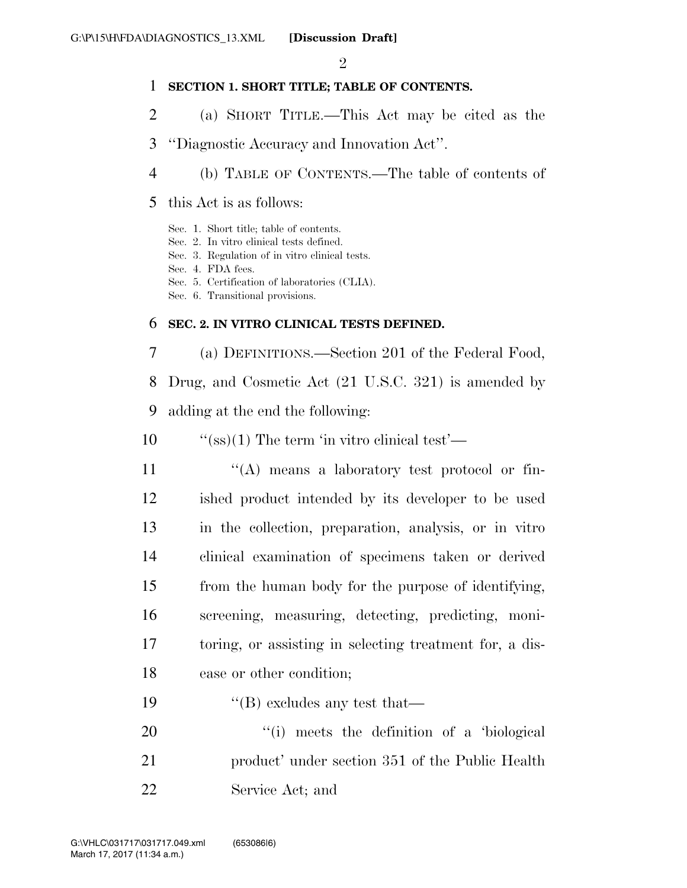**SECTION 1. SHORT TITLE; TABLE OF CONTENTS.**

(a) SHORT TITLE.—This Act may be cited as the "Diagnostic Accuracy and Innovation Act".

(b) TABLE OF CONTENTS.—The table of contents of this Act is as follows:

Sec. 1. Short title; table of contents.
Sec. 2. In vitro clinical tests defined.
Sec. 3. Regulation of in vitro clinical tests.
Sec. 4. FDA fees.
Sec. 5. Certification of laboratories (CLIA).
Sec. 6. Transitional provisions.

**SEC. 2. IN VITRO CLINICAL TESTS DEFINED.**

(a) DEFINITIONS.—Section 201 of the Federal Food, Drug, and Cosmetic Act (21 U.S.C. 321) is amended by adding at the end the following:

"(ss)(1) The term 'in vitro clinical test'—

"(A) means a laboratory test protocol or finished product intended by its developer to be used in the collection, preparation, analysis, or in vitro clinical examination of specimens taken or derived from the human body for the purpose of identifying, screening, measuring, detecting, predicting, monitoring, or assisting in selecting treatment for, a disease or other condition;

"(B) excludes any test that—

"(i) meets the definition of a 'biological product' under section 351 of the Public Health Service Act; and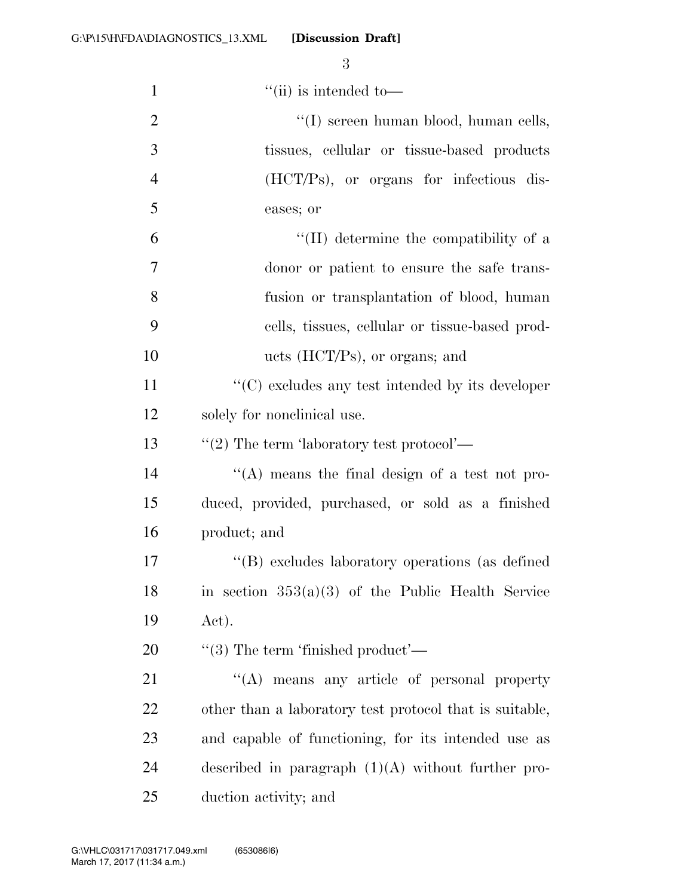"(ii) is intended to—

"(I) screen human blood, human cells, tissues, cellular or tissue-based products (HCT/Ps), or organs for infectious diseases; or

"(II) determine the compatibility of a donor or patient to ensure the safe transfusion or transplantation of blood, human cells, tissues, cellular or tissue-based products (HCT/Ps), or organs; and

"(C) excludes any test intended by its developer solely for nonclinical use.

"(2) The term 'laboratory test protocol'—

"(A) means the final design of a test not produced, provided, purchased, or sold as a finished product; and

"(B) excludes laboratory operations (as defined in section 353(a)(3) of the Public Health Service Act).

"(3) The term 'finished product'—

"(A) means any article of personal property other than a laboratory test protocol that is suitable, and capable of functioning, for its intended use as described in paragraph (1)(A) without further production activity; and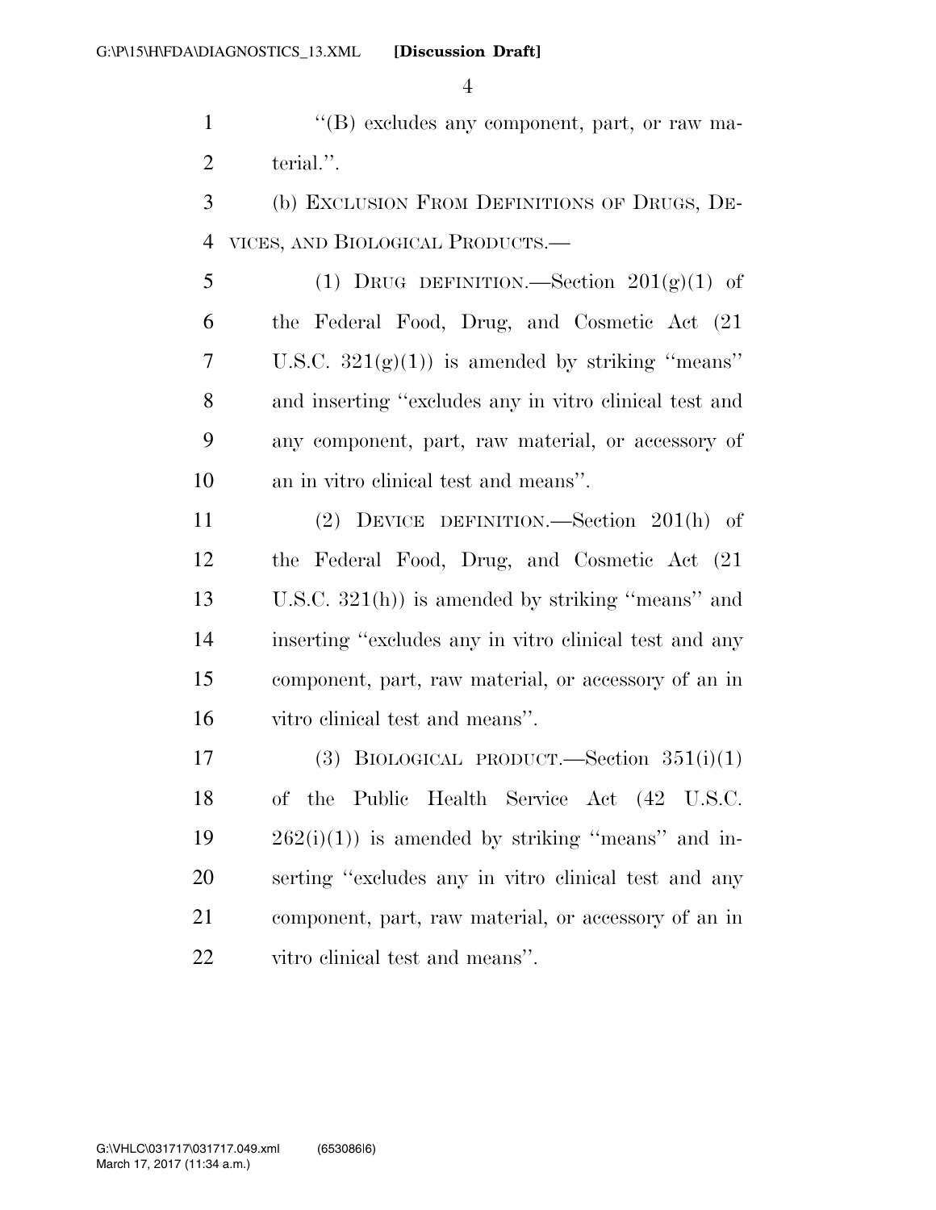''(B) excludes any component, part, or raw material.''.

(b) EXCLUSION FROM DEFINITIONS OF DRUGS, DEVICES, AND BIOLOGICAL PRODUCTS.—

(1) DRUG DEFINITION.—Section 201(g)(1) of the Federal Food, Drug, and Cosmetic Act (21 U.S.C. 321(g)(1)) is amended by striking ''means'' and inserting ''excludes any in vitro clinical test and any component, part, raw material, or accessory of an in vitro clinical test and means''.

(2) DEVICE DEFINITION.—Section 201(h) of the Federal Food, Drug, and Cosmetic Act (21 U.S.C. 321(h)) is amended by striking ''means'' and inserting ''excludes any in vitro clinical test and any component, part, raw material, or accessory of an in vitro clinical test and means''.

(3) BIOLOGICAL PRODUCT.—Section 351(i)(1) of the Public Health Service Act (42 U.S.C. 262(i)(1)) is amended by striking ''means'' and inserting ''excludes any in vitro clinical test and any component, part, raw material, or accessory of an in vitro clinical test and means''.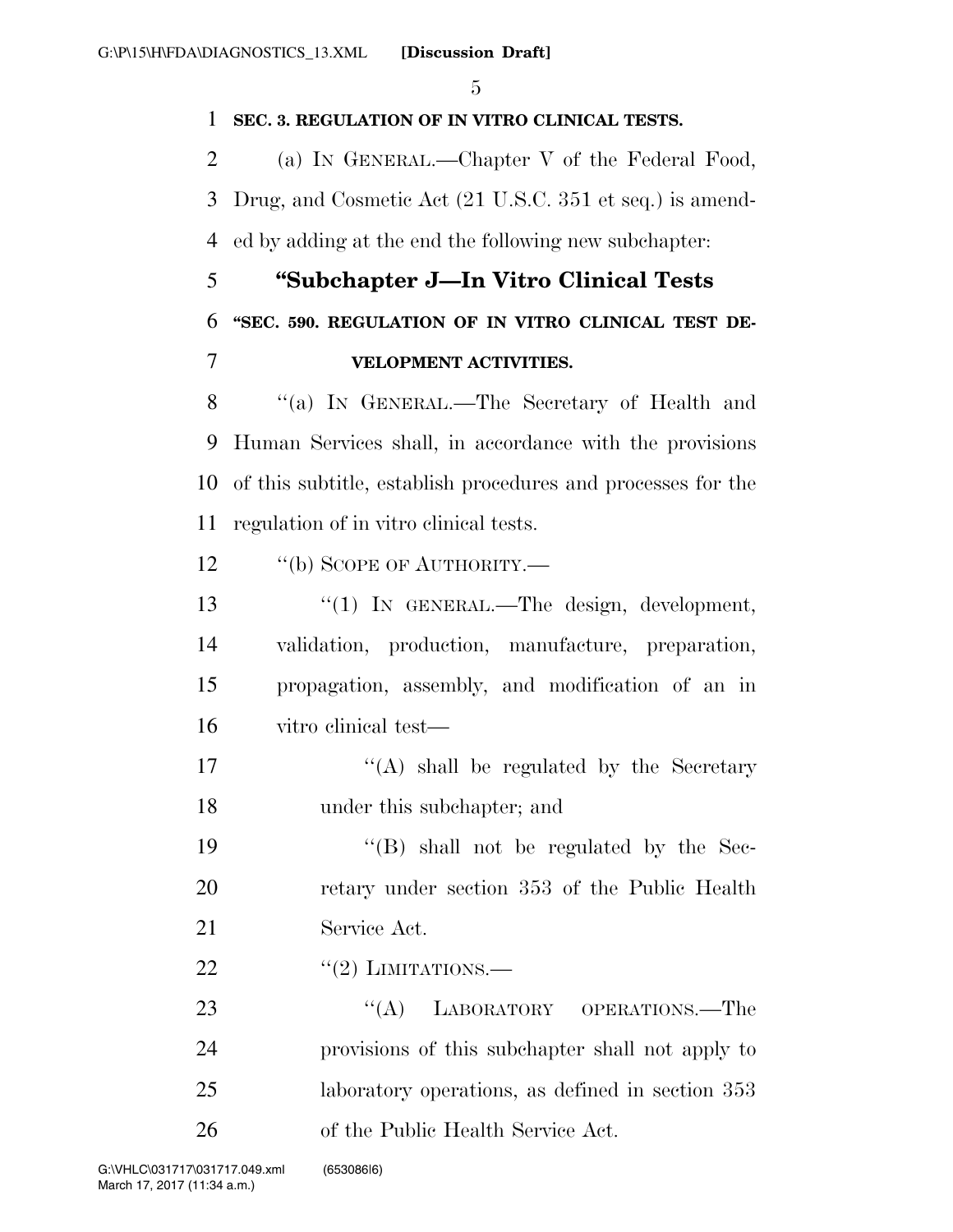**SEC. 3. REGULATION OF IN VITRO CLINICAL TESTS.**

(a) IN GENERAL.—Chapter V of the Federal Food, Drug, and Cosmetic Act (21 U.S.C. 351 et seq.) is amended by adding at the end the following new subchapter:

## "Subchapter J—In Vitro Clinical Tests

**"SEC. 590. REGULATION OF IN VITRO CLINICAL TEST DEVELOPMENT ACTIVITIES.**

"(a) IN GENERAL.—The Secretary of Health and Human Services shall, in accordance with the provisions of this subtitle, establish procedures and processes for the regulation of in vitro clinical tests.

"(b) SCOPE OF AUTHORITY.—

"(1) IN GENERAL.—The design, development, validation, production, manufacture, preparation, propagation, assembly, and modification of an in vitro clinical test—

"(A) shall be regulated by the Secretary under this subchapter; and

"(B) shall not be regulated by the Secretary under section 353 of the Public Health Service Act.

"(2) LIMITATIONS.—

"(A) LABORATORY OPERATIONS.—The provisions of this subchapter shall not apply to laboratory operations, as defined in section 353 of the Public Health Service Act.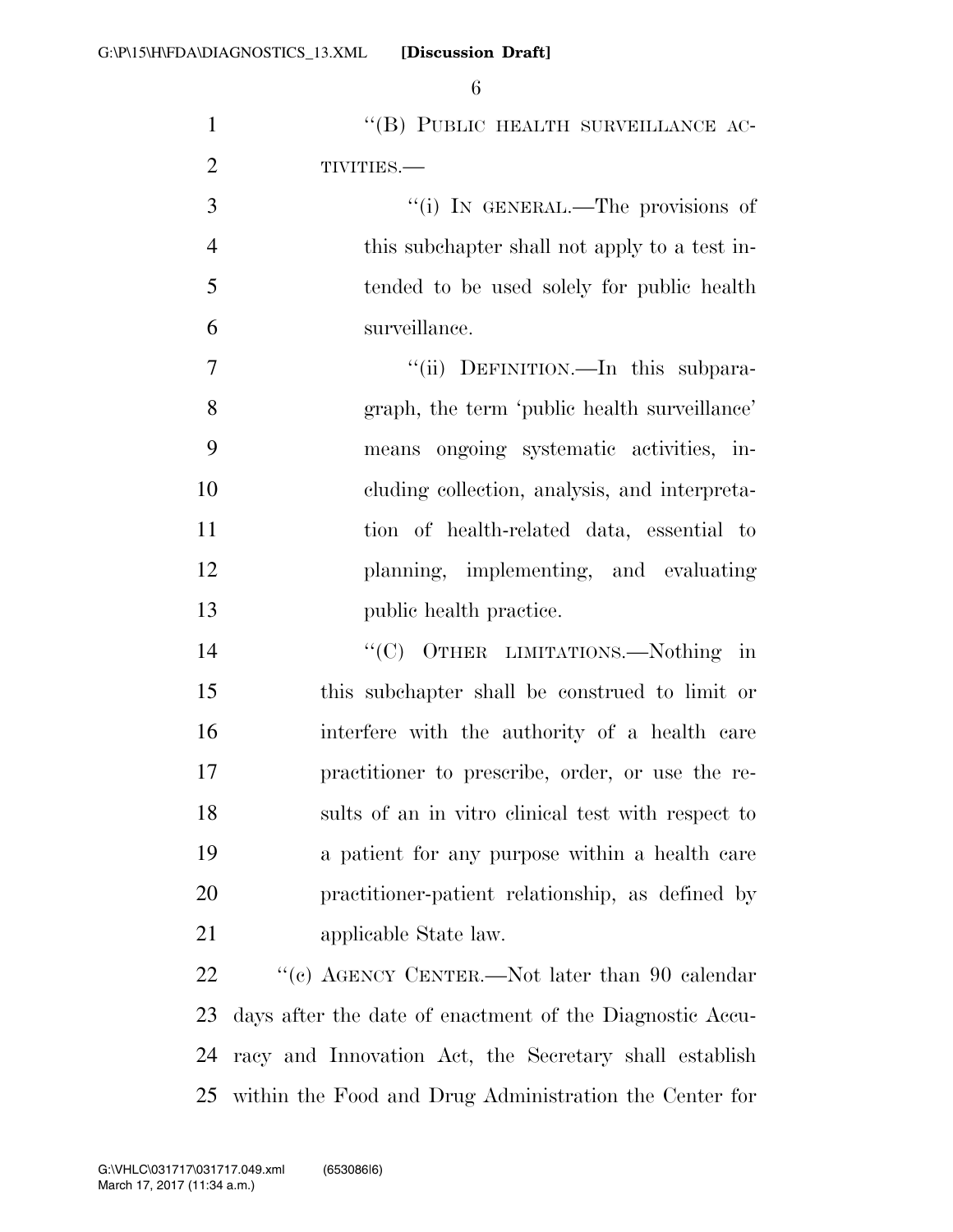"(B) PUBLIC HEALTH SURVEILLANCE ACTIVITIES.—

"(i) IN GENERAL.—The provisions of this subchapter shall not apply to a test intended to be used solely for public health surveillance.

"(ii) DEFINITION.—In this subparagraph, the term 'public health surveillance' means ongoing systematic activities, including collection, analysis, and interpretation of health-related data, essential to planning, implementing, and evaluating public health practice.

"(C) OTHER LIMITATIONS.—Nothing in this subchapter shall be construed to limit or interfere with the authority of a health care practitioner to prescribe, order, or use the results of an in vitro clinical test with respect to a patient for any purpose within a health care practitioner-patient relationship, as defined by applicable State law.

"(c) AGENCY CENTER.—Not later than 90 calendar days after the date of enactment of the Diagnostic Accuracy and Innovation Act, the Secretary shall establish within the Food and Drug Administration the Center for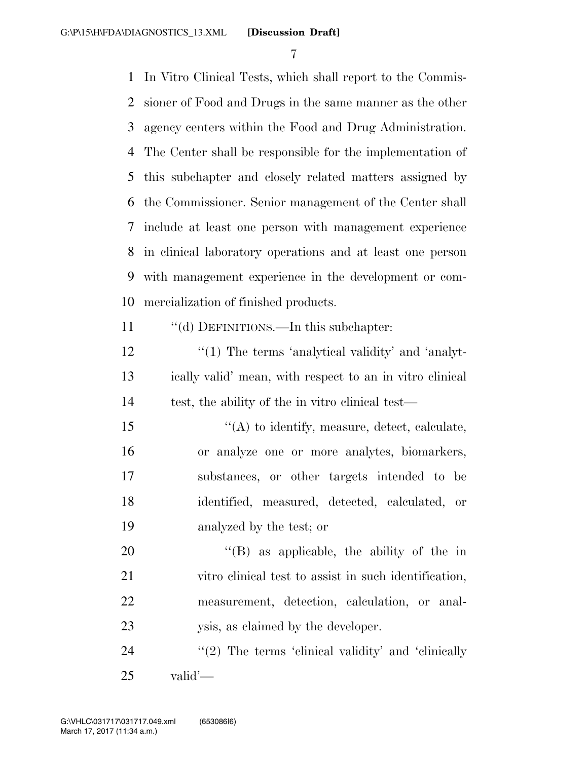In Vitro Clinical Tests, which shall report to the Commissioner of Food and Drugs in the same manner as the other agency centers within the Food and Drug Administration. The Center shall be responsible for the implementation of this subchapter and closely related matters assigned by the Commissioner. Senior management of the Center shall include at least one person with management experience in clinical laboratory operations and at least one person with management experience in the development or commercialization of finished products.

''(d) DEFINITIONS.—In this subchapter:

''(1) The terms 'analytical validity' and 'analytically valid' mean, with respect to an in vitro clinical test, the ability of the in vitro clinical test—

''(A) to identify, measure, detect, calculate, or analyze one or more analytes, biomarkers, substances, or other targets intended to be identified, measured, detected, calculated, or analyzed by the test; or

''(B) as applicable, the ability of the in vitro clinical test to assist in such identification, measurement, detection, calculation, or analysis, as claimed by the developer.

''(2) The terms 'clinical validity' and 'clinically valid'—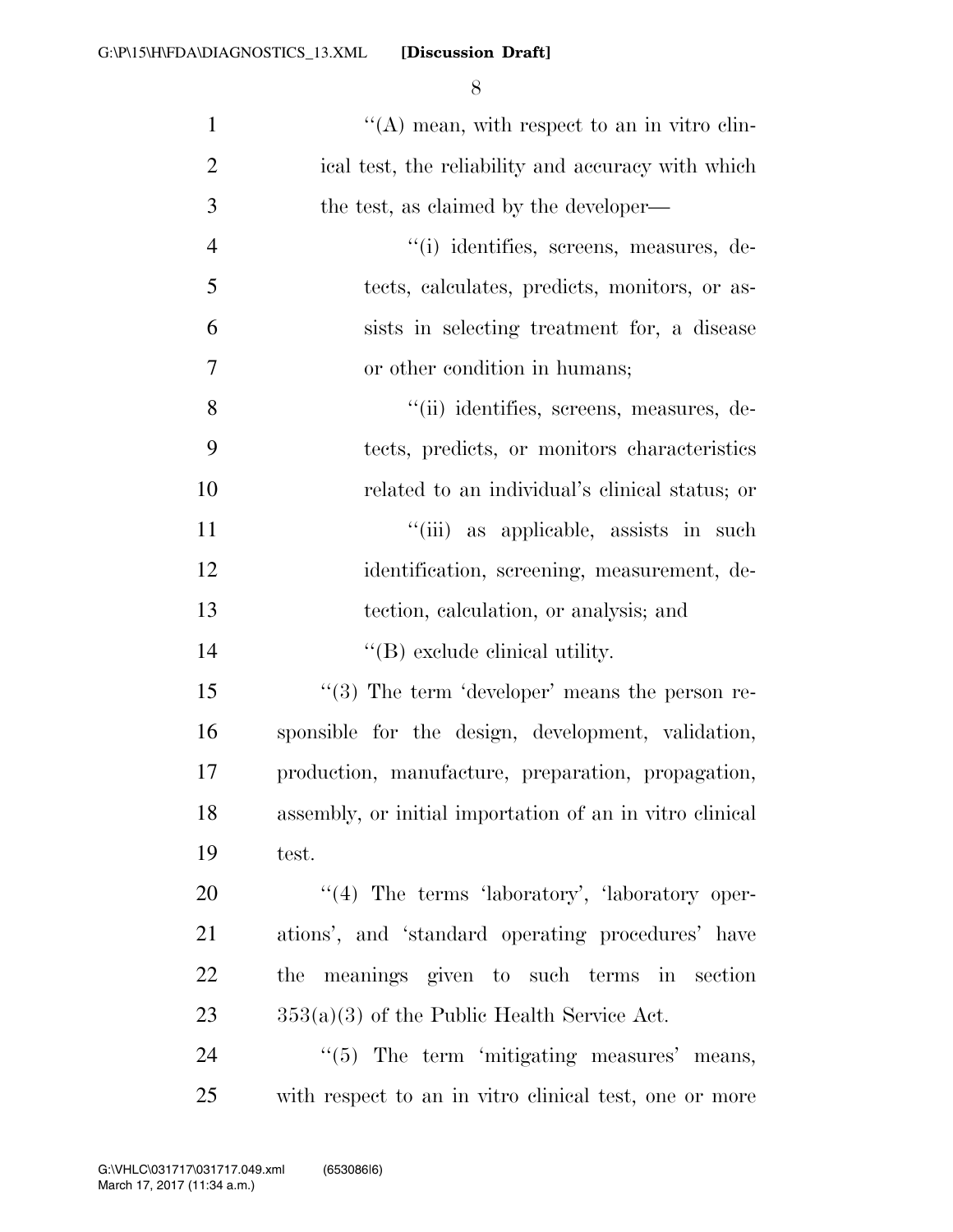''(A) mean, with respect to an in vitro clinical test, the reliability and accuracy with which the test, as claimed by the developer—

''(i) identifies, screens, measures, detects, calculates, predicts, monitors, or assists in selecting treatment for, a disease or other condition in humans;

''(ii) identifies, screens, measures, detects, predicts, or monitors characteristics related to an individual's clinical status; or

''(iii) as applicable, assists in such identification, screening, measurement, detection, calculation, or analysis; and

''(B) exclude clinical utility.

''(3) The term 'developer' means the person responsible for the design, development, validation, production, manufacture, preparation, propagation, assembly, or initial importation of an in vitro clinical test.

''(4) The terms 'laboratory', 'laboratory operations', and 'standard operating procedures' have the meanings given to such terms in section 353(a)(3) of the Public Health Service Act.

''(5) The term 'mitigating measures' means, with respect to an in vitro clinical test, one or more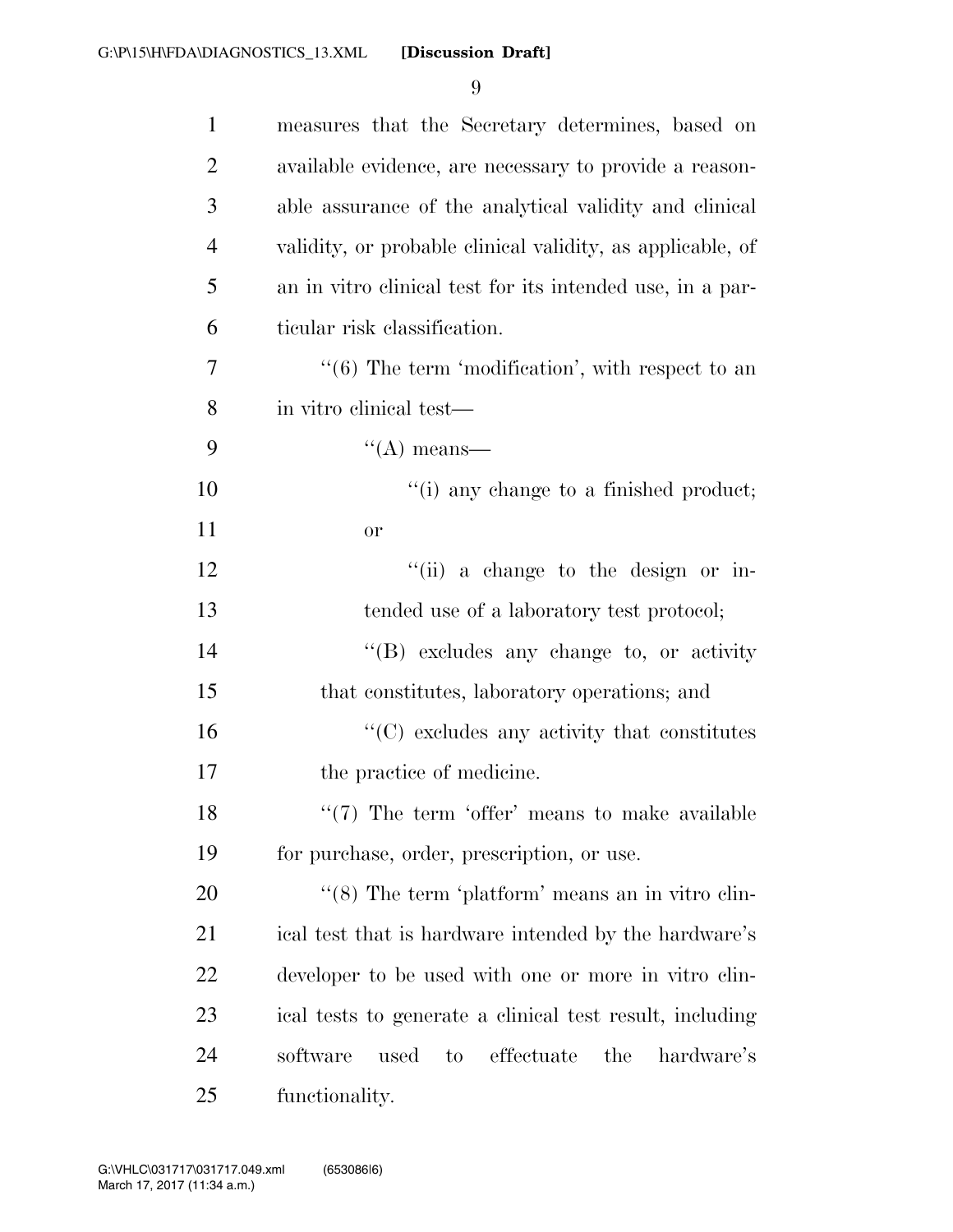measures that the Secretary determines, based on available evidence, are necessary to provide a reasonable assurance of the analytical validity and clinical validity, or probable clinical validity, as applicable, of an in vitro clinical test for its intended use, in a particular risk classification.

"(6) The term 'modification', with respect to an in vitro clinical test—

"(A) means—

"(i) any change to a finished product; or

"(ii) a change to the design or intended use of a laboratory test protocol;

"(B) excludes any change to, or activity that constitutes, laboratory operations; and

"(C) excludes any activity that constitutes the practice of medicine.

"(7) The term 'offer' means to make available for purchase, order, prescription, or use.

"(8) The term 'platform' means an in vitro clinical test that is hardware intended by the hardware's developer to be used with one or more in vitro clinical tests to generate a clinical test result, including software used to effectuate the hardware's functionality.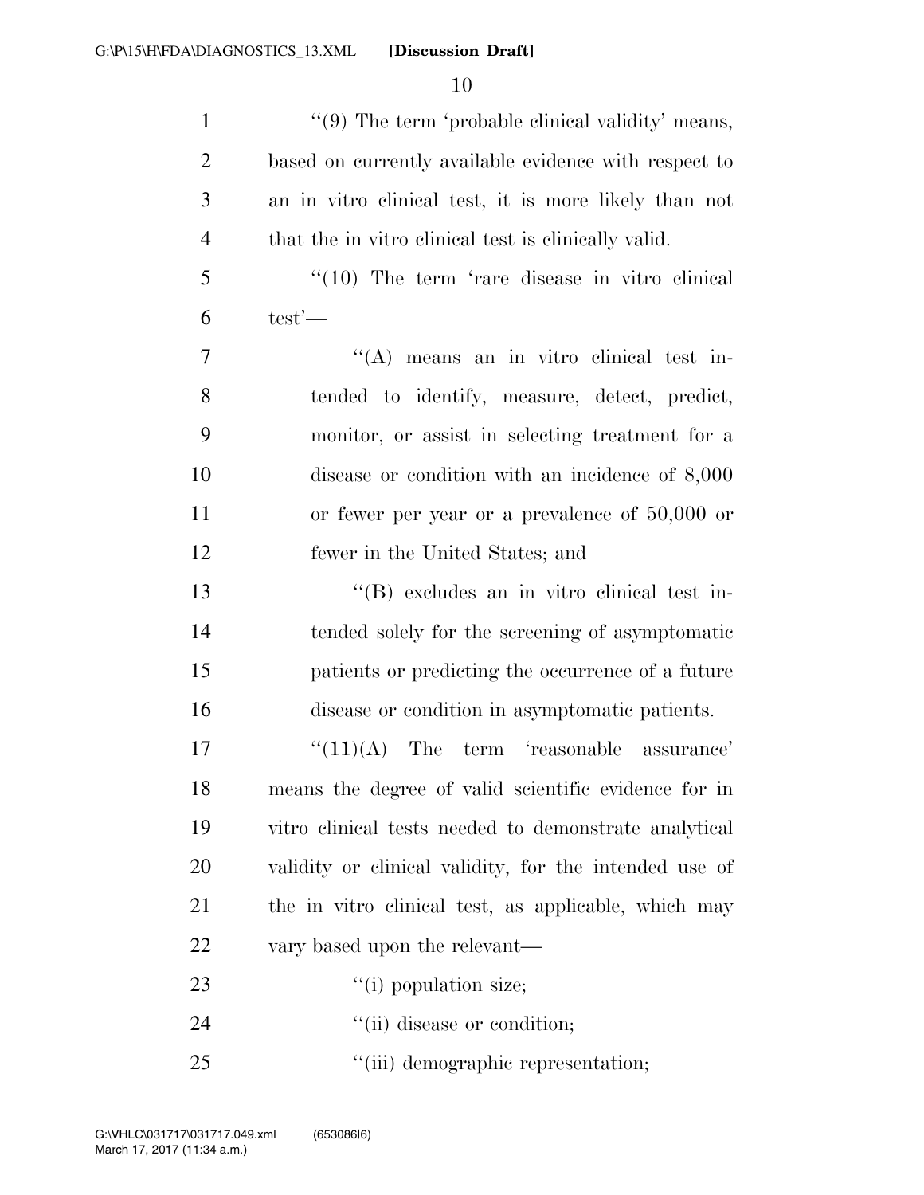"(9) The term 'probable clinical validity' means, based on currently available evidence with respect to an in vitro clinical test, it is more likely than not that the in vitro clinical test is clinically valid.

"(10) The term 'rare disease in vitro clinical test'—

"(A) means an in vitro clinical test intended to identify, measure, detect, predict, monitor, or assist in selecting treatment for a disease or condition with an incidence of 8,000 or fewer per year or a prevalence of 50,000 or fewer in the United States; and

"(B) excludes an in vitro clinical test intended solely for the screening of asymptomatic patients or predicting the occurrence of a future disease or condition in asymptomatic patients.

"(11)(A) The term 'reasonable assurance' means the degree of valid scientific evidence for in vitro clinical tests needed to demonstrate analytical validity or clinical validity, for the intended use of the in vitro clinical test, as applicable, which may vary based upon the relevant—

"(i) population size;

"(ii) disease or condition;

"(iii) demographic representation;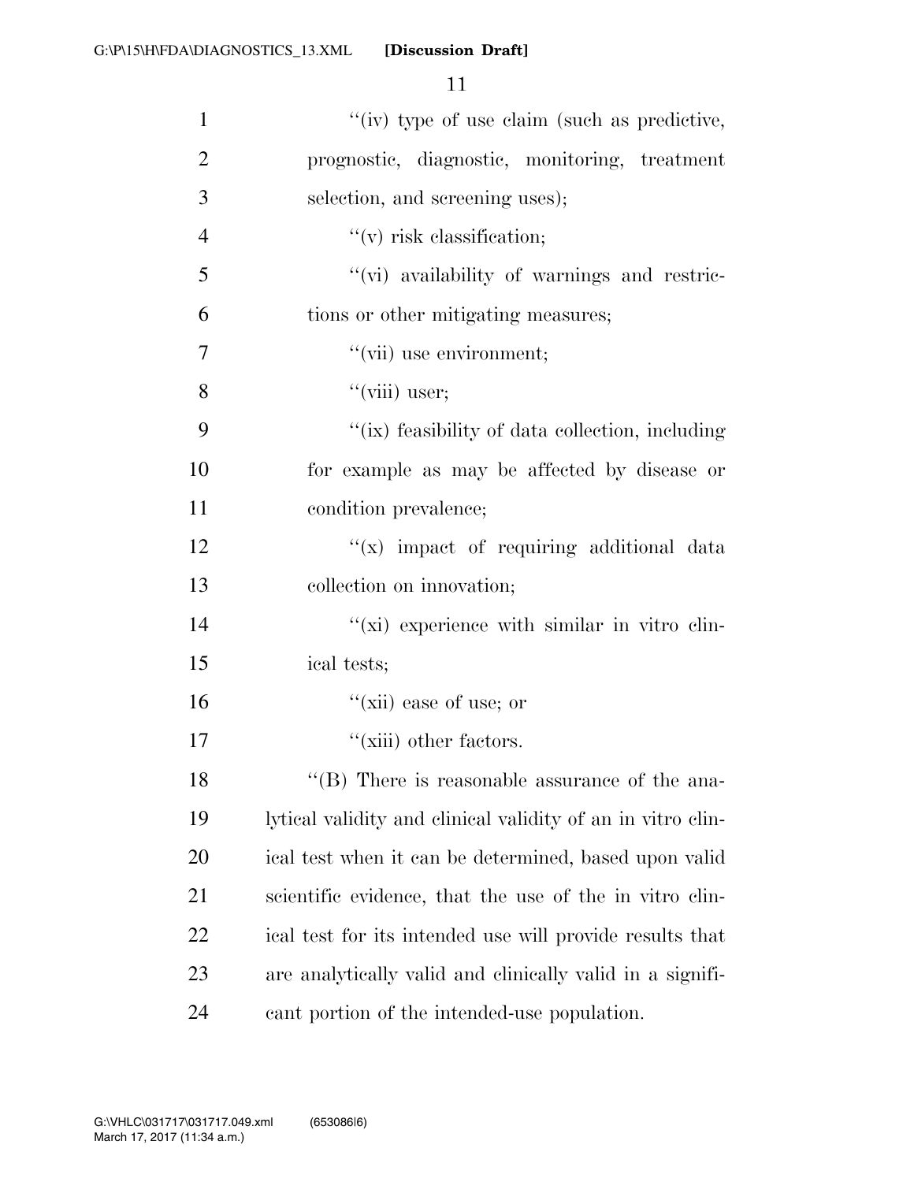''(iv) type of use claim (such as predictive, prognostic, diagnostic, monitoring, treatment selection, and screening uses);

''(v) risk classification;

''(vi) availability of warnings and restrictions or other mitigating measures;

''(vii) use environment;

''(viii) user;

''(ix) feasibility of data collection, including for example as may be affected by disease or condition prevalence;

''(x) impact of requiring additional data collection on innovation;

''(xi) experience with similar in vitro clinical tests;

''(xii) ease of use; or

''(xiii) other factors.

''(B) There is reasonable assurance of the analytical validity and clinical validity of an in vitro clinical test when it can be determined, based upon valid scientific evidence, that the use of the in vitro clinical test for its intended use will provide results that are analytically valid and clinically valid in a significant portion of the intended-use population.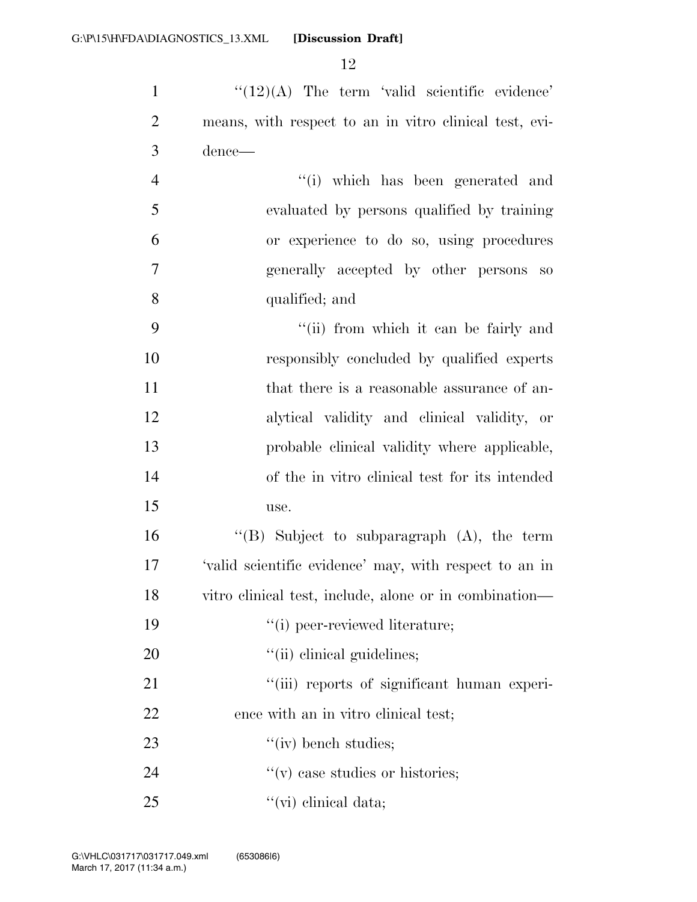"(12)(A) The term 'valid scientific evidence' means, with respect to an in vitro clinical test, evidence—

"(i) which has been generated and evaluated by persons qualified by training or experience to do so, using procedures generally accepted by other persons so qualified; and

"(ii) from which it can be fairly and responsibly concluded by qualified experts that there is a reasonable assurance of analytical validity and clinical validity, or probable clinical validity where applicable, of the in vitro clinical test for its intended use.

"(B) Subject to subparagraph (A), the term 'valid scientific evidence' may, with respect to an in vitro clinical test, include, alone or in combination—

"(i) peer-reviewed literature;

"(ii) clinical guidelines;

"(iii) reports of significant human experience with an in vitro clinical test;

"(iv) bench studies;

"(v) case studies or histories;

"(vi) clinical data;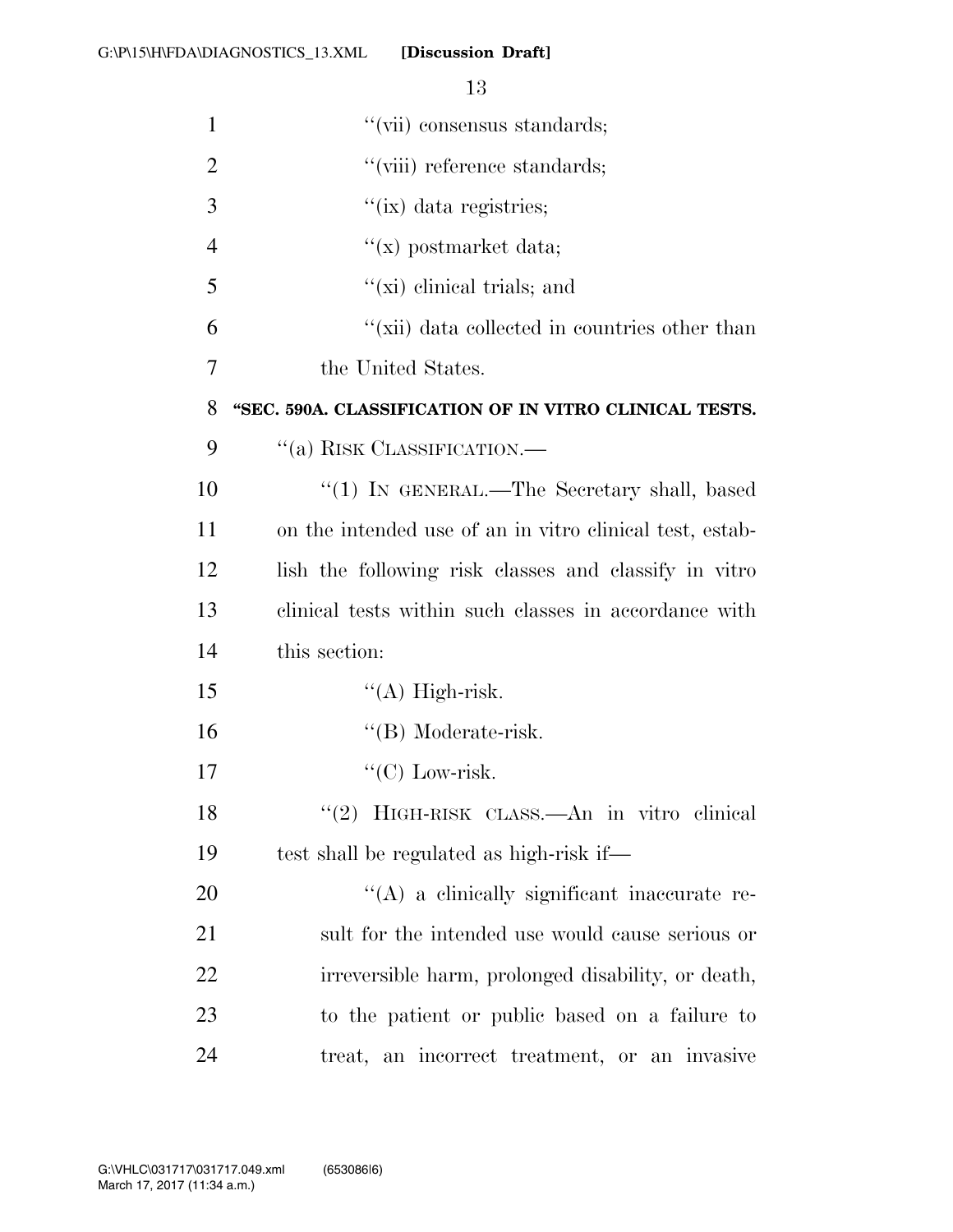"(vii) consensus standards;

"(viii) reference standards;

"(ix) data registries;

"(x) postmarket data;

"(xi) clinical trials; and

"(xii) data collected in countries other than the United States.

**"SEC. 590A. CLASSIFICATION OF IN VITRO CLINICAL TESTS.**

"(a) RISK CLASSIFICATION.—

"(1) IN GENERAL.—The Secretary shall, based on the intended use of an in vitro clinical test, establish the following risk classes and classify in vitro clinical tests within such classes in accordance with this section:

"(A) High-risk.

"(B) Moderate-risk.

"(C) Low-risk.

"(2) HIGH-RISK CLASS.—An in vitro clinical test shall be regulated as high-risk if—

"(A) a clinically significant inaccurate result for the intended use would cause serious or irreversible harm, prolonged disability, or death, to the patient or public based on a failure to treat, an incorrect treatment, or an invasive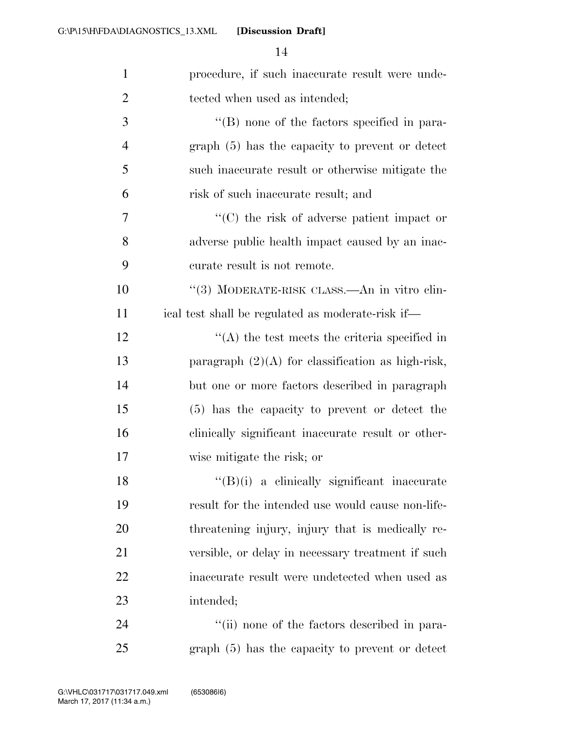procedure, if such inaccurate result were undetected when used as intended;

"(B) none of the factors specified in paragraph (5) has the capacity to prevent or detect such inaccurate result or otherwise mitigate the risk of such inaccurate result; and

"(C) the risk of adverse patient impact or adverse public health impact caused by an inaccurate result is not remote.

"(3) MODERATE-RISK CLASS.—An in vitro clinical test shall be regulated as moderate-risk if—

"(A) the test meets the criteria specified in paragraph (2)(A) for classification as high-risk, but one or more factors described in paragraph (5) has the capacity to prevent or detect the clinically significant inaccurate result or otherwise mitigate the risk; or

"(B)(i) a clinically significant inaccurate result for the intended use would cause non-life-threatening injury, injury that is medically reversible, or delay in necessary treatment if such inaccurate result were undetected when used as intended;

"(ii) none of the factors described in paragraph (5) has the capacity to prevent or detect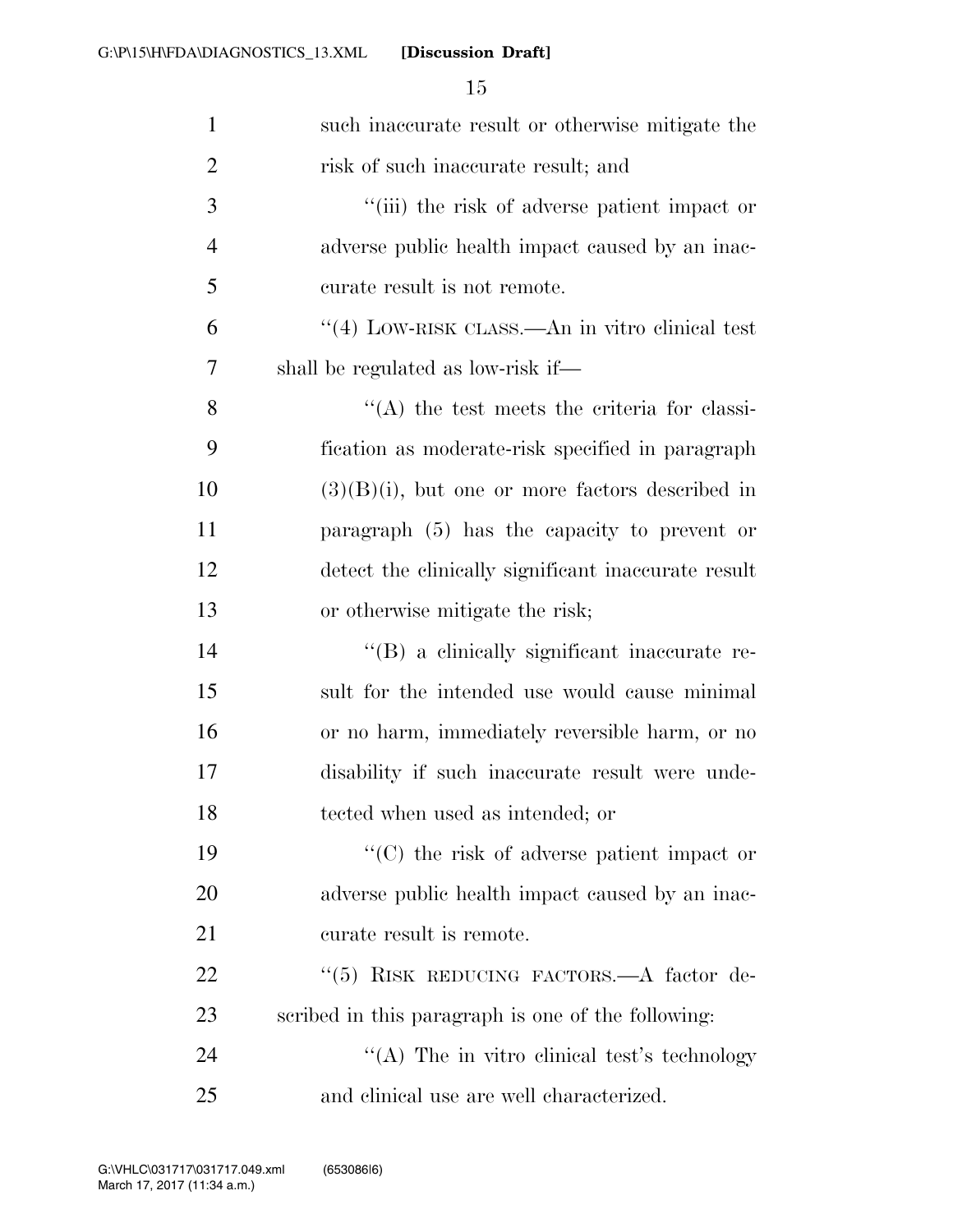such inaccurate result or otherwise mitigate the risk of such inaccurate result; and

"(iii) the risk of adverse patient impact or adverse public health impact caused by an inaccurate result is not remote.

"(4) LOW-RISK CLASS.—An in vitro clinical test shall be regulated as low-risk if—

"(A) the test meets the criteria for classification as moderate-risk specified in paragraph (3)(B)(i), but one or more factors described in paragraph (5) has the capacity to prevent or detect the clinically significant inaccurate result or otherwise mitigate the risk;

"(B) a clinically significant inaccurate result for the intended use would cause minimal or no harm, immediately reversible harm, or no disability if such inaccurate result were undetected when used as intended; or

"(C) the risk of adverse patient impact or adverse public health impact caused by an inaccurate result is remote.

"(5) RISK REDUCING FACTORS.—A factor described in this paragraph is one of the following:

"(A) The in vitro clinical test's technology and clinical use are well characterized.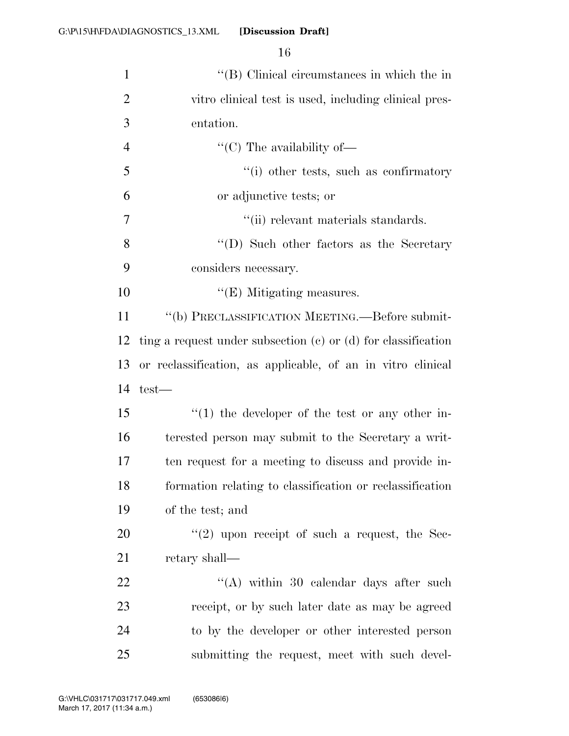"(B) Clinical circumstances in which the in vitro clinical test is used, including clinical presentation.

"(C) The availability of—

"(i) other tests, such as confirmatory or adjunctive tests; or

"(ii) relevant materials standards.

"(D) Such other factors as the Secretary considers necessary.

"(E) Mitigating measures.

"(b) PRECLASSIFICATION MEETING.—Before submitting a request under subsection (c) or (d) for classification or reclassification, as applicable, of an in vitro clinical test—

"(1) the developer of the test or any other interested person may submit to the Secretary a written request for a meeting to discuss and provide information relating to classification or reclassification of the test; and

"(2) upon receipt of such a request, the Secretary shall—

"(A) within 30 calendar days after such receipt, or by such later date as may be agreed to by the developer or other interested person submitting the request, meet with such devel-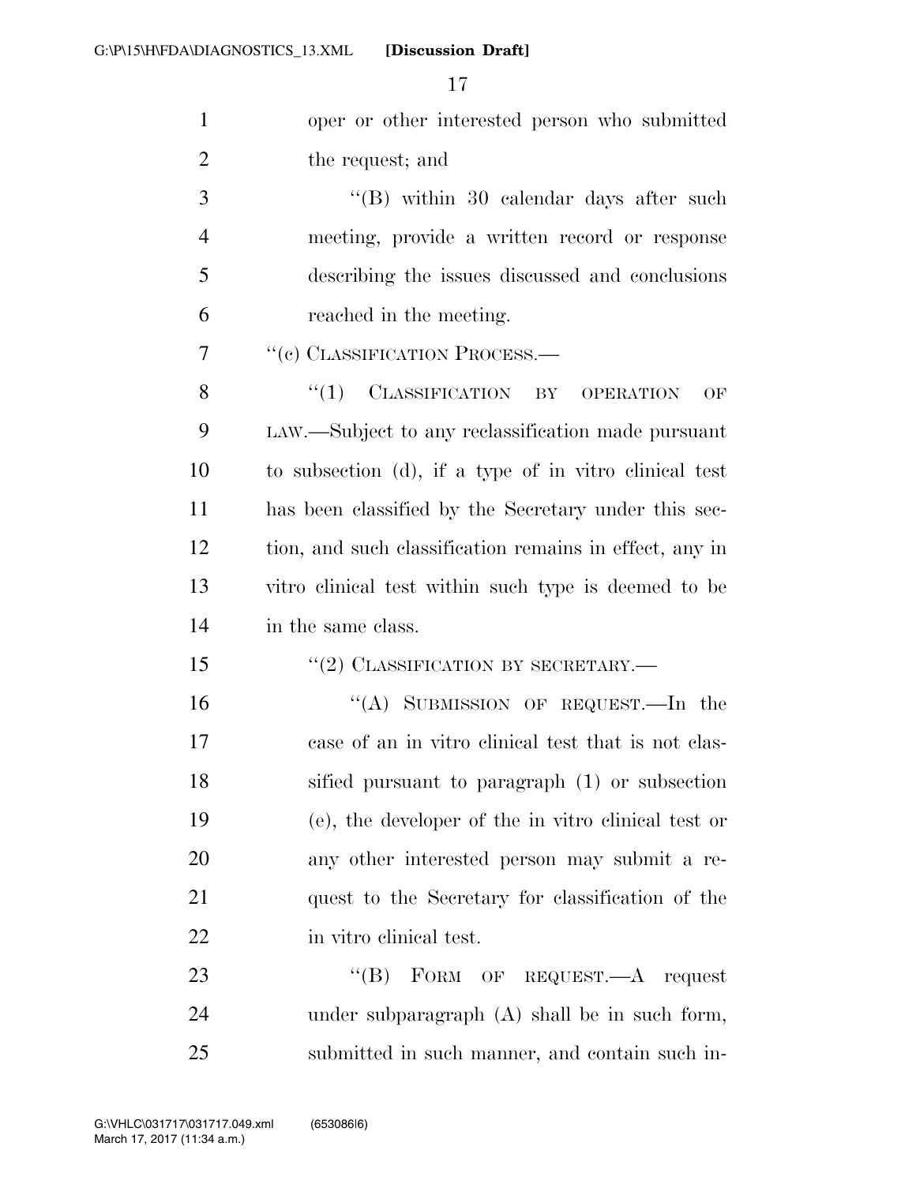oper or other interested person who submitted the request; and

"(B) within 30 calendar days after such meeting, provide a written record or response describing the issues discussed and conclusions reached in the meeting.

"(c) CLASSIFICATION PROCESS.—

"(1) CLASSIFICATION BY OPERATION OF LAW.—Subject to any reclassification made pursuant to subsection (d), if a type of in vitro clinical test has been classified by the Secretary under this section, and such classification remains in effect, any in vitro clinical test within such type is deemed to be in the same class.

"(2) CLASSIFICATION BY SECRETARY.—

"(A) SUBMISSION OF REQUEST.—In the case of an in vitro clinical test that is not classified pursuant to paragraph (1) or subsection (e), the developer of the in vitro clinical test or any other interested person may submit a request to the Secretary for classification of the in vitro clinical test.

"(B) FORM OF REQUEST.—A request under subparagraph (A) shall be in such form, submitted in such manner, and contain such in-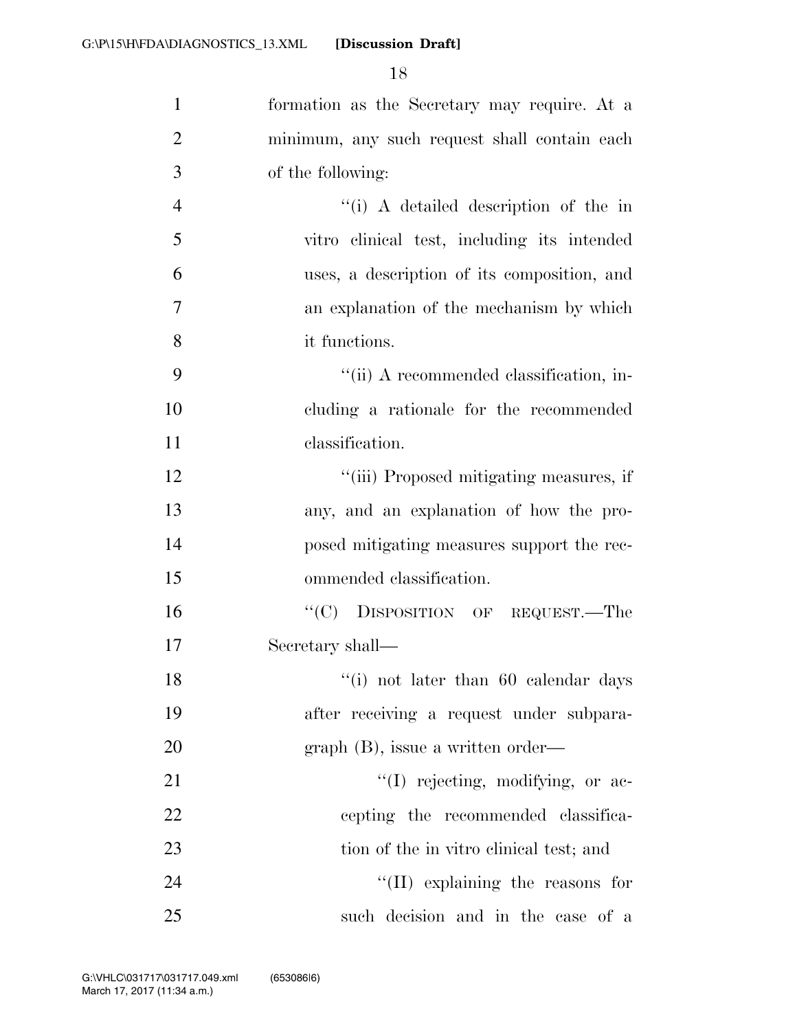formation as the Secretary may require. At a minimum, any such request shall contain each of the following:

''(i) A detailed description of the in vitro clinical test, including its intended uses, a description of its composition, and an explanation of the mechanism by which it functions.

''(ii) A recommended classification, including a rationale for the recommended classification.

''(iii) Proposed mitigating measures, if any, and an explanation of how the proposed mitigating measures support the recommended classification.

''(C) DISPOSITION OF REQUEST.—The Secretary shall—

''(i) not later than 60 calendar days after receiving a request under subparagraph (B), issue a written order—

''(I) rejecting, modifying, or accepting the recommended classification of the in vitro clinical test; and

''(II) explaining the reasons for such decision and in the case of a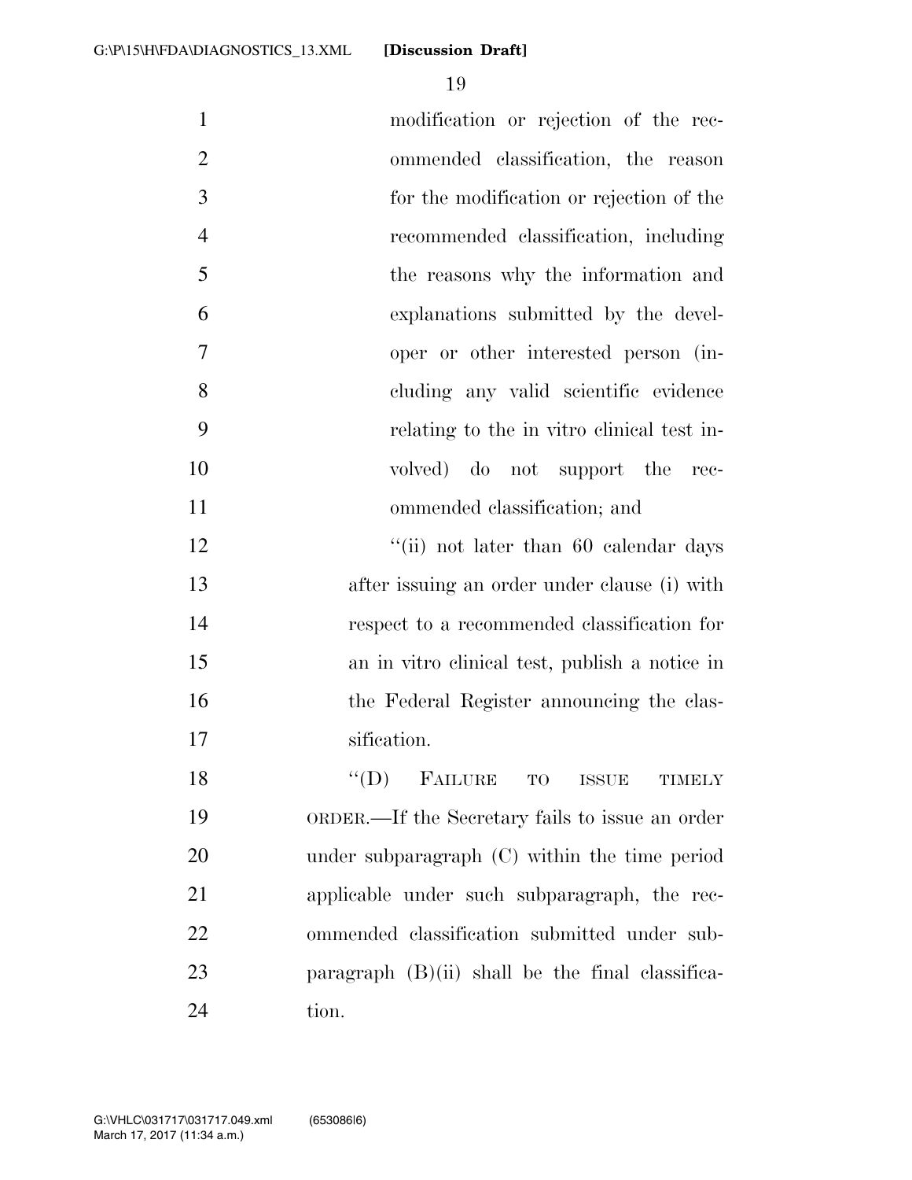modification or rejection of the recommended classification, the reason for the modification or rejection of the recommended classification, including the reasons why the information and explanations submitted by the developer or other interested person (including any valid scientific evidence relating to the in vitro clinical test involved) do not support the recommended classification; and

"(ii) not later than 60 calendar days after issuing an order under clause (i) with respect to a recommended classification for an in vitro clinical test, publish a notice in the Federal Register announcing the classification.

"(D) FAILURE TO ISSUE TIMELY ORDER.—If the Secretary fails to issue an order under subparagraph (C) within the time period applicable under such subparagraph, the recommended classification submitted under subparagraph (B)(ii) shall be the final classification.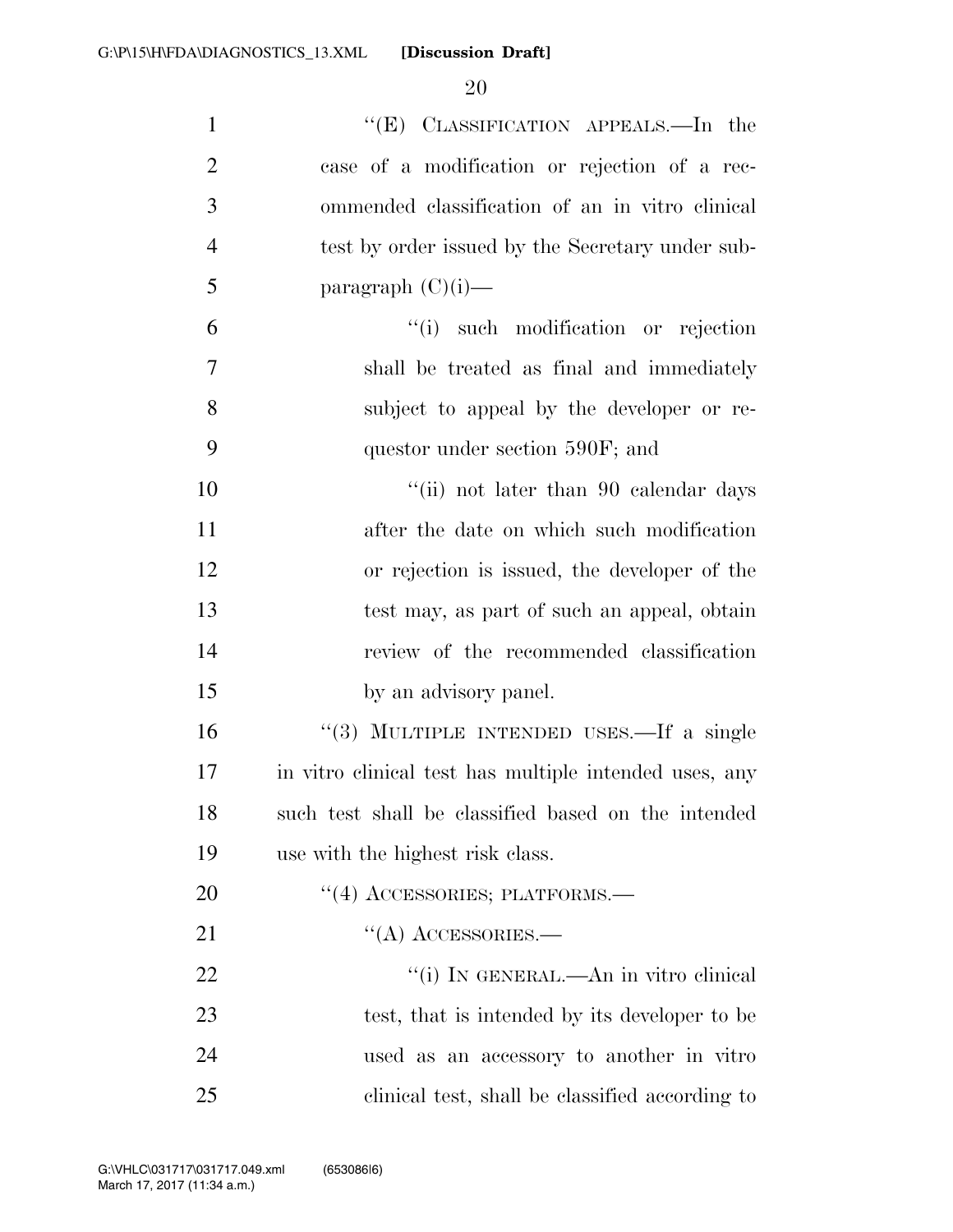"(E) CLASSIFICATION APPEALS.—In the case of a modification or rejection of a recommended classification of an in vitro clinical test by order issued by the Secretary under subparagraph (C)(i)—

"(i) such modification or rejection shall be treated as final and immediately subject to appeal by the developer or requestor under section 590F; and

"(ii) not later than 90 calendar days after the date on which such modification or rejection is issued, the developer of the test may, as part of such an appeal, obtain review of the recommended classification by an advisory panel.

"(3) MULTIPLE INTENDED USES.—If a single in vitro clinical test has multiple intended uses, any such test shall be classified based on the intended use with the highest risk class.

"(4) ACCESSORIES; PLATFORMS.—

"(A) ACCESSORIES.—

"(i) IN GENERAL.—An in vitro clinical test, that is intended by its developer to be used as an accessory to another in vitro clinical test, shall be classified according to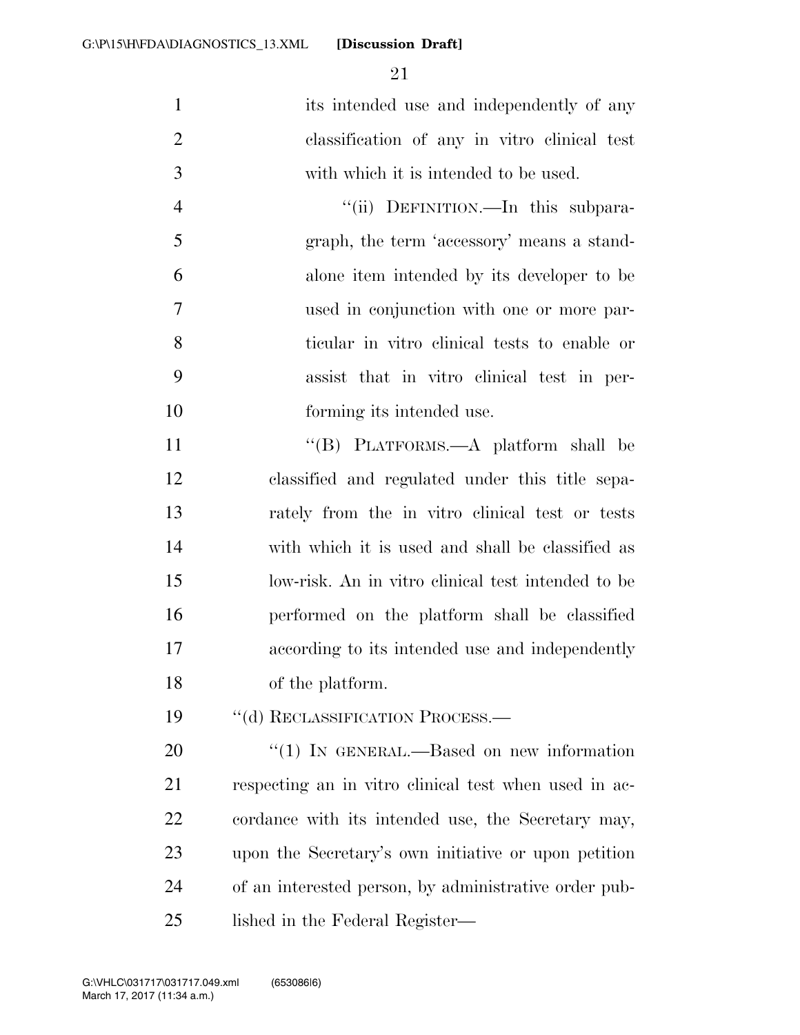its intended use and independently of any classification of any in vitro clinical test with which it is intended to be used.

"(ii) DEFINITION.—In this subparagraph, the term 'accessory' means a standalone item intended by its developer to be used in conjunction with one or more particular in vitro clinical tests to enable or assist that in vitro clinical test in performing its intended use.

"(B) PLATFORMS.—A platform shall be classified and regulated under this title separately from the in vitro clinical test or tests with which it is used and shall be classified as low-risk. An in vitro clinical test intended to be performed on the platform shall be classified according to its intended use and independently of the platform.

"(d) RECLASSIFICATION PROCESS.—

"(1) IN GENERAL.—Based on new information respecting an in vitro clinical test when used in accordance with its intended use, the Secretary may, upon the Secretary's own initiative or upon petition of an interested person, by administrative order published in the Federal Register—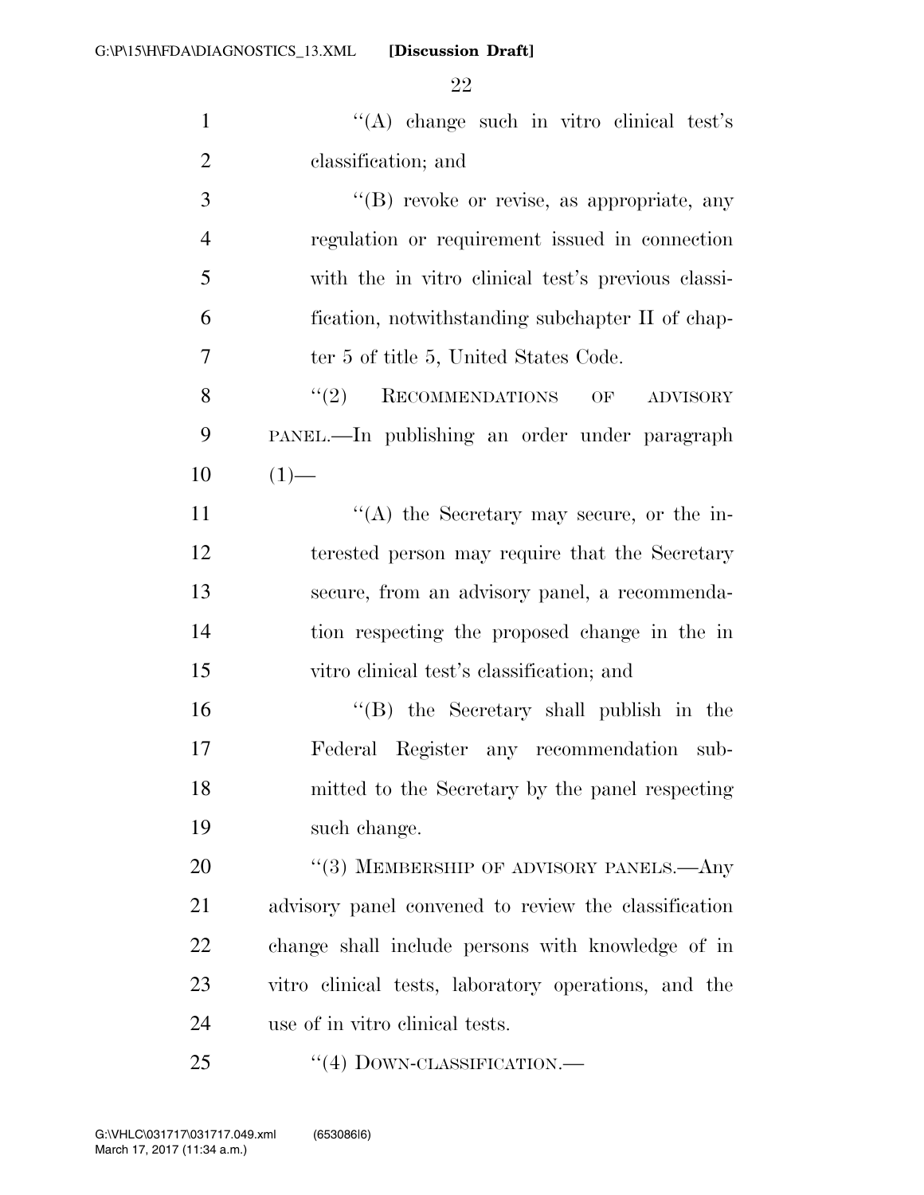"(A) change such in vitro clinical test's classification; and

"(B) revoke or revise, as appropriate, any regulation or requirement issued in connection with the in vitro clinical test's previous classification, notwithstanding subchapter II of chapter 5 of title 5, United States Code.

"(2) RECOMMENDATIONS OF ADVISORY PANEL.—In publishing an order under paragraph (1)—

"(A) the Secretary may secure, or the interested person may require that the Secretary secure, from an advisory panel, a recommendation respecting the proposed change in the in vitro clinical test's classification; and

"(B) the Secretary shall publish in the Federal Register any recommendation submitted to the Secretary by the panel respecting such change.

"(3) MEMBERSHIP OF ADVISORY PANELS.—Any advisory panel convened to review the classification change shall include persons with knowledge of in vitro clinical tests, laboratory operations, and the use of in vitro clinical tests.

"(4) DOWN-CLASSIFICATION.—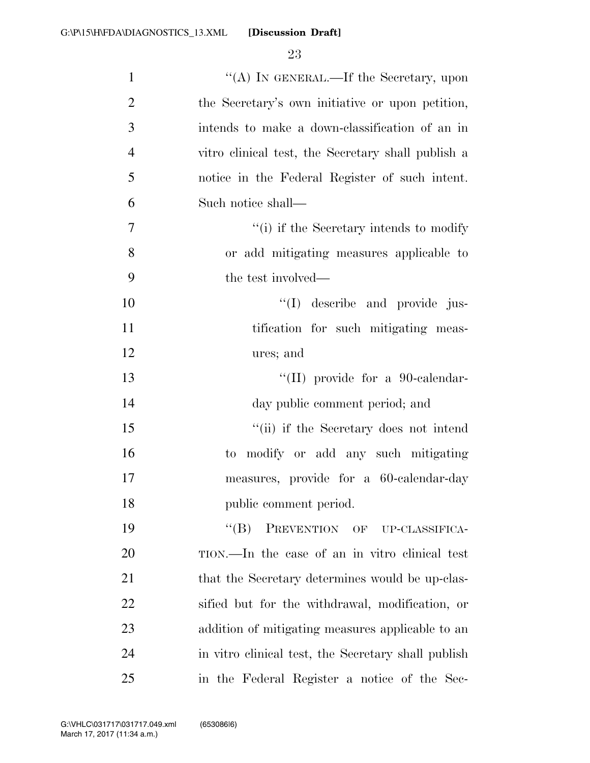"(A) IN GENERAL.—If the Secretary, upon the Secretary's own initiative or upon petition, intends to make a down-classification of an in vitro clinical test, the Secretary shall publish a notice in the Federal Register of such intent. Such notice shall—

"(i) if the Secretary intends to modify or add mitigating measures applicable to the test involved—

"(I) describe and provide justification for such mitigating measures; and

"(II) provide for a 90-calendar-day public comment period; and

"(ii) if the Secretary does not intend to modify or add any such mitigating measures, provide for a 60-calendar-day public comment period.

"(B) PREVENTION OF UP-CLASSIFICATION.—In the case of an in vitro clinical test that the Secretary determines would be up-classified but for the withdrawal, modification, or addition of mitigating measures applicable to an in vitro clinical test, the Secretary shall publish in the Federal Register a notice of the Sec-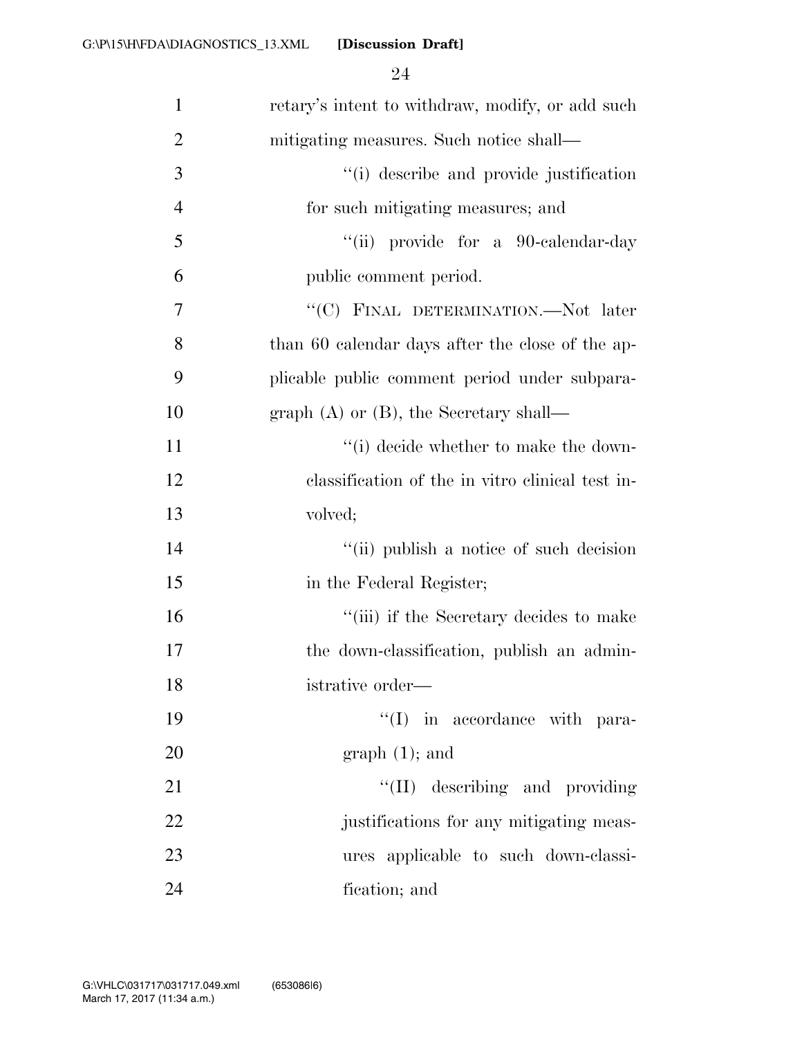retary's intent to withdraw, modify, or add such mitigating measures. Such notice shall—

''(i) describe and provide justification for such mitigating measures; and

''(ii) provide for a 90-calendar-day public comment period.

''(C) FINAL DETERMINATION.—Not later than 60 calendar days after the close of the applicable public comment period under subparagraph (A) or (B), the Secretary shall—

''(i) decide whether to make the down-classification of the in vitro clinical test involved;

''(ii) publish a notice of such decision in the Federal Register;

''(iii) if the Secretary decides to make the down-classification, publish an administrative order—

''(I) in accordance with paragraph (1); and

''(II) describing and providing justifications for any mitigating measures applicable to such down-classification; and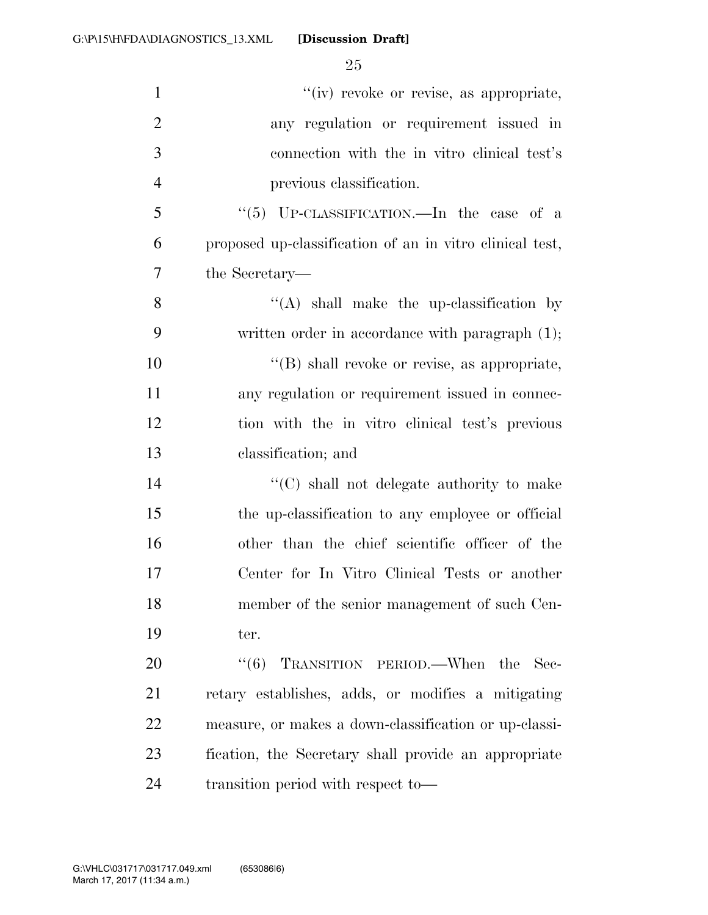''(iv) revoke or revise, as appropriate, any regulation or requirement issued in connection with the in vitro clinical test's previous classification.

''(5) UP-CLASSIFICATION.—In the case of a proposed up-classification of an in vitro clinical test, the Secretary—

''(A) shall make the up-classification by written order in accordance with paragraph (1);

''(B) shall revoke or revise, as appropriate, any regulation or requirement issued in connection with the in vitro clinical test's previous classification; and

''(C) shall not delegate authority to make the up-classification to any employee or official other than the chief scientific officer of the Center for In Vitro Clinical Tests or another member of the senior management of such Center.

''(6) TRANSITION PERIOD.—When the Secretary establishes, adds, or modifies a mitigating measure, or makes a down-classification or up-classification, the Secretary shall provide an appropriate transition period with respect to—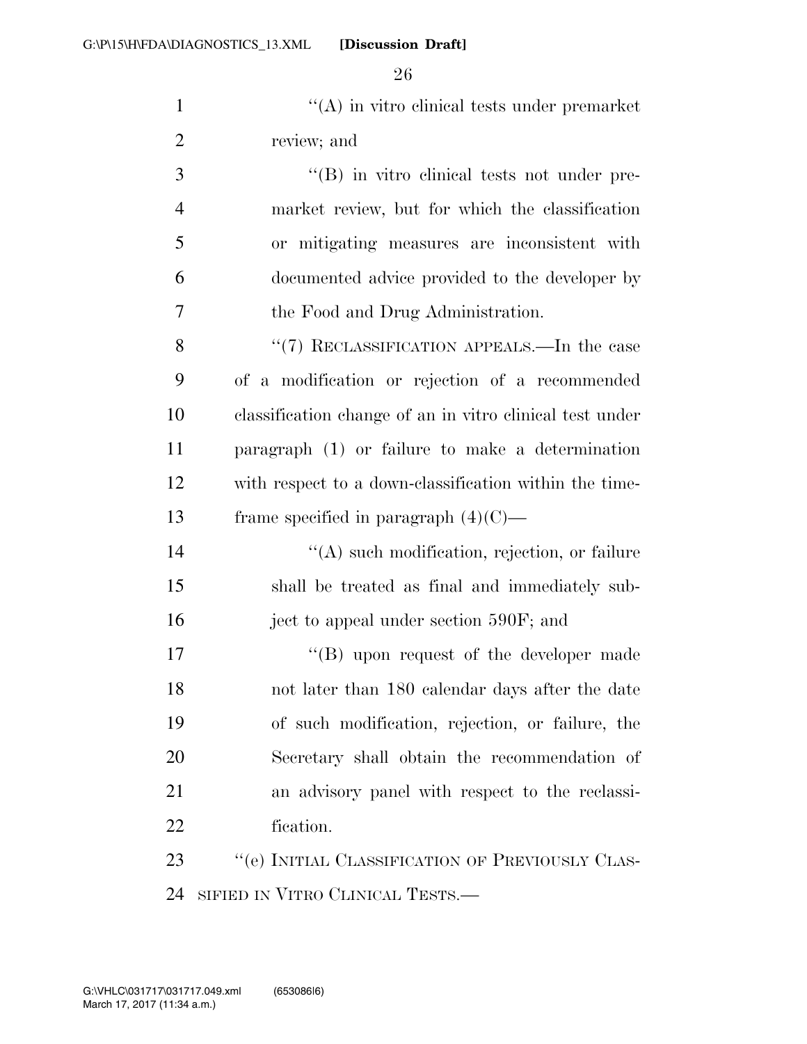"(A) in vitro clinical tests under premarket review; and

"(B) in vitro clinical tests not under premarket review, but for which the classification or mitigating measures are inconsistent with documented advice provided to the developer by the Food and Drug Administration.

"(7) RECLASSIFICATION APPEALS.—In the case of a modification or rejection of a recommended classification change of an in vitro clinical test under paragraph (1) or failure to make a determination with respect to a down-classification within the timeframe specified in paragraph (4)(C)—

"(A) such modification, rejection, or failure shall be treated as final and immediately subject to appeal under section 590F; and

"(B) upon request of the developer made not later than 180 calendar days after the date of such modification, rejection, or failure, the Secretary shall obtain the recommendation of an advisory panel with respect to the reclassification.

"(e) INITIAL CLASSIFICATION OF PREVIOUSLY CLASSIFIED IN VITRO CLINICAL TESTS.—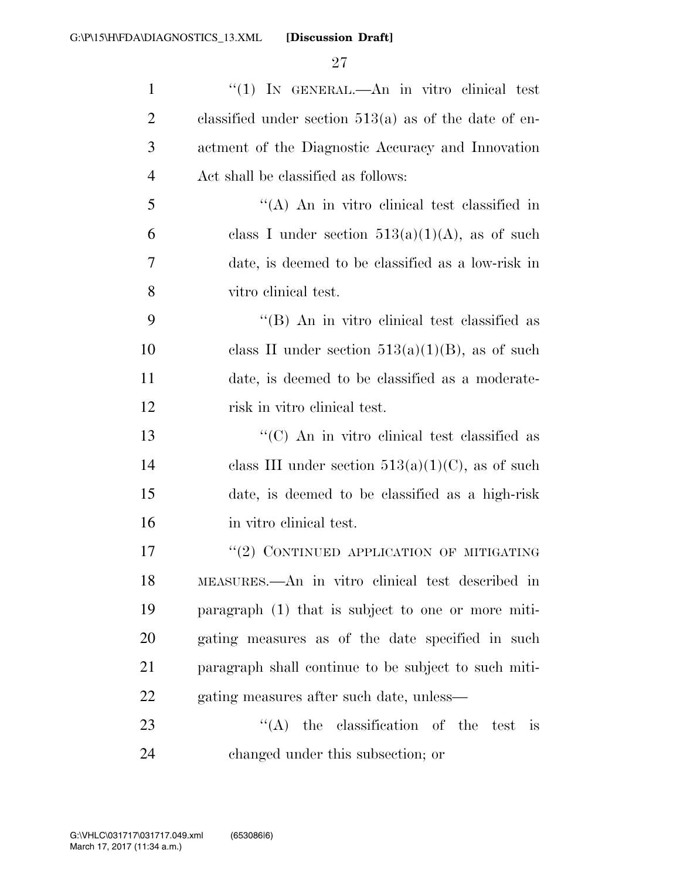"(1) IN GENERAL.—An in vitro clinical test classified under section 513(a) as of the date of enactment of the Diagnostic Accuracy and Innovation Act shall be classified as follows:

"(A) An in vitro clinical test classified in class I under section 513(a)(1)(A), as of such date, is deemed to be classified as a low-risk in vitro clinical test.

"(B) An in vitro clinical test classified as class II under section 513(a)(1)(B), as of such date, is deemed to be classified as a moderate-risk in vitro clinical test.

"(C) An in vitro clinical test classified as class III under section 513(a)(1)(C), as of such date, is deemed to be classified as a high-risk in vitro clinical test.

"(2) CONTINUED APPLICATION OF MITIGATING MEASURES.—An in vitro clinical test described in paragraph (1) that is subject to one or more mitigating measures as of the date specified in such paragraph shall continue to be subject to such mitigating measures after such date, unless—

"(A) the classification of the test is changed under this subsection; or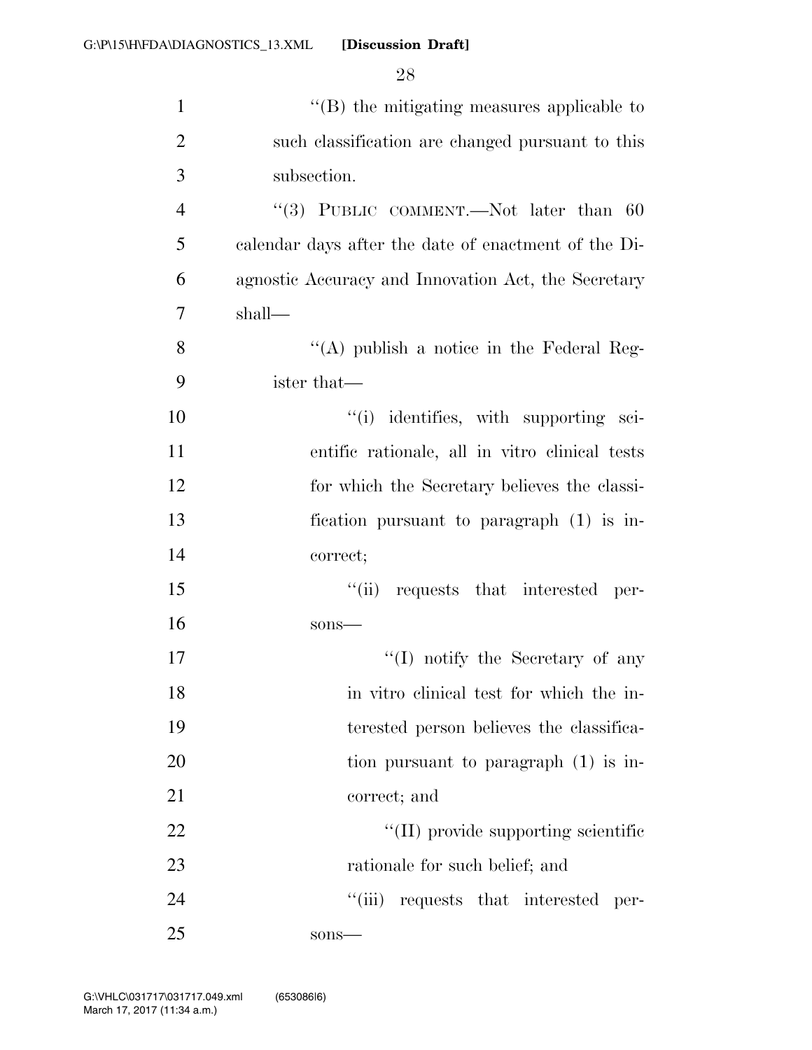"(B) the mitigating measures applicable to such classification are changed pursuant to this subsection.

"(3) PUBLIC COMMENT.—Not later than 60 calendar days after the date of enactment of the Diagnostic Accuracy and Innovation Act, the Secretary shall—

"(A) publish a notice in the Federal Register that—

"(i) identifies, with supporting scientific rationale, all in vitro clinical tests for which the Secretary believes the classification pursuant to paragraph (1) is incorrect;

"(ii) requests that interested persons—

"(I) notify the Secretary of any in vitro clinical test for which the interested person believes the classification pursuant to paragraph (1) is incorrect; and

"(II) provide supporting scientific rationale for such belief; and

"(iii) requests that interested persons—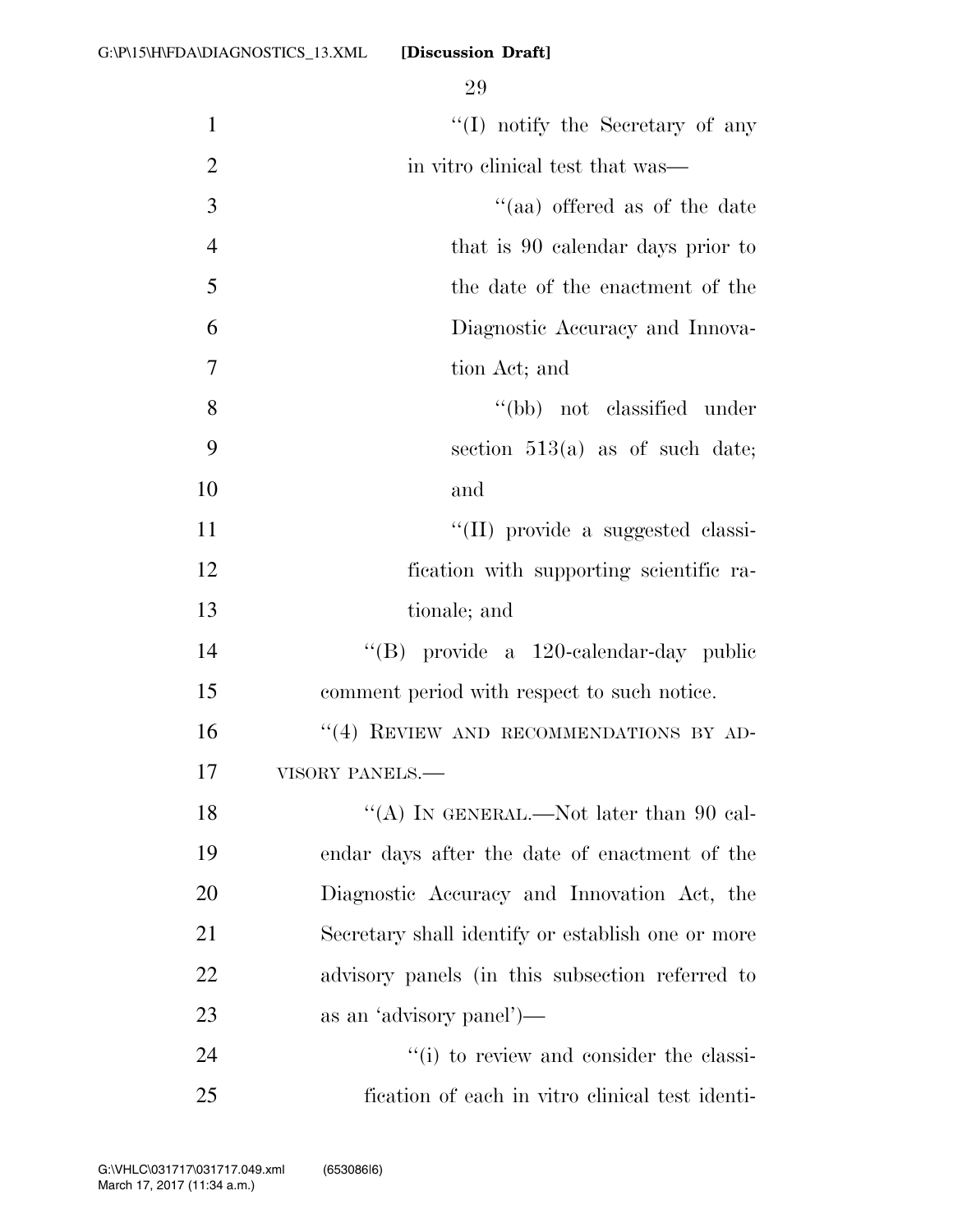"(I) notify the Secretary of any in vitro clinical test that was—

"(aa) offered as of the date that is 90 calendar days prior to the date of the enactment of the Diagnostic Accuracy and Innovation Act; and

"(bb) not classified under section 513(a) as of such date; and

"(II) provide a suggested classification with supporting scientific rationale; and

"(B) provide a 120-calendar-day public comment period with respect to such notice.

"(4) REVIEW AND RECOMMENDATIONS BY ADVISORY PANELS.—

"(A) IN GENERAL.—Not later than 90 calendar days after the date of enactment of the Diagnostic Accuracy and Innovation Act, the Secretary shall identify or establish one or more advisory panels (in this subsection referred to as an 'advisory panel')—

"(i) to review and consider the classification of each in vitro clinical test identi-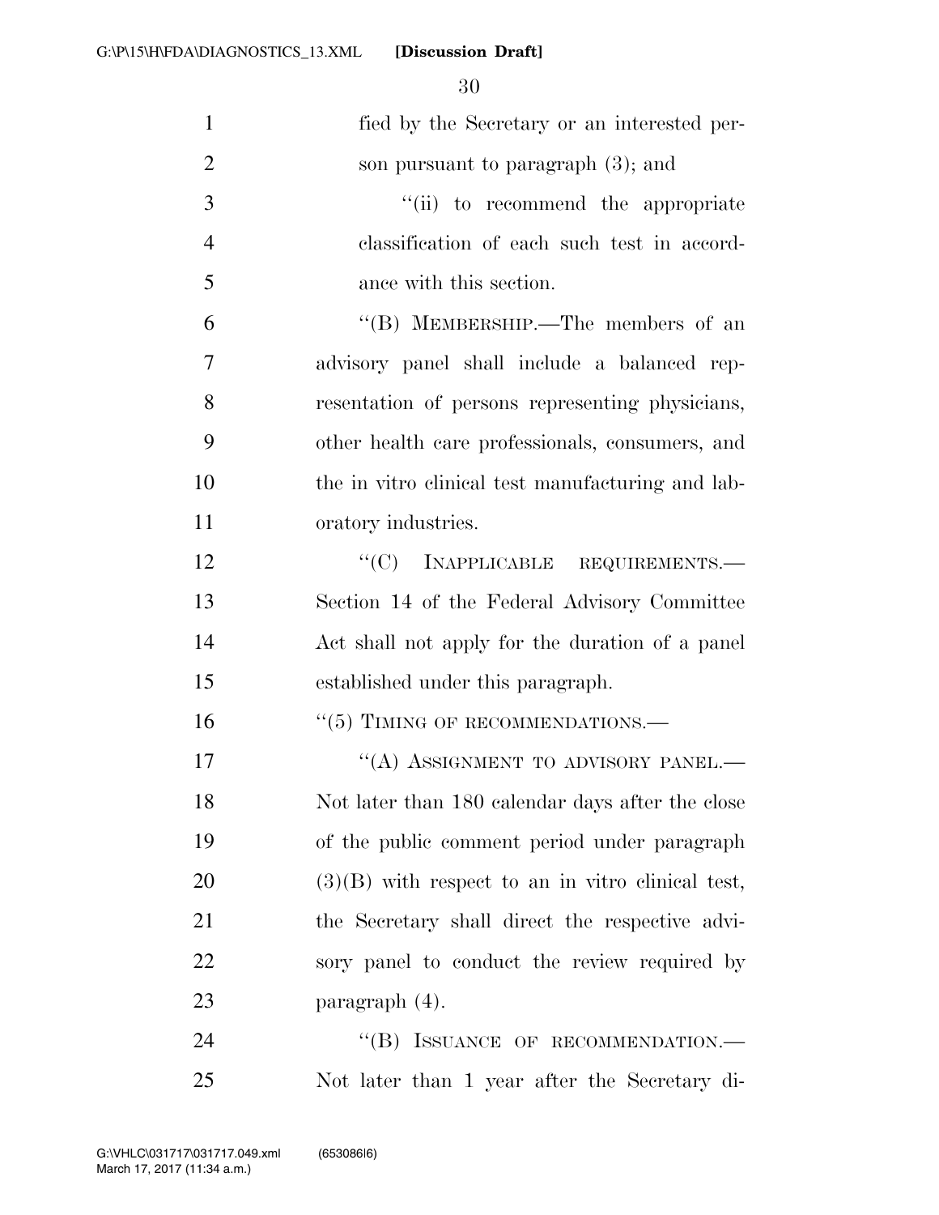fied by the Secretary or an interested person pursuant to paragraph (3); and

"(ii) to recommend the appropriate classification of each such test in accordance with this section.

"(B) MEMBERSHIP.—The members of an advisory panel shall include a balanced representation of persons representing physicians, other health care professionals, consumers, and the in vitro clinical test manufacturing and laboratory industries.

"(C) INAPPLICABLE REQUIREMENTS.—Section 14 of the Federal Advisory Committee Act shall not apply for the duration of a panel established under this paragraph.

"(5) TIMING OF RECOMMENDATIONS.—

"(A) ASSIGNMENT TO ADVISORY PANEL.—Not later than 180 calendar days after the close of the public comment period under paragraph (3)(B) with respect to an in vitro clinical test, the Secretary shall direct the respective advisory panel to conduct the review required by paragraph (4).

"(B) ISSUANCE OF RECOMMENDATION.—Not later than 1 year after the Secretary di-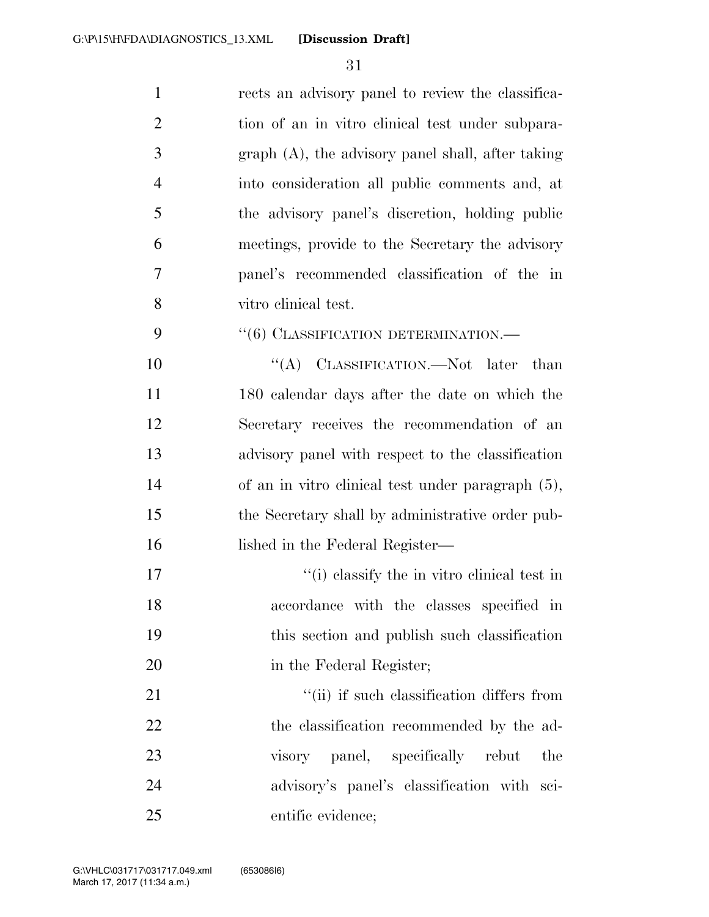rects an advisory panel to review the classification of an in vitro clinical test under subparagraph (A), the advisory panel shall, after taking into consideration all public comments and, at the advisory panel's discretion, holding public meetings, provide to the Secretary the advisory panel's recommended classification of the in vitro clinical test.

"(6) CLASSIFICATION DETERMINATION.—

"(A) CLASSIFICATION.—Not later than 180 calendar days after the date on which the Secretary receives the recommendation of an advisory panel with respect to the classification of an in vitro clinical test under paragraph (5), the Secretary shall by administrative order published in the Federal Register—

"(i) classify the in vitro clinical test in accordance with the classes specified in this section and publish such classification in the Federal Register;

"(ii) if such classification differs from the classification recommended by the advisory panel, specifically rebut the advisory's panel's classification with scientific evidence;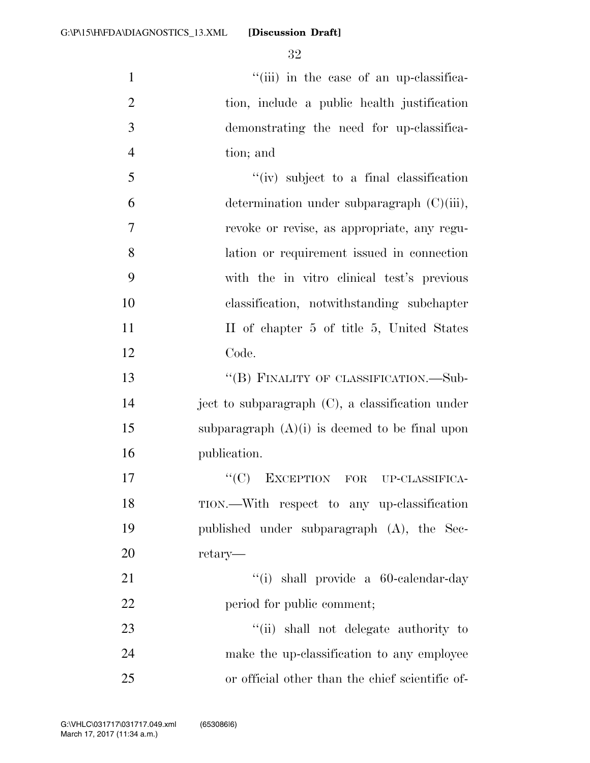"(iii) in the case of an up-classification, include a public health justification demonstrating the need for up-classification; and

"(iv) subject to a final classification determination under subparagraph (C)(iii), revoke or revise, as appropriate, any regulation or requirement issued in connection with the in vitro clinical test's previous classification, notwithstanding subchapter II of chapter 5 of title 5, United States Code.

"(B) FINALITY OF CLASSIFICATION.—Subject to subparagraph (C), a classification under subparagraph (A)(i) is deemed to be final upon publication.

"(C) EXCEPTION FOR UP-CLASSIFICATION.—With respect to any up-classification published under subparagraph (A), the Secretary—

"(i) shall provide a 60-calendar-day period for public comment;

"(ii) shall not delegate authority to make the up-classification to any employee or official other than the chief scientific of-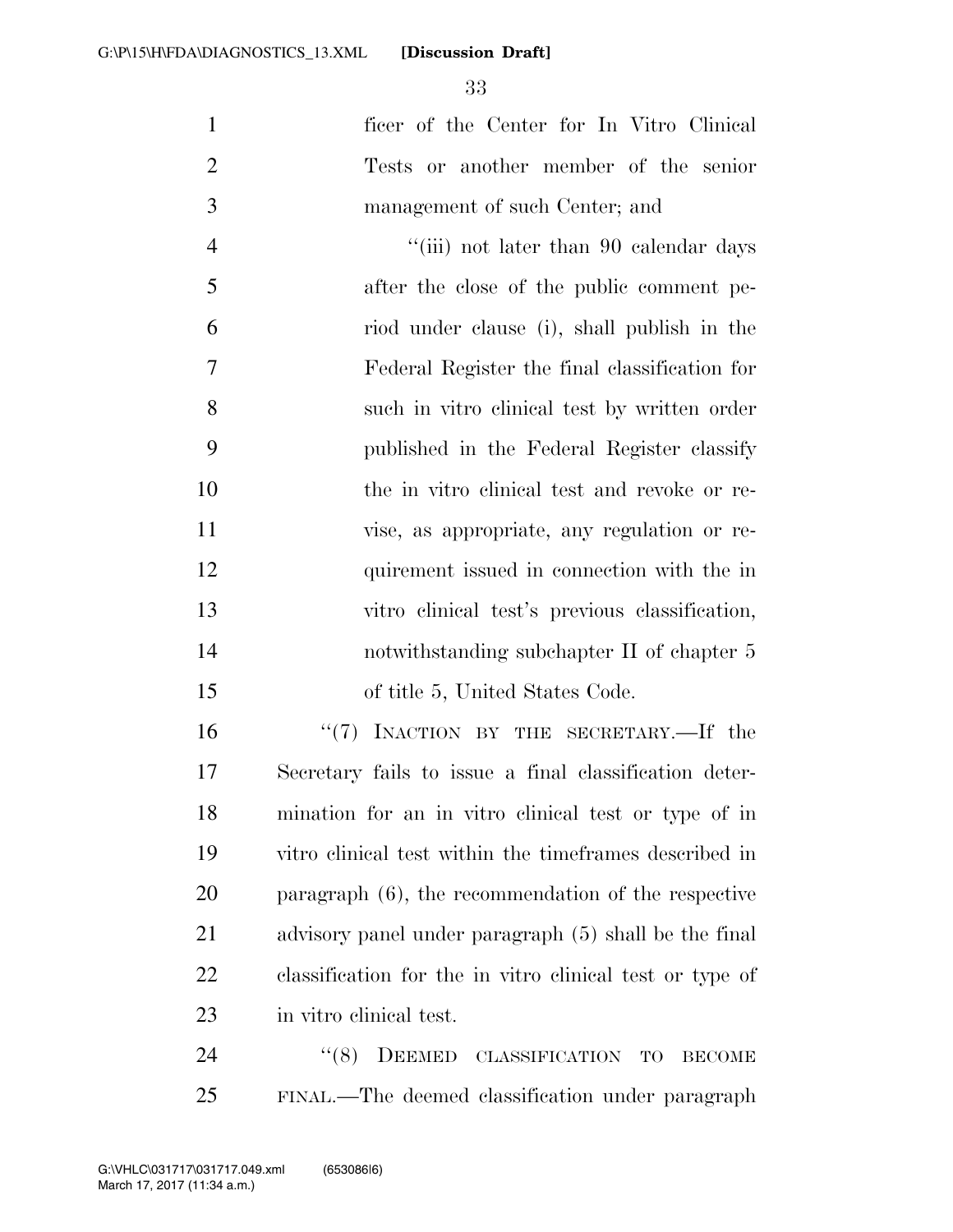ficer of the Center for In Vitro Clinical Tests or another member of the senior management of such Center; and

"(iii) not later than 90 calendar days after the close of the public comment period under clause (i), shall publish in the Federal Register the final classification for such in vitro clinical test by written order published in the Federal Register classify the in vitro clinical test and revoke or revise, as appropriate, any regulation or requirement issued in connection with the in vitro clinical test's previous classification, notwithstanding subchapter II of chapter 5 of title 5, United States Code.

"(7) INACTION BY THE SECRETARY.—If the Secretary fails to issue a final classification determination for an in vitro clinical test or type of in vitro clinical test within the timeframes described in paragraph (6), the recommendation of the respective advisory panel under paragraph (5) shall be the final classification for the in vitro clinical test or type of in vitro clinical test.

"(8) DEEMED CLASSIFICATION TO BECOME FINAL.—The deemed classification under paragraph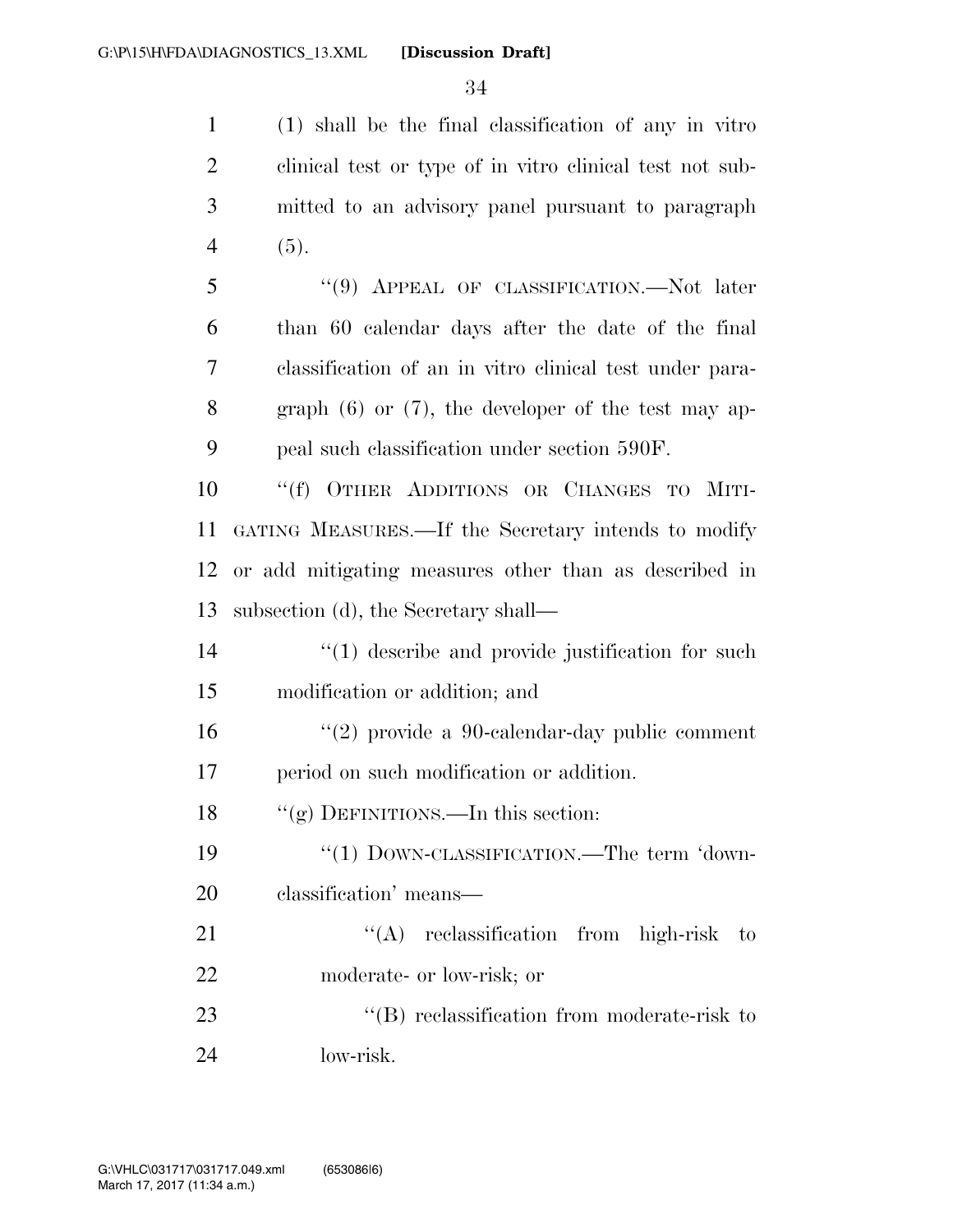(1) shall be the final classification of any in vitro clinical test or type of in vitro clinical test not submitted to an advisory panel pursuant to paragraph (5).

"(9) APPEAL OF CLASSIFICATION.—Not later than 60 calendar days after the date of the final classification of an in vitro clinical test under paragraph (6) or (7), the developer of the test may appeal such classification under section 590F.

"(f) OTHER ADDITIONS OR CHANGES TO MITIGATING MEASURES.—If the Secretary intends to modify or add mitigating measures other than as described in subsection (d), the Secretary shall—

"(1) describe and provide justification for such modification or addition; and

"(2) provide a 90-calendar-day public comment period on such modification or addition.

"(g) DEFINITIONS.—In this section:

"(1) DOWN-CLASSIFICATION.—The term 'down-classification' means—

"(A) reclassification from high-risk to moderate- or low-risk; or

"(B) reclassification from moderate-risk to low-risk.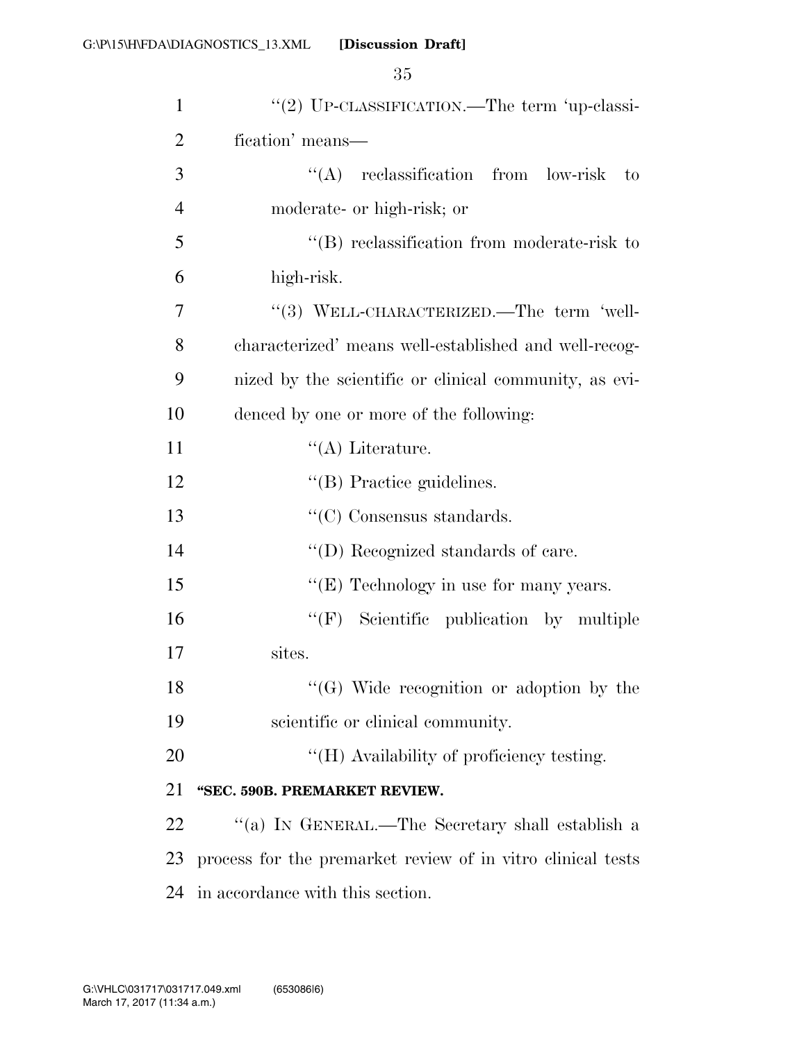"(2) UP-CLASSIFICATION.—The term 'up-classification' means—

"(A) reclassification from low-risk to moderate- or high-risk; or

"(B) reclassification from moderate-risk to high-risk.

"(3) WELL-CHARACTERIZED.—The term 'well-characterized' means well-established and well-recognized by the scientific or clinical community, as evidenced by one or more of the following:

"(A) Literature.

"(B) Practice guidelines.

"(C) Consensus standards.

"(D) Recognized standards of care.

"(E) Technology in use for many years.

"(F) Scientific publication by multiple sites.

"(G) Wide recognition or adoption by the scientific or clinical community.

"(H) Availability of proficiency testing.

**"SEC. 590B. PREMARKET REVIEW.**

"(a) IN GENERAL.—The Secretary shall establish a process for the premarket review of in vitro clinical tests in accordance with this section.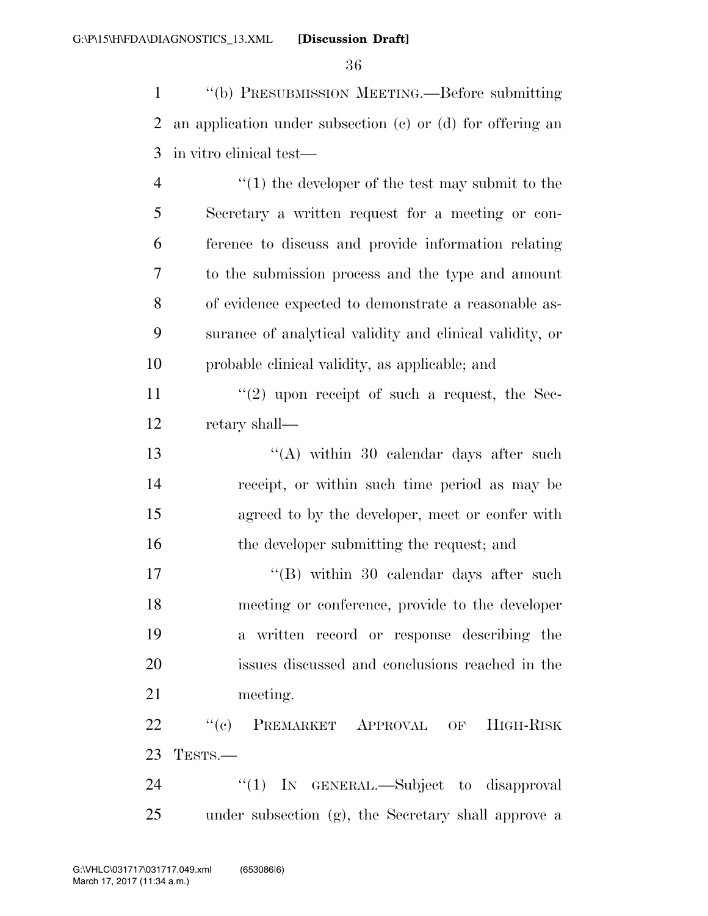"(b) PRESUBMISSION MEETING.—Before submitting an application under subsection (c) or (d) for offering an in vitro clinical test—

"(1) the developer of the test may submit to the Secretary a written request for a meeting or conference to discuss and provide information relating to the submission process and the type and amount of evidence expected to demonstrate a reasonable assurance of analytical validity and clinical validity, or probable clinical validity, as applicable; and

"(2) upon receipt of such a request, the Secretary shall—

"(A) within 30 calendar days after such receipt, or within such time period as may be agreed to by the developer, meet or confer with the developer submitting the request; and

"(B) within 30 calendar days after such meeting or conference, provide to the developer a written record or response describing the issues discussed and conclusions reached in the meeting.

"(c) PREMARKET APPROVAL OF HIGH-RISK TESTS.—

"(1) IN GENERAL.—Subject to disapproval under subsection (g), the Secretary shall approve a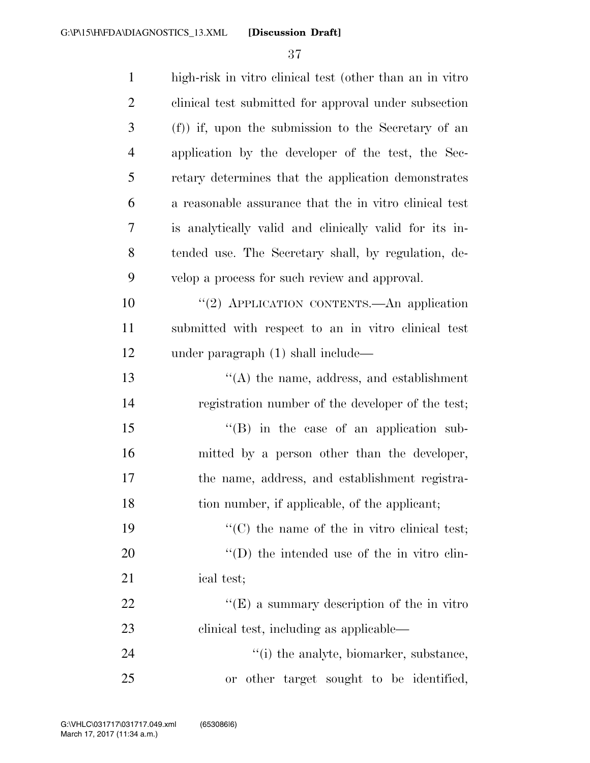high-risk in vitro clinical test (other than an in vitro clinical test submitted for approval under subsection (f)) if, upon the submission to the Secretary of an application by the developer of the test, the Secretary determines that the application demonstrates a reasonable assurance that the in vitro clinical test is analytically valid and clinically valid for its intended use. The Secretary shall, by regulation, develop a process for such review and approval.

''(2) APPLICATION CONTENTS.—An application submitted with respect to an in vitro clinical test under paragraph (1) shall include—

''(A) the name, address, and establishment registration number of the developer of the test;

''(B) in the case of an application submitted by a person other than the developer, the name, address, and establishment registration number, if applicable, of the applicant;

''(C) the name of the in vitro clinical test;

''(D) the intended use of the in vitro clinical test;

''(E) a summary description of the in vitro clinical test, including as applicable—

''(i) the analyte, biomarker, substance, or other target sought to be identified,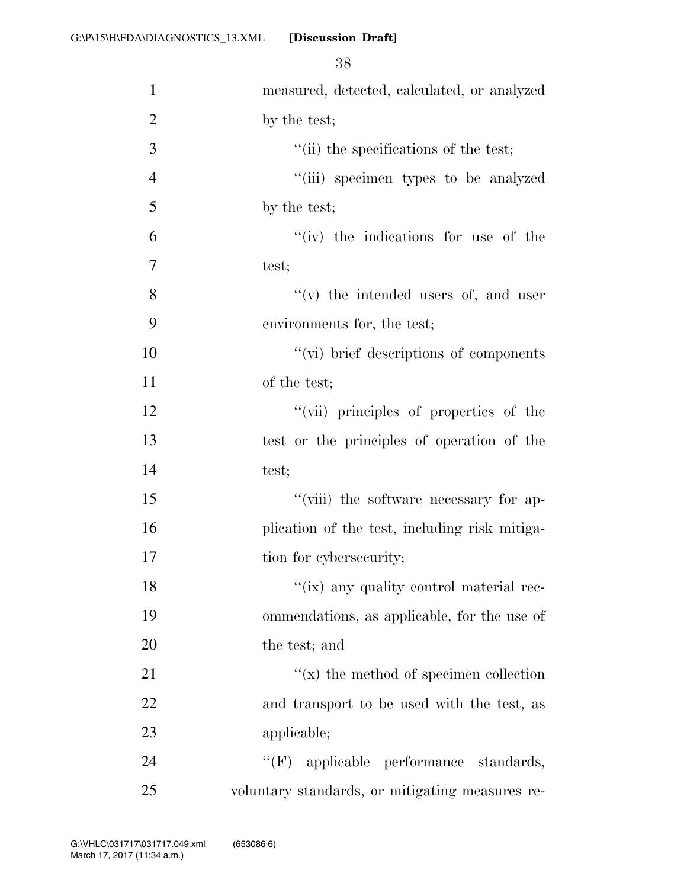measured, detected, calculated, or analyzed by the test;

''(ii) the specifications of the test;

''(iii) specimen types to be analyzed by the test;

''(iv) the indications for use of the test;

''(v) the intended users of, and user environments for, the test;

''(vi) brief descriptions of components of the test;

''(vii) principles of properties of the test or the principles of operation of the test;

''(viii) the software necessary for application of the test, including risk mitigation for cybersecurity;

''(ix) any quality control material recommendations, as applicable, for the use of the test; and

''(x) the method of specimen collection and transport to be used with the test, as applicable;

''(F) applicable performance standards, voluntary standards, or mitigating measures re-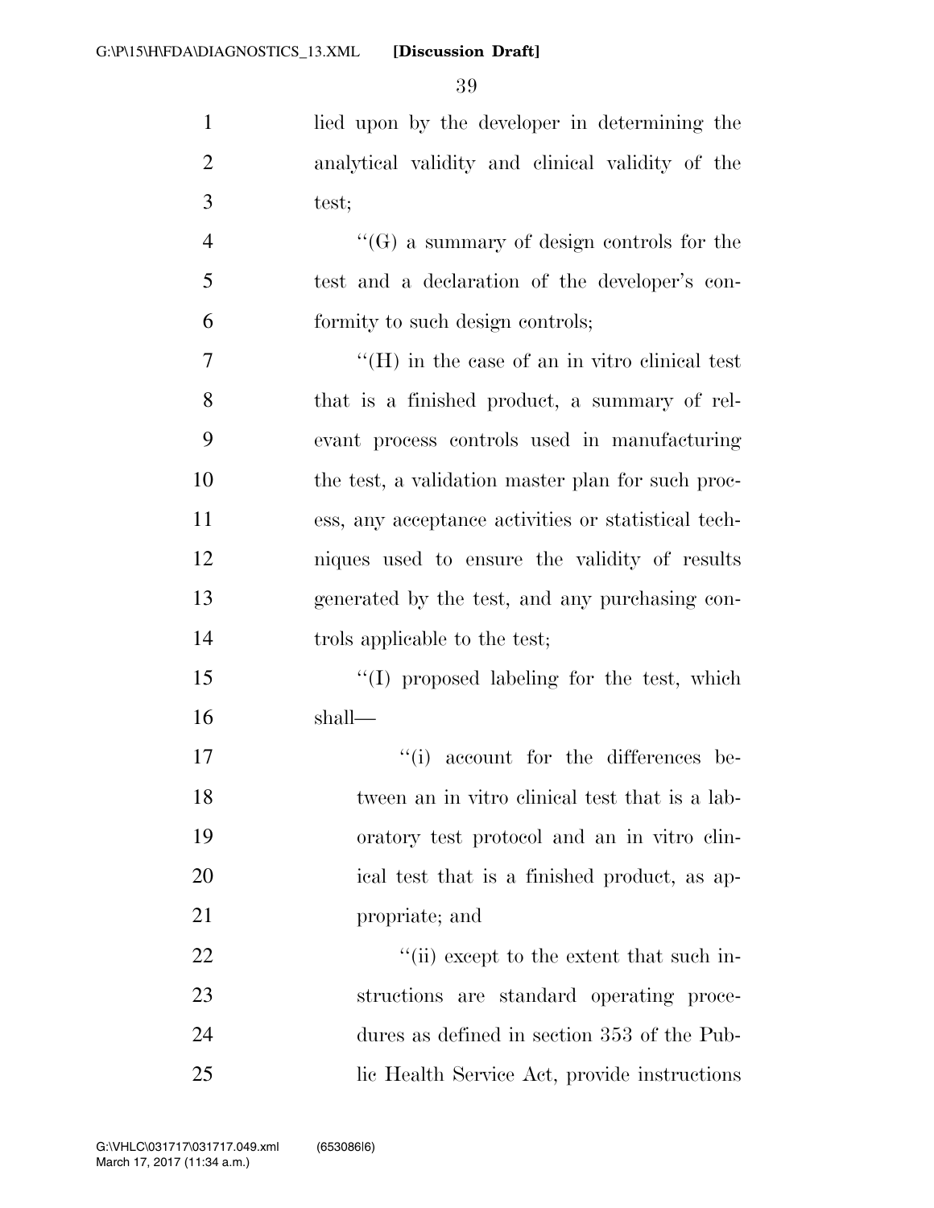lied upon by the developer in determining the analytical validity and clinical validity of the test;

"(G) a summary of design controls for the test and a declaration of the developer's conformity to such design controls;

"(H) in the case of an in vitro clinical test that is a finished product, a summary of relevant process controls used in manufacturing the test, a validation master plan for such process, any acceptance activities or statistical techniques used to ensure the validity of results generated by the test, and any purchasing controls applicable to the test;

"(I) proposed labeling for the test, which shall—

"(i) account for the differences between an in vitro clinical test that is a laboratory test protocol and an in vitro clinical test that is a finished product, as appropriate; and

"(ii) except to the extent that such instructions are standard operating procedures as defined in section 353 of the Public Health Service Act, provide instructions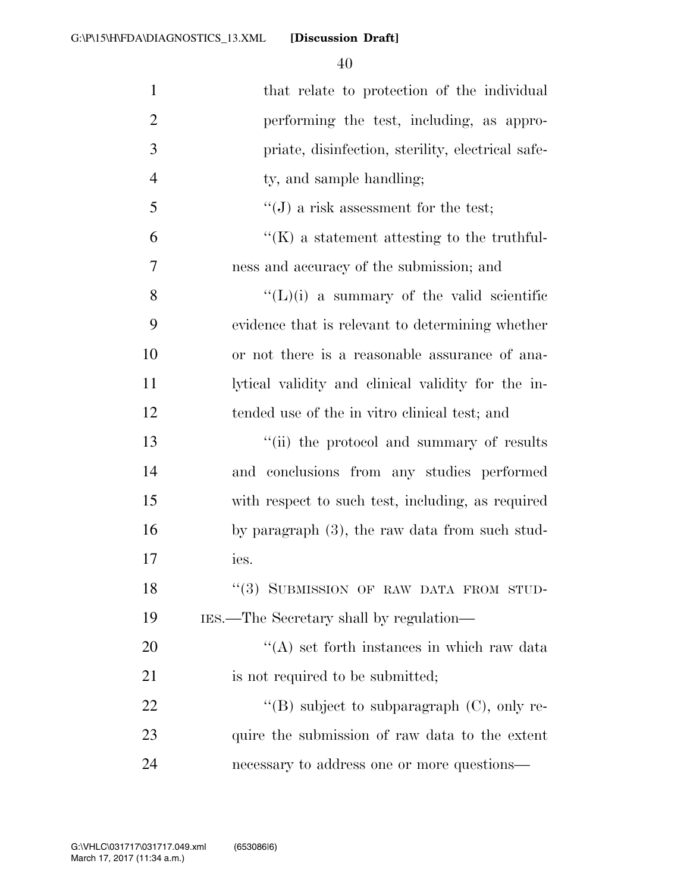that relate to protection of the individual performing the test, including, as appropriate, disinfection, sterility, electrical safety, and sample handling;

"(J) a risk assessment for the test;

"(K) a statement attesting to the truthfulness and accuracy of the submission; and

"(L)(i) a summary of the valid scientific evidence that is relevant to determining whether or not there is a reasonable assurance of analytical validity and clinical validity for the intended use of the in vitro clinical test; and

"(ii) the protocol and summary of results and conclusions from any studies performed with respect to such test, including, as required by paragraph (3), the raw data from such studies.

"(3) SUBMISSION OF RAW DATA FROM STUDIES.—The Secretary shall by regulation—

"(A) set forth instances in which raw data is not required to be submitted;

"(B) subject to subparagraph (C), only require the submission of raw data to the extent necessary to address one or more questions—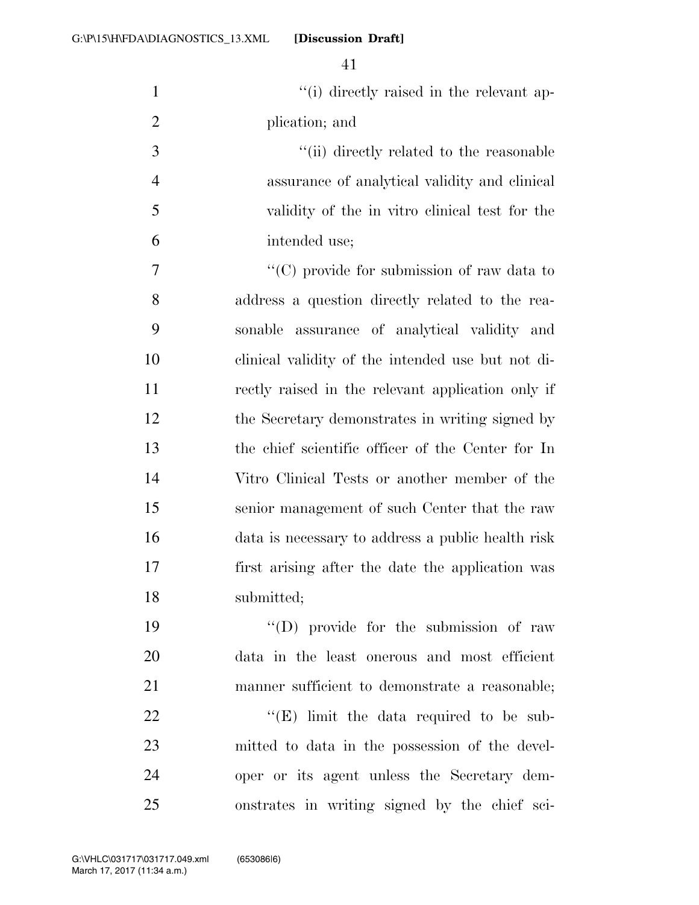''(i) directly raised in the relevant application; and

''(ii) directly related to the reasonable assurance of analytical validity and clinical validity of the in vitro clinical test for the intended use;

''(C) provide for submission of raw data to address a question directly related to the reasonable assurance of analytical validity and clinical validity of the intended use but not directly raised in the relevant application only if the Secretary demonstrates in writing signed by the chief scientific officer of the Center for In Vitro Clinical Tests or another member of the senior management of such Center that the raw data is necessary to address a public health risk first arising after the date the application was submitted;

''(D) provide for the submission of raw data in the least onerous and most efficient manner sufficient to demonstrate a reasonable;

''(E) limit the data required to be submitted to data in the possession of the developer or its agent unless the Secretary demonstrates in writing signed by the chief sci-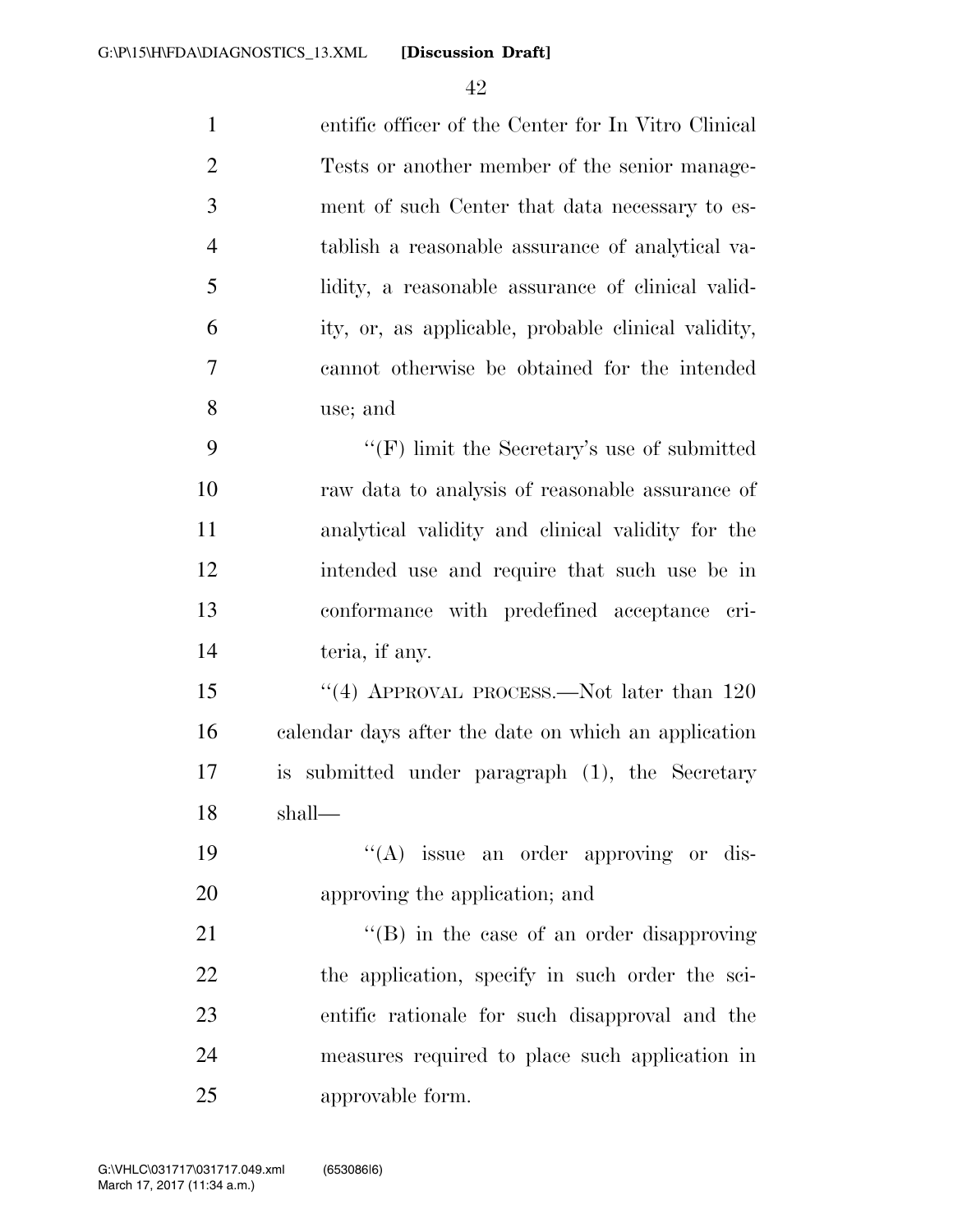entific officer of the Center for In Vitro Clinical Tests or another member of the senior management of such Center that data necessary to establish a reasonable assurance of analytical validity, a reasonable assurance of clinical validity, or, as applicable, probable clinical validity, cannot otherwise be obtained for the intended use; and

''(F) limit the Secretary's use of submitted raw data to analysis of reasonable assurance of analytical validity and clinical validity for the intended use and require that such use be in conformance with predefined acceptance criteria, if any.

''(4) APPROVAL PROCESS.—Not later than 120 calendar days after the date on which an application is submitted under paragraph (1), the Secretary shall—

''(A) issue an order approving or disapproving the application; and

''(B) in the case of an order disapproving the application, specify in such order the scientific rationale for such disapproval and the measures required to place such application in approvable form.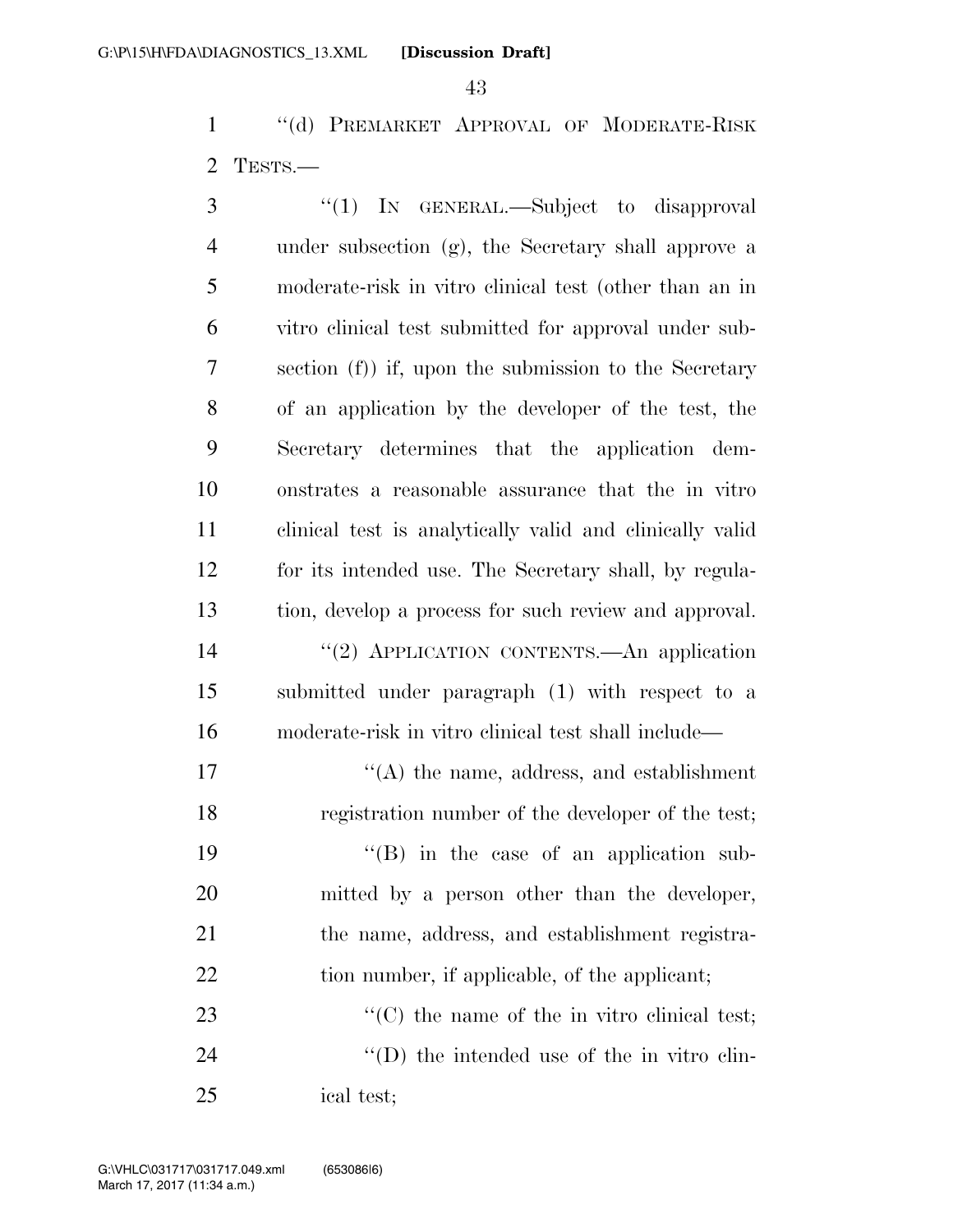"(d) PREMARKET APPROVAL OF MODERATE-RISK TESTS.—

"(1) IN GENERAL.—Subject to disapproval under subsection (g), the Secretary shall approve a moderate-risk in vitro clinical test (other than an in vitro clinical test submitted for approval under subsection (f)) if, upon the submission to the Secretary of an application by the developer of the test, the Secretary determines that the application demonstrates a reasonable assurance that the in vitro clinical test is analytically valid and clinically valid for its intended use. The Secretary shall, by regulation, develop a process for such review and approval.

"(2) APPLICATION CONTENTS.—An application submitted under paragraph (1) with respect to a moderate-risk in vitro clinical test shall include—

"(A) the name, address, and establishment registration number of the developer of the test;

"(B) in the case of an application submitted by a person other than the developer, the name, address, and establishment registration number, if applicable, of the applicant;

"(C) the name of the in vitro clinical test;

"(D) the intended use of the in vitro clinical test;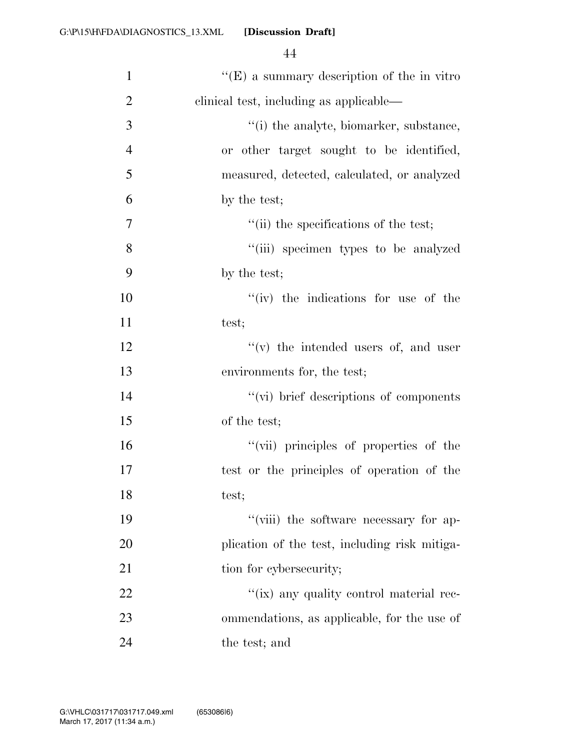''(E) a summary description of the in vitro clinical test, including as applicable—

''(i) the analyte, biomarker, substance, or other target sought to be identified, measured, detected, calculated, or analyzed by the test;

''(ii) the specifications of the test;

''(iii) specimen types to be analyzed by the test;

''(iv) the indications for use of the test;

''(v) the intended users of, and user environments for, the test;

''(vi) brief descriptions of components of the test;

''(vii) principles of properties of the test or the principles of operation of the test;

''(viii) the software necessary for application of the test, including risk mitigation for cybersecurity;

''(ix) any quality control material recommendations, as applicable, for the use of the test; and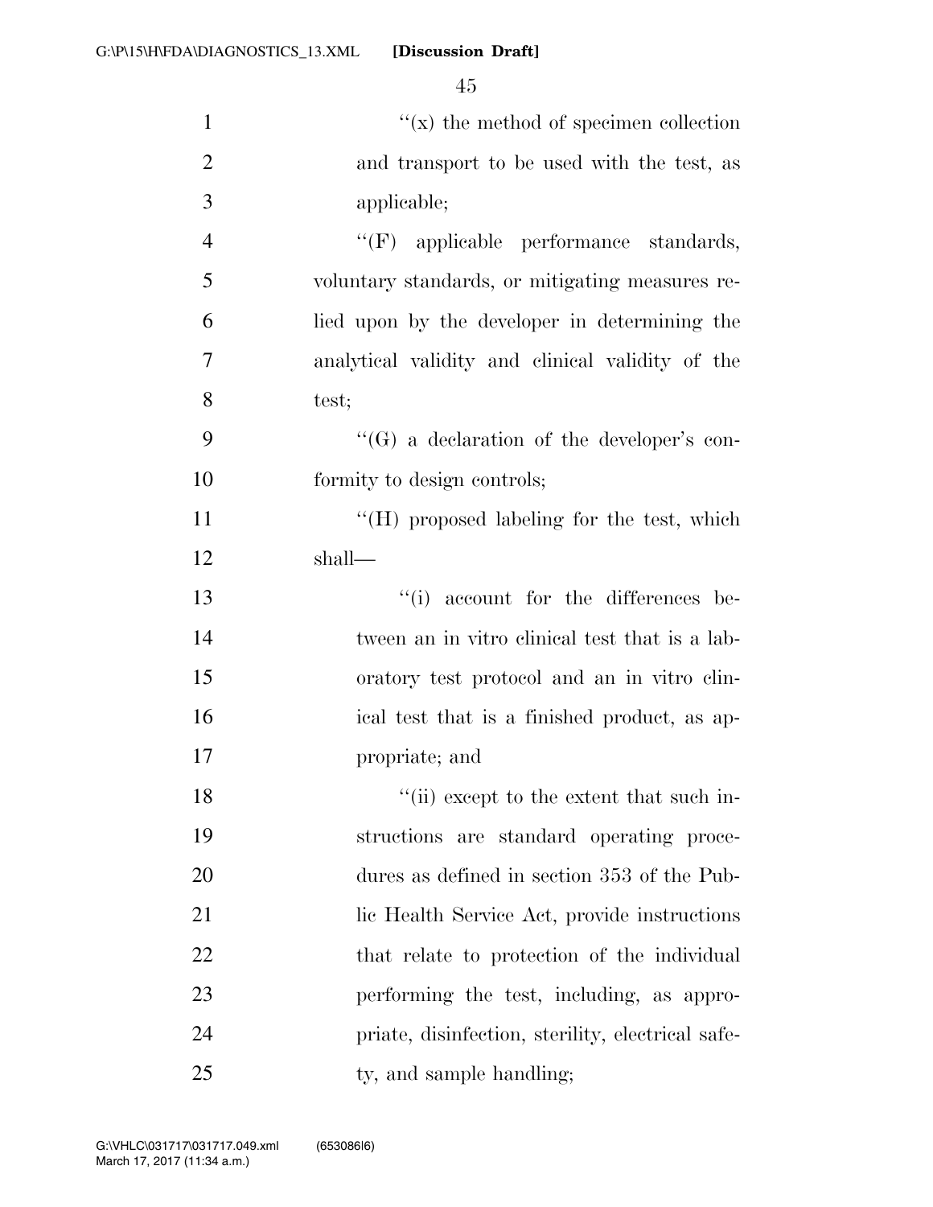''(x) the method of specimen collection and transport to be used with the test, as applicable;

''(F) applicable performance standards, voluntary standards, or mitigating measures relied upon by the developer in determining the analytical validity and clinical validity of the test;

''(G) a declaration of the developer's conformity to design controls;

''(H) proposed labeling for the test, which shall—

''(i) account for the differences between an in vitro clinical test that is a laboratory test protocol and an in vitro clinical test that is a finished product, as appropriate; and

''(ii) except to the extent that such instructions are standard operating procedures as defined in section 353 of the Public Health Service Act, provide instructions that relate to protection of the individual performing the test, including, as appropriate, disinfection, sterility, electrical safety, and sample handling;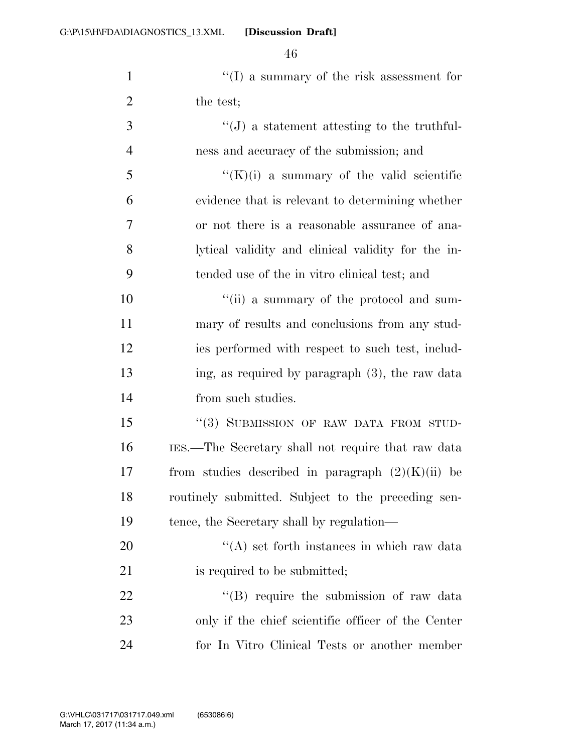"(I) a summary of the risk assessment for the test;

"(J) a statement attesting to the truthfulness and accuracy of the submission; and

"(K)(i) a summary of the valid scientific evidence that is relevant to determining whether or not there is a reasonable assurance of analytical validity and clinical validity for the intended use of the in vitro clinical test; and

"(ii) a summary of the protocol and summary of results and conclusions from any studies performed with respect to such test, including, as required by paragraph (3), the raw data from such studies.

"(3) SUBMISSION OF RAW DATA FROM STUDIES.—The Secretary shall not require that raw data from studies described in paragraph (2)(K)(ii) be routinely submitted. Subject to the preceding sentence, the Secretary shall by regulation—

"(A) set forth instances in which raw data is required to be submitted;

"(B) require the submission of raw data only if the chief scientific officer of the Center for In Vitro Clinical Tests or another member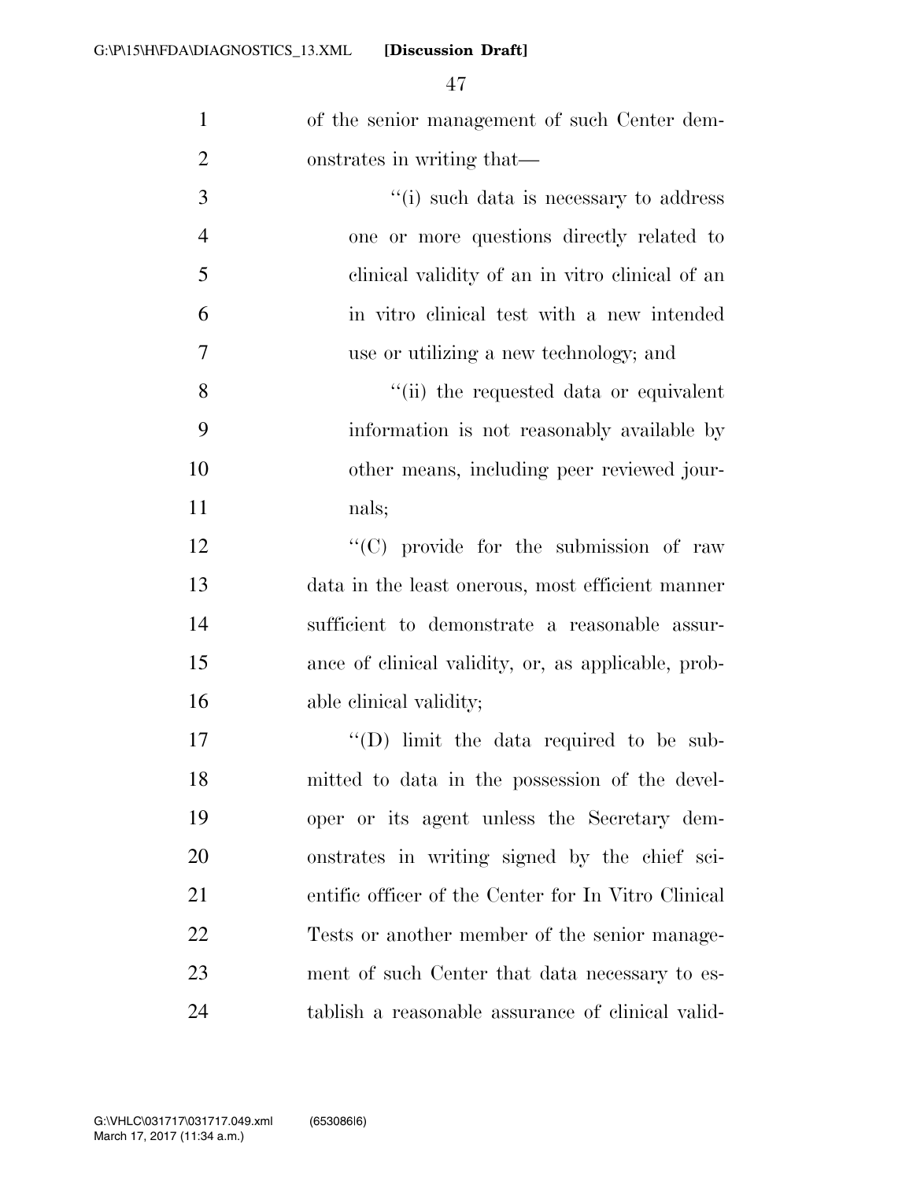of the senior management of such Center demonstrates in writing that—

''(i) such data is necessary to address one or more questions directly related to clinical validity of an in vitro clinical of an in vitro clinical test with a new intended use or utilizing a new technology; and

''(ii) the requested data or equivalent information is not reasonably available by other means, including peer reviewed journals;

''(C) provide for the submission of raw data in the least onerous, most efficient manner sufficient to demonstrate a reasonable assurance of clinical validity, or, as applicable, probable clinical validity;

''(D) limit the data required to be submitted to data in the possession of the developer or its agent unless the Secretary demonstrates in writing signed by the chief scientific officer of the Center for In Vitro Clinical Tests or another member of the senior management of such Center that data necessary to establish a reasonable assurance of clinical valid-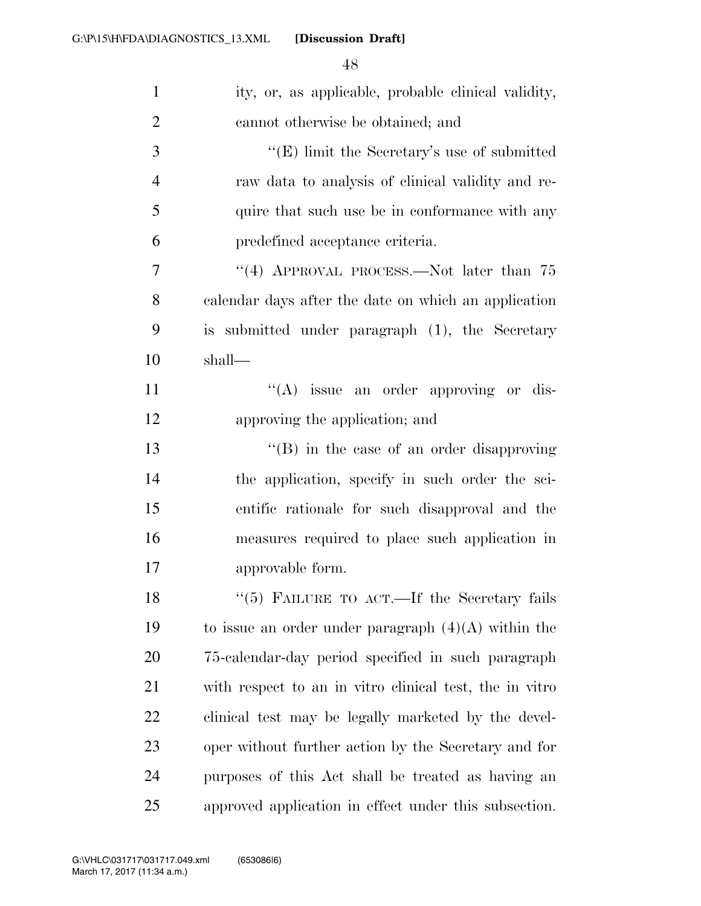ity, or, as applicable, probable clinical validity, cannot otherwise be obtained; and

"(E) limit the Secretary's use of submitted raw data to analysis of clinical validity and require that such use be in conformance with any predefined acceptance criteria.

"(4) APPROVAL PROCESS.—Not later than 75 calendar days after the date on which an application is submitted under paragraph (1), the Secretary shall—

"(A) issue an order approving or disapproving the application; and

"(B) in the case of an order disapproving the application, specify in such order the scientific rationale for such disapproval and the measures required to place such application in approvable form.

"(5) FAILURE TO ACT.—If the Secretary fails to issue an order under paragraph (4)(A) within the 75-calendar-day period specified in such paragraph with respect to an in vitro clinical test, the in vitro clinical test may be legally marketed by the developer without further action by the Secretary and for purposes of this Act shall be treated as having an approved application in effect under this subsection.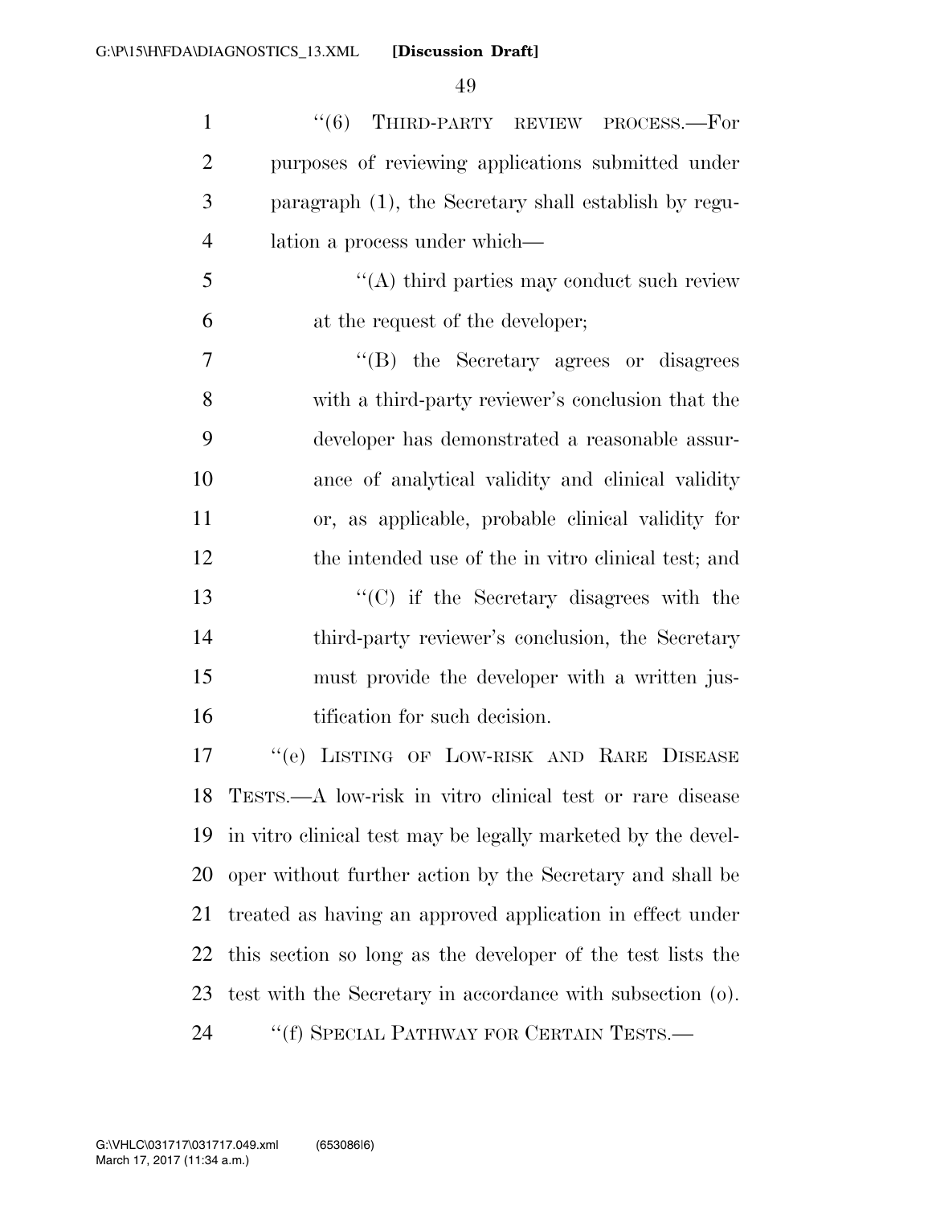"(6) THIRD-PARTY REVIEW PROCESS.—For purposes of reviewing applications submitted under paragraph (1), the Secretary shall establish by regulation a process under which—

"(A) third parties may conduct such review at the request of the developer;

"(B) the Secretary agrees or disagrees with a third-party reviewer's conclusion that the developer has demonstrated a reasonable assurance of analytical validity and clinical validity or, as applicable, probable clinical validity for the intended use of the in vitro clinical test; and

"(C) if the Secretary disagrees with the third-party reviewer's conclusion, the Secretary must provide the developer with a written justification for such decision.

"(e) LISTING OF LOW-RISK AND RARE DISEASE TESTS.—A low-risk in vitro clinical test or rare disease in vitro clinical test may be legally marketed by the developer without further action by the Secretary and shall be treated as having an approved application in effect under this section so long as the developer of the test lists the test with the Secretary in accordance with subsection (o).

"(f) SPECIAL PATHWAY FOR CERTAIN TESTS.—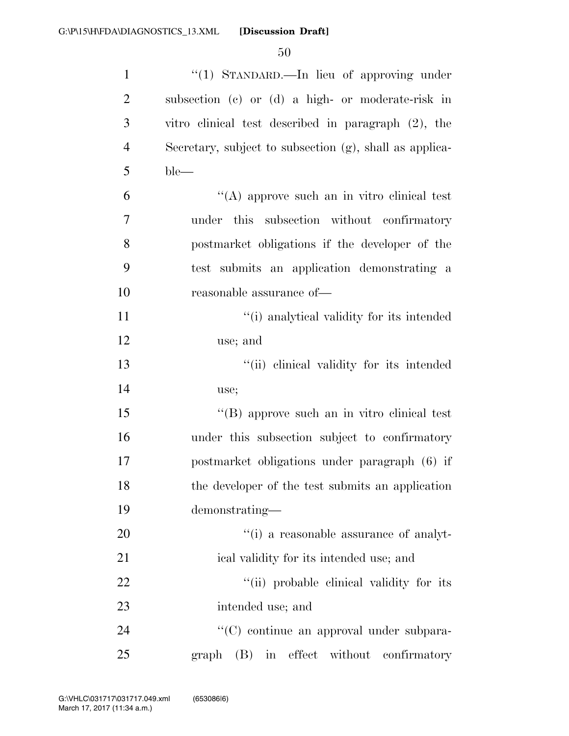"(1) STANDARD.—In lieu of approving under subsection (c) or (d) a high- or moderate-risk in vitro clinical test described in paragraph (2), the Secretary, subject to subsection (g), shall as applicable—

"(A) approve such an in vitro clinical test under this subsection without confirmatory postmarket obligations if the developer of the test submits an application demonstrating a reasonable assurance of—

"(i) analytical validity for its intended use; and

"(ii) clinical validity for its intended use;

"(B) approve such an in vitro clinical test under this subsection subject to confirmatory postmarket obligations under paragraph (6) if the developer of the test submits an application demonstrating—

"(i) a reasonable assurance of analytical validity for its intended use; and

"(ii) probable clinical validity for its intended use; and

"(C) continue an approval under subparagraph (B) in effect without confirmatory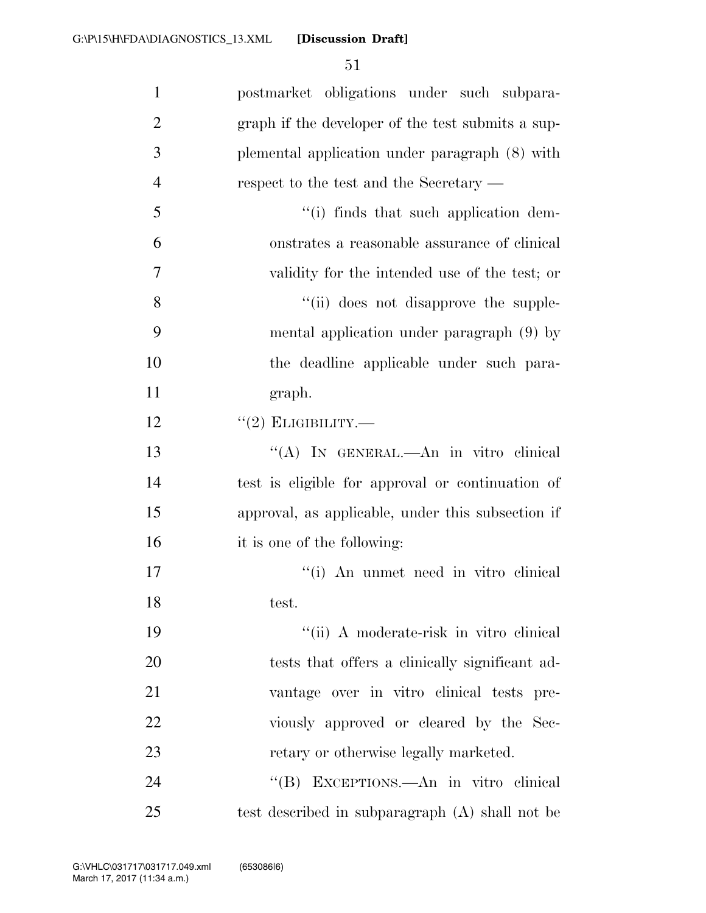postmarket obligations under such subparagraph if the developer of the test submits a supplemental application under paragraph (8) with respect to the test and the Secretary —

"(i) finds that such application demonstrates a reasonable assurance of clinical validity for the intended use of the test; or

"(ii) does not disapprove the supplemental application under paragraph (9) by the deadline applicable under such paragraph.

"(2) ELIGIBILITY.—

"(A) IN GENERAL.—An in vitro clinical test is eligible for approval or continuation of approval, as applicable, under this subsection if it is one of the following:

"(i) An unmet need in vitro clinical test.

"(ii) A moderate-risk in vitro clinical tests that offers a clinically significant advantage over in vitro clinical tests previously approved or cleared by the Secretary or otherwise legally marketed.

"(B) EXCEPTIONS.—An in vitro clinical test described in subparagraph (A) shall not be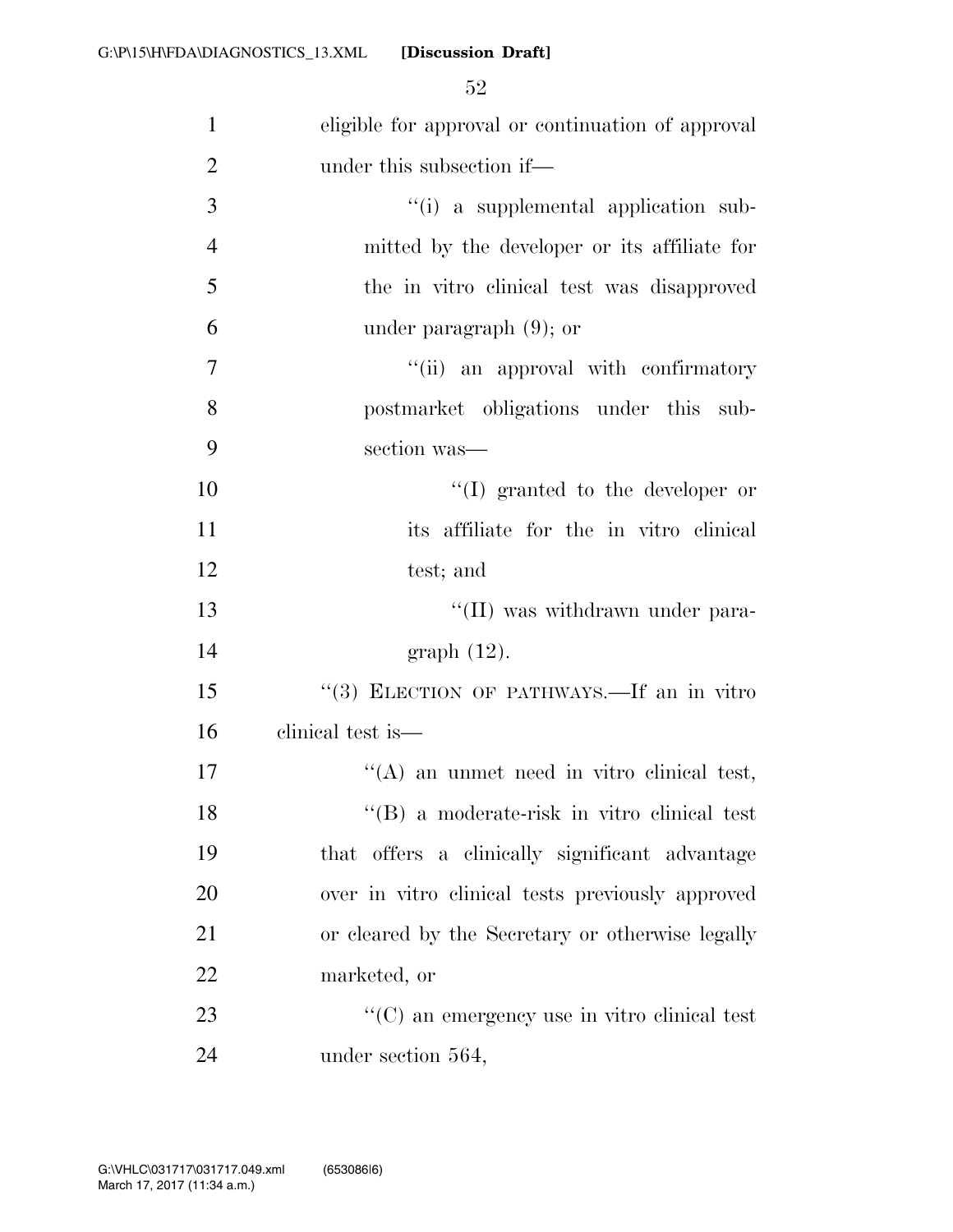eligible for approval or continuation of approval under this subsection if—

''(i) a supplemental application submitted by the developer or its affiliate for the in vitro clinical test was disapproved under paragraph (9); or

''(ii) an approval with confirmatory postmarket obligations under this subsection was—

''(I) granted to the developer or its affiliate for the in vitro clinical test; and

''(II) was withdrawn under paragraph (12).

''(3) ELECTION OF PATHWAYS.—If an in vitro clinical test is—

''(A) an unmet need in vitro clinical test,

''(B) a moderate-risk in vitro clinical test that offers a clinically significant advantage over in vitro clinical tests previously approved or cleared by the Secretary or otherwise legally marketed, or

''(C) an emergency use in vitro clinical test under section 564,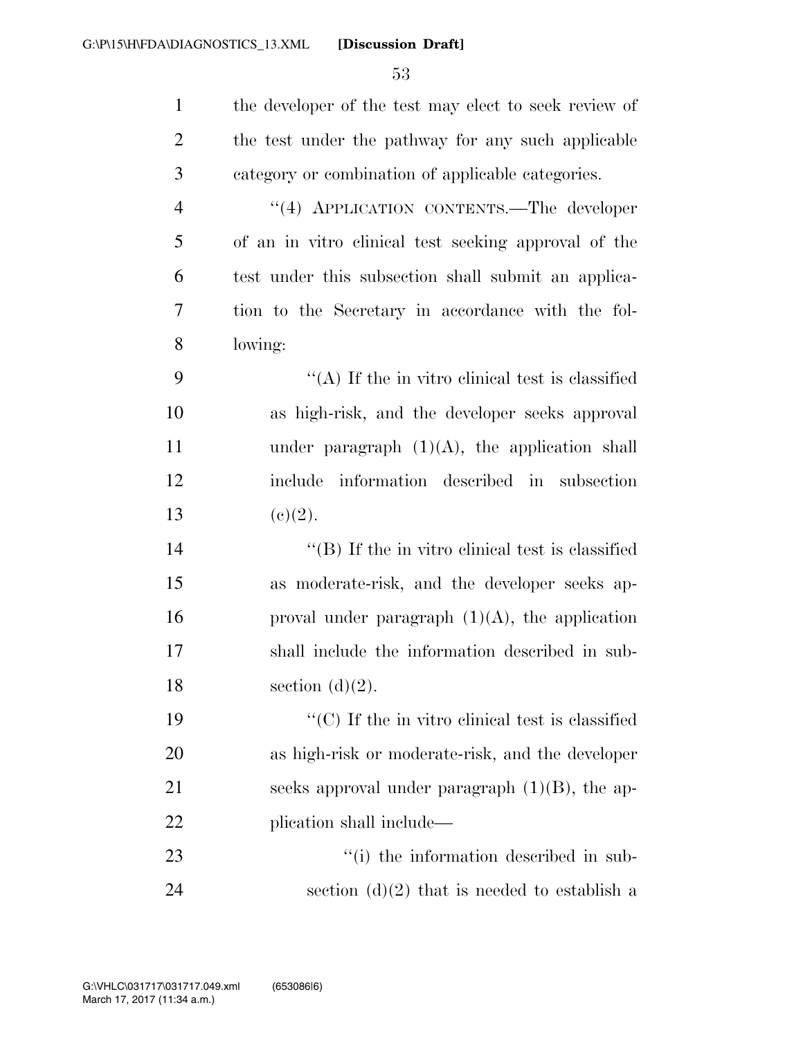the developer of the test may elect to seek review of the test under the pathway for any such applicable category or combination of applicable categories.

"(4) APPLICATION CONTENTS.—The developer of an in vitro clinical test seeking approval of the test under this subsection shall submit an application to the Secretary in accordance with the following:

"(A) If the in vitro clinical test is classified as high-risk, and the developer seeks approval under paragraph (1)(A), the application shall include information described in subsection (c)(2).

"(B) If the in vitro clinical test is classified as moderate-risk, and the developer seeks approval under paragraph (1)(A), the application shall include the information described in subsection (d)(2).

"(C) If the in vitro clinical test is classified as high-risk or moderate-risk, and the developer seeks approval under paragraph (1)(B), the application shall include—

"(i) the information described in subsection (d)(2) that is needed to establish a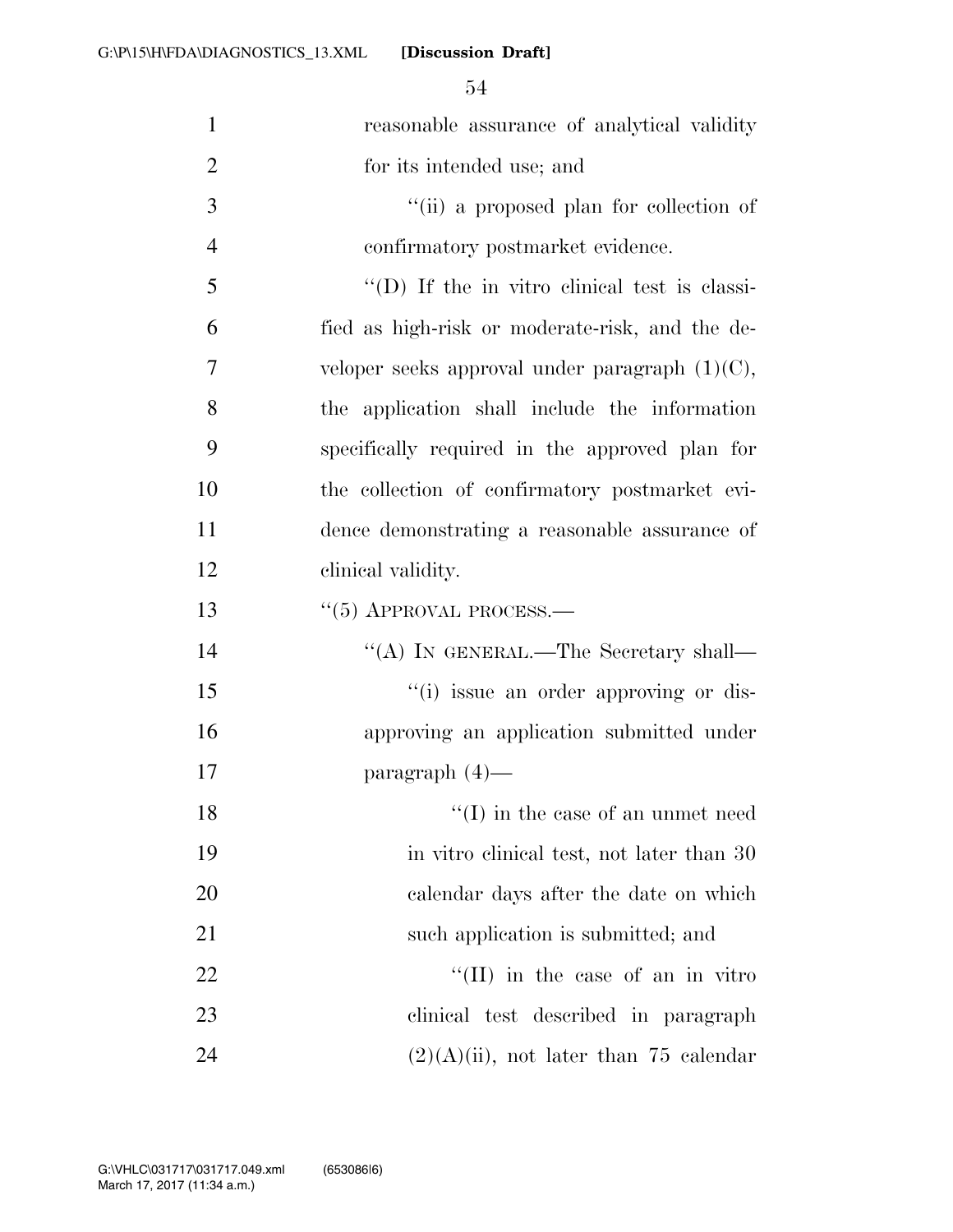reasonable assurance of analytical validity for its intended use; and

"(ii) a proposed plan for collection of confirmatory postmarket evidence.

"(D) If the in vitro clinical test is classified as high-risk or moderate-risk, and the developer seeks approval under paragraph (1)(C), the application shall include the information specifically required in the approved plan for the collection of confirmatory postmarket evidence demonstrating a reasonable assurance of clinical validity.

"(5) APPROVAL PROCESS.—

"(A) IN GENERAL.—The Secretary shall—

"(i) issue an order approving or disapproving an application submitted under paragraph (4)—

"(I) in the case of an unmet need in vitro clinical test, not later than 30 calendar days after the date on which such application is submitted; and

"(II) in the case of an in vitro clinical test described in paragraph (2)(A)(ii), not later than 75 calendar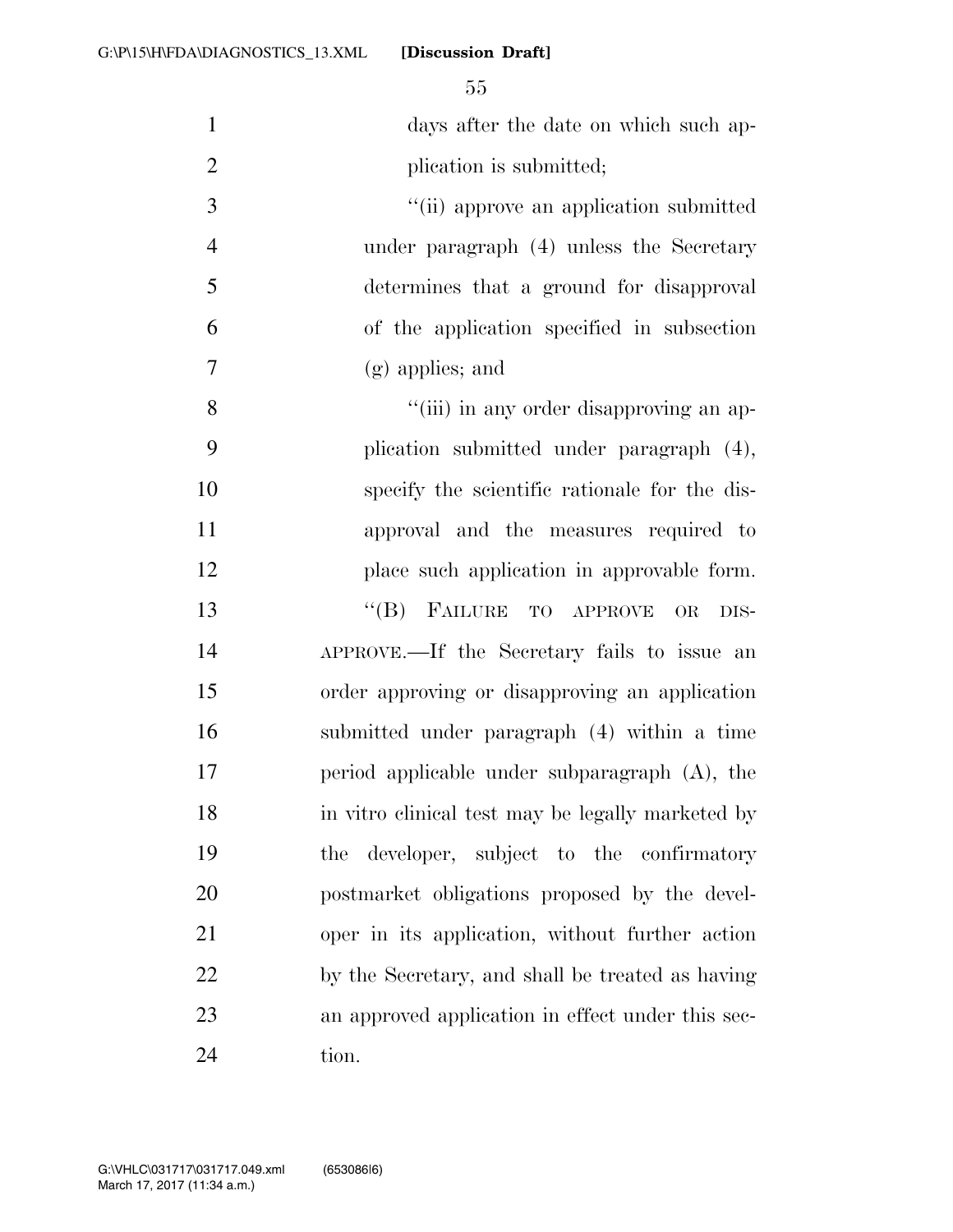days after the date on which such application is submitted;

''(ii) approve an application submitted under paragraph (4) unless the Secretary determines that a ground for disapproval of the application specified in subsection (g) applies; and

''(iii) in any order disapproving an application submitted under paragraph (4), specify the scientific rationale for the disapproval and the measures required to place such application in approvable form.

''(B) FAILURE TO APPROVE OR DISAPPROVE.—If the Secretary fails to issue an order approving or disapproving an application submitted under paragraph (4) within a time period applicable under subparagraph (A), the in vitro clinical test may be legally marketed by the developer, subject to the confirmatory postmarket obligations proposed by the developer in its application, without further action by the Secretary, and shall be treated as having an approved application in effect under this section.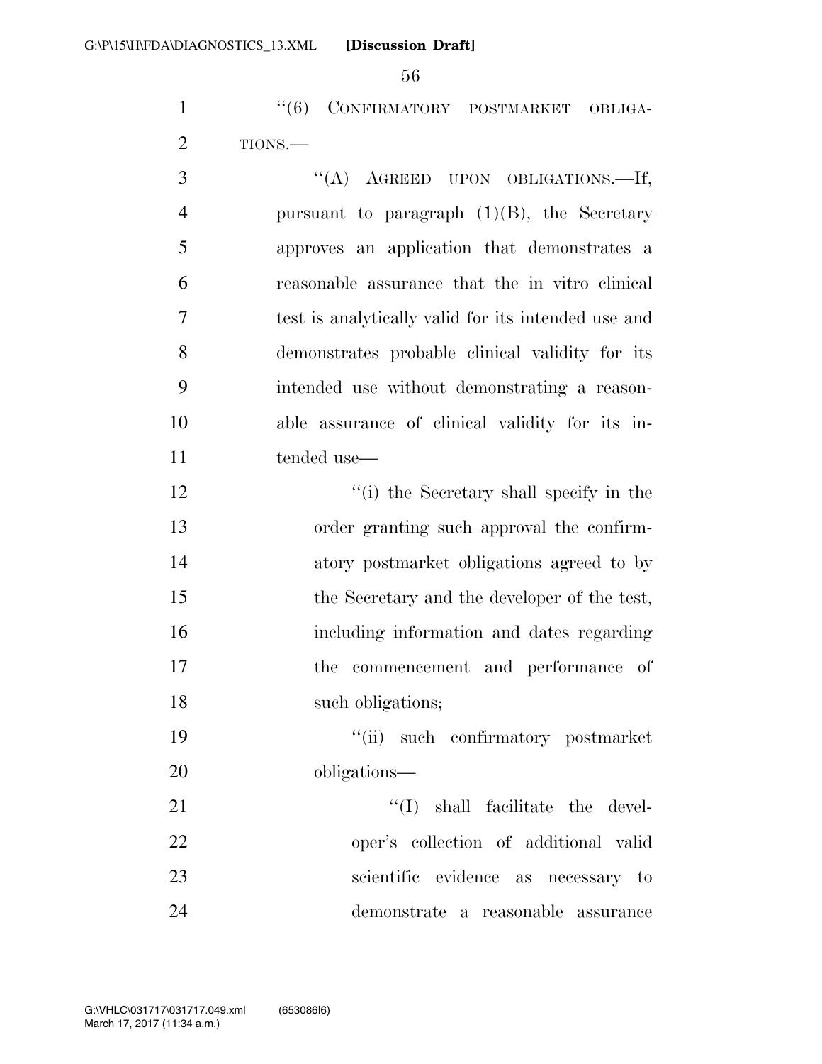''(6) CONFIRMATORY POSTMARKET OBLIGATIONS.—

''(A) AGREED UPON OBLIGATIONS.—If, pursuant to paragraph (1)(B), the Secretary approves an application that demonstrates a reasonable assurance that the in vitro clinical test is analytically valid for its intended use and demonstrates probable clinical validity for its intended use without demonstrating a reasonable assurance of clinical validity for its intended use—

''(i) the Secretary shall specify in the order granting such approval the confirmatory postmarket obligations agreed to by the Secretary and the developer of the test, including information and dates regarding the commencement and performance of such obligations;

''(ii) such confirmatory postmarket obligations—

''(I) shall facilitate the developer's collection of additional valid scientific evidence as necessary to demonstrate a reasonable assurance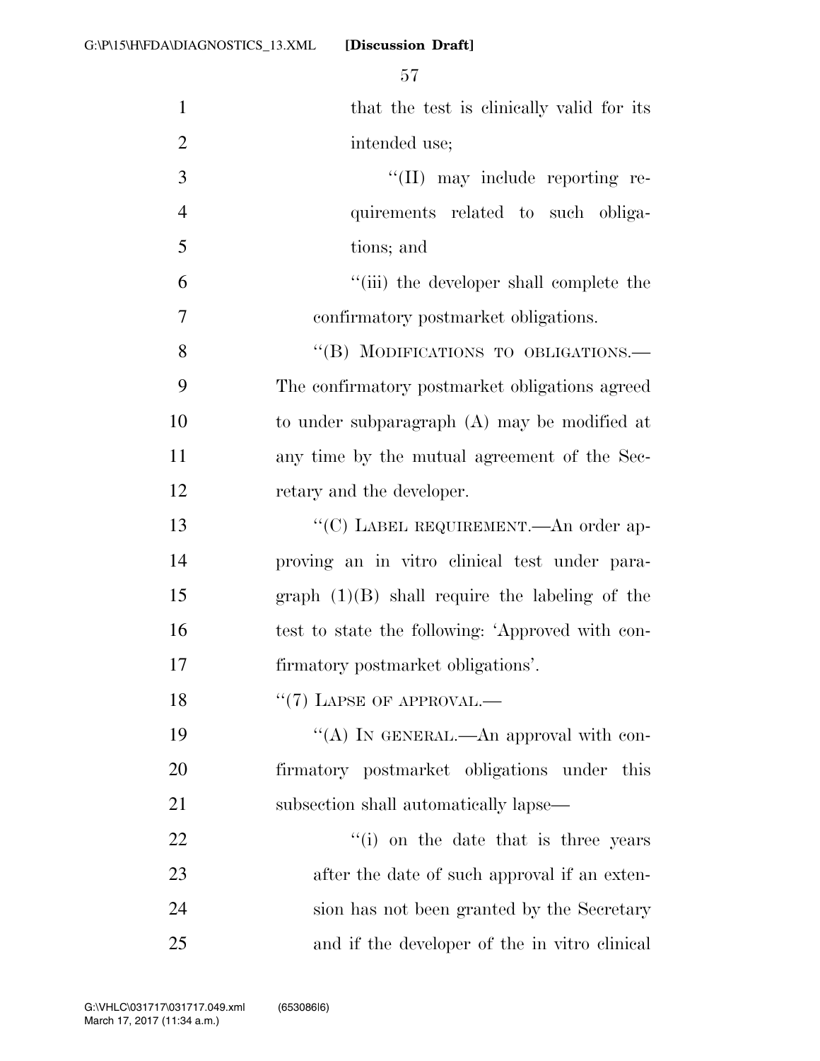that the test is clinically valid for its intended use;

"(II) may include reporting requirements related to such obligations; and

"(iii) the developer shall complete the confirmatory postmarket obligations.

"(B) MODIFICATIONS TO OBLIGATIONS.—The confirmatory postmarket obligations agreed to under subparagraph (A) may be modified at any time by the mutual agreement of the Secretary and the developer.

"(C) LABEL REQUIREMENT.—An order approving an in vitro clinical test under paragraph (1)(B) shall require the labeling of the test to state the following: 'Approved with confirmatory postmarket obligations'.

"(7) LAPSE OF APPROVAL.—

"(A) IN GENERAL.—An approval with confirmatory postmarket obligations under this subsection shall automatically lapse—

"(i) on the date that is three years after the date of such approval if an extension has not been granted by the Secretary and if the developer of the in vitro clinical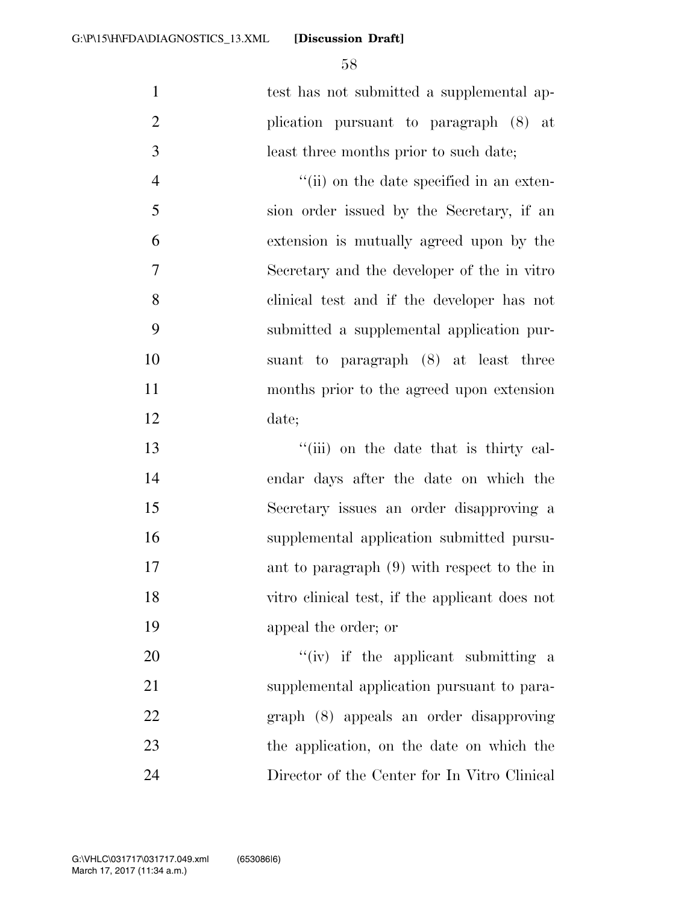test has not submitted a supplemental application pursuant to paragraph (8) at least three months prior to such date;

"(ii) on the date specified in an extension order issued by the Secretary, if an extension is mutually agreed upon by the Secretary and the developer of the in vitro clinical test and if the developer has not submitted a supplemental application pursuant to paragraph (8) at least three months prior to the agreed upon extension date;

"(iii) on the date that is thirty calendar days after the date on which the Secretary issues an order disapproving a supplemental application submitted pursuant to paragraph (9) with respect to the in vitro clinical test, if the applicant does not appeal the order; or

"(iv) if the applicant submitting a supplemental application pursuant to paragraph (8) appeals an order disapproving the application, on the date on which the Director of the Center for In Vitro Clinical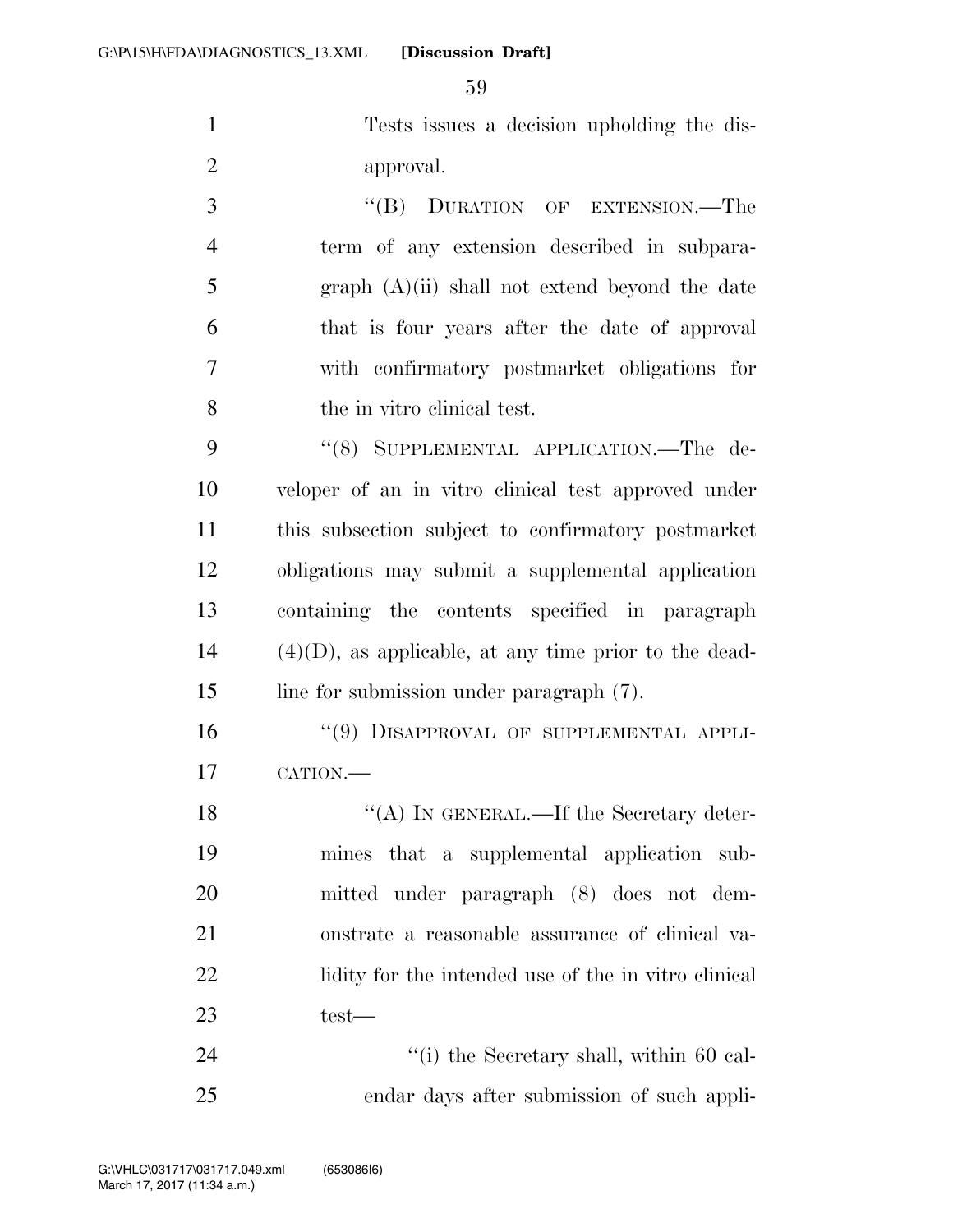Tests issues a decision upholding the disapproval.

"(B) DURATION OF EXTENSION.—The term of any extension described in subparagraph (A)(ii) shall not extend beyond the date that is four years after the date of approval with confirmatory postmarket obligations for the in vitro clinical test.

"(8) SUPPLEMENTAL APPLICATION.—The developer of an in vitro clinical test approved under this subsection subject to confirmatory postmarket obligations may submit a supplemental application containing the contents specified in paragraph (4)(D), as applicable, at any time prior to the deadline for submission under paragraph (7).

"(9) DISAPPROVAL OF SUPPLEMENTAL APPLICATION.—

"(A) IN GENERAL.—If the Secretary determines that a supplemental application submitted under paragraph (8) does not demonstrate a reasonable assurance of clinical validity for the intended use of the in vitro clinical test—

"(i) the Secretary shall, within 60 calendar days after submission of such appli-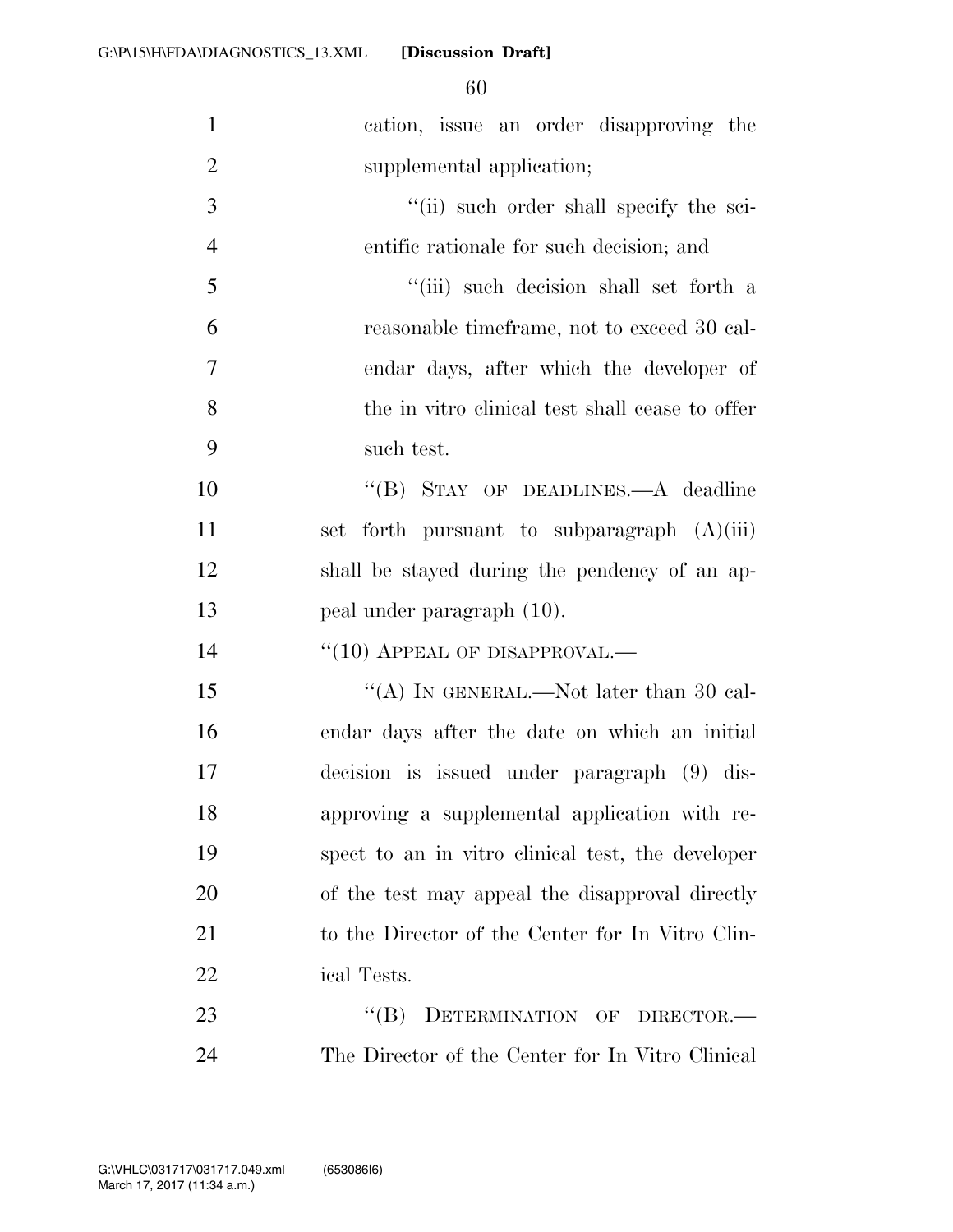cation, issue an order disapproving the supplemental application;

"(ii) such order shall specify the scientific rationale for such decision; and

"(iii) such decision shall set forth a reasonable timeframe, not to exceed 30 calendar days, after which the developer of the in vitro clinical test shall cease to offer such test.

"(B) STAY OF DEADLINES.—A deadline set forth pursuant to subparagraph (A)(iii) shall be stayed during the pendency of an appeal under paragraph (10).

"(10) APPEAL OF DISAPPROVAL.—

"(A) IN GENERAL.—Not later than 30 calendar days after the date on which an initial decision is issued under paragraph (9) disapproving a supplemental application with respect to an in vitro clinical test, the developer of the test may appeal the disapproval directly to the Director of the Center for In Vitro Clinical Tests.

"(B) DETERMINATION OF DIRECTOR.—The Director of the Center for In Vitro Clinical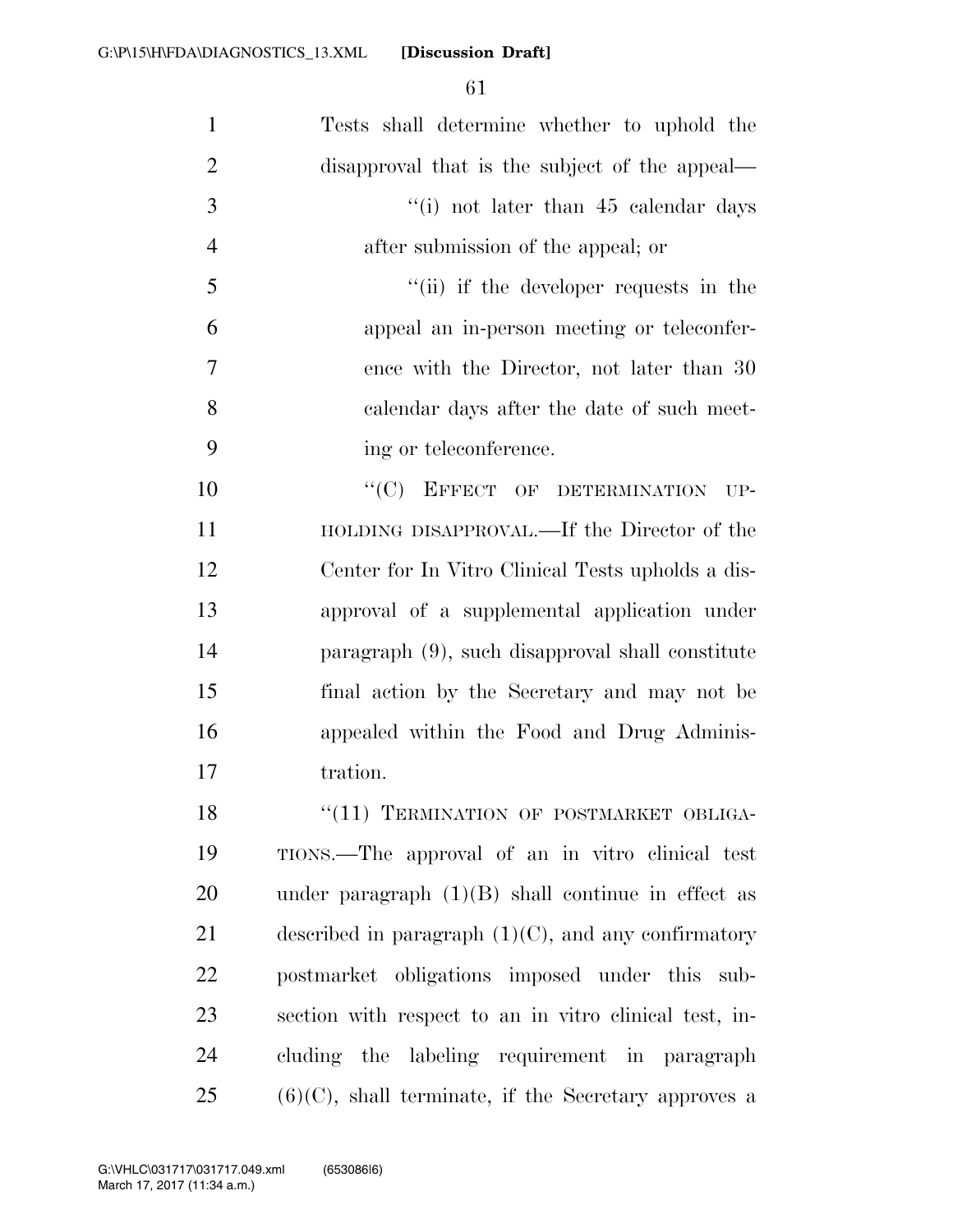Tests shall determine whether to uphold the disapproval that is the subject of the appeal—

''(i) not later than 45 calendar days after submission of the appeal; or

''(ii) if the developer requests in the appeal an in-person meeting or teleconference with the Director, not later than 30 calendar days after the date of such meeting or teleconference.

''(C) EFFECT OF DETERMINATION UPHOLDING DISAPPROVAL.—If the Director of the Center for In Vitro Clinical Tests upholds a disapproval of a supplemental application under paragraph (9), such disapproval shall constitute final action by the Secretary and may not be appealed within the Food and Drug Administration.

''(11) TERMINATION OF POSTMARKET OBLIGATIONS.—The approval of an in vitro clinical test under paragraph (1)(B) shall continue in effect as described in paragraph (1)(C), and any confirmatory postmarket obligations imposed under this subsection with respect to an in vitro clinical test, including the labeling requirement in paragraph (6)(C), shall terminate, if the Secretary approves a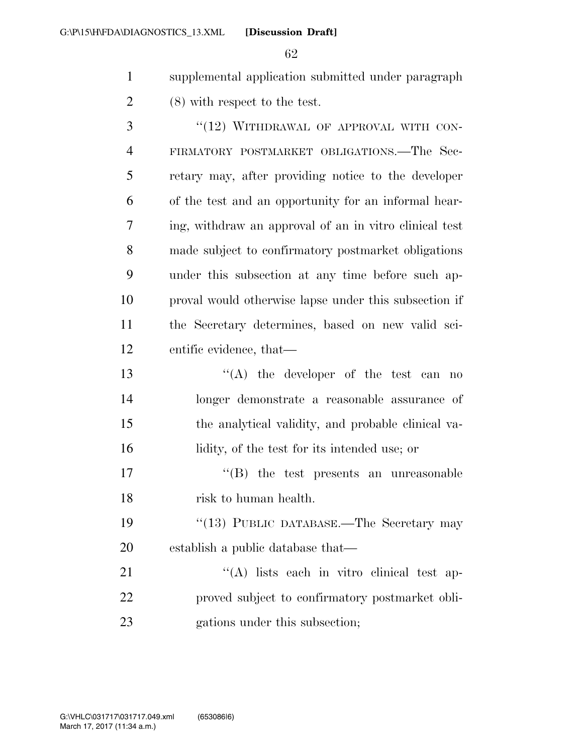supplemental application submitted under paragraph (8) with respect to the test.

"(12) WITHDRAWAL OF APPROVAL WITH CONFIRMATORY POSTMARKET OBLIGATIONS.—The Secretary may, after providing notice to the developer of the test and an opportunity for an informal hearing, withdraw an approval of an in vitro clinical test made subject to confirmatory postmarket obligations under this subsection at any time before such approval would otherwise lapse under this subsection if the Secretary determines, based on new valid scientific evidence, that—

"(A) the developer of the test can no longer demonstrate a reasonable assurance of the analytical validity, and probable clinical validity, of the test for its intended use; or

"(B) the test presents an unreasonable risk to human health.

"(13) PUBLIC DATABASE.—The Secretary may establish a public database that—

"(A) lists each in vitro clinical test approved subject to confirmatory postmarket obligations under this subsection;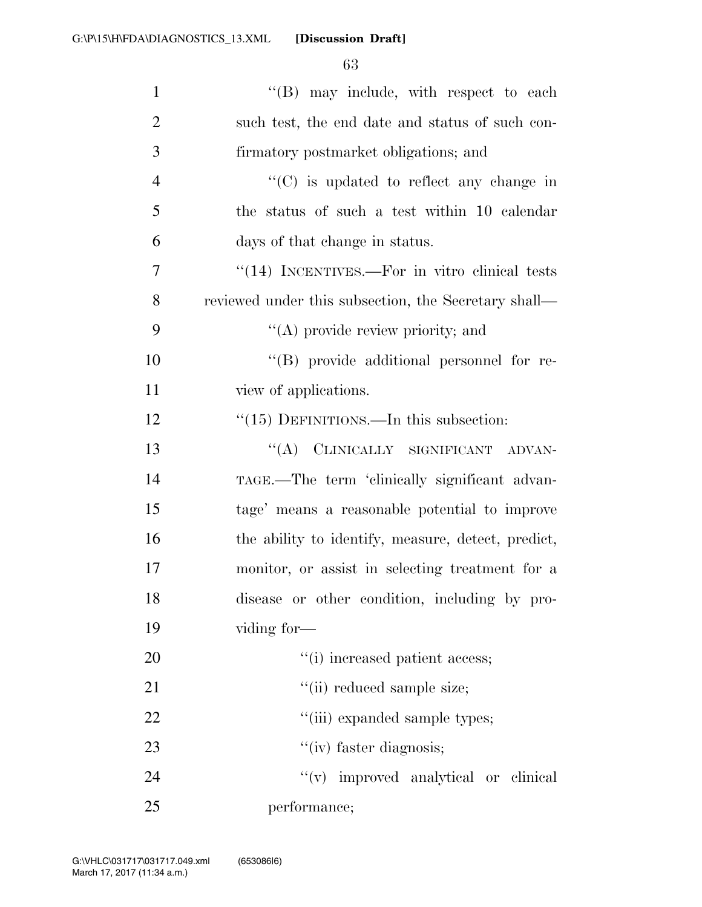"(B) may include, with respect to each such test, the end date and status of such confirmatory postmarket obligations; and

"(C) is updated to reflect any change in the status of such a test within 10 calendar days of that change in status.

"(14) INCENTIVES.—For in vitro clinical tests reviewed under this subsection, the Secretary shall—

"(A) provide review priority; and

"(B) provide additional personnel for review of applications.

"(15) DEFINITIONS.—In this subsection:

"(A) CLINICALLY SIGNIFICANT ADVANTAGE.—The term 'clinically significant advantage' means a reasonable potential to improve the ability to identify, measure, detect, predict, monitor, or assist in selecting treatment for a disease or other condition, including by providing for—

"(i) increased patient access;

"(ii) reduced sample size;

"(iii) expanded sample types;

"(iv) faster diagnosis;

"(v) improved analytical or clinical performance;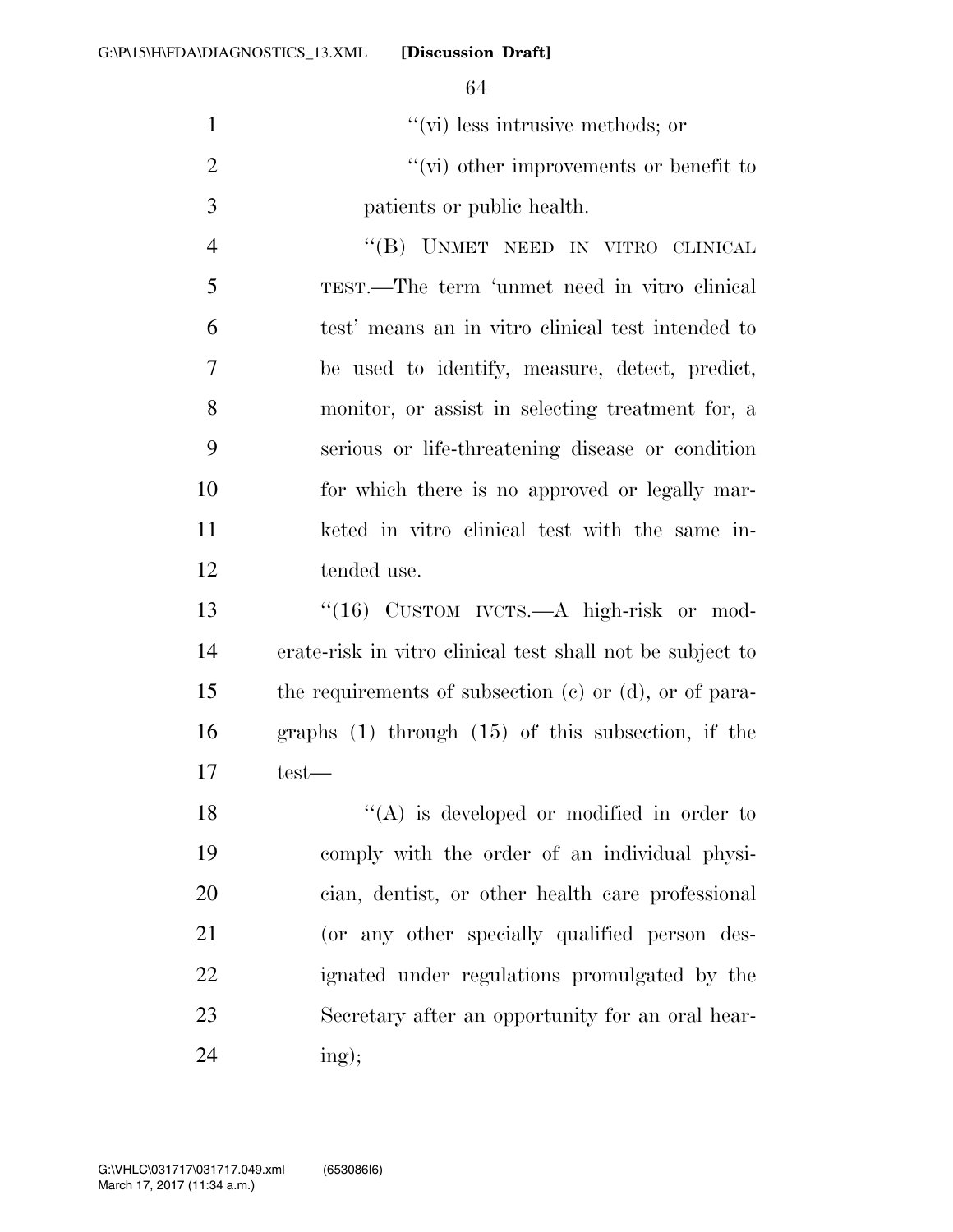''(vi) less intrusive methods; or

''(vi) other improvements or benefit to patients or public health.

''(B) UNMET NEED IN VITRO CLINICAL TEST.—The term 'unmet need in vitro clinical test' means an in vitro clinical test intended to be used to identify, measure, detect, predict, monitor, or assist in selecting treatment for, a serious or life-threatening disease or condition for which there is no approved or legally marketed in vitro clinical test with the same intended use.

''(16) CUSTOM IVCTS.—A high-risk or moderate-risk in vitro clinical test shall not be subject to the requirements of subsection (c) or (d), or of paragraphs (1) through (15) of this subsection, if the test—

''(A) is developed or modified in order to comply with the order of an individual physician, dentist, or other health care professional (or any other specially qualified person designated under regulations promulgated by the Secretary after an opportunity for an oral hearing);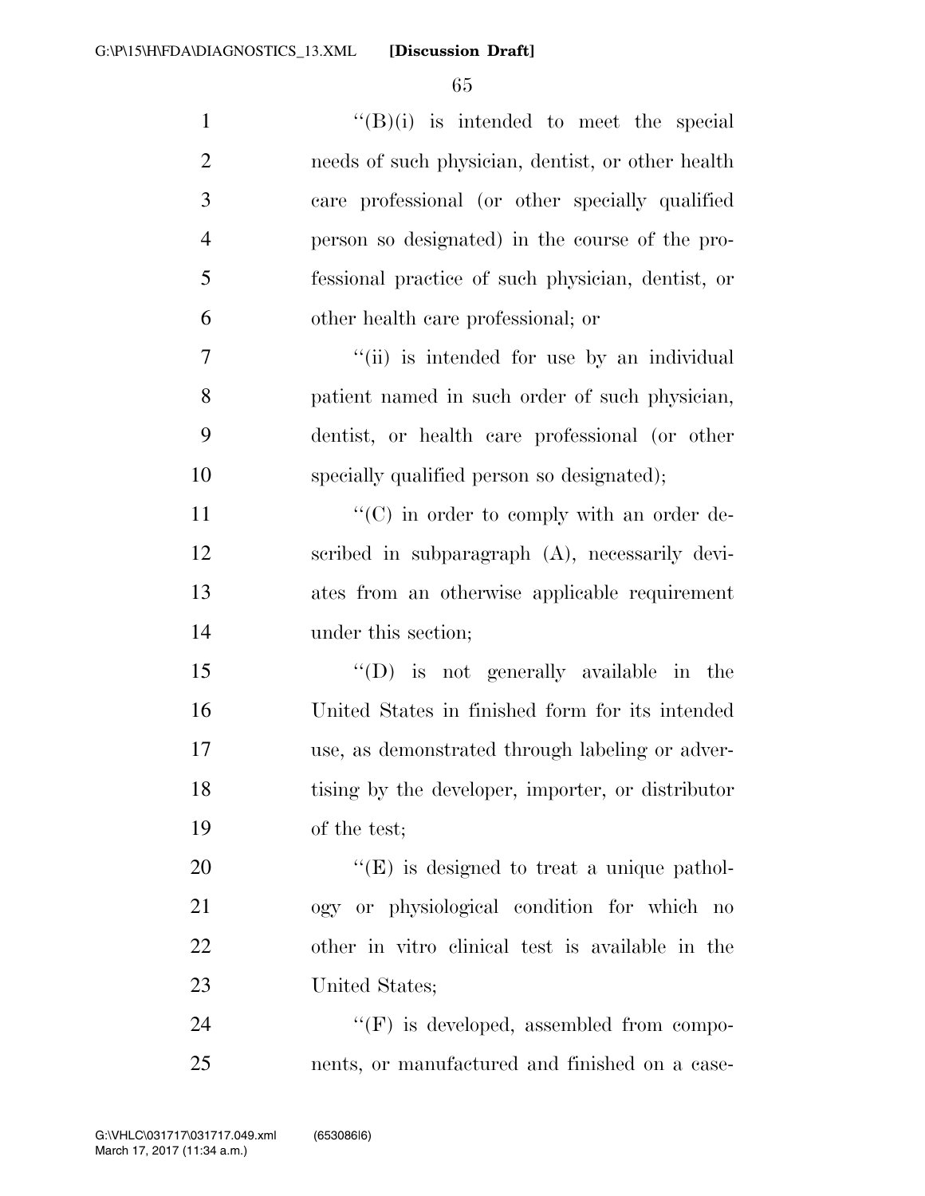''(B)(i) is intended to meet the special needs of such physician, dentist, or other health care professional (or other specially qualified person so designated) in the course of the professional practice of such physician, dentist, or other health care professional; or

''(ii) is intended for use by an individual patient named in such order of such physician, dentist, or health care professional (or other specially qualified person so designated);

''(C) in order to comply with an order described in subparagraph (A), necessarily deviates from an otherwise applicable requirement under this section;

''(D) is not generally available in the United States in finished form for its intended use, as demonstrated through labeling or advertising by the developer, importer, or distributor of the test;

''(E) is designed to treat a unique pathology or physiological condition for which no other in vitro clinical test is available in the United States;

''(F) is developed, assembled from components, or manufactured and finished on a case-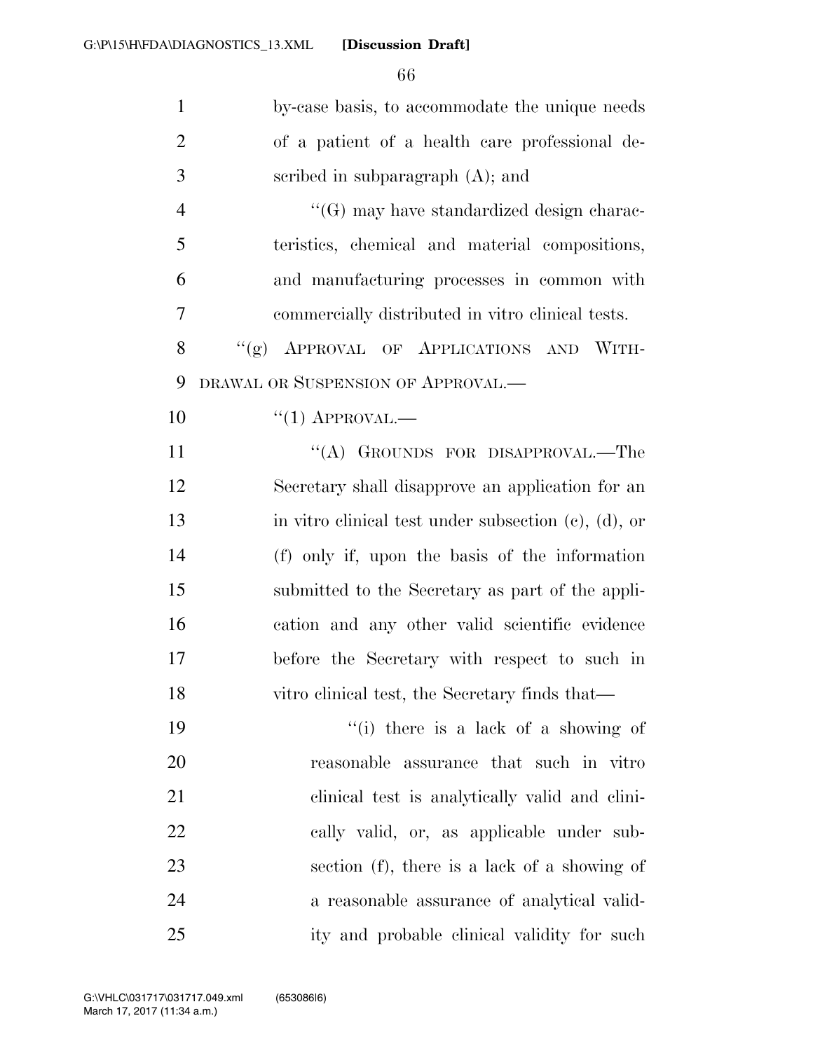by-case basis, to accommodate the unique needs of a patient of a health care professional described in subparagraph (A); and

"(G) may have standardized design characteristics, chemical and material compositions, and manufacturing processes in common with commercially distributed in vitro clinical tests.

"(g) APPROVAL OF APPLICATIONS AND WITHDRAWAL OR SUSPENSION OF APPROVAL.—

"(1) APPROVAL.—

"(A) GROUNDS FOR DISAPPROVAL.—The Secretary shall disapprove an application for an in vitro clinical test under subsection (c), (d), or (f) only if, upon the basis of the information submitted to the Secretary as part of the application and any other valid scientific evidence before the Secretary with respect to such in vitro clinical test, the Secretary finds that—

"(i) there is a lack of a showing of reasonable assurance that such in vitro clinical test is analytically valid and clinically valid, or, as applicable under subsection (f), there is a lack of a showing of a reasonable assurance of analytical validity and probable clinical validity for such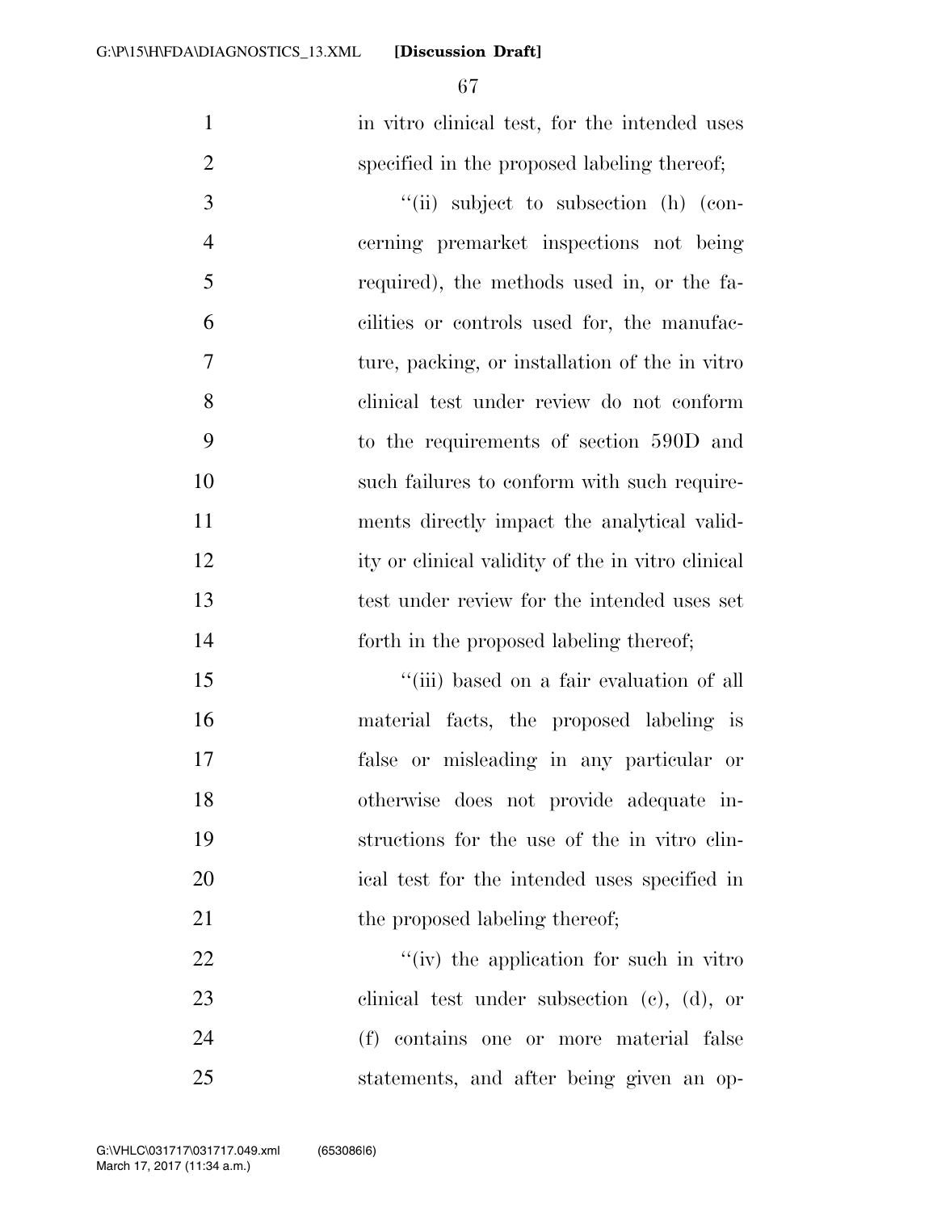in vitro clinical test, for the intended uses specified in the proposed labeling thereof;

"(ii) subject to subsection (h) (concerning premarket inspections not being required), the methods used in, or the facilities or controls used for, the manufacture, packing, or installation of the in vitro clinical test under review do not conform to the requirements of section 590D and such failures to conform with such requirements directly impact the analytical validity or clinical validity of the in vitro clinical test under review for the intended uses set forth in the proposed labeling thereof;

"(iii) based on a fair evaluation of all material facts, the proposed labeling is false or misleading in any particular or otherwise does not provide adequate instructions for the use of the in vitro clinical test for the intended uses specified in the proposed labeling thereof;

"(iv) the application for such in vitro clinical test under subsection (c), (d), or (f) contains one or more material false statements, and after being given an op-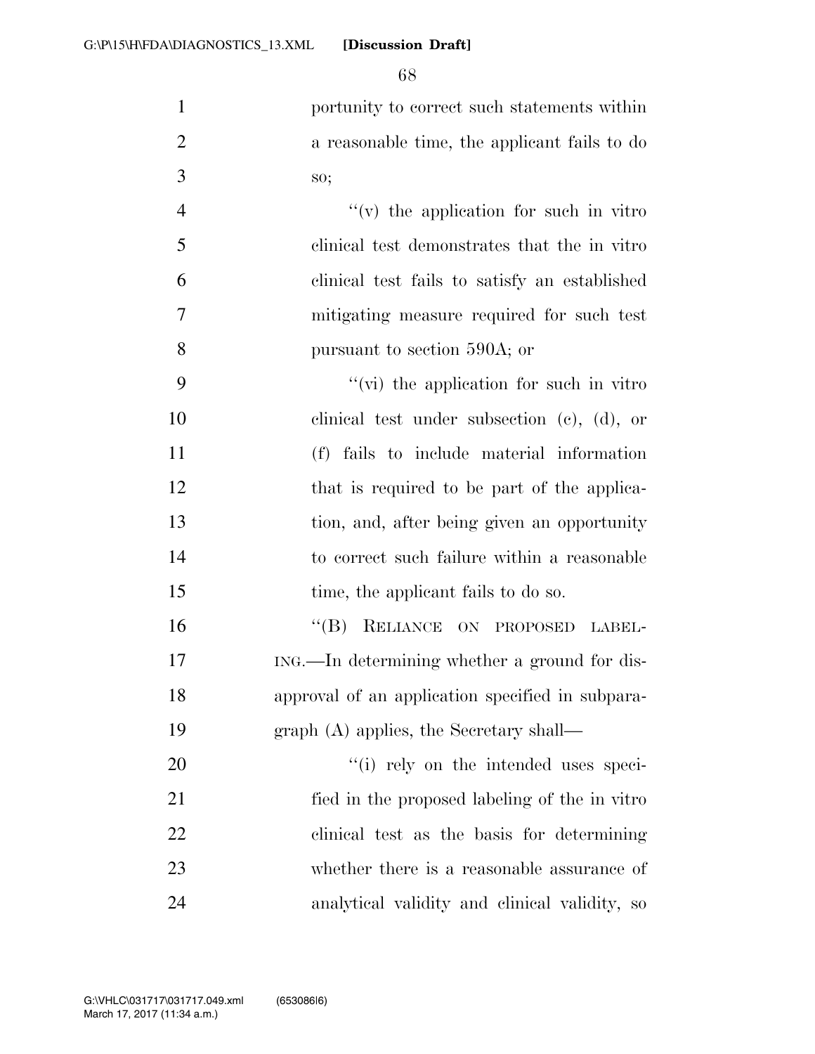portunity to correct such statements within a reasonable time, the applicant fails to do so;

''(v) the application for such in vitro clinical test demonstrates that the in vitro clinical test fails to satisfy an established mitigating measure required for such test pursuant to section 590A; or

''(vi) the application for such in vitro clinical test under subsection (c), (d), or (f) fails to include material information that is required to be part of the application, and, after being given an opportunity to correct such failure within a reasonable time, the applicant fails to do so.

''(B) RELIANCE ON PROPOSED LABELING.—In determining whether a ground for disapproval of an application specified in subparagraph (A) applies, the Secretary shall—

''(i) rely on the intended uses specified in the proposed labeling of the in vitro clinical test as the basis for determining whether there is a reasonable assurance of analytical validity and clinical validity, so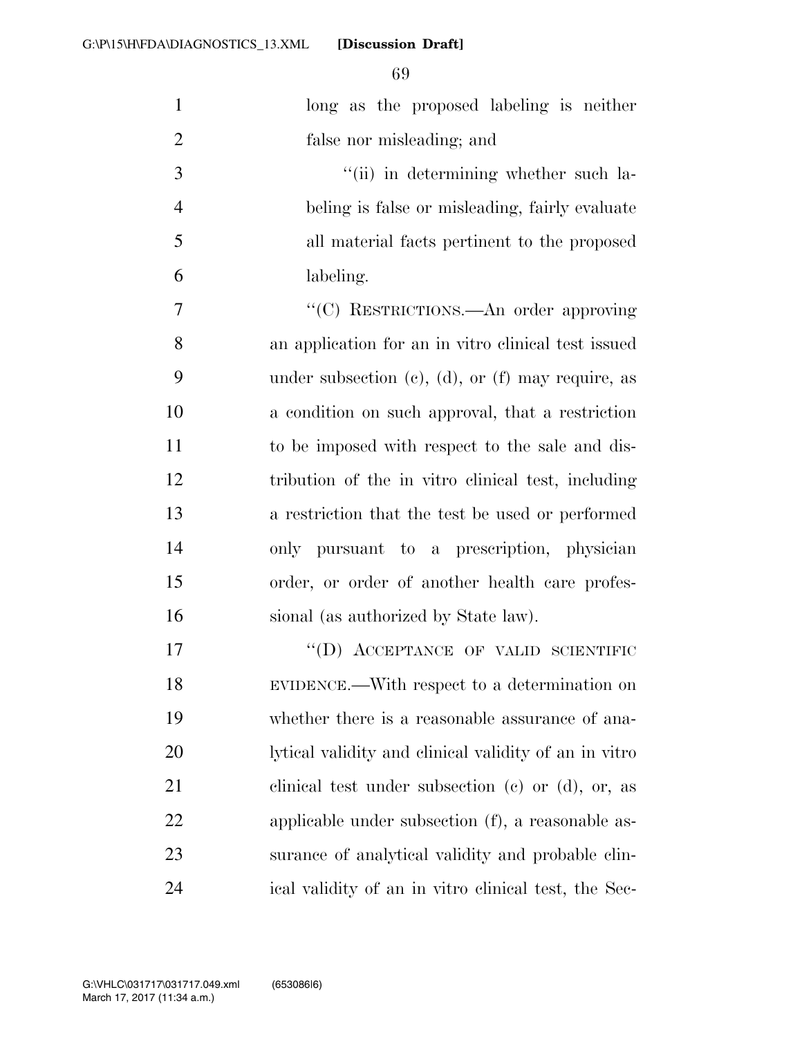long as the proposed labeling is neither false nor misleading; and

''(ii) in determining whether such labeling is false or misleading, fairly evaluate all material facts pertinent to the proposed labeling.

''(C) RESTRICTIONS.—An order approving an application for an in vitro clinical test issued under subsection (c), (d), or (f) may require, as a condition on such approval, that a restriction to be imposed with respect to the sale and distribution of the in vitro clinical test, including a restriction that the test be used or performed only pursuant to a prescription, physician order, or order of another health care professional (as authorized by State law).

''(D) ACCEPTANCE OF VALID SCIENTIFIC EVIDENCE.—With respect to a determination on whether there is a reasonable assurance of analytical validity and clinical validity of an in vitro clinical test under subsection (c) or (d), or, as applicable under subsection (f), a reasonable assurance of analytical validity and probable clinical validity of an in vitro clinical test, the Sec-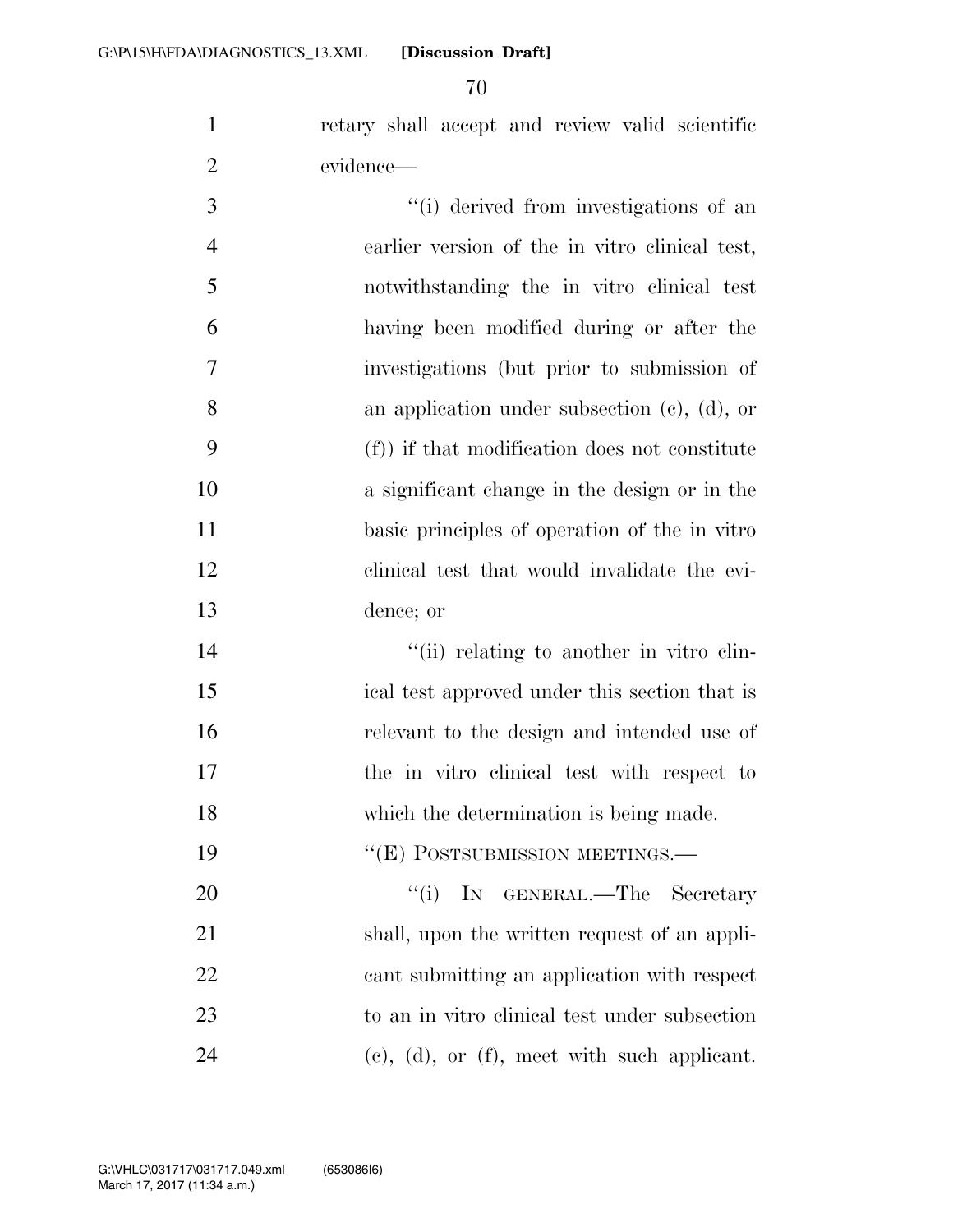retary shall accept and review valid scientific evidence—

"(i) derived from investigations of an earlier version of the in vitro clinical test, notwithstanding the in vitro clinical test having been modified during or after the investigations (but prior to submission of an application under subsection (c), (d), or (f)) if that modification does not constitute a significant change in the design or in the basic principles of operation of the in vitro clinical test that would invalidate the evidence; or

"(ii) relating to another in vitro clinical test approved under this section that is relevant to the design and intended use of the in vitro clinical test with respect to which the determination is being made.

"(E) POSTSUBMISSION MEETINGS.—

"(i) IN GENERAL.—The Secretary shall, upon the written request of an applicant submitting an application with respect to an in vitro clinical test under subsection (c), (d), or (f), meet with such applicant.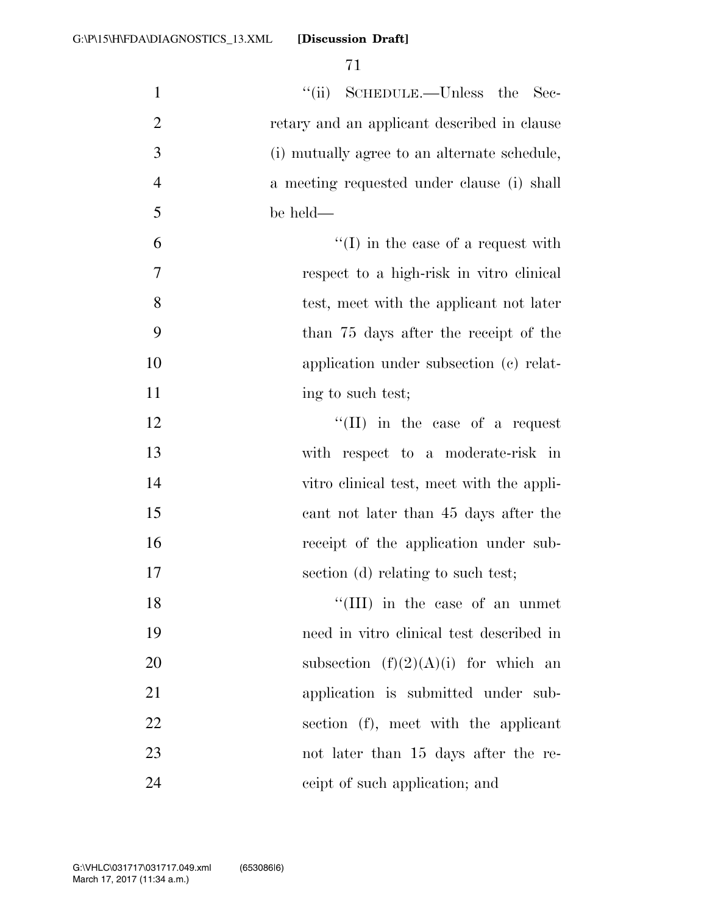''(ii) SCHEDULE.—Unless the Secretary and an applicant described in clause (i) mutually agree to an alternate schedule, a meeting requested under clause (i) shall be held—

''(I) in the case of a request with respect to a high-risk in vitro clinical test, meet with the applicant not later than 75 days after the receipt of the application under subsection (c) relating to such test;

''(II) in the case of a request with respect to a moderate-risk in vitro clinical test, meet with the applicant not later than 45 days after the receipt of the application under subsection (d) relating to such test;

''(III) in the case of an unmet need in vitro clinical test described in subsection (f)(2)(A)(i) for which an application is submitted under subsection (f), meet with the applicant not later than 15 days after the receipt of such application; and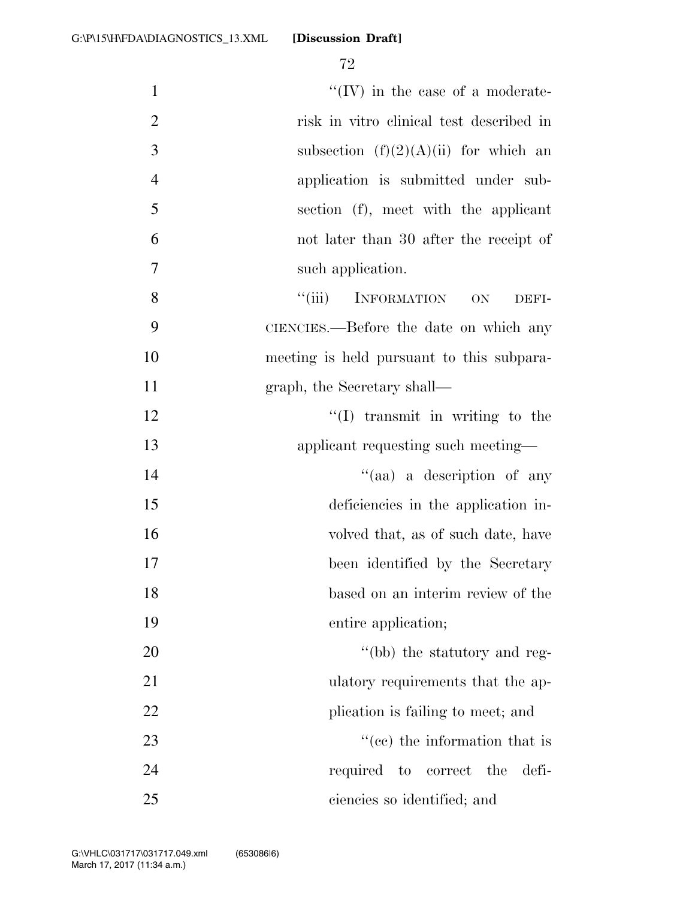"(IV) in the case of a moderate-risk in vitro clinical test described in subsection (f)(2)(A)(ii) for which an application is submitted under subsection (f), meet with the applicant not later than 30 after the receipt of such application.

"(iii) INFORMATION ON DEFICIENCIES.—Before the date on which any meeting is held pursuant to this subparagraph, the Secretary shall—

"(I) transmit in writing to the applicant requesting such meeting—

"(aa) a description of any deficiencies in the application involved that, as of such date, have been identified by the Secretary based on an interim review of the entire application;

"(bb) the statutory and regulatory requirements that the application is failing to meet; and

"(cc) the information that is required to correct the deficiencies so identified; and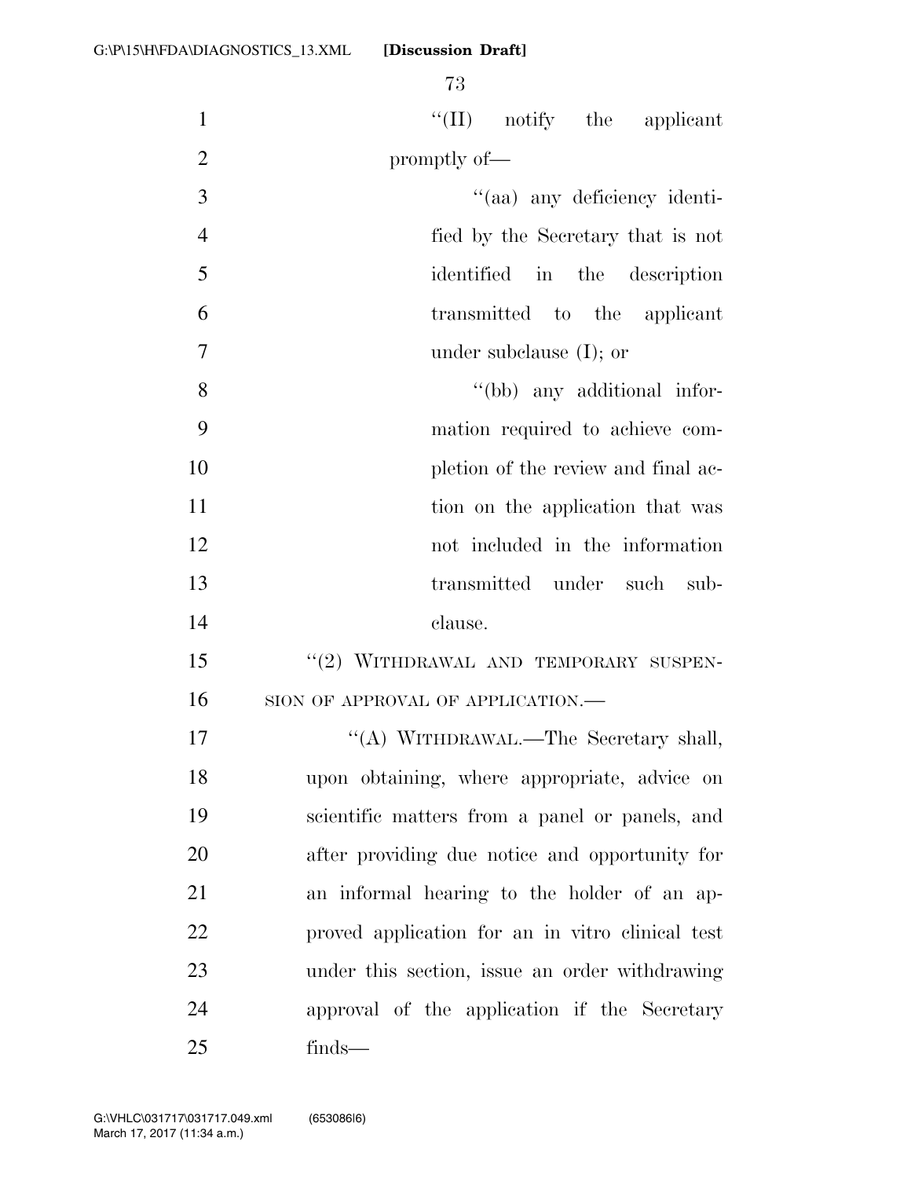"(II) notify the applicant promptly of—

"(aa) any deficiency identified by the Secretary that is not identified in the description transmitted to the applicant under subclause (I); or

"(bb) any additional information required to achieve completion of the review and final action on the application that was not included in the information transmitted under such subclause.

"(2) WITHDRAWAL AND TEMPORARY SUSPENSION OF APPROVAL OF APPLICATION.—

"(A) WITHDRAWAL.—The Secretary shall, upon obtaining, where appropriate, advice on scientific matters from a panel or panels, and after providing due notice and opportunity for an informal hearing to the holder of an approved application for an in vitro clinical test under this section, issue an order withdrawing approval of the application if the Secretary finds—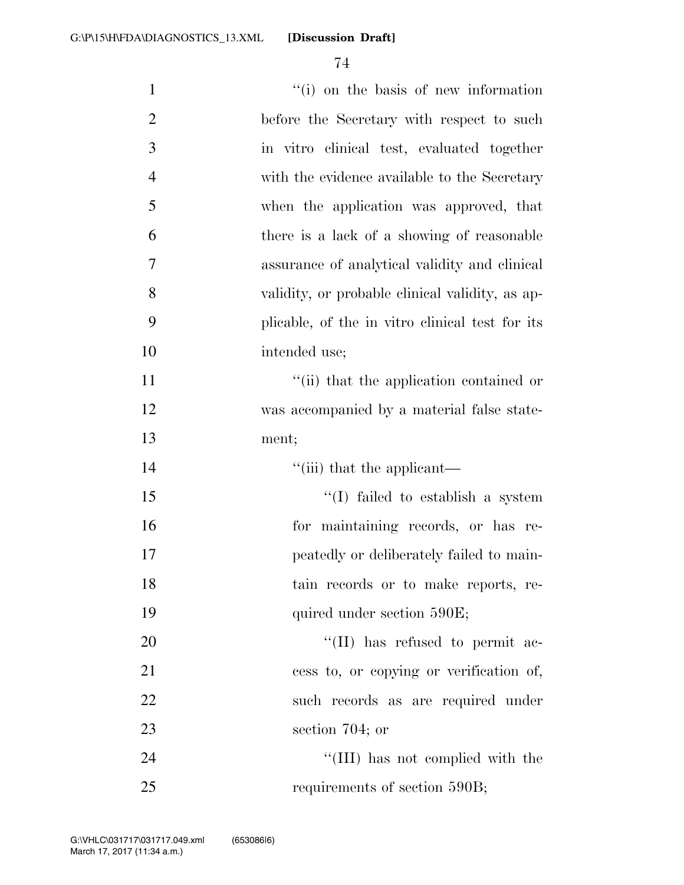''(i) on the basis of new information before the Secretary with respect to such in vitro clinical test, evaluated together with the evidence available to the Secretary when the application was approved, that there is a lack of a showing of reasonable assurance of analytical validity and clinical validity, or probable clinical validity, as applicable, of the in vitro clinical test for its intended use;

''(ii) that the application contained or was accompanied by a material false statement;

''(iii) that the applicant—

''(I) failed to establish a system for maintaining records, or has repeatedly or deliberately failed to maintain records or to make reports, required under section 590E;

''(II) has refused to permit access to, or copying or verification of, such records as are required under section 704; or

''(III) has not complied with the requirements of section 590B;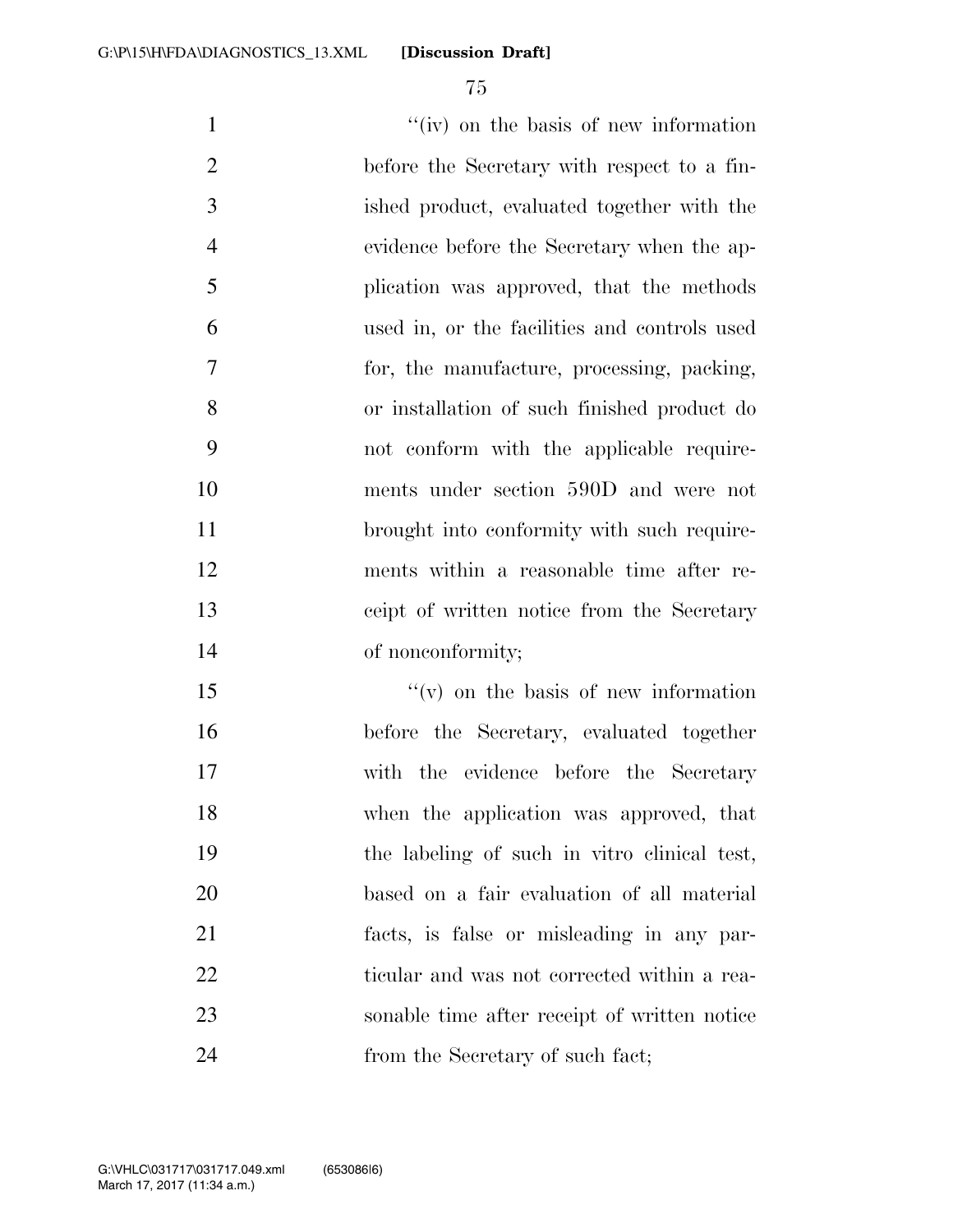"(iv) on the basis of new information before the Secretary with respect to a finished product, evaluated together with the evidence before the Secretary when the application was approved, that the methods used in, or the facilities and controls used for, the manufacture, processing, packing, or installation of such finished product do not conform with the applicable requirements under section 590D and were not brought into conformity with such requirements within a reasonable time after receipt of written notice from the Secretary of nonconformity;

"(v) on the basis of new information before the Secretary, evaluated together with the evidence before the Secretary when the application was approved, that the labeling of such in vitro clinical test, based on a fair evaluation of all material facts, is false or misleading in any particular and was not corrected within a reasonable time after receipt of written notice from the Secretary of such fact;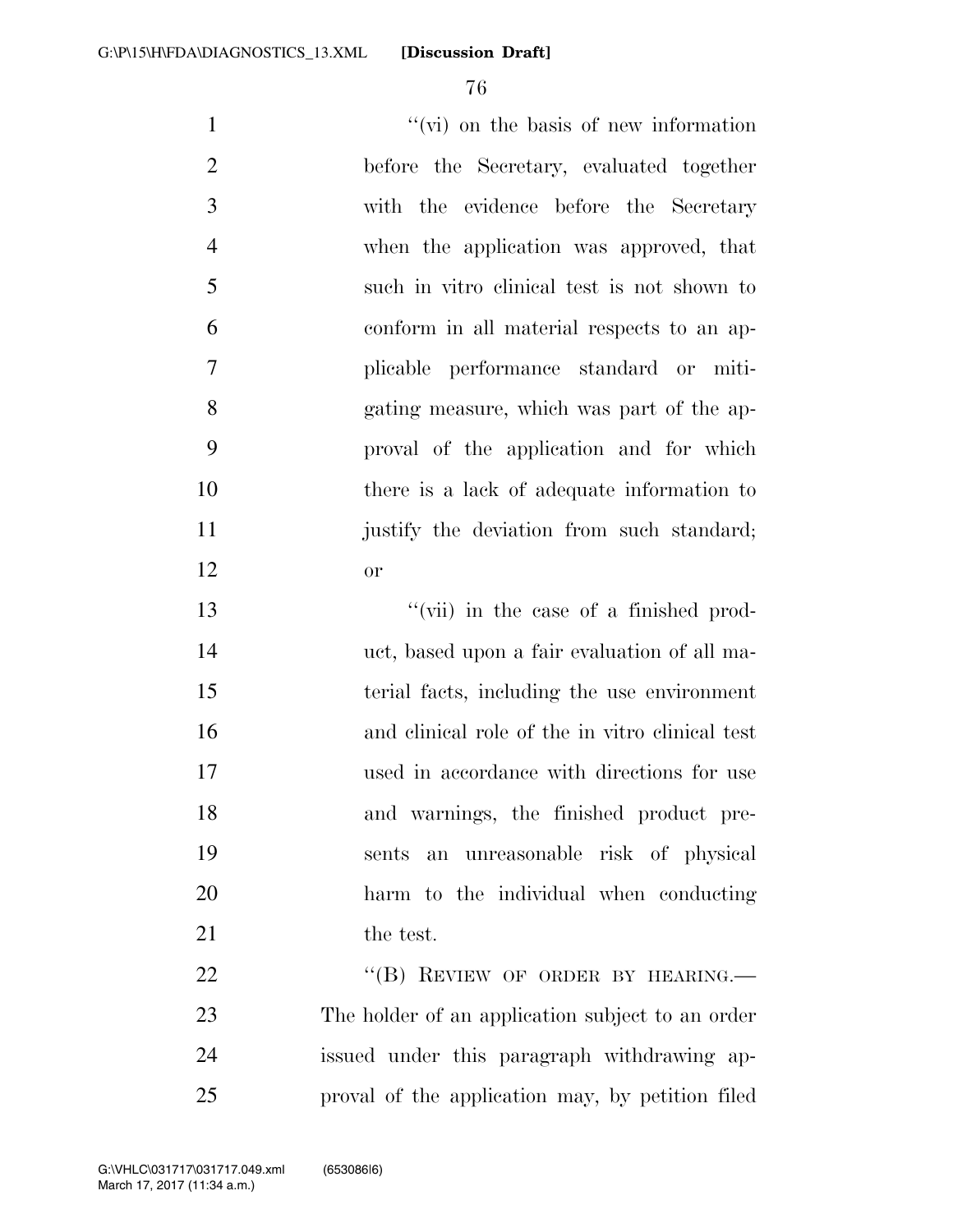''(vi) on the basis of new information before the Secretary, evaluated together with the evidence before the Secretary when the application was approved, that such in vitro clinical test is not shown to conform in all material respects to an applicable performance standard or mitigating measure, which was part of the approval of the application and for which there is a lack of adequate information to justify the deviation from such standard; or

''(vii) in the case of a finished product, based upon a fair evaluation of all material facts, including the use environment and clinical role of the in vitro clinical test used in accordance with directions for use and warnings, the finished product presents an unreasonable risk of physical harm to the individual when conducting the test.

''(B) REVIEW OF ORDER BY HEARING.—The holder of an application subject to an order issued under this paragraph withdrawing approval of the application may, by petition filed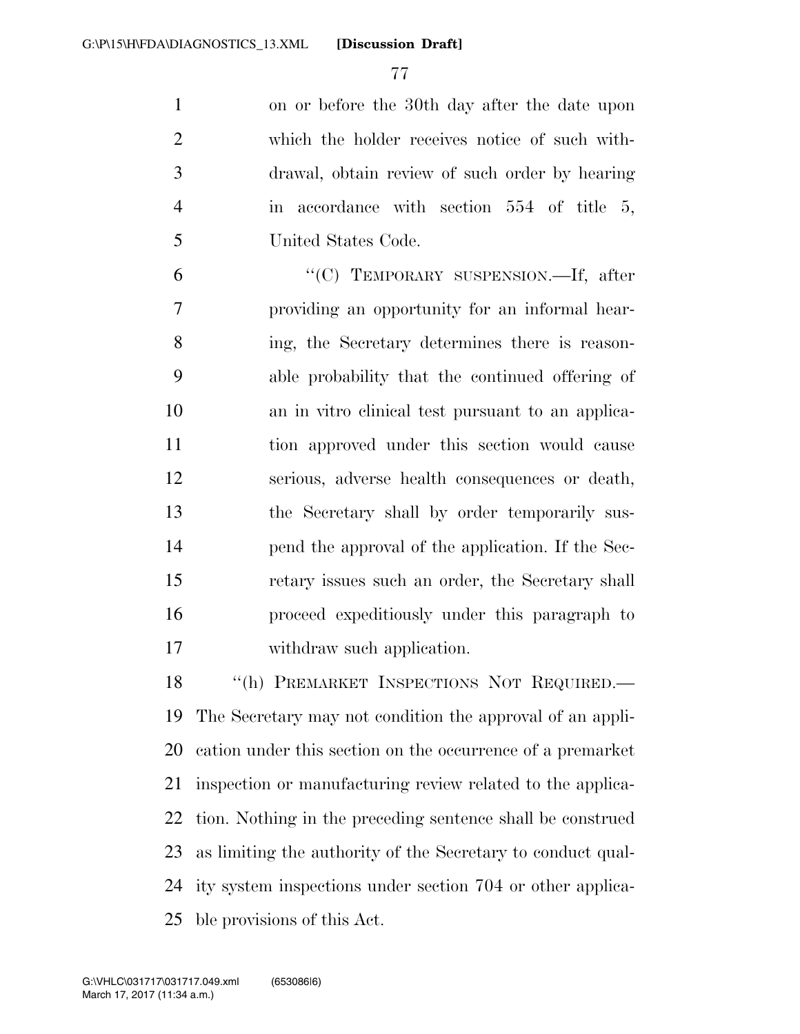on or before the 30th day after the date upon which the holder receives notice of such withdrawal, obtain review of such order by hearing in accordance with section 554 of title 5, United States Code.

"(C) TEMPORARY SUSPENSION.—If, after providing an opportunity for an informal hearing, the Secretary determines there is reasonable probability that the continued offering of an in vitro clinical test pursuant to an application approved under this section would cause serious, adverse health consequences or death, the Secretary shall by order temporarily suspend the approval of the application. If the Secretary issues such an order, the Secretary shall proceed expeditiously under this paragraph to withdraw such application.

"(h) PREMARKET INSPECTIONS NOT REQUIRED.—The Secretary may not condition the approval of an application under this section on the occurrence of a premarket inspection or manufacturing review related to the application. Nothing in the preceding sentence shall be construed as limiting the authority of the Secretary to conduct quality system inspections under section 704 or other applicable provisions of this Act.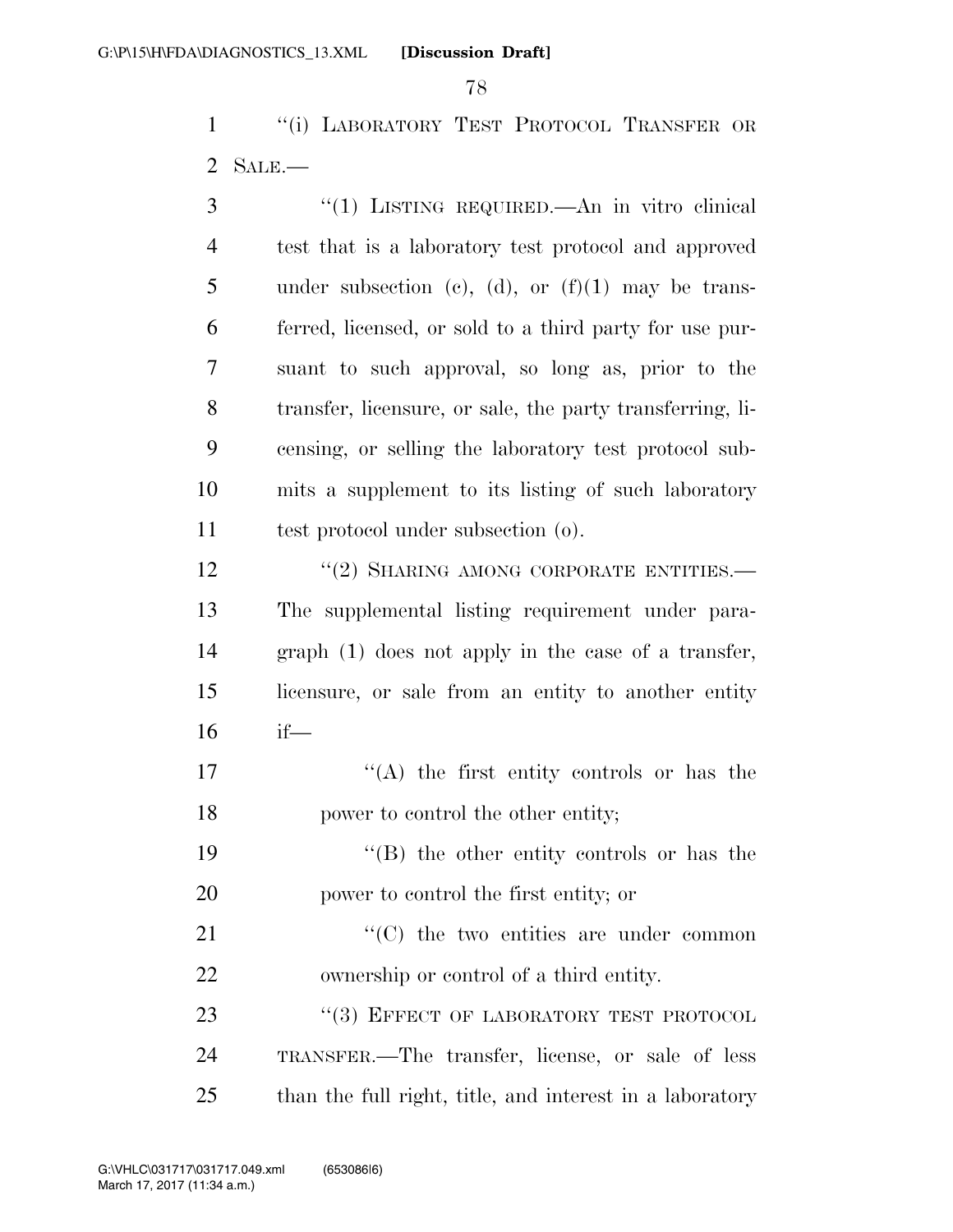"(i) LABORATORY TEST PROTOCOL TRANSFER OR SALE.—

"(1) LISTING REQUIRED.—An in vitro clinical test that is a laboratory test protocol and approved under subsection (c), (d), or (f)(1) may be transferred, licensed, or sold to a third party for use pursuant to such approval, so long as, prior to the transfer, licensure, or sale, the party transferring, licensing, or selling the laboratory test protocol submits a supplement to its listing of such laboratory test protocol under subsection (o).

"(2) SHARING AMONG CORPORATE ENTITIES.—The supplemental listing requirement under paragraph (1) does not apply in the case of a transfer, licensure, or sale from an entity to another entity if—

"(A) the first entity controls or has the power to control the other entity;

"(B) the other entity controls or has the power to control the first entity; or

"(C) the two entities are under common ownership or control of a third entity.

"(3) EFFECT OF LABORATORY TEST PROTOCOL TRANSFER.—The transfer, license, or sale of less than the full right, title, and interest in a laboratory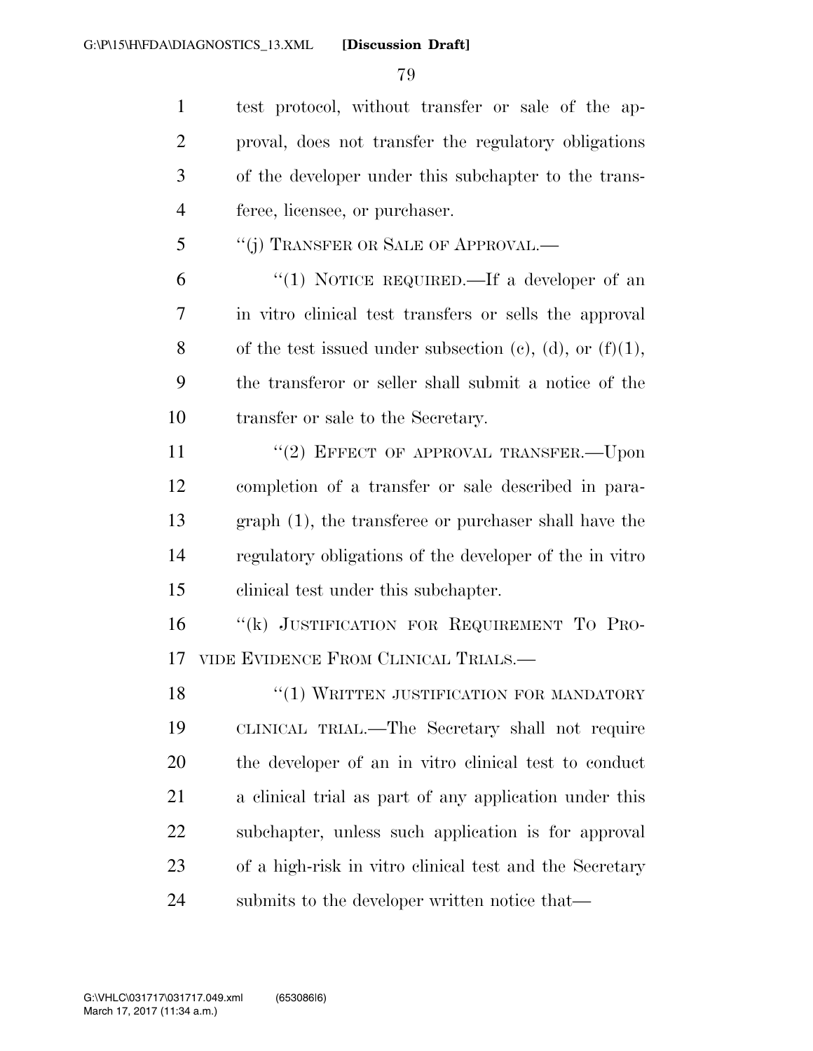test protocol, without transfer or sale of the approval, does not transfer the regulatory obligations of the developer under this subchapter to the transferee, licensee, or purchaser.

"(j) TRANSFER OR SALE OF APPROVAL.—

"(1) NOTICE REQUIRED.—If a developer of an in vitro clinical test transfers or sells the approval of the test issued under subsection (c), (d), or (f)(1), the transferor or seller shall submit a notice of the transfer or sale to the Secretary.

"(2) EFFECT OF APPROVAL TRANSFER.—Upon completion of a transfer or sale described in paragraph (1), the transferee or purchaser shall have the regulatory obligations of the developer of the in vitro clinical test under this subchapter.

"(k) JUSTIFICATION FOR REQUIREMENT TO PROVIDE EVIDENCE FROM CLINICAL TRIALS.—

"(1) WRITTEN JUSTIFICATION FOR MANDATORY CLINICAL TRIAL.—The Secretary shall not require the developer of an in vitro clinical test to conduct a clinical trial as part of any application under this subchapter, unless such application is for approval of a high-risk in vitro clinical test and the Secretary submits to the developer written notice that—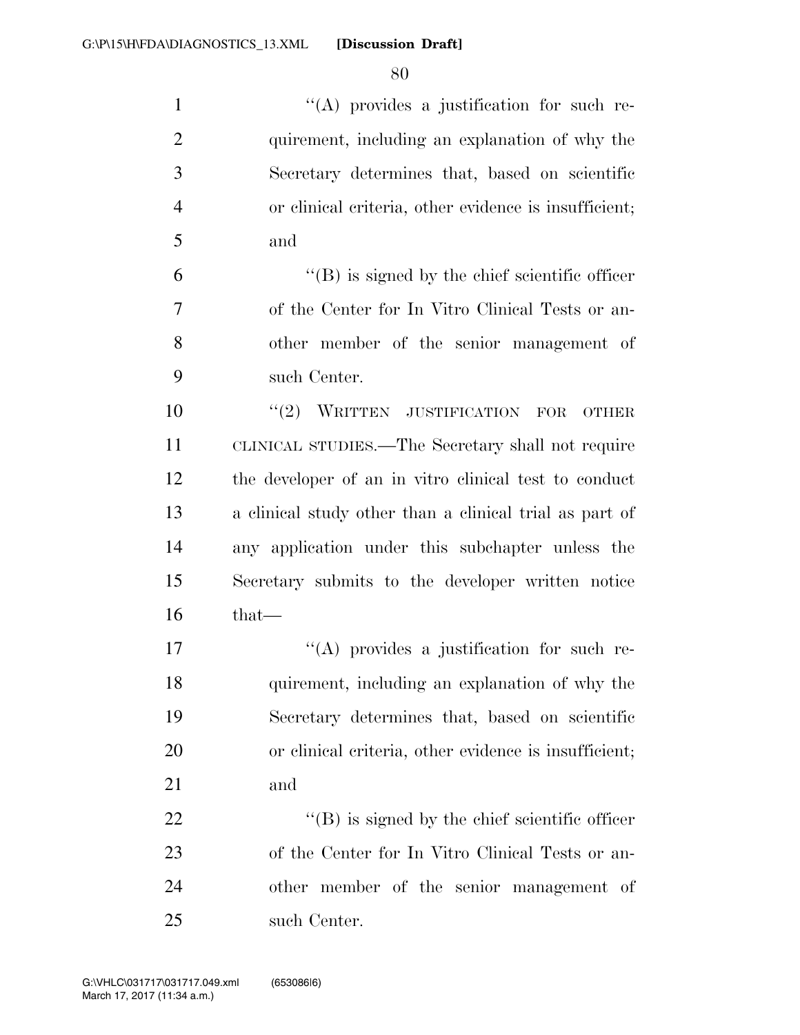''(A) provides a justification for such requirement, including an explanation of why the Secretary determines that, based on scientific or clinical criteria, other evidence is insufficient; and

''(B) is signed by the chief scientific officer of the Center for In Vitro Clinical Tests or another member of the senior management of such Center.

''(2) WRITTEN JUSTIFICATION FOR OTHER CLINICAL STUDIES.—The Secretary shall not require the developer of an in vitro clinical test to conduct a clinical study other than a clinical trial as part of any application under this subchapter unless the Secretary submits to the developer written notice that—

''(A) provides a justification for such requirement, including an explanation of why the Secretary determines that, based on scientific or clinical criteria, other evidence is insufficient; and

''(B) is signed by the chief scientific officer of the Center for In Vitro Clinical Tests or another member of the senior management of such Center.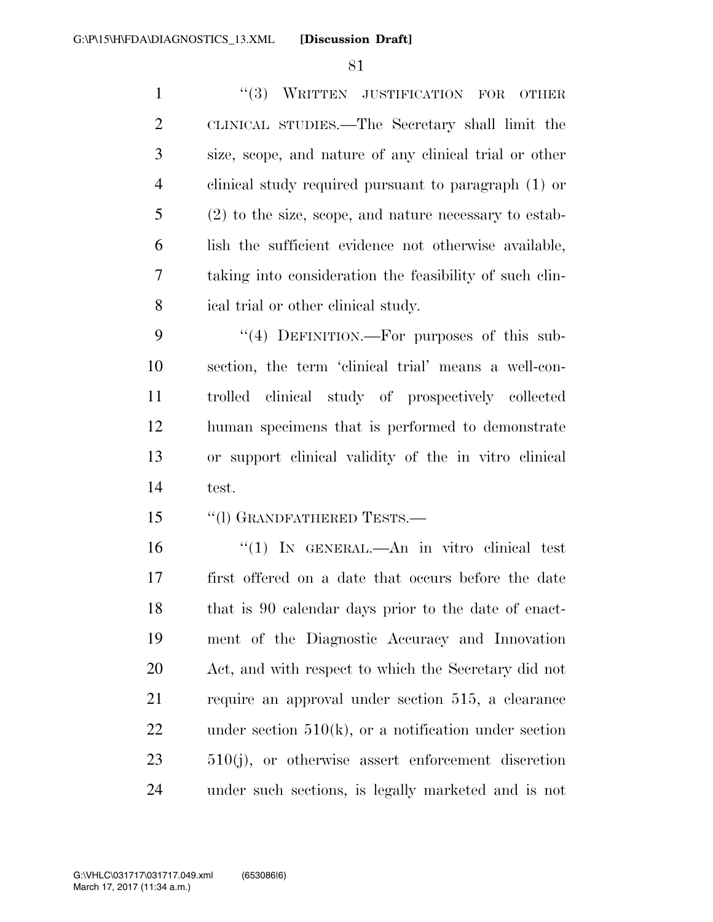"(3) WRITTEN JUSTIFICATION FOR OTHER CLINICAL STUDIES.—The Secretary shall limit the size, scope, and nature of any clinical trial or other clinical study required pursuant to paragraph (1) or (2) to the size, scope, and nature necessary to establish the sufficient evidence not otherwise available, taking into consideration the feasibility of such clinical trial or other clinical study.

"(4) DEFINITION.—For purposes of this subsection, the term 'clinical trial' means a well-controlled clinical study of prospectively collected human specimens that is performed to demonstrate or support clinical validity of the in vitro clinical test.

"(l) GRANDFATHERED TESTS.—

"(1) IN GENERAL.—An in vitro clinical test first offered on a date that occurs before the date that is 90 calendar days prior to the date of enactment of the Diagnostic Accuracy and Innovation Act, and with respect to which the Secretary did not require an approval under section 515, a clearance under section 510(k), or a notification under section 510(j), or otherwise assert enforcement discretion under such sections, is legally marketed and is not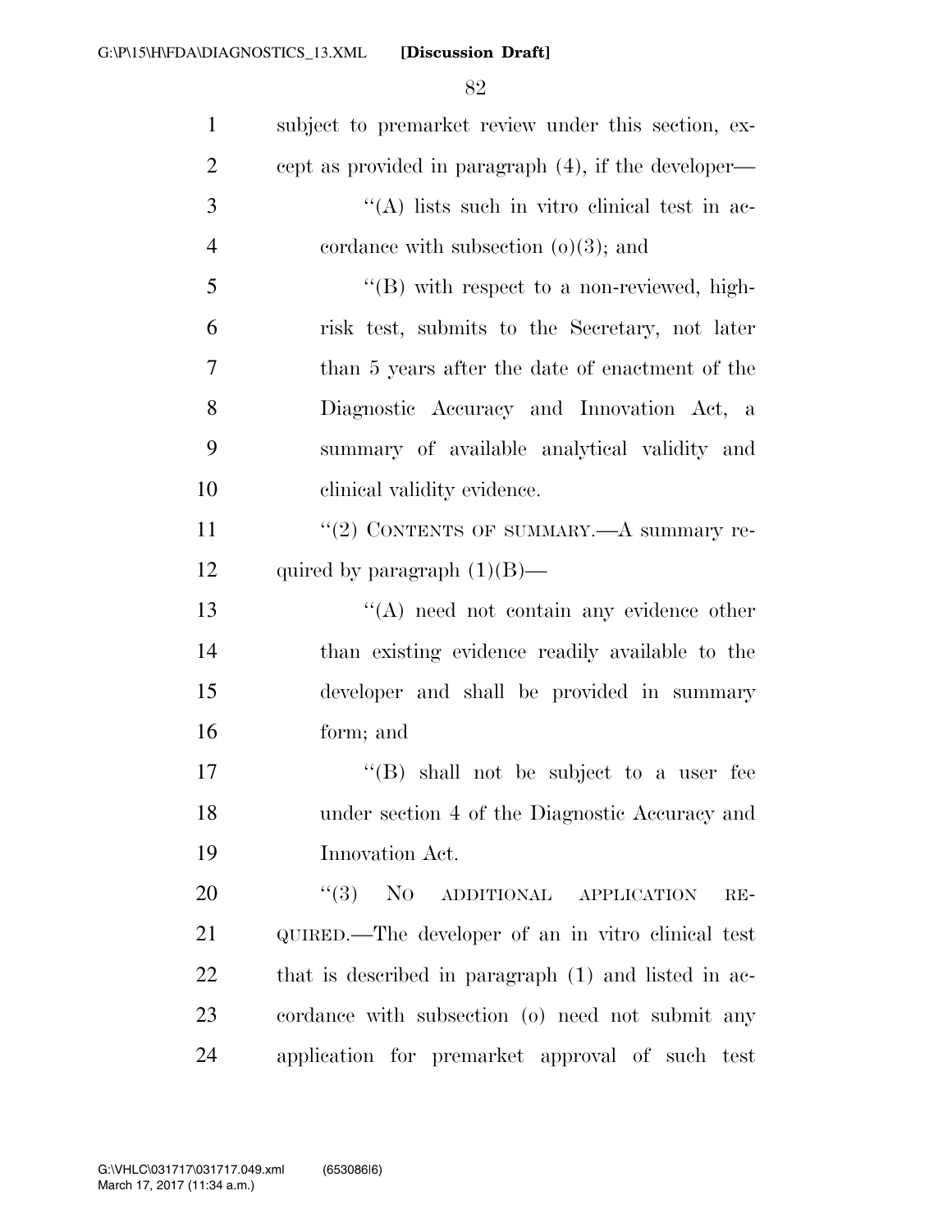subject to premarket review under this section, except as provided in paragraph (4), if the developer—

"(A) lists such in vitro clinical test in accordance with subsection (o)(3); and

"(B) with respect to a non-reviewed, high-risk test, submits to the Secretary, not later than 5 years after the date of enactment of the Diagnostic Accuracy and Innovation Act, a summary of available analytical validity and clinical validity evidence.

"(2) CONTENTS OF SUMMARY.—A summary required by paragraph (1)(B)—

"(A) need not contain any evidence other than existing evidence readily available to the developer and shall be provided in summary form; and

"(B) shall not be subject to a user fee under section 4 of the Diagnostic Accuracy and Innovation Act.

"(3) NO ADDITIONAL APPLICATION REQUIRED.—The developer of an in vitro clinical test that is described in paragraph (1) and listed in accordance with subsection (o) need not submit any application for premarket approval of such test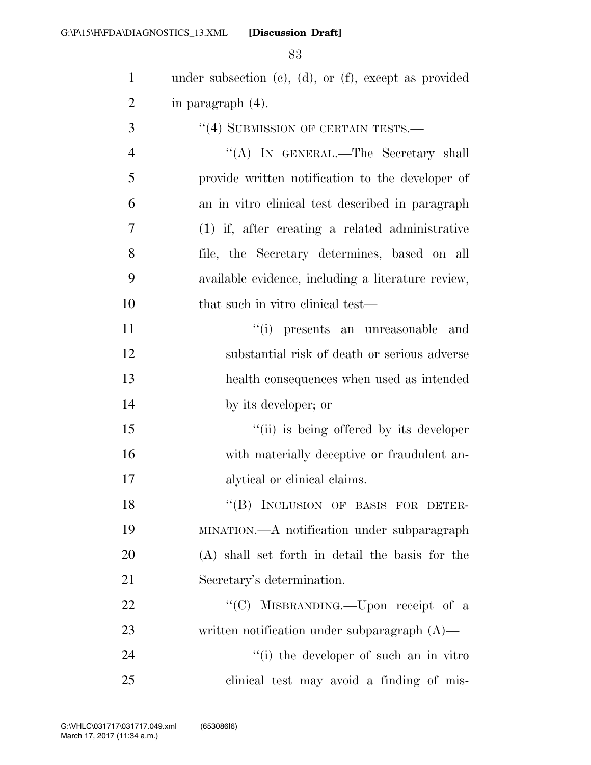under subsection (c), (d), or (f), except as provided in paragraph (4).

"(4) SUBMISSION OF CERTAIN TESTS.—

"(A) IN GENERAL.—The Secretary shall provide written notification to the developer of an in vitro clinical test described in paragraph (1) if, after creating a related administrative file, the Secretary determines, based on all available evidence, including a literature review, that such in vitro clinical test—

"(i) presents an unreasonable and substantial risk of death or serious adverse health consequences when used as intended by its developer; or

"(ii) is being offered by its developer with materially deceptive or fraudulent analytical or clinical claims.

"(B) INCLUSION OF BASIS FOR DETERMINATION.—A notification under subparagraph (A) shall set forth in detail the basis for the Secretary's determination.

"(C) MISBRANDING.—Upon receipt of a written notification under subparagraph (A)—

"(i) the developer of such an in vitro clinical test may avoid a finding of mis-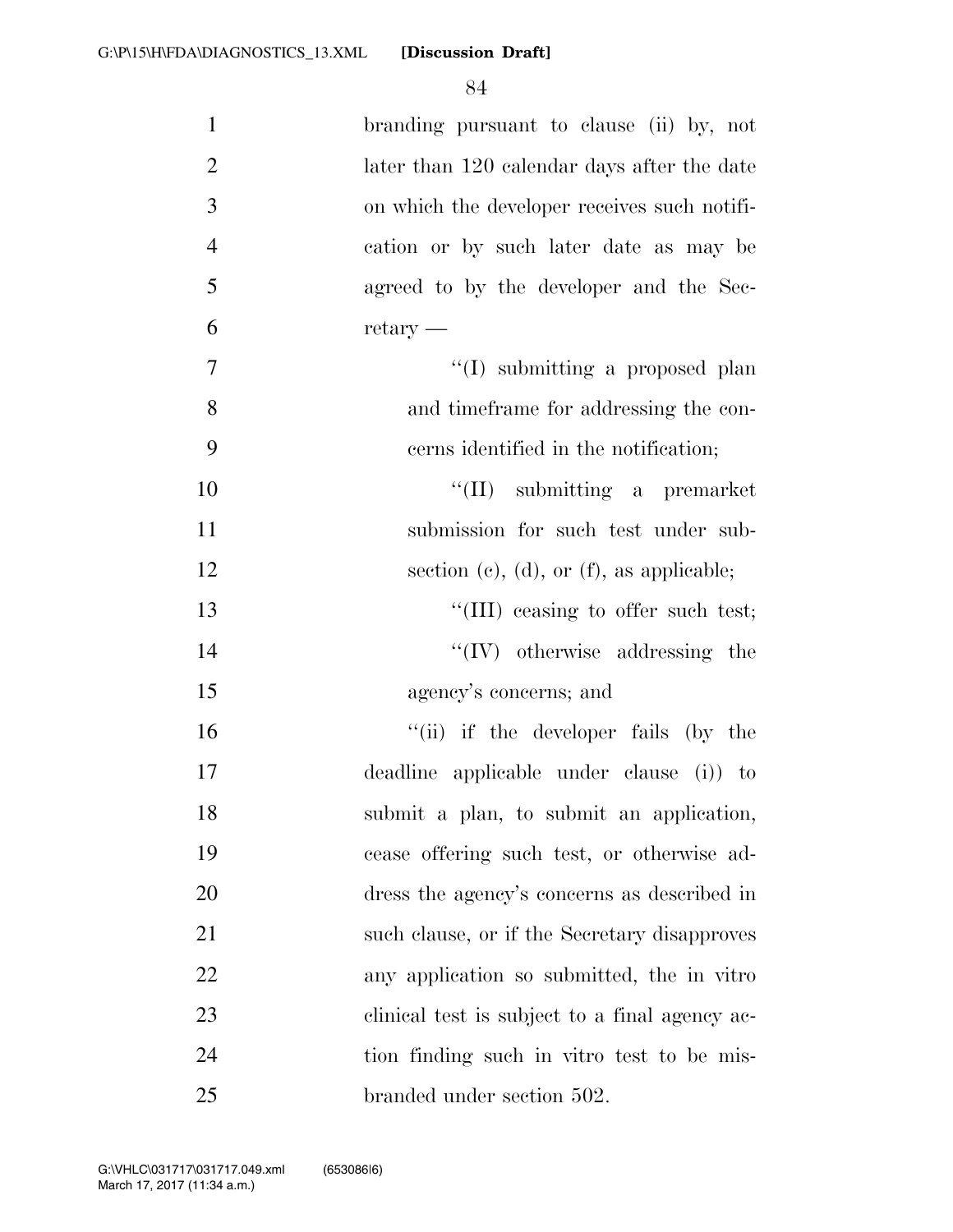branding pursuant to clause (ii) by, not later than 120 calendar days after the date on which the developer receives such notification or by such later date as may be agreed to by the developer and the Secretary —

"(I) submitting a proposed plan and timeframe for addressing the concerns identified in the notification;

"(II) submitting a premarket submission for such test under subsection (c), (d), or (f), as applicable;

"(III) ceasing to offer such test;

"(IV) otherwise addressing the agency's concerns; and

"(ii) if the developer fails (by the deadline applicable under clause (i)) to submit a plan, to submit an application, cease offering such test, or otherwise address the agency's concerns as described in such clause, or if the Secretary disapproves any application so submitted, the in vitro clinical test is subject to a final agency action finding such in vitro test to be misbranded under section 502.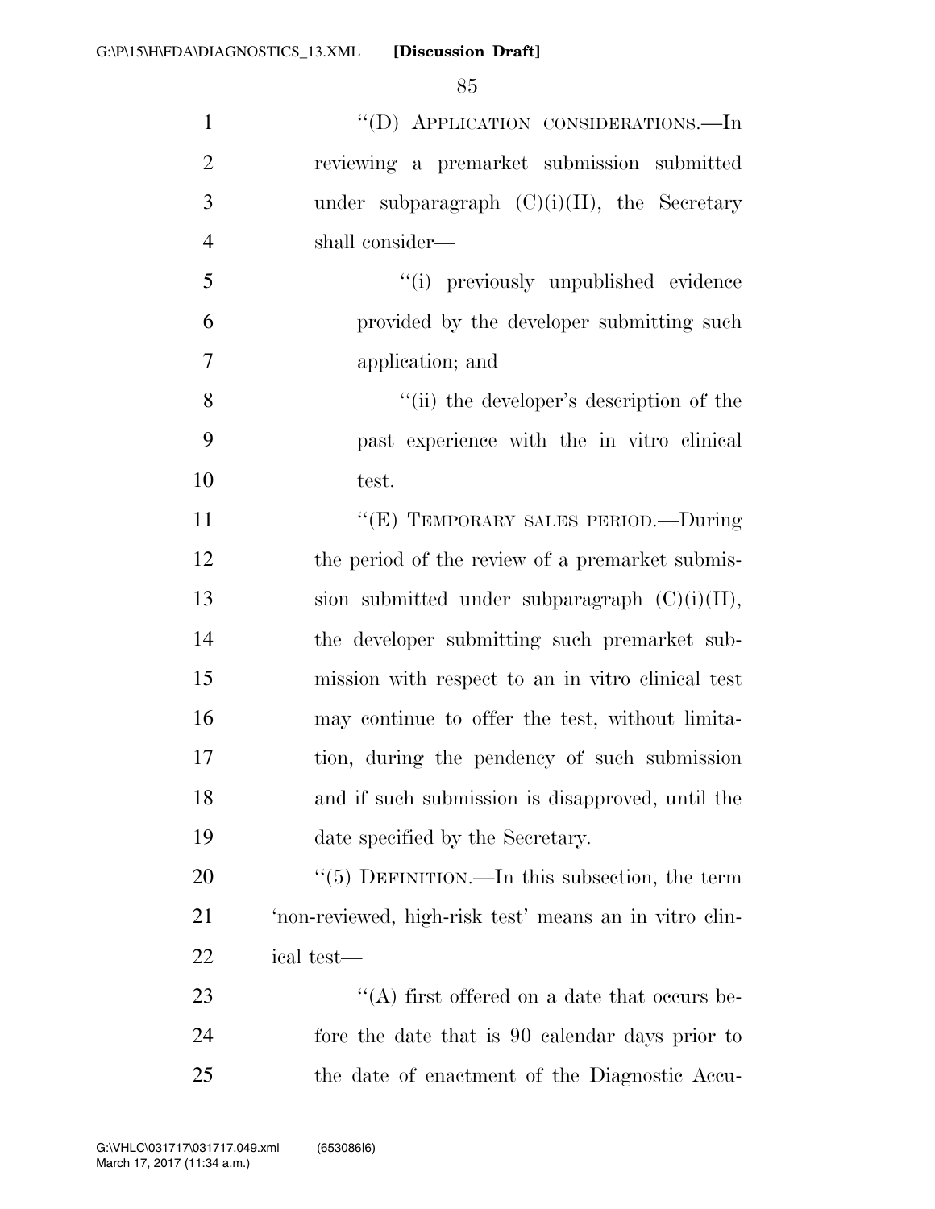"(D) APPLICATION CONSIDERATIONS.—In reviewing a premarket submission submitted under subparagraph (C)(i)(II), the Secretary shall consider—

"(i) previously unpublished evidence provided by the developer submitting such application; and

"(ii) the developer's description of the past experience with the in vitro clinical test.

"(E) TEMPORARY SALES PERIOD.—During the period of the review of a premarket submission submitted under subparagraph (C)(i)(II), the developer submitting such premarket submission with respect to an in vitro clinical test may continue to offer the test, without limitation, during the pendency of such submission and if such submission is disapproved, until the date specified by the Secretary.

"(5) DEFINITION.—In this subsection, the term 'non-reviewed, high-risk test' means an in vitro clinical test—

"(A) first offered on a date that occurs before the date that is 90 calendar days prior to the date of enactment of the Diagnostic Accu-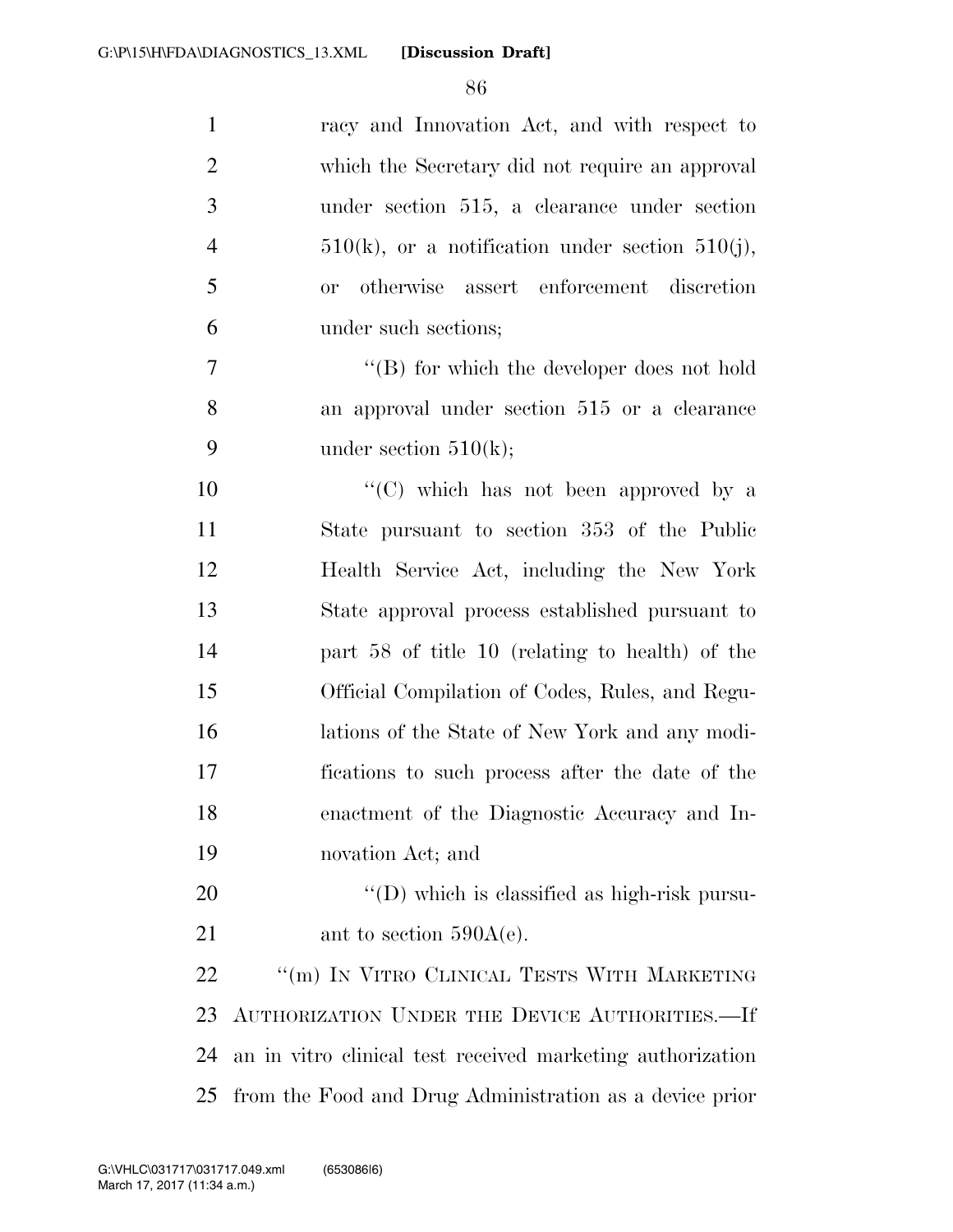racy and Innovation Act, and with respect to which the Secretary did not require an approval under section 515, a clearance under section 510(k), or a notification under section 510(j), or otherwise assert enforcement discretion under such sections;

"(B) for which the developer does not hold an approval under section 515 or a clearance under section 510(k);

"(C) which has not been approved by a State pursuant to section 353 of the Public Health Service Act, including the New York State approval process established pursuant to part 58 of title 10 (relating to health) of the Official Compilation of Codes, Rules, and Regulations of the State of New York and any modifications to such process after the date of the enactment of the Diagnostic Accuracy and Innovation Act; and

"(D) which is classified as high-risk pursuant to section 590A(e).

"(m) IN VITRO CLINICAL TESTS WITH MARKETING AUTHORIZATION UNDER THE DEVICE AUTHORITIES.—If an in vitro clinical test received marketing authorization from the Food and Drug Administration as a device prior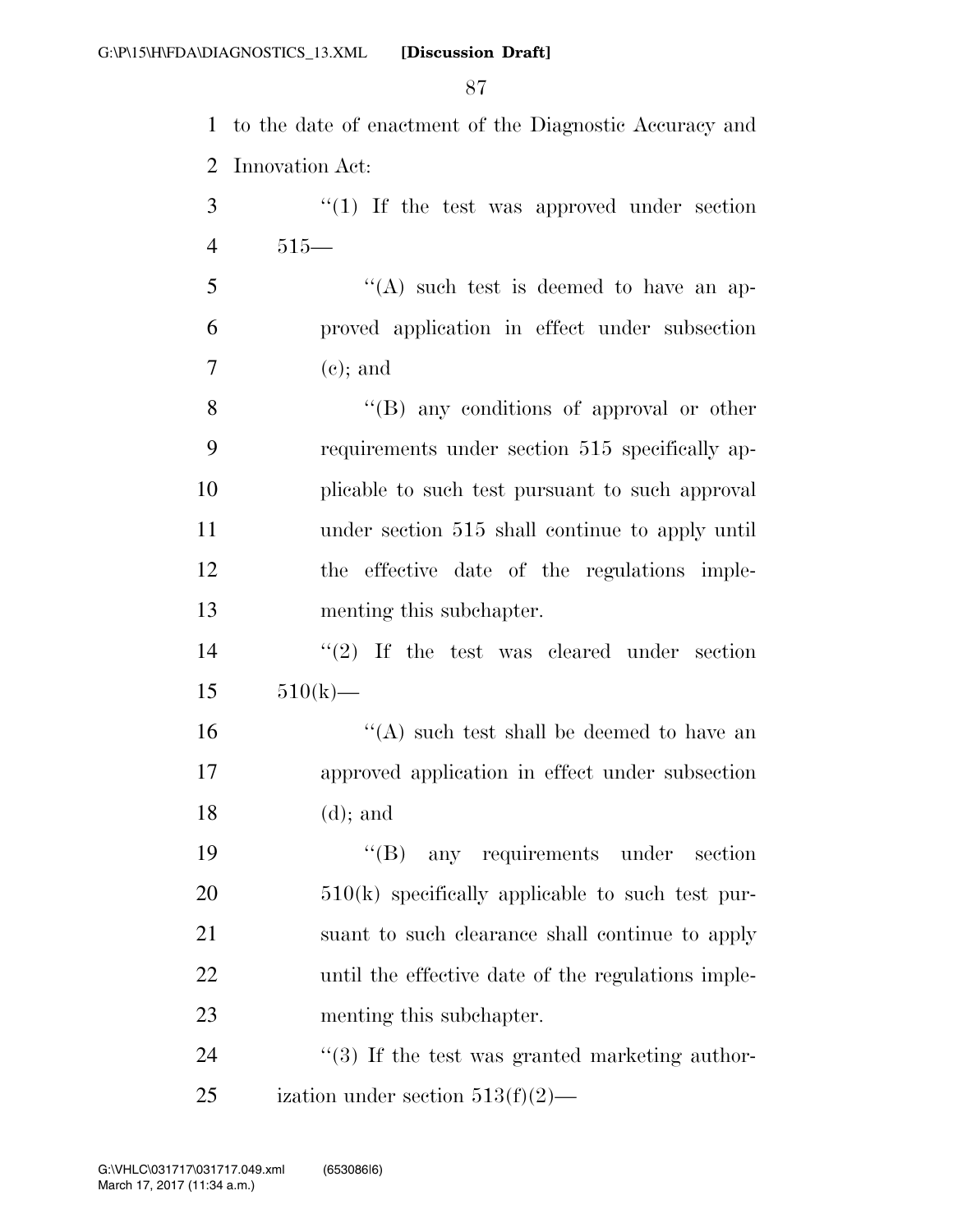to the date of enactment of the Diagnostic Accuracy and Innovation Act:

''(1) If the test was approved under section 515—

''(A) such test is deemed to have an approved application in effect under subsection (c); and

''(B) any conditions of approval or other requirements under section 515 specifically applicable to such test pursuant to such approval under section 515 shall continue to apply until the effective date of the regulations implementing this subchapter.

''(2) If the test was cleared under section 510(k)—

''(A) such test shall be deemed to have an approved application in effect under subsection (d); and

''(B) any requirements under section 510(k) specifically applicable to such test pursuant to such clearance shall continue to apply until the effective date of the regulations implementing this subchapter.

''(3) If the test was granted marketing authorization under section 513(f)(2)—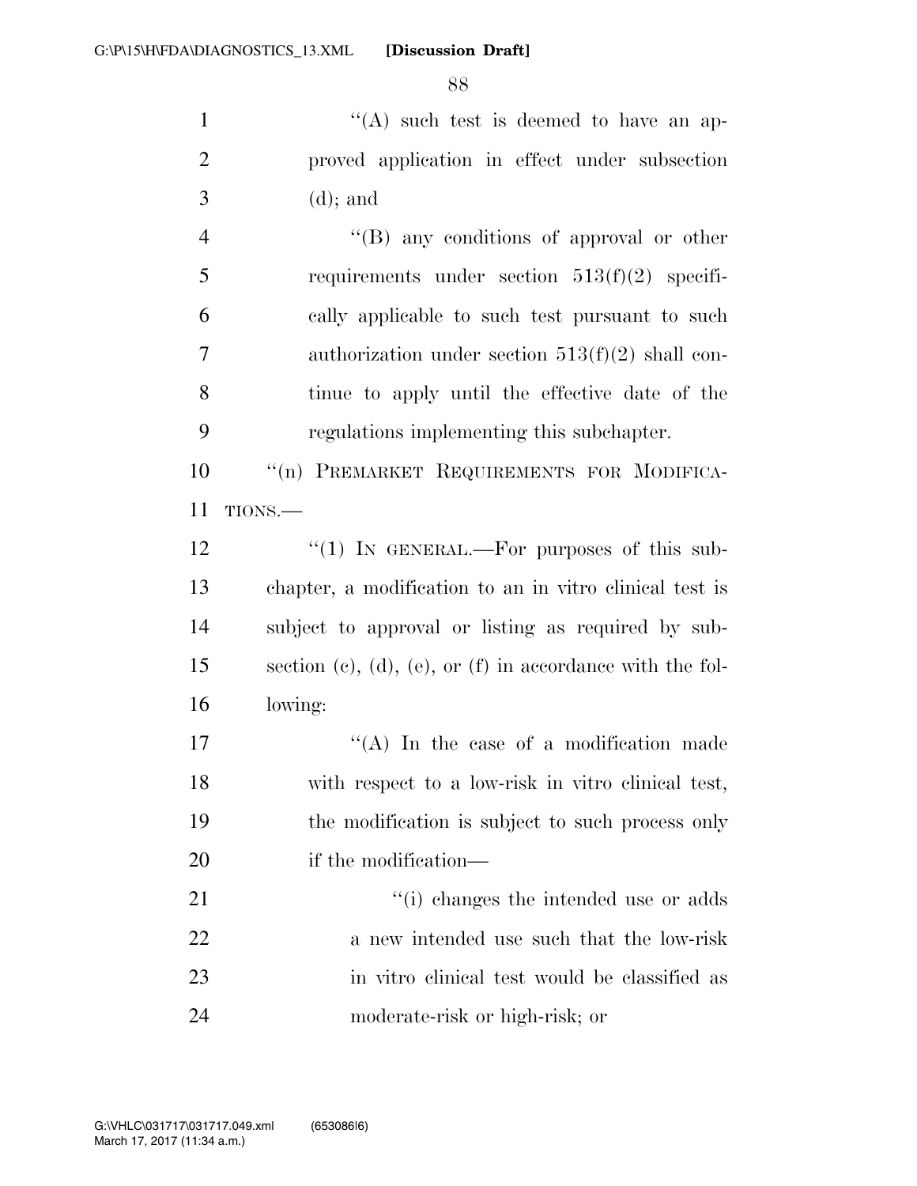''(A) such test is deemed to have an approved application in effect under subsection (d); and

''(B) any conditions of approval or other requirements under section 513(f)(2) specifically applicable to such test pursuant to such authorization under section 513(f)(2) shall continue to apply until the effective date of the regulations implementing this subchapter.

''(n) PREMARKET REQUIREMENTS FOR MODIFICATIONS.—

''(1) IN GENERAL.—For purposes of this subchapter, a modification to an in vitro clinical test is subject to approval or listing as required by subsection (c), (d), (e), or (f) in accordance with the following:

''(A) In the case of a modification made with respect to a low-risk in vitro clinical test, the modification is subject to such process only if the modification—

''(i) changes the intended use or adds a new intended use such that the low-risk in vitro clinical test would be classified as moderate-risk or high-risk; or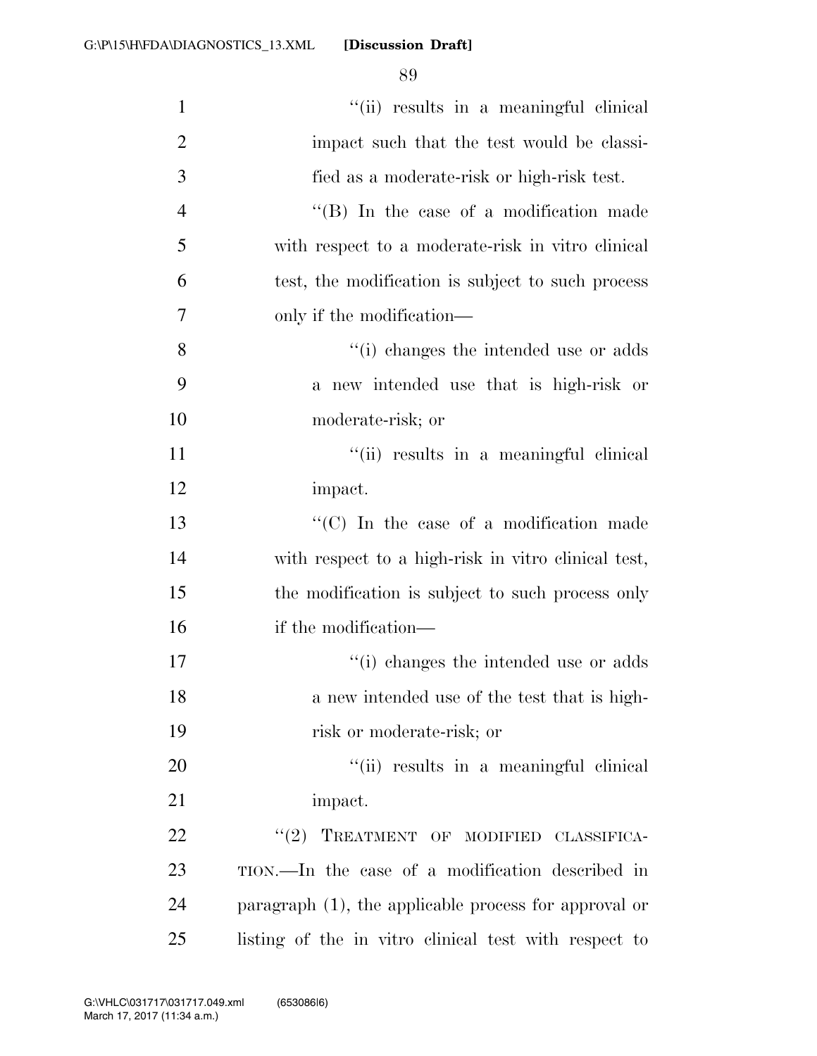''(ii) results in a meaningful clinical impact such that the test would be classified as a moderate-risk or high-risk test.

''(B) In the case of a modification made with respect to a moderate-risk in vitro clinical test, the modification is subject to such process only if the modification—

''(i) changes the intended use or adds a new intended use that is high-risk or moderate-risk; or

''(ii) results in a meaningful clinical impact.

''(C) In the case of a modification made with respect to a high-risk in vitro clinical test, the modification is subject to such process only if the modification—

''(i) changes the intended use or adds a new intended use of the test that is high-risk or moderate-risk; or

''(ii) results in a meaningful clinical impact.

''(2) TREATMENT OF MODIFIED CLASSIFICATION.—In the case of a modification described in paragraph (1), the applicable process for approval or listing of the in vitro clinical test with respect to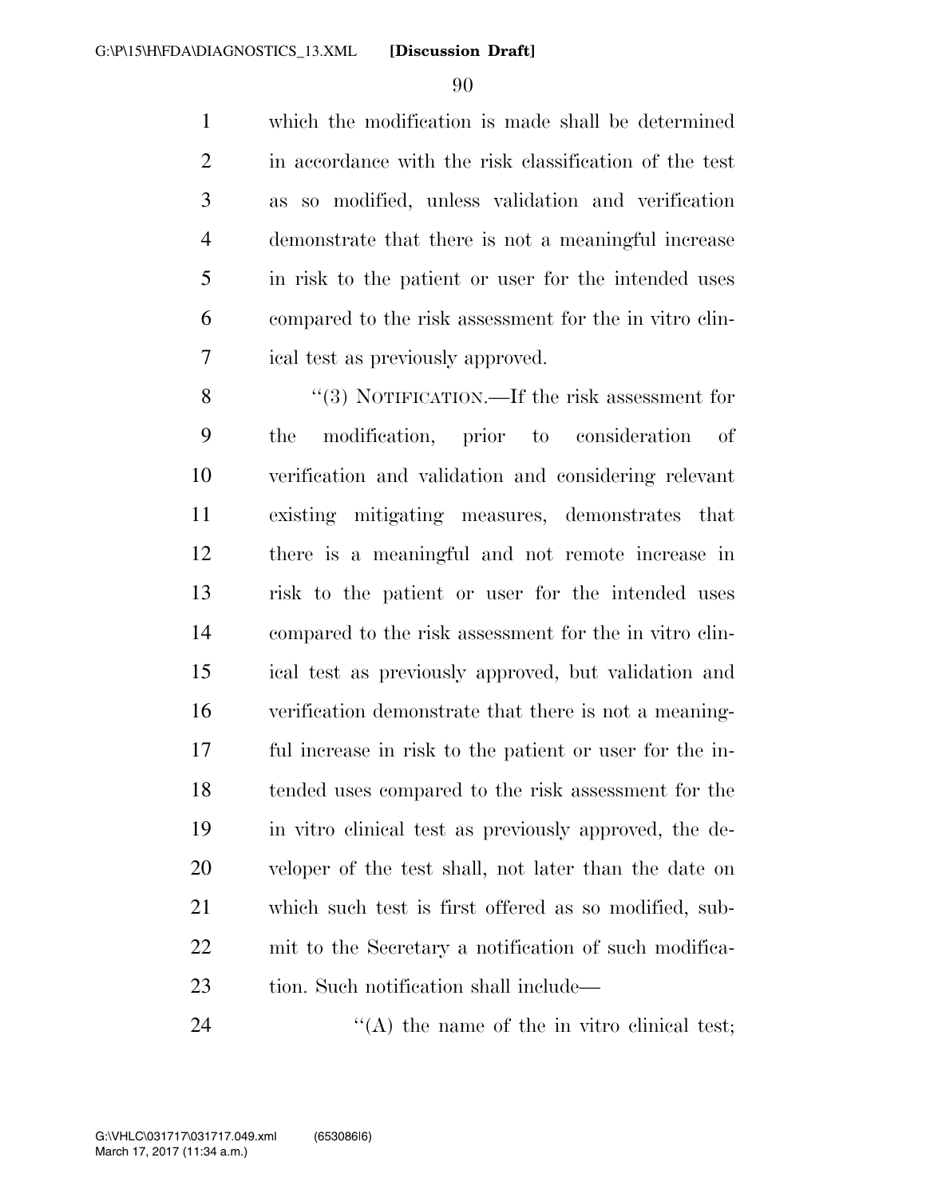which the modification is made shall be determined in accordance with the risk classification of the test as so modified, unless validation and verification demonstrate that there is not a meaningful increase in risk to the patient or user for the intended uses compared to the risk assessment for the in vitro clinical test as previously approved.

"(3) NOTIFICATION.—If the risk assessment for the modification, prior to consideration of verification and validation and considering relevant existing mitigating measures, demonstrates that there is a meaningful and not remote increase in risk to the patient or user for the intended uses compared to the risk assessment for the in vitro clinical test as previously approved, but validation and verification demonstrate that there is not a meaningful increase in risk to the patient or user for the intended uses compared to the risk assessment for the in vitro clinical test as previously approved, the developer of the test shall, not later than the date on which such test is first offered as so modified, submit to the Secretary a notification of such modification. Such notification shall include—

"(A) the name of the in vitro clinical test;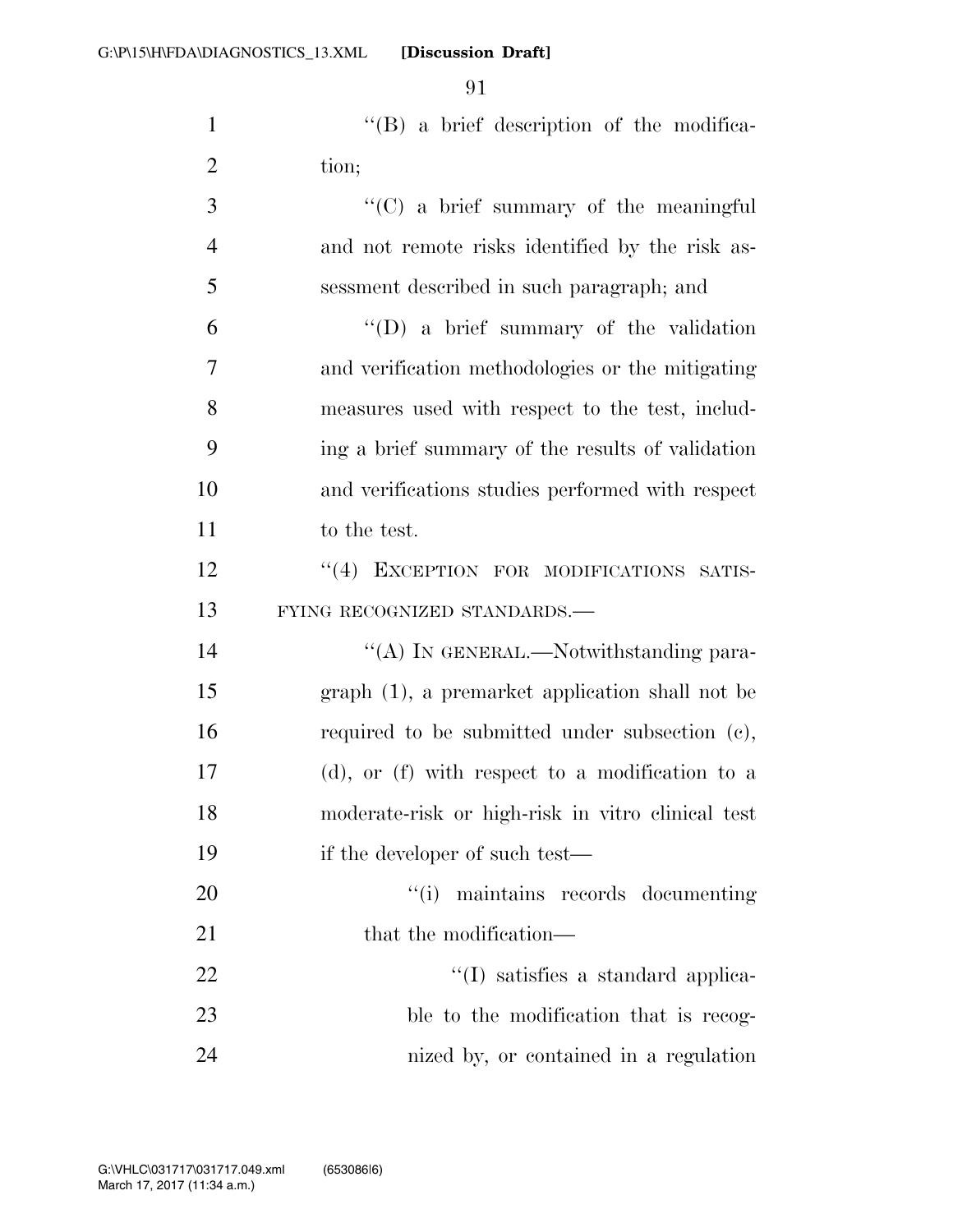''(B) a brief description of the modification;

''(C) a brief summary of the meaningful and not remote risks identified by the risk assessment described in such paragraph; and

''(D) a brief summary of the validation and verification methodologies or the mitigating measures used with respect to the test, including a brief summary of the results of validation and verifications studies performed with respect to the test.

''(4) EXCEPTION FOR MODIFICATIONS SATISFYING RECOGNIZED STANDARDS.—

''(A) IN GENERAL.—Notwithstanding paragraph (1), a premarket application shall not be required to be submitted under subsection (c), (d), or (f) with respect to a modification to a moderate-risk or high-risk in vitro clinical test if the developer of such test—

''(i) maintains records documenting that the modification—

''(I) satisfies a standard applicable to the modification that is recognized by, or contained in a regulation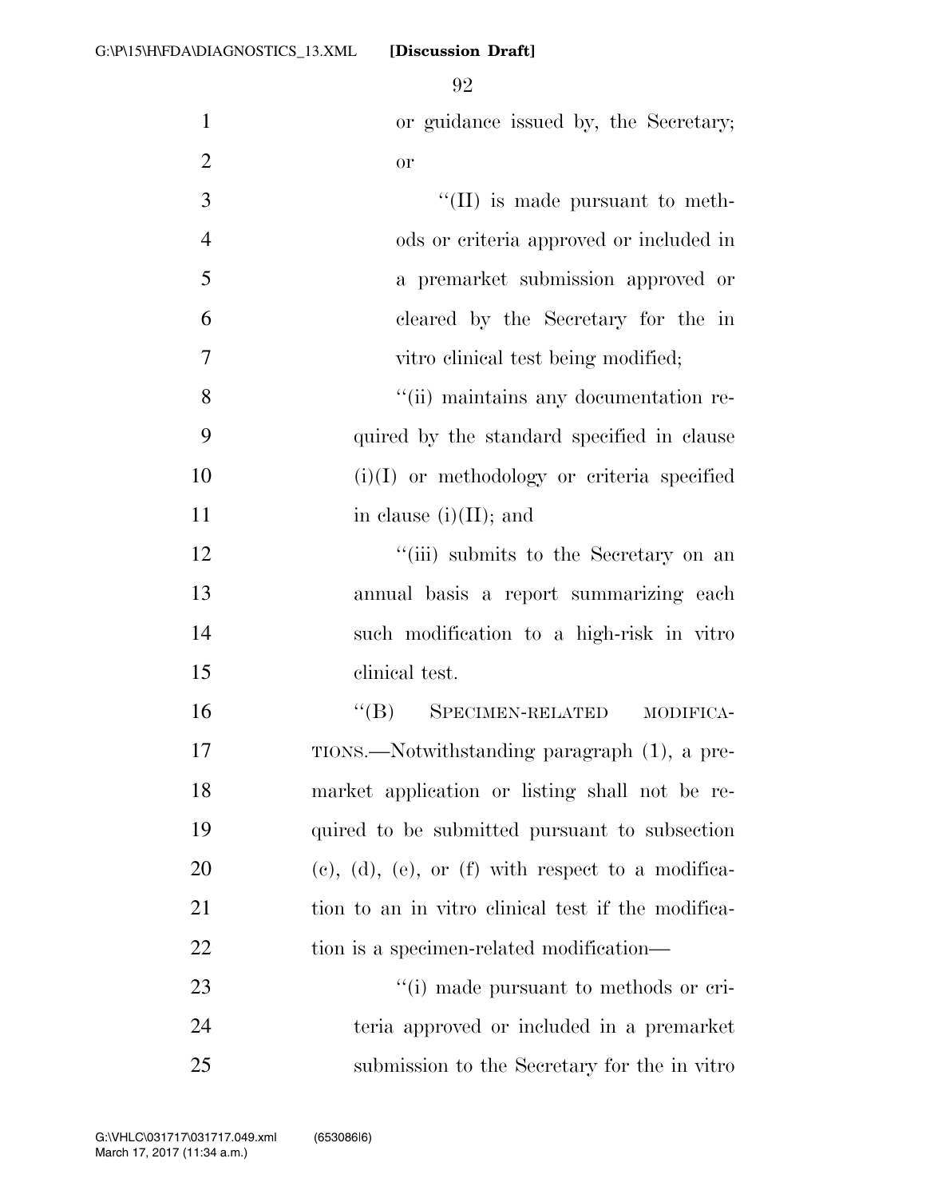or guidance issued by, the Secretary; or

''(II) is made pursuant to methods or criteria approved or included in a premarket submission approved or cleared by the Secretary for the in vitro clinical test being modified;

''(ii) maintains any documentation required by the standard specified in clause (i)(I) or methodology or criteria specified in clause (i)(II); and

''(iii) submits to the Secretary on an annual basis a report summarizing each such modification to a high-risk in vitro clinical test.

''(B) SPECIMEN-RELATED MODIFICATIONS.—Notwithstanding paragraph (1), a premarket application or listing shall not be required to be submitted pursuant to subsection (c), (d), (e), or (f) with respect to a modification to an in vitro clinical test if the modification is a specimen-related modification—

''(i) made pursuant to methods or criteria approved or included in a premarket submission to the Secretary for the in vitro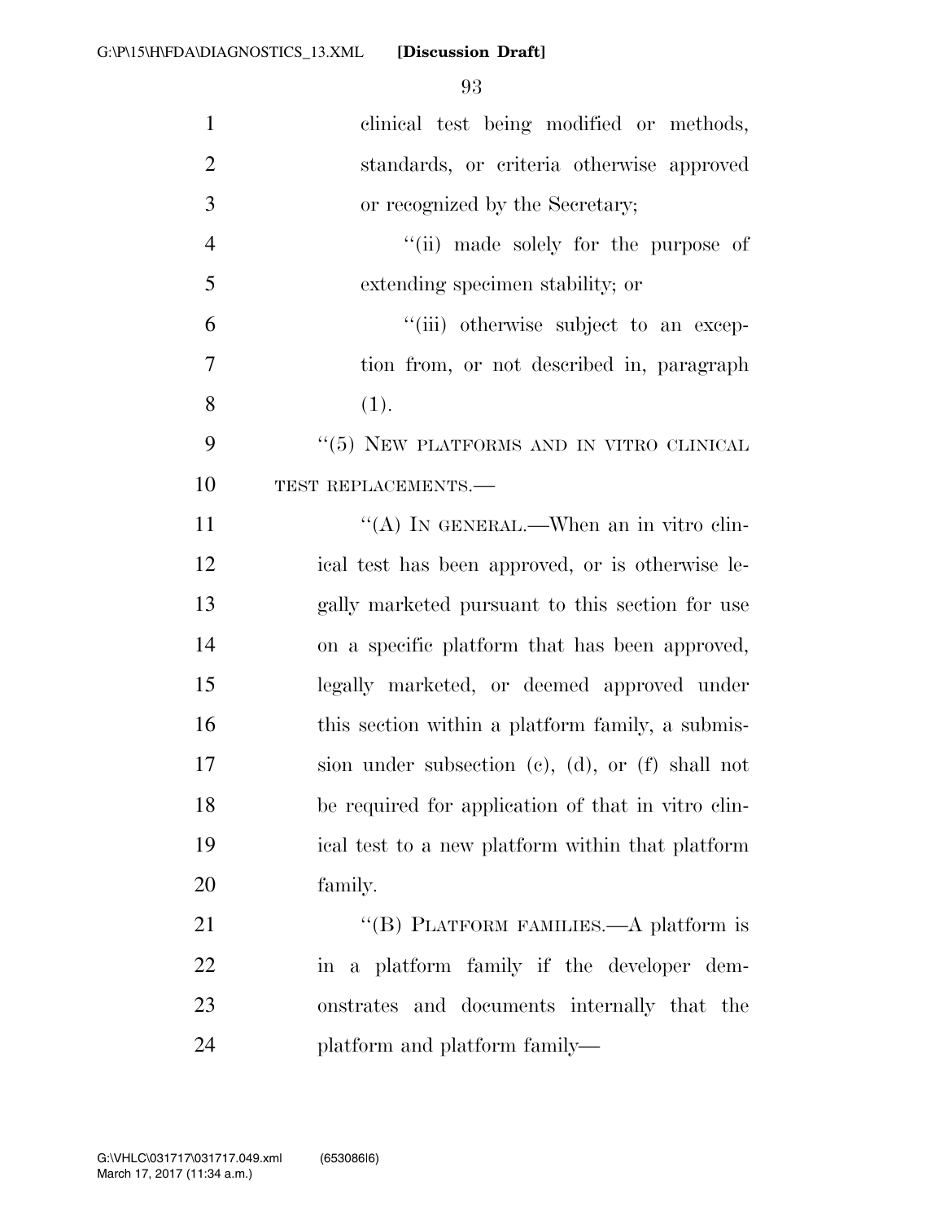clinical test being modified or methods, standards, or criteria otherwise approved or recognized by the Secretary;

''(ii) made solely for the purpose of extending specimen stability; or

''(iii) otherwise subject to an exception from, or not described in, paragraph (1).

''(5) NEW PLATFORMS AND IN VITRO CLINICAL TEST REPLACEMENTS.—

''(A) IN GENERAL.—When an in vitro clinical test has been approved, or is otherwise legally marketed pursuant to this section for use on a specific platform that has been approved, legally marketed, or deemed approved under this section within a platform family, a submission under subsection (c), (d), or (f) shall not be required for application of that in vitro clinical test to a new platform within that platform family.

''(B) PLATFORM FAMILIES.—A platform is in a platform family if the developer demonstrates and documents internally that the platform and platform family—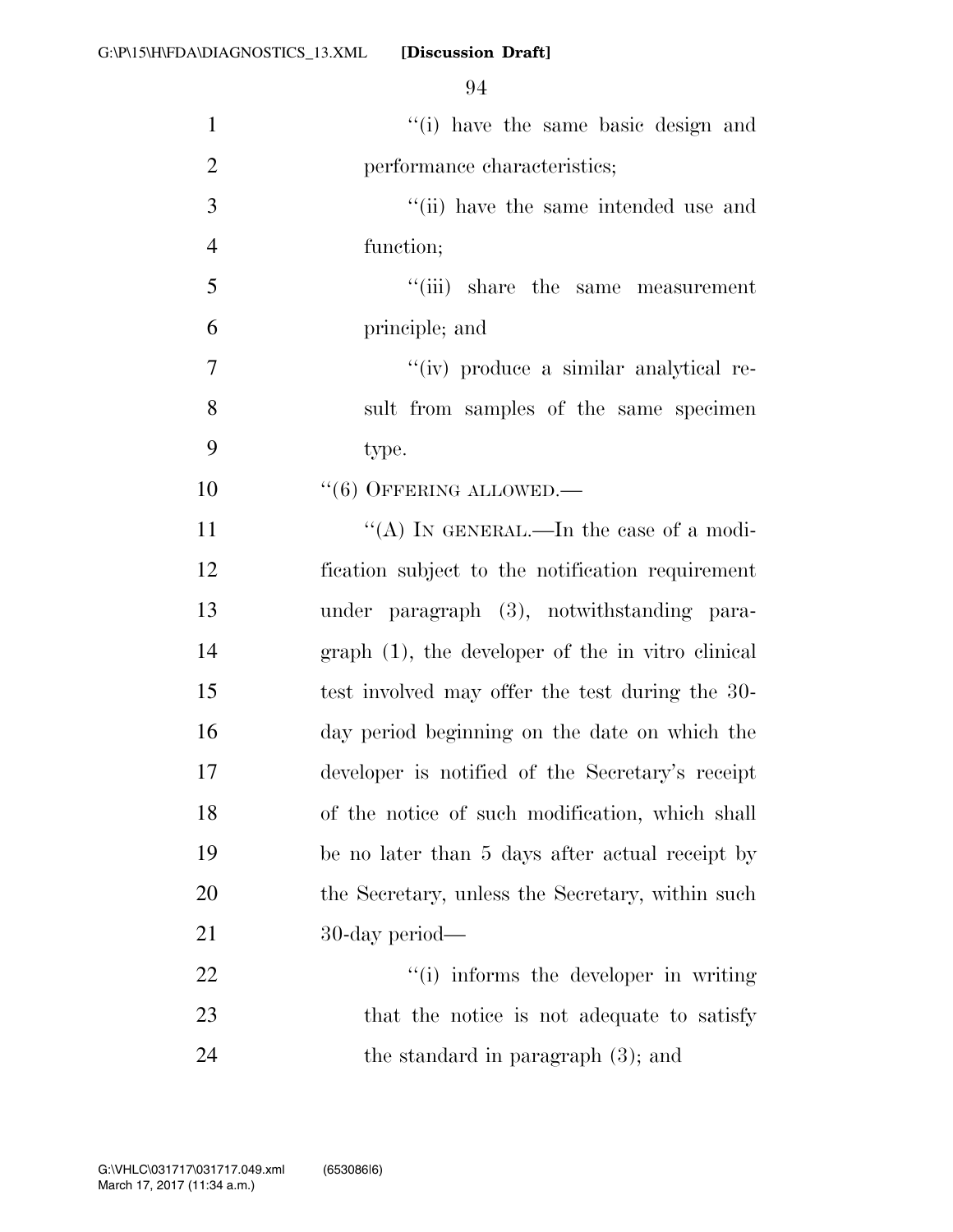"(i) have the same basic design and performance characteristics;

"(ii) have the same intended use and function;

"(iii) share the same measurement principle; and

"(iv) produce a similar analytical result from samples of the same specimen type.

"(6) OFFERING ALLOWED.—

"(A) IN GENERAL.—In the case of a modification subject to the notification requirement under paragraph (3), notwithstanding paragraph (1), the developer of the in vitro clinical test involved may offer the test during the 30-day period beginning on the date on which the developer is notified of the Secretary's receipt of the notice of such modification, which shall be no later than 5 days after actual receipt by the Secretary, unless the Secretary, within such 30-day period—

"(i) informs the developer in writing that the notice is not adequate to satisfy the standard in paragraph (3); and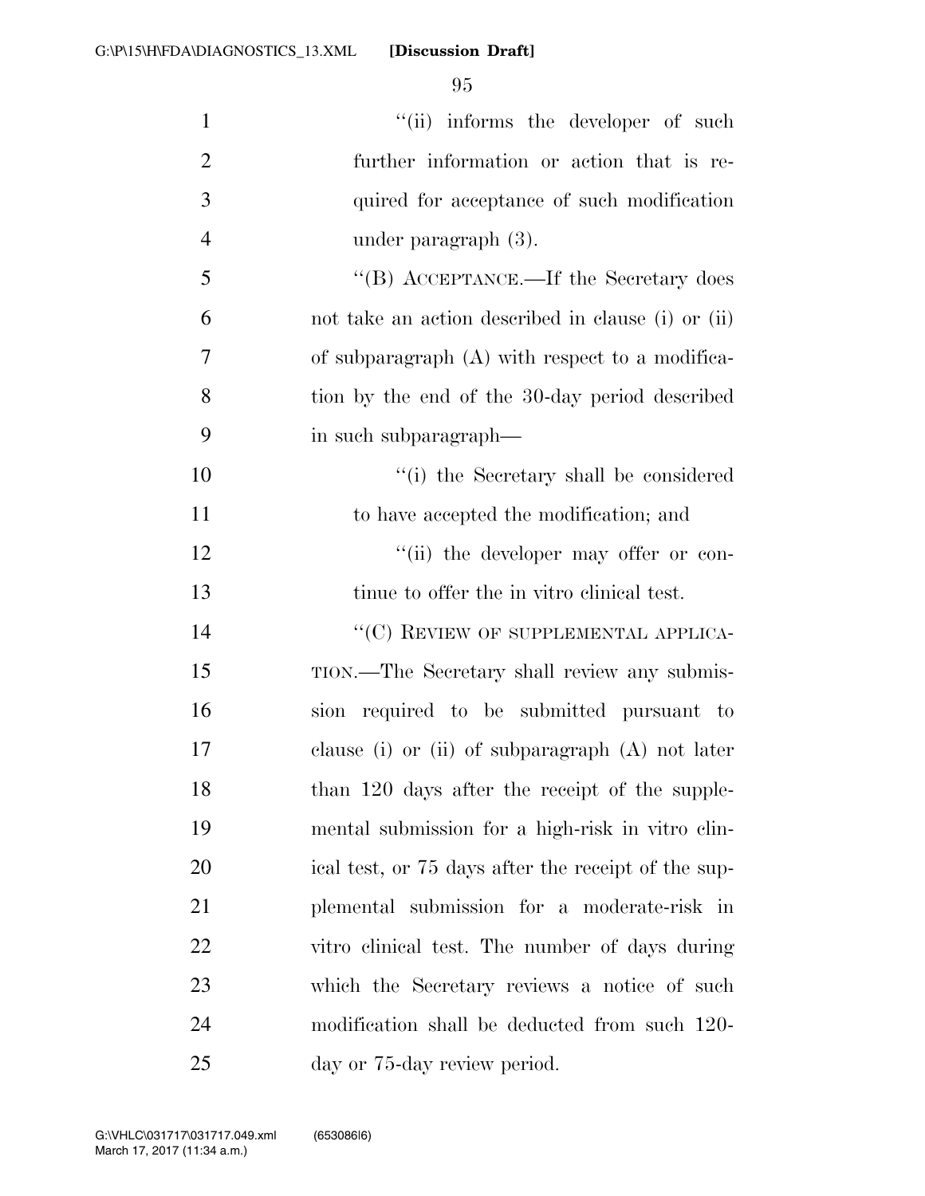"(ii) informs the developer of such further information or action that is required for acceptance of such modification under paragraph (3).

"(B) ACCEPTANCE.—If the Secretary does not take an action described in clause (i) or (ii) of subparagraph (A) with respect to a modification by the end of the 30-day period described in such subparagraph—

"(i) the Secretary shall be considered to have accepted the modification; and

"(ii) the developer may offer or continue to offer the in vitro clinical test.

"(C) REVIEW OF SUPPLEMENTAL APPLICATION.—The Secretary shall review any submission required to be submitted pursuant to clause (i) or (ii) of subparagraph (A) not later than 120 days after the receipt of the supplemental submission for a high-risk in vitro clinical test, or 75 days after the receipt of the supplemental submission for a moderate-risk in vitro clinical test. The number of days during which the Secretary reviews a notice of such modification shall be deducted from such 120-day or 75-day review period.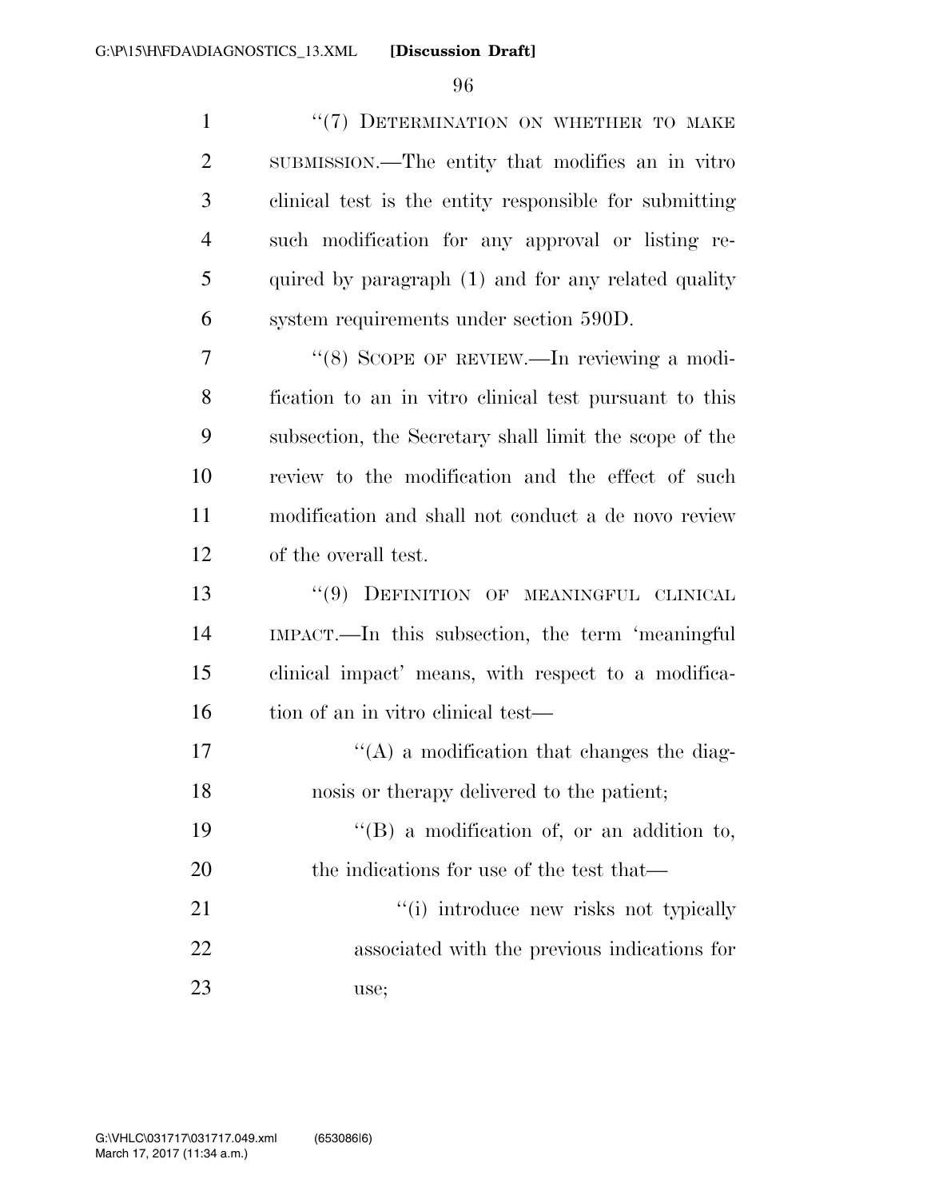"(7) DETERMINATION ON WHETHER TO MAKE SUBMISSION.—The entity that modifies an in vitro clinical test is the entity responsible for submitting such modification for any approval or listing required by paragraph (1) and for any related quality system requirements under section 590D.

"(8) SCOPE OF REVIEW.—In reviewing a modification to an in vitro clinical test pursuant to this subsection, the Secretary shall limit the scope of the review to the modification and the effect of such modification and shall not conduct a de novo review of the overall test.

"(9) DEFINITION OF MEANINGFUL CLINICAL IMPACT.—In this subsection, the term 'meaningful clinical impact' means, with respect to a modification of an in vitro clinical test—

"(A) a modification that changes the diagnosis or therapy delivered to the patient;

"(B) a modification of, or an addition to, the indications for use of the test that—

"(i) introduce new risks not typically associated with the previous indications for use;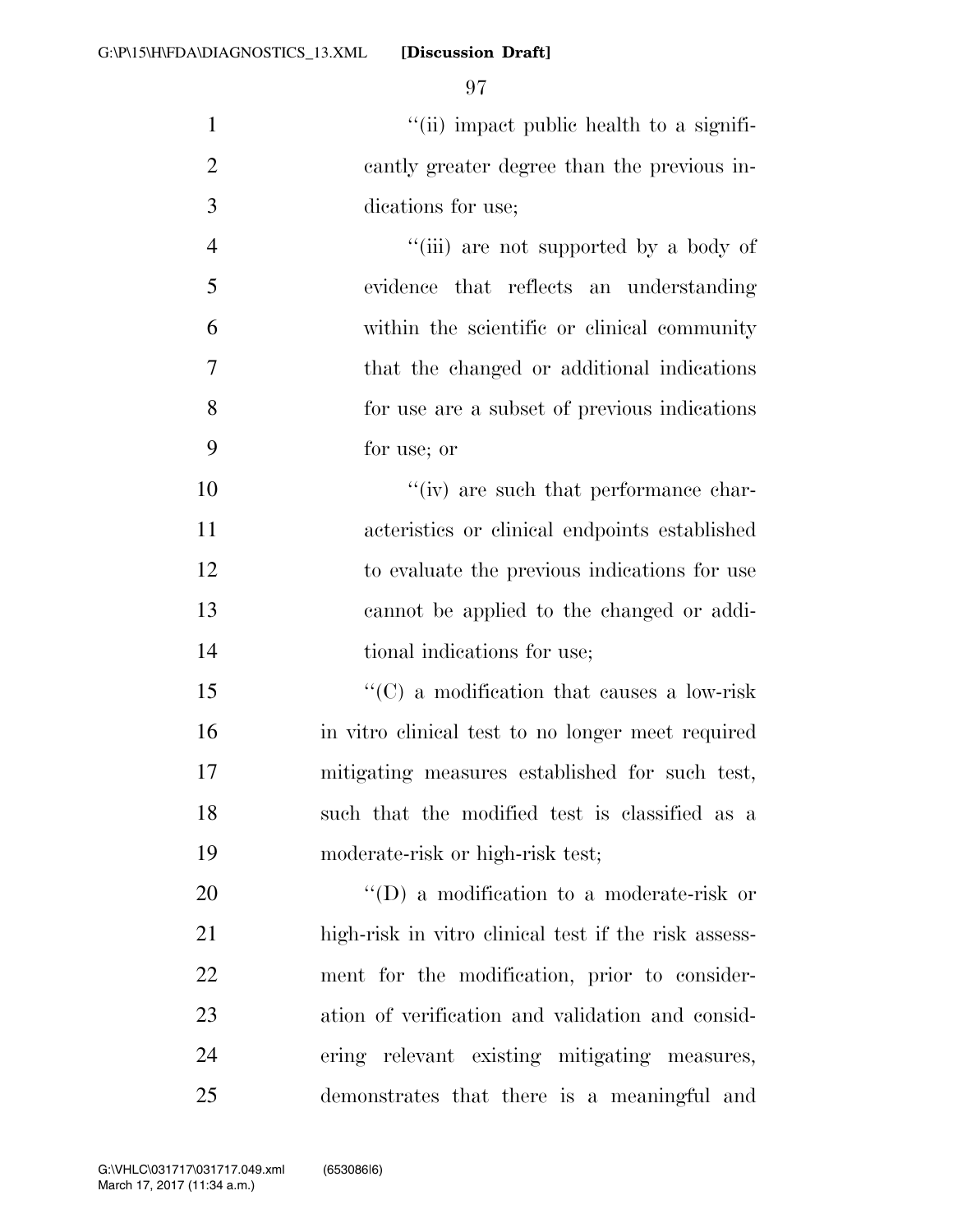"(ii) impact public health to a significantly greater degree than the previous indications for use;

"(iii) are not supported by a body of evidence that reflects an understanding within the scientific or clinical community that the changed or additional indications for use are a subset of previous indications for use; or

"(iv) are such that performance characteristics or clinical endpoints established to evaluate the previous indications for use cannot be applied to the changed or additional indications for use;

"(C) a modification that causes a low-risk in vitro clinical test to no longer meet required mitigating measures established for such test, such that the modified test is classified as a moderate-risk or high-risk test;

"(D) a modification to a moderate-risk or high-risk in vitro clinical test if the risk assessment for the modification, prior to consideration of verification and validation and considering relevant existing mitigating measures, demonstrates that there is a meaningful and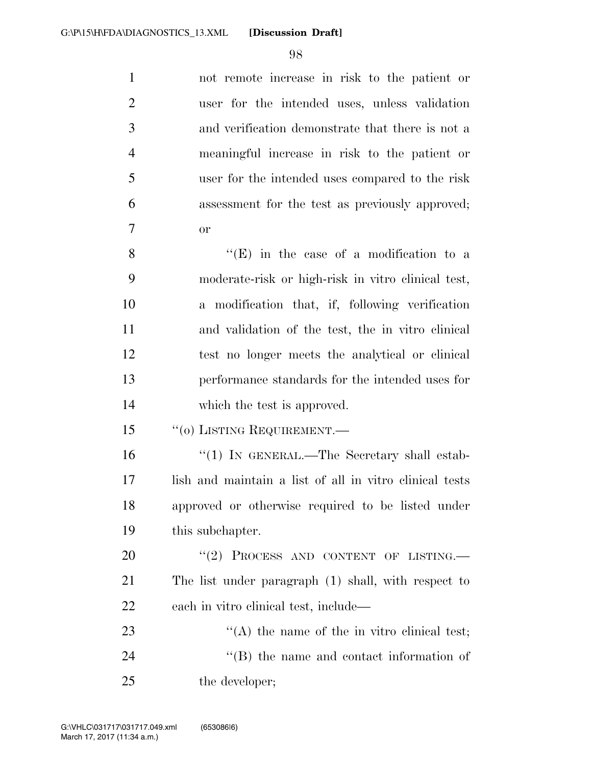not remote increase in risk to the patient or user for the intended uses, unless validation and verification demonstrate that there is not a meaningful increase in risk to the patient or user for the intended uses compared to the risk assessment for the test as previously approved; or

"(E) in the case of a modification to a moderate-risk or high-risk in vitro clinical test, a modification that, if, following verification and validation of the test, the in vitro clinical test no longer meets the analytical or clinical performance standards for the intended uses for which the test is approved.

"(o) LISTING REQUIREMENT.—

"(1) IN GENERAL.—The Secretary shall establish and maintain a list of all in vitro clinical tests approved or otherwise required to be listed under this subchapter.

"(2) PROCESS AND CONTENT OF LISTING.— The list under paragraph (1) shall, with respect to each in vitro clinical test, include—

"(A) the name of the in vitro clinical test;

"(B) the name and contact information of the developer;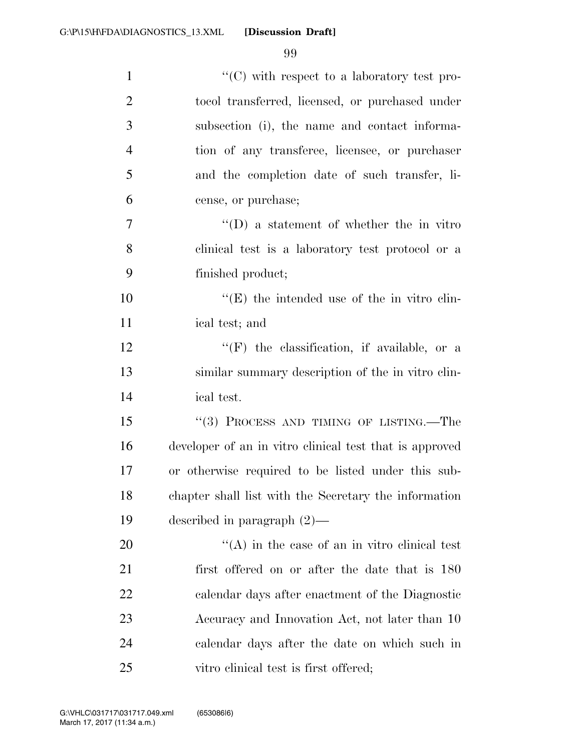''(C) with respect to a laboratory test protocol transferred, licensed, or purchased under subsection (i), the name and contact information of any transferee, licensee, or purchaser and the completion date of such transfer, license, or purchase;

''(D) a statement of whether the in vitro clinical test is a laboratory test protocol or a finished product;

''(E) the intended use of the in vitro clinical test; and

''(F) the classification, if available, or a similar summary description of the in vitro clinical test.

''(3) PROCESS AND TIMING OF LISTING.—The developer of an in vitro clinical test that is approved or otherwise required to be listed under this subchapter shall list with the Secretary the information described in paragraph (2)—

''(A) in the case of an in vitro clinical test first offered on or after the date that is 180 calendar days after enactment of the Diagnostic Accuracy and Innovation Act, not later than 10 calendar days after the date on which such in vitro clinical test is first offered;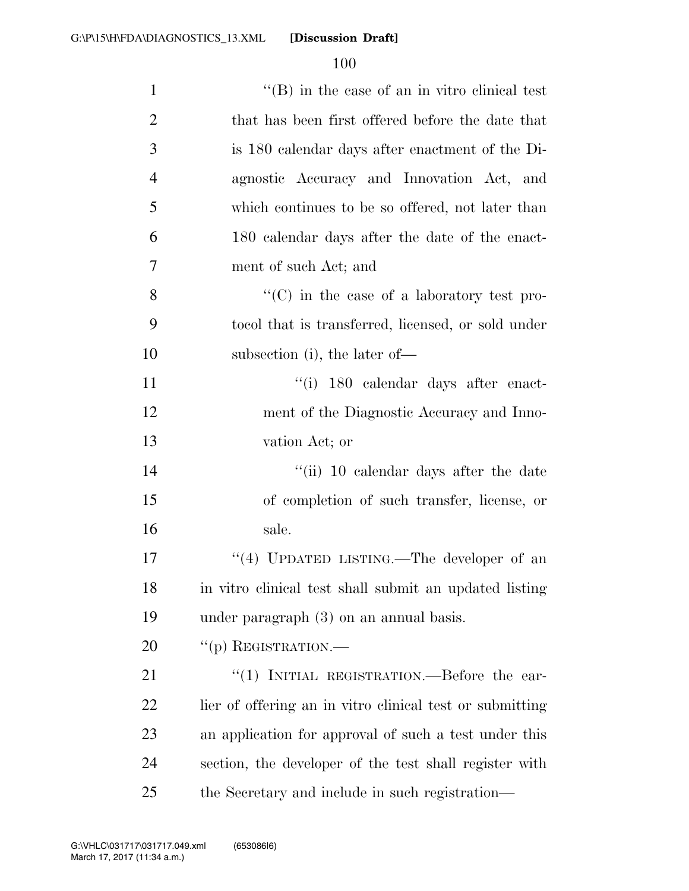"(B) in the case of an in vitro clinical test that has been first offered before the date that is 180 calendar days after enactment of the Diagnostic Accuracy and Innovation Act, and which continues to be so offered, not later than 180 calendar days after the date of the enactment of such Act; and

"(C) in the case of a laboratory test protocol that is transferred, licensed, or sold under subsection (i), the later of—

"(i) 180 calendar days after enactment of the Diagnostic Accuracy and Innovation Act; or

"(ii) 10 calendar days after the date of completion of such transfer, license, or sale.

"(4) UPDATED LISTING.—The developer of an in vitro clinical test shall submit an updated listing under paragraph (3) on an annual basis.

"(p) REGISTRATION.—

"(1) INITIAL REGISTRATION.—Before the earlier of offering an in vitro clinical test or submitting an application for approval of such a test under this section, the developer of the test shall register with the Secretary and include in such registration—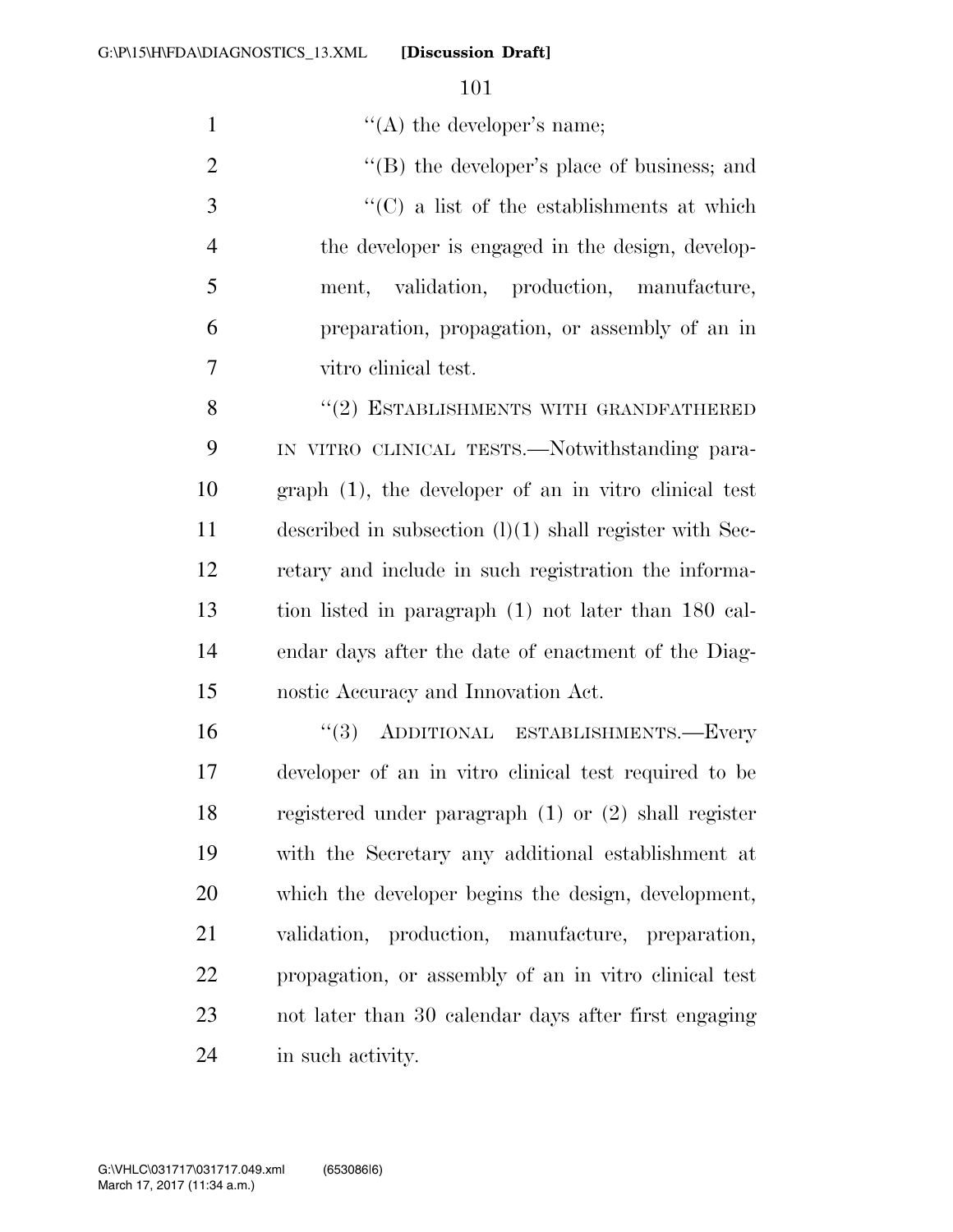"(A) the developer's name;

"(B) the developer's place of business; and

"(C) a list of the establishments at which the developer is engaged in the design, development, validation, production, manufacture, preparation, propagation, or assembly of an in vitro clinical test.

"(2) ESTABLISHMENTS WITH GRANDFATHERED IN VITRO CLINICAL TESTS.—Notwithstanding paragraph (1), the developer of an in vitro clinical test described in subsection (l)(1) shall register with Secretary and include in such registration the information listed in paragraph (1) not later than 180 calendar days after the date of enactment of the Diagnostic Accuracy and Innovation Act.

"(3) ADDITIONAL ESTABLISHMENTS.—Every developer of an in vitro clinical test required to be registered under paragraph (1) or (2) shall register with the Secretary any additional establishment at which the developer begins the design, development, validation, production, manufacture, preparation, propagation, or assembly of an in vitro clinical test not later than 30 calendar days after first engaging in such activity.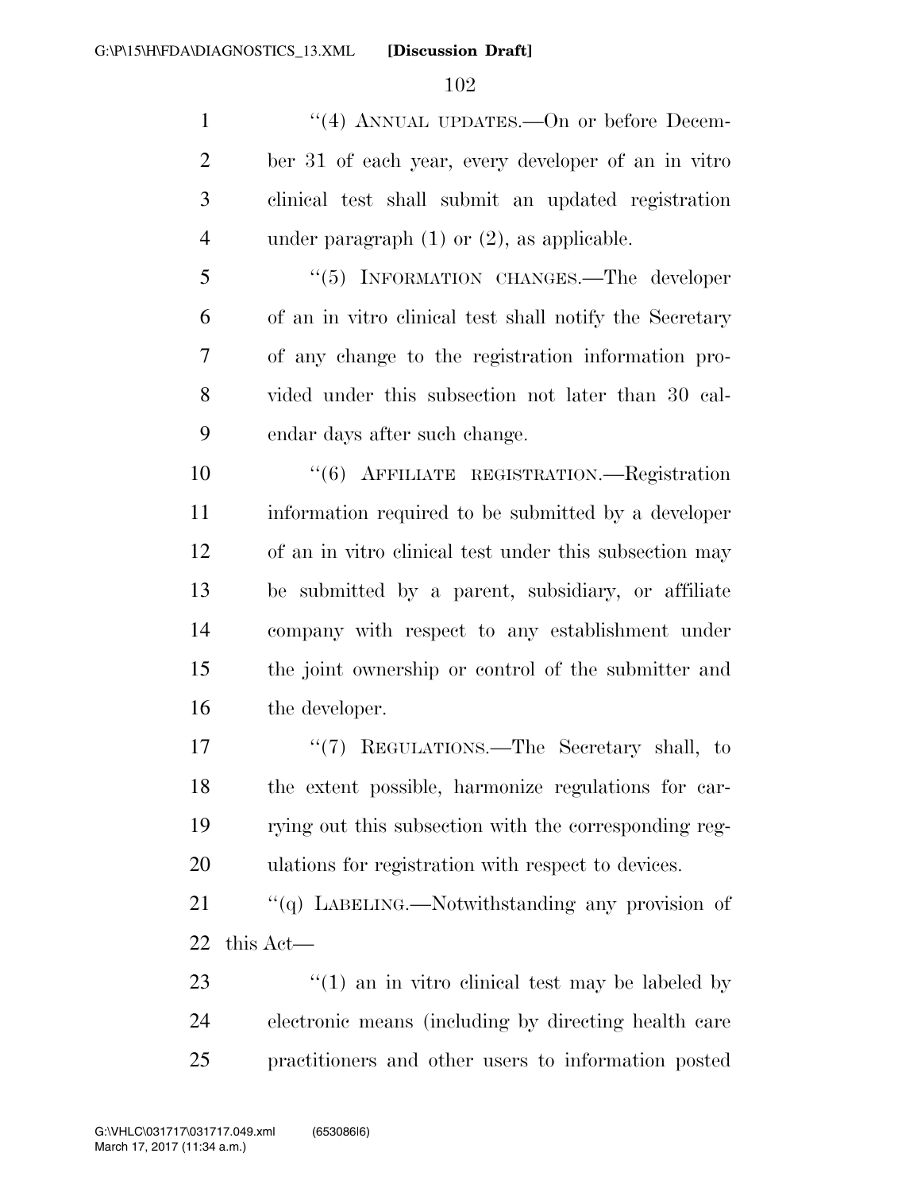"(4) ANNUAL UPDATES.—On or before December 31 of each year, every developer of an in vitro clinical test shall submit an updated registration under paragraph (1) or (2), as applicable.

"(5) INFORMATION CHANGES.—The developer of an in vitro clinical test shall notify the Secretary of any change to the registration information provided under this subsection not later than 30 calendar days after such change.

"(6) AFFILIATE REGISTRATION.—Registration information required to be submitted by a developer of an in vitro clinical test under this subsection may be submitted by a parent, subsidiary, or affiliate company with respect to any establishment under the joint ownership or control of the submitter and the developer.

"(7) REGULATIONS.—The Secretary shall, to the extent possible, harmonize regulations for carrying out this subsection with the corresponding regulations for registration with respect to devices.

"(q) LABELING.—Notwithstanding any provision of this Act—

"(1) an in vitro clinical test may be labeled by electronic means (including by directing health care practitioners and other users to information posted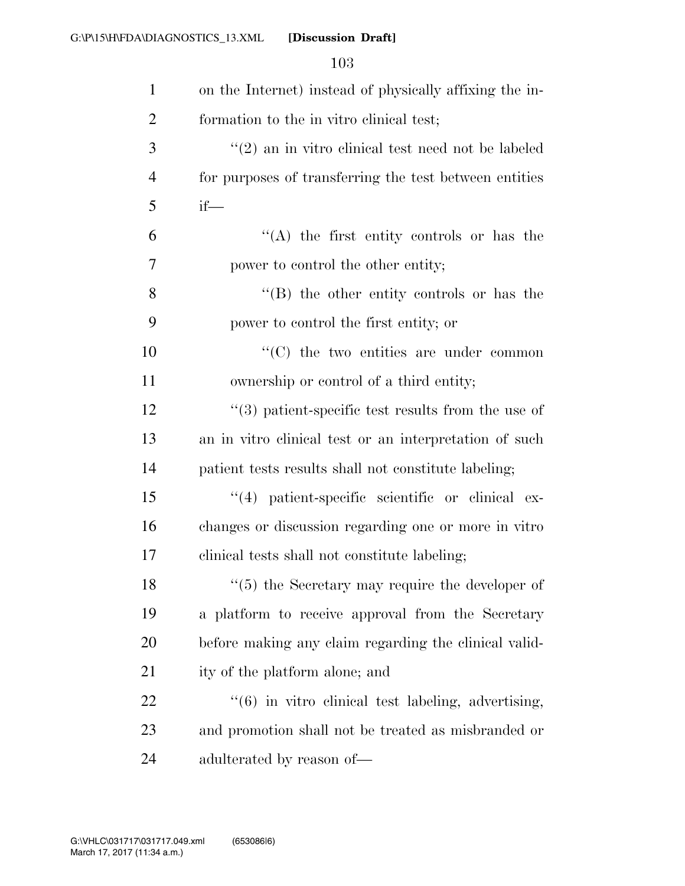on the Internet) instead of physically affixing the information to the in vitro clinical test;

"(2) an in vitro clinical test need not be labeled for purposes of transferring the test between entities if—

"(A) the first entity controls or has the power to control the other entity;

"(B) the other entity controls or has the power to control the first entity; or

"(C) the two entities are under common ownership or control of a third entity;

"(3) patient-specific test results from the use of an in vitro clinical test or an interpretation of such patient tests results shall not constitute labeling;

"(4) patient-specific scientific or clinical exchanges or discussion regarding one or more in vitro clinical tests shall not constitute labeling;

"(5) the Secretary may require the developer of a platform to receive approval from the Secretary before making any claim regarding the clinical validity of the platform alone; and

"(6) in vitro clinical test labeling, advertising, and promotion shall not be treated as misbranded or adulterated by reason of—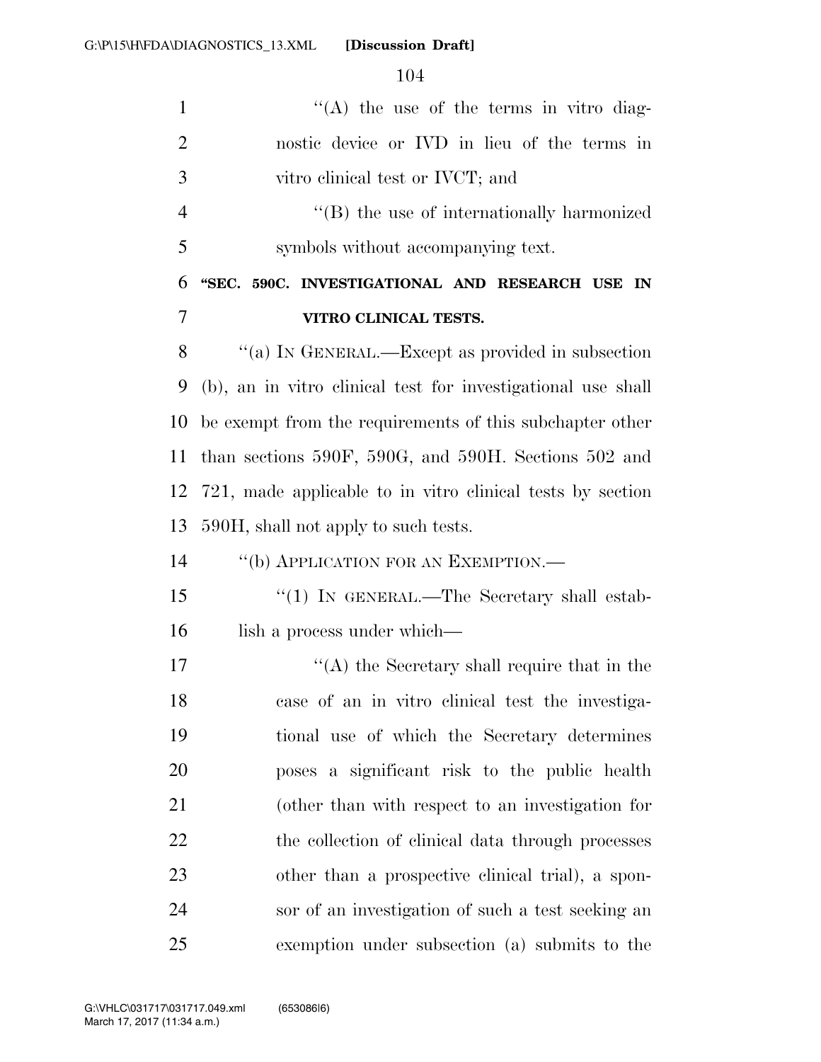"(A) the use of the terms in vitro diagnostic device or IVD in lieu of the terms in vitro clinical test or IVCT; and

"(B) the use of internationally harmonized symbols without accompanying text.

**"SEC. 590C. INVESTIGATIONAL AND RESEARCH USE IN VITRO CLINICAL TESTS.**

"(a) IN GENERAL.—Except as provided in subsection (b), an in vitro clinical test for investigational use shall be exempt from the requirements of this subchapter other than sections 590F, 590G, and 590H. Sections 502 and 721, made applicable to in vitro clinical tests by section 590H, shall not apply to such tests.

"(b) APPLICATION FOR AN EXEMPTION.—

"(1) IN GENERAL.—The Secretary shall establish a process under which—

"(A) the Secretary shall require that in the case of an in vitro clinical test the investigational use of which the Secretary determines poses a significant risk to the public health (other than with respect to an investigation for the collection of clinical data through processes other than a prospective clinical trial), a sponsor of an investigation of such a test seeking an exemption under subsection (a) submits to the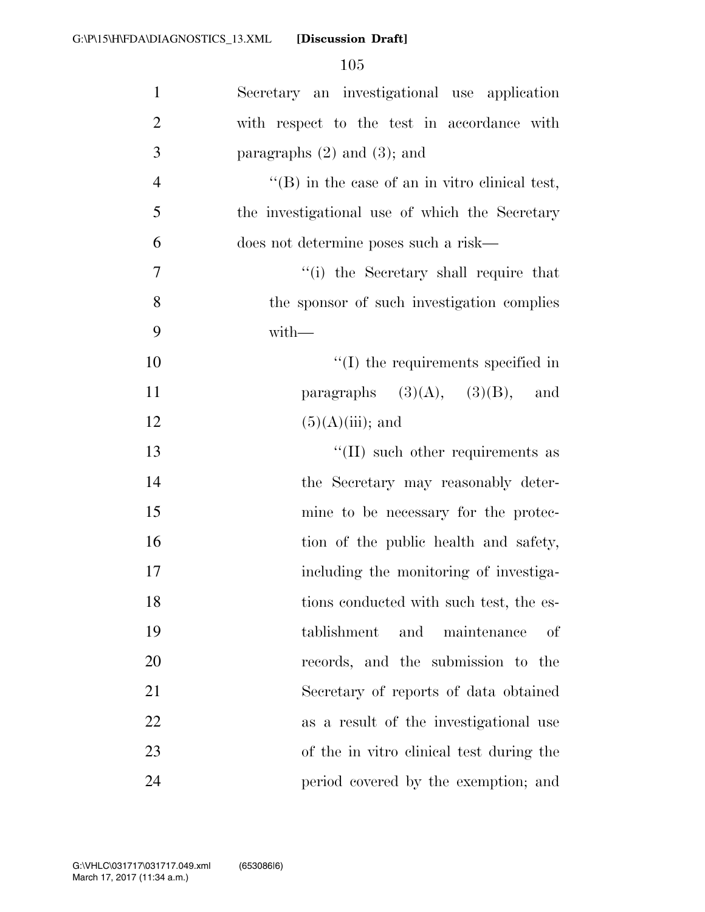Secretary an investigational use application with respect to the test in accordance with paragraphs (2) and (3); and

"(B) in the case of an in vitro clinical test, the investigational use of which the Secretary does not determine poses such a risk—

"(i) the Secretary shall require that the sponsor of such investigation complies with—

"(I) the requirements specified in paragraphs (3)(A), (3)(B), and (5)(A)(iii); and

"(II) such other requirements as the Secretary may reasonably determine to be necessary for the protection of the public health and safety, including the monitoring of investigations conducted with such test, the establishment and maintenance of records, and the submission to the Secretary of reports of data obtained as a result of the investigational use of the in vitro clinical test during the period covered by the exemption; and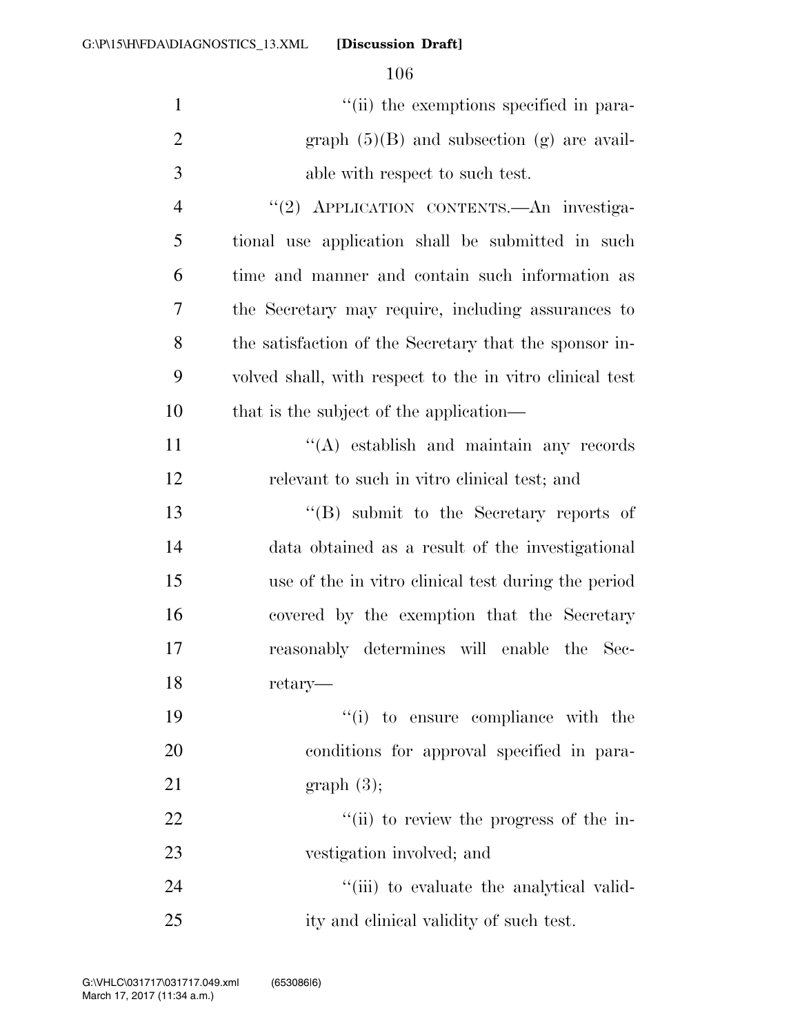“(ii) the exemptions specified in paragraph (5)(B) and subsection (g) are available with respect to such test.

“(2) APPLICATION CONTENTS.—An investigational use application shall be submitted in such time and manner and contain such information as the Secretary may require, including assurances to the satisfaction of the Secretary that the sponsor involved shall, with respect to the in vitro clinical test that is the subject of the application—

“(A) establish and maintain any records relevant to such in vitro clinical test; and

“(B) submit to the Secretary reports of data obtained as a result of the investigational use of the in vitro clinical test during the period covered by the exemption that the Secretary reasonably determines will enable the Secretary—

“(i) to ensure compliance with the conditions for approval specified in paragraph (3);

“(ii) to review the progress of the investigation involved; and

“(iii) to evaluate the analytical validity and clinical validity of such test.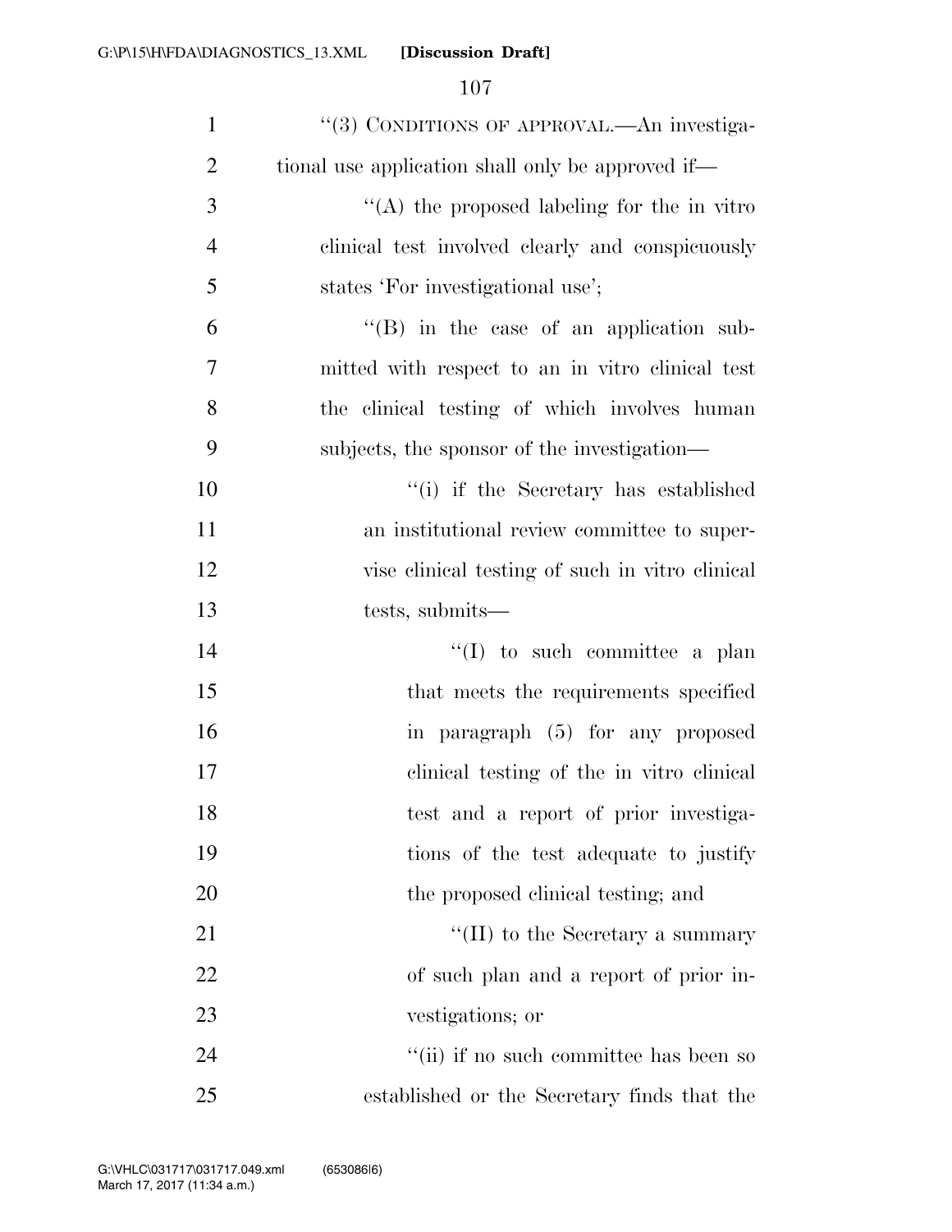"(3) CONDITIONS OF APPROVAL.—An investigational use application shall only be approved if—

"(A) the proposed labeling for the in vitro clinical test involved clearly and conspicuously states 'For investigational use';

"(B) in the case of an application submitted with respect to an in vitro clinical test the clinical testing of which involves human subjects, the sponsor of the investigation—

"(i) if the Secretary has established an institutional review committee to supervise clinical testing of such in vitro clinical tests, submits—

"(I) to such committee a plan that meets the requirements specified in paragraph (5) for any proposed clinical testing of the in vitro clinical test and a report of prior investigations of the test adequate to justify the proposed clinical testing; and

"(II) to the Secretary a summary of such plan and a report of prior investigations; or

"(ii) if no such committee has been so established or the Secretary finds that the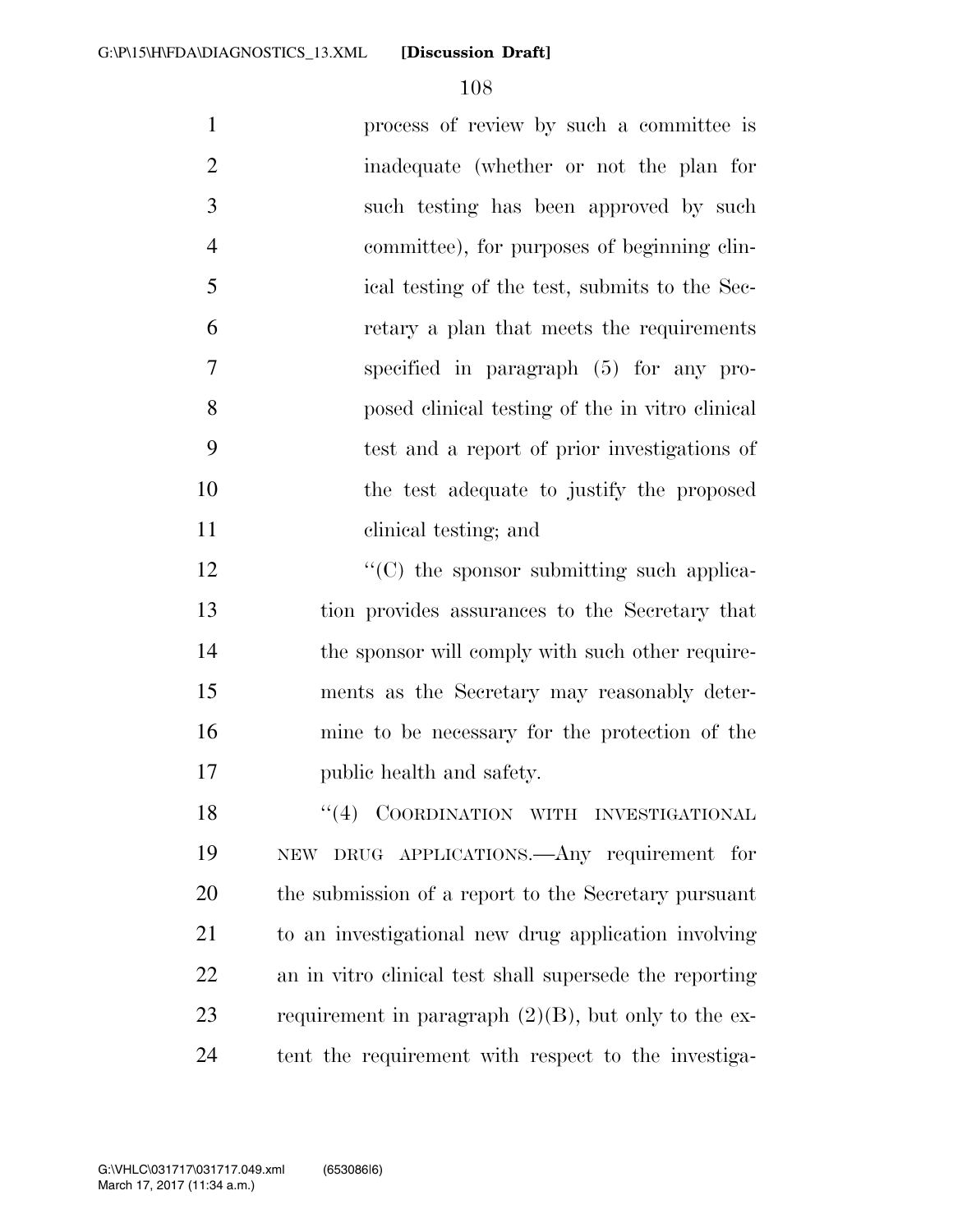process of review by such a committee is inadequate (whether or not the plan for such testing has been approved by such committee), for purposes of beginning clinical testing of the test, submits to the Secretary a plan that meets the requirements specified in paragraph (5) for any proposed clinical testing of the in vitro clinical test and a report of prior investigations of the test adequate to justify the proposed clinical testing; and

"(C) the sponsor submitting such application provides assurances to the Secretary that the sponsor will comply with such other requirements as the Secretary may reasonably determine to be necessary for the protection of the public health and safety.

"(4) COORDINATION WITH INVESTIGATIONAL NEW DRUG APPLICATIONS.—Any requirement for the submission of a report to the Secretary pursuant to an investigational new drug application involving an in vitro clinical test shall supersede the reporting requirement in paragraph (2)(B), but only to the extent the requirement with respect to the investiga-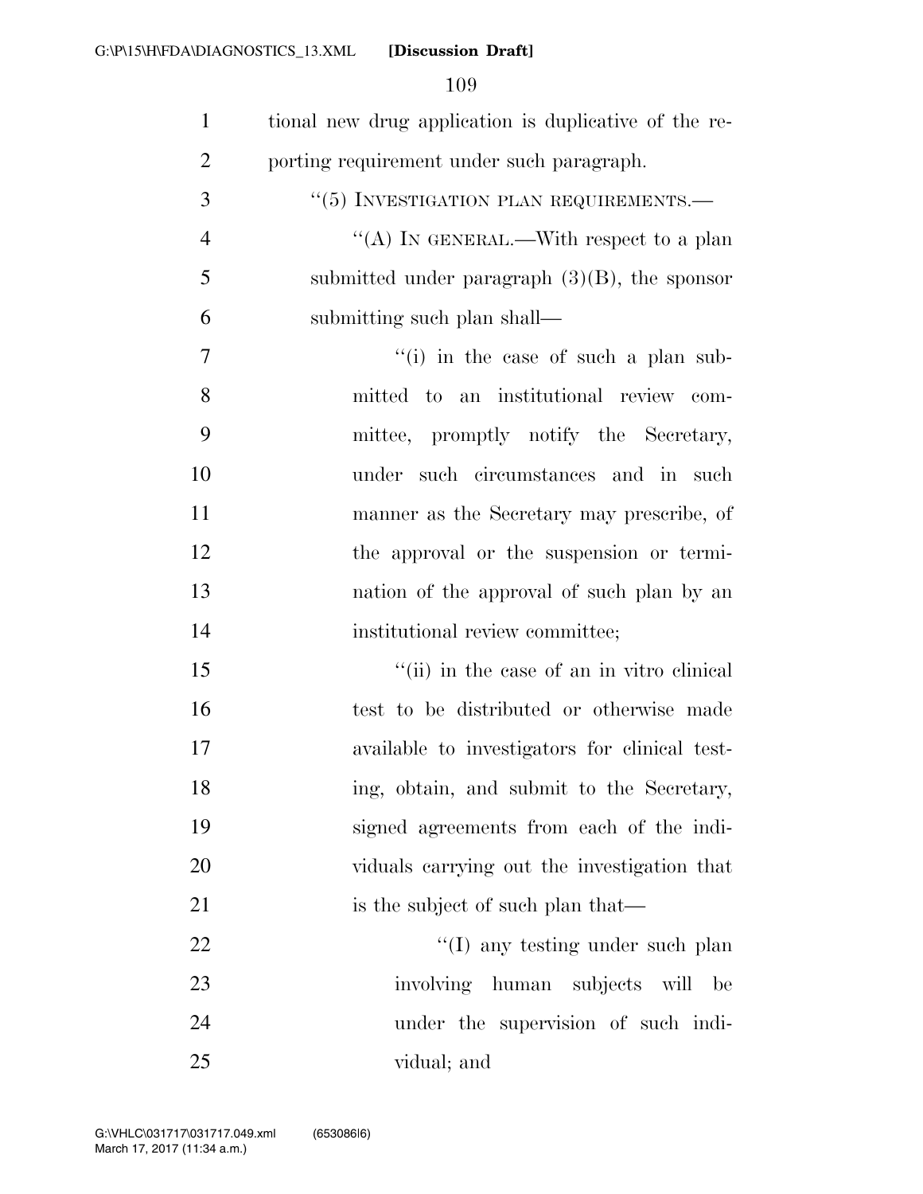tional new drug application is duplicative of the reporting requirement under such paragraph.

"(5) INVESTIGATION PLAN REQUIREMENTS.—

"(A) IN GENERAL.—With respect to a plan submitted under paragraph (3)(B), the sponsor submitting such plan shall—

"(i) in the case of such a plan submitted to an institutional review committee, promptly notify the Secretary, under such circumstances and in such manner as the Secretary may prescribe, of the approval or the suspension or termination of the approval of such plan by an institutional review committee;

"(ii) in the case of an in vitro clinical test to be distributed or otherwise made available to investigators for clinical testing, obtain, and submit to the Secretary, signed agreements from each of the individuals carrying out the investigation that is the subject of such plan that—

"(I) any testing under such plan involving human subjects will be under the supervision of such individual; and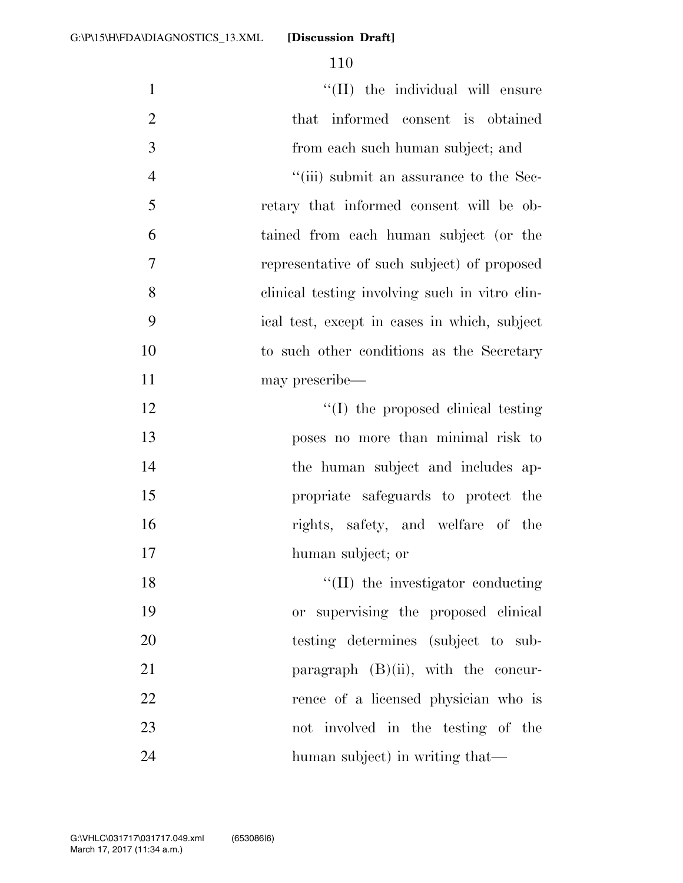''(II) the individual will ensure that informed consent is obtained from each such human subject; and

''(iii) submit an assurance to the Secretary that informed consent will be obtained from each human subject (or the representative of such subject) of proposed clinical testing involving such in vitro clinical test, except in cases in which, subject to such other conditions as the Secretary may prescribe—

''(I) the proposed clinical testing poses no more than minimal risk to the human subject and includes appropriate safeguards to protect the rights, safety, and welfare of the human subject; or

''(II) the investigator conducting or supervising the proposed clinical testing determines (subject to subparagraph (B)(ii), with the concurrence of a licensed physician who is not involved in the testing of the human subject) in writing that—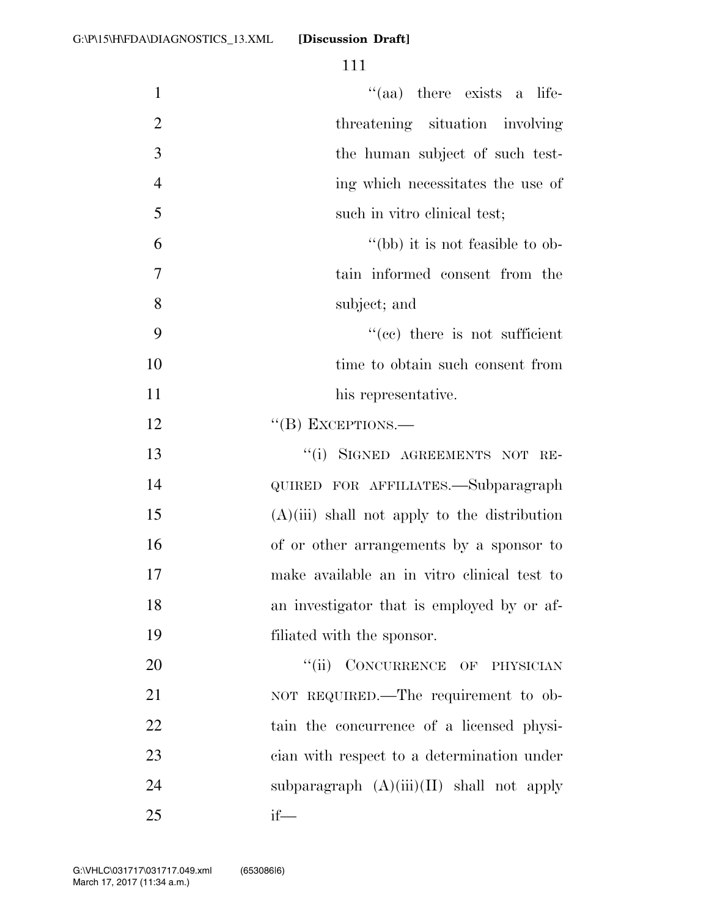"(aa) there exists a life-threatening situation involving the human subject of such testing which necessitates the use of such in vitro clinical test;

"(bb) it is not feasible to obtain informed consent from the subject; and

"(cc) there is not sufficient time to obtain such consent from his representative.

"(B) EXCEPTIONS.—

"(i) SIGNED AGREEMENTS NOT REQUIRED FOR AFFILIATES.—Subparagraph (A)(iii) shall not apply to the distribution of or other arrangements by a sponsor to make available an in vitro clinical test to an investigator that is employed by or affiliated with the sponsor.

"(ii) CONCURRENCE OF PHYSICIAN NOT REQUIRED.—The requirement to obtain the concurrence of a licensed physician with respect to a determination under subparagraph (A)(iii)(II) shall not apply if—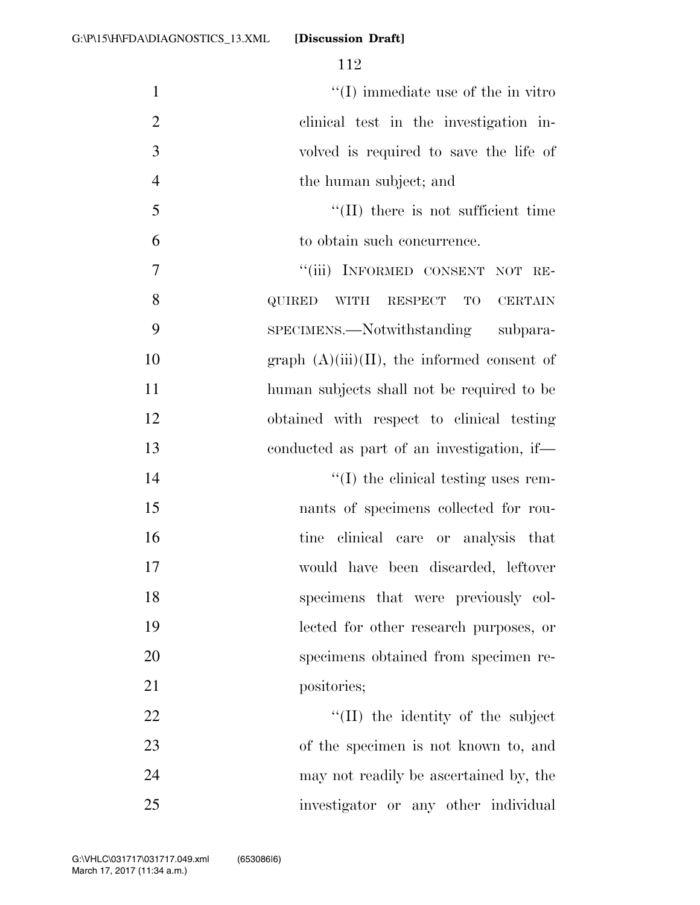''(I) immediate use of the in vitro clinical test in the investigation involved is required to save the life of the human subject; and

''(II) there is not sufficient time to obtain such concurrence.

''(iii) INFORMED CONSENT NOT REQUIRED WITH RESPECT TO CERTAIN SPECIMENS.—Notwithstanding subparagraph (A)(iii)(II), the informed consent of human subjects shall not be required to be obtained with respect to clinical testing conducted as part of an investigation, if—

''(I) the clinical testing uses remnants of specimens collected for routine clinical care or analysis that would have been discarded, leftover specimens that were previously collected for other research purposes, or specimens obtained from specimen repositories;

''(II) the identity of the subject of the specimen is not known to, and may not readily be ascertained by, the investigator or any other individual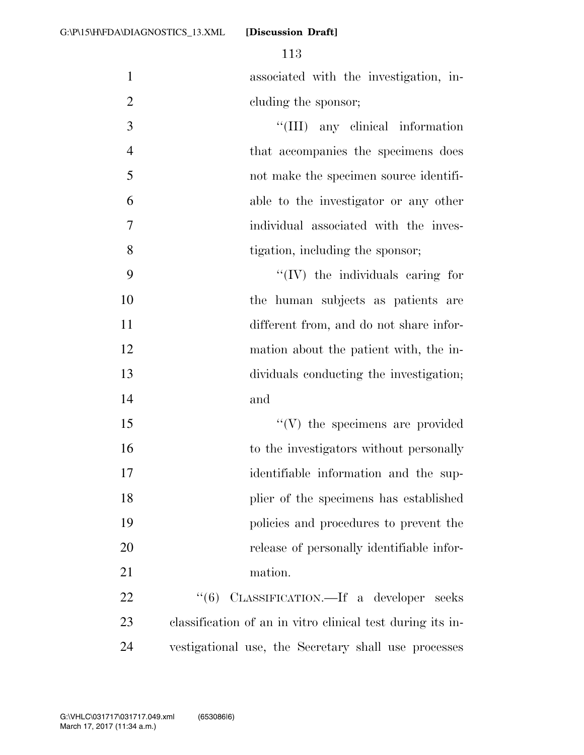associated with the investigation, including the sponsor;

"(III) any clinical information that accompanies the specimens does not make the specimen source identifiable to the investigator or any other individual associated with the investigation, including the sponsor;

"(IV) the individuals caring for the human subjects as patients are different from, and do not share information about the patient with, the individuals conducting the investigation; and

"(V) the specimens are provided to the investigators without personally identifiable information and the supplier of the specimens has established policies and procedures to prevent the release of personally identifiable information.

"(6) CLASSIFICATION.—If a developer seeks classification of an in vitro clinical test during its investigational use, the Secretary shall use processes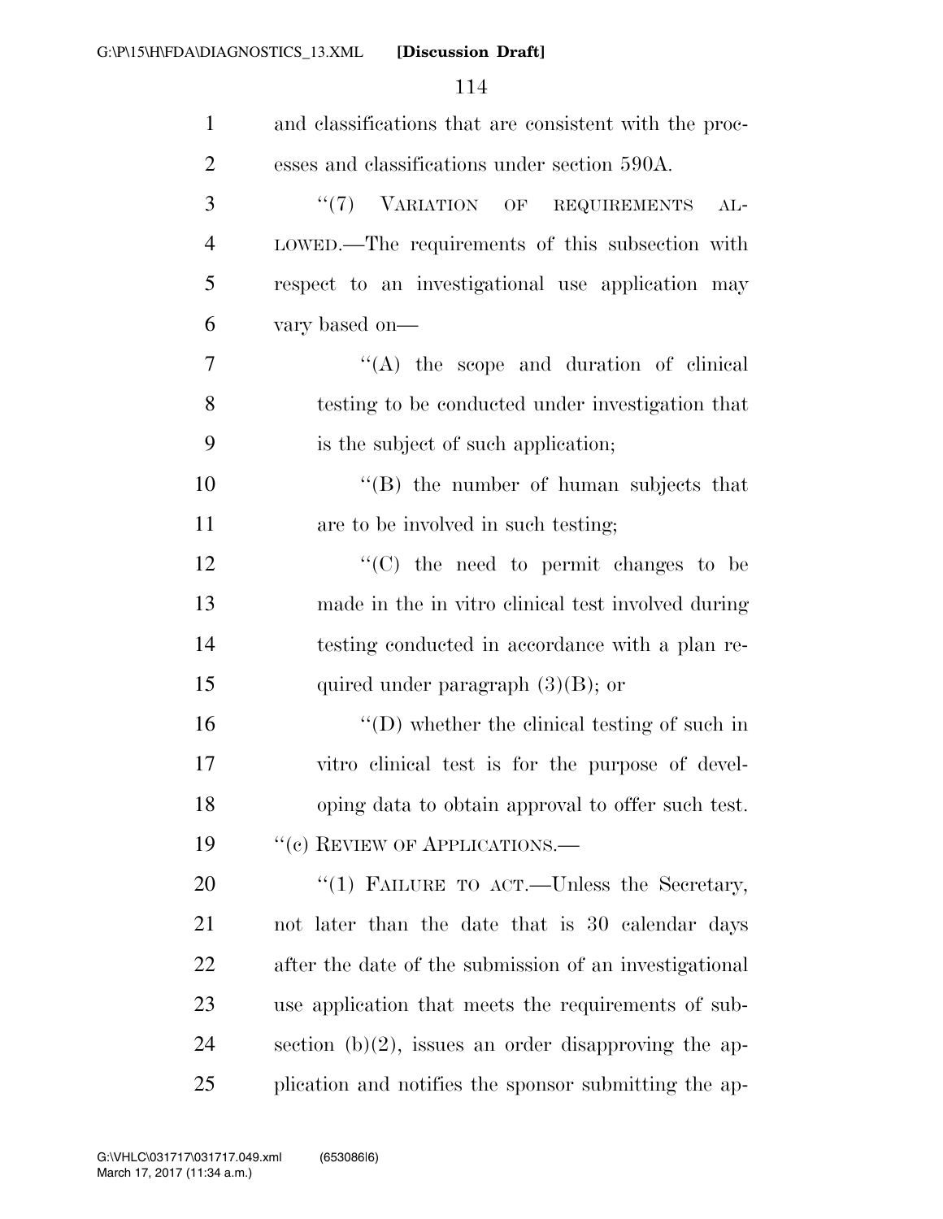and classifications that are consistent with the processes and classifications under section 590A.

"(7) VARIATION OF REQUIREMENTS ALLOWED.—The requirements of this subsection with respect to an investigational use application may vary based on—

"(A) the scope and duration of clinical testing to be conducted under investigation that is the subject of such application;

"(B) the number of human subjects that are to be involved in such testing;

"(C) the need to permit changes to be made in the in vitro clinical test involved during testing conducted in accordance with a plan required under paragraph (3)(B); or

"(D) whether the clinical testing of such in vitro clinical test is for the purpose of developing data to obtain approval to offer such test.

"(c) REVIEW OF APPLICATIONS.—

"(1) FAILURE TO ACT.—Unless the Secretary, not later than the date that is 30 calendar days after the date of the submission of an investigational use application that meets the requirements of subsection (b)(2), issues an order disapproving the application and notifies the sponsor submitting the ap-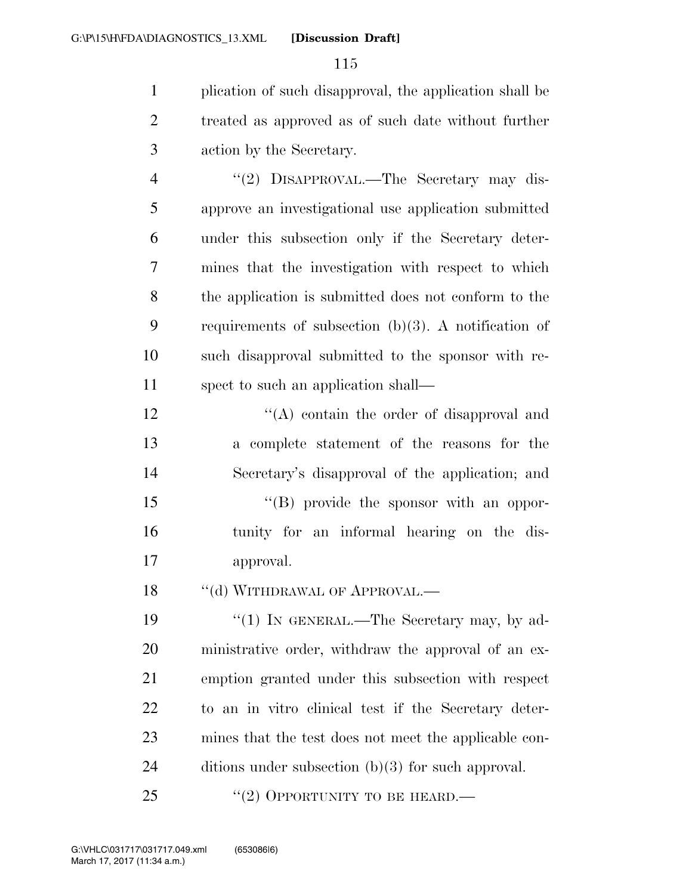plication of such disapproval, the application shall be treated as approved as of such date without further action by the Secretary.

"(2) DISAPPROVAL.—The Secretary may disapprove an investigational use application submitted under this subsection only if the Secretary determines that the investigation with respect to which the application is submitted does not conform to the requirements of subsection (b)(3). A notification of such disapproval submitted to the sponsor with respect to such an application shall—

"(A) contain the order of disapproval and a complete statement of the reasons for the Secretary's disapproval of the application; and

"(B) provide the sponsor with an opportunity for an informal hearing on the disapproval.

"(d) WITHDRAWAL OF APPROVAL.—

"(1) IN GENERAL.—The Secretary may, by administrative order, withdraw the approval of an exemption granted under this subsection with respect to an in vitro clinical test if the Secretary determines that the test does not meet the applicable conditions under subsection (b)(3) for such approval.

"(2) OPPORTUNITY TO BE HEARD.—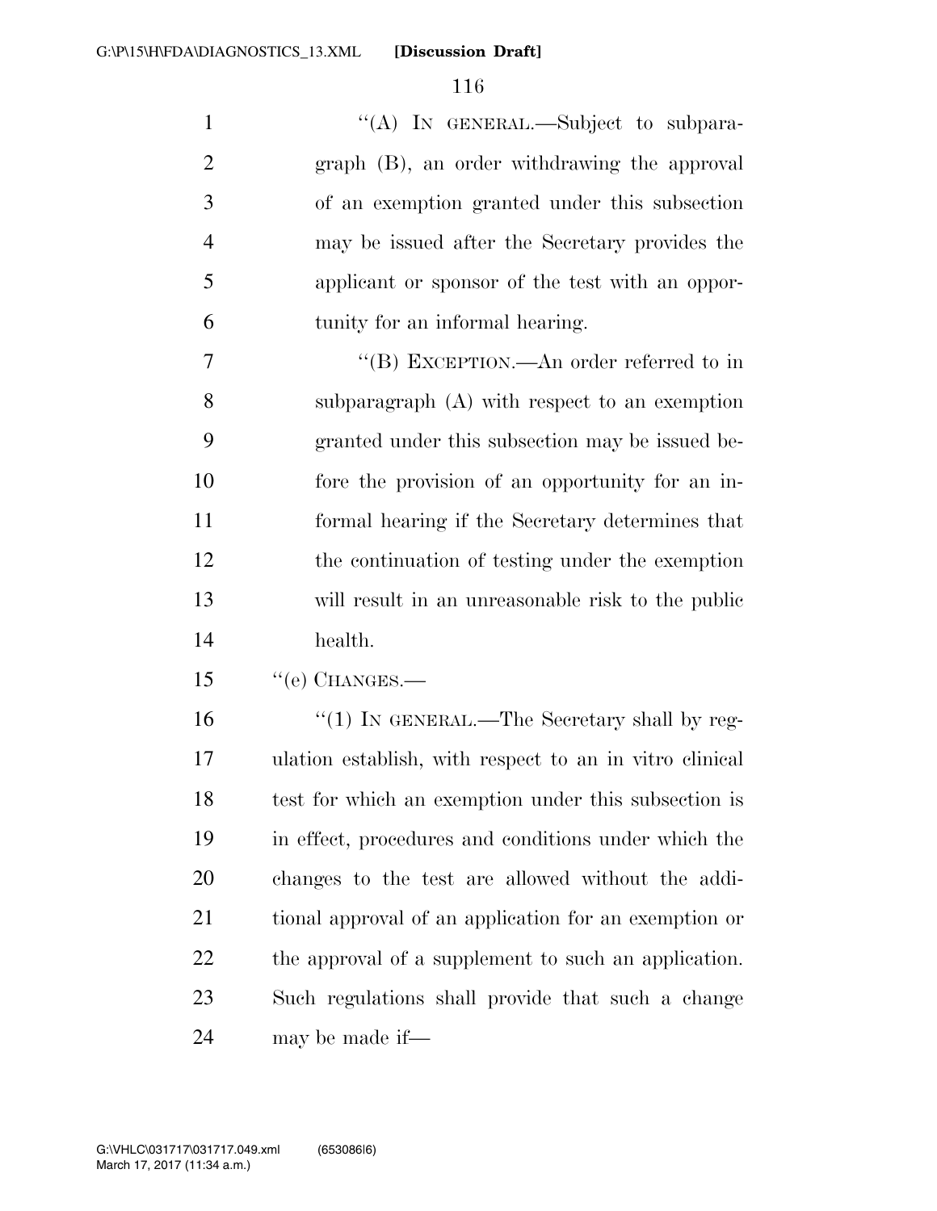"(A) IN GENERAL.—Subject to subparagraph (B), an order withdrawing the approval of an exemption granted under this subsection may be issued after the Secretary provides the applicant or sponsor of the test with an opportunity for an informal hearing.

"(B) EXCEPTION.—An order referred to in subparagraph (A) with respect to an exemption granted under this subsection may be issued before the provision of an opportunity for an informal hearing if the Secretary determines that the continuation of testing under the exemption will result in an unreasonable risk to the public health.

"(e) CHANGES.—

"(1) IN GENERAL.—The Secretary shall by regulation establish, with respect to an in vitro clinical test for which an exemption under this subsection is in effect, procedures and conditions under which the changes to the test are allowed without the additional approval of an application for an exemption or the approval of a supplement to such an application. Such regulations shall provide that such a change may be made if—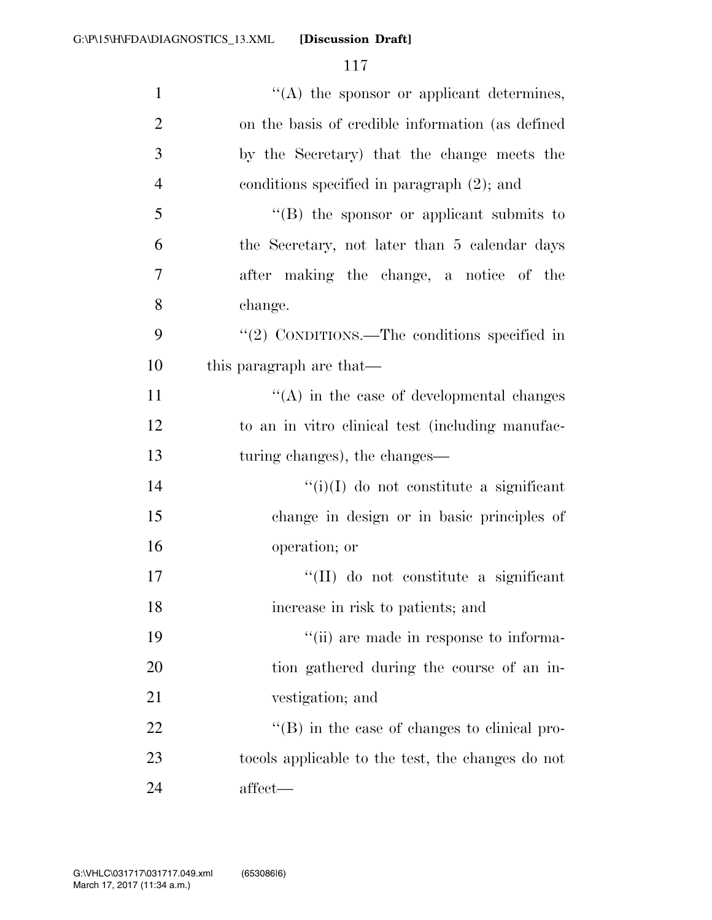''(A) the sponsor or applicant determines, on the basis of credible information (as defined by the Secretary) that the change meets the conditions specified in paragraph (2); and

''(B) the sponsor or applicant submits to the Secretary, not later than 5 calendar days after making the change, a notice of the change.

''(2) CONDITIONS.—The conditions specified in this paragraph are that—

''(A) in the case of developmental changes to an in vitro clinical test (including manufacturing changes), the changes—

''(i)(I) do not constitute a significant change in design or in basic principles of operation; or

''(II) do not constitute a significant increase in risk to patients; and

''(ii) are made in response to information gathered during the course of an investigation; and

''(B) in the case of changes to clinical protocols applicable to the test, the changes do not affect—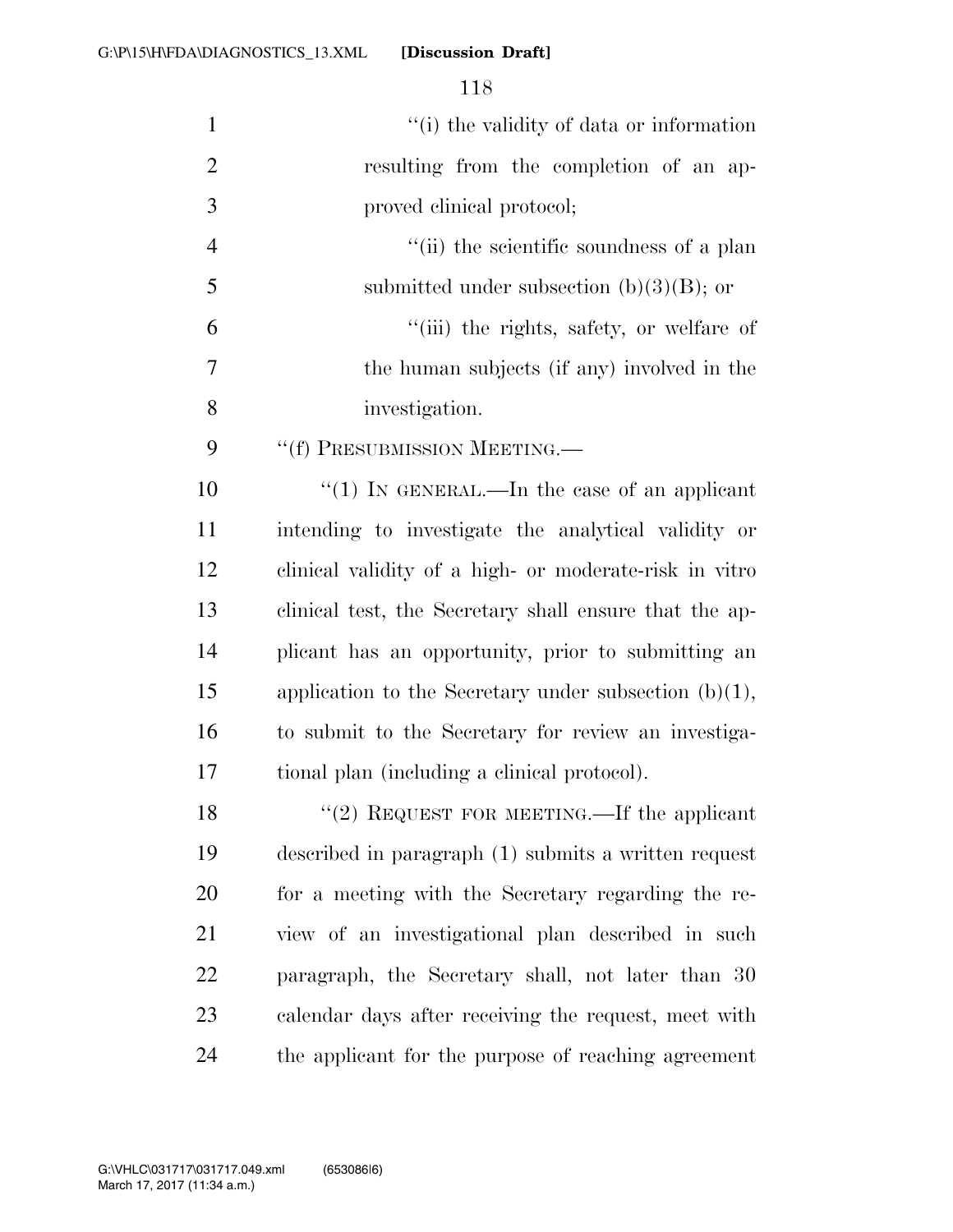''(i) the validity of data or information resulting from the completion of an approved clinical protocol;

''(ii) the scientific soundness of a plan submitted under subsection (b)(3)(B); or

''(iii) the rights, safety, or welfare of the human subjects (if any) involved in the investigation.

''(f) PRESUBMISSION MEETING.—

''(1) IN GENERAL.—In the case of an applicant intending to investigate the analytical validity or clinical validity of a high- or moderate-risk in vitro clinical test, the Secretary shall ensure that the applicant has an opportunity, prior to submitting an application to the Secretary under subsection (b)(1), to submit to the Secretary for review an investigational plan (including a clinical protocol).

''(2) REQUEST FOR MEETING.—If the applicant described in paragraph (1) submits a written request for a meeting with the Secretary regarding the review of an investigational plan described in such paragraph, the Secretary shall, not later than 30 calendar days after receiving the request, meet with the applicant for the purpose of reaching agreement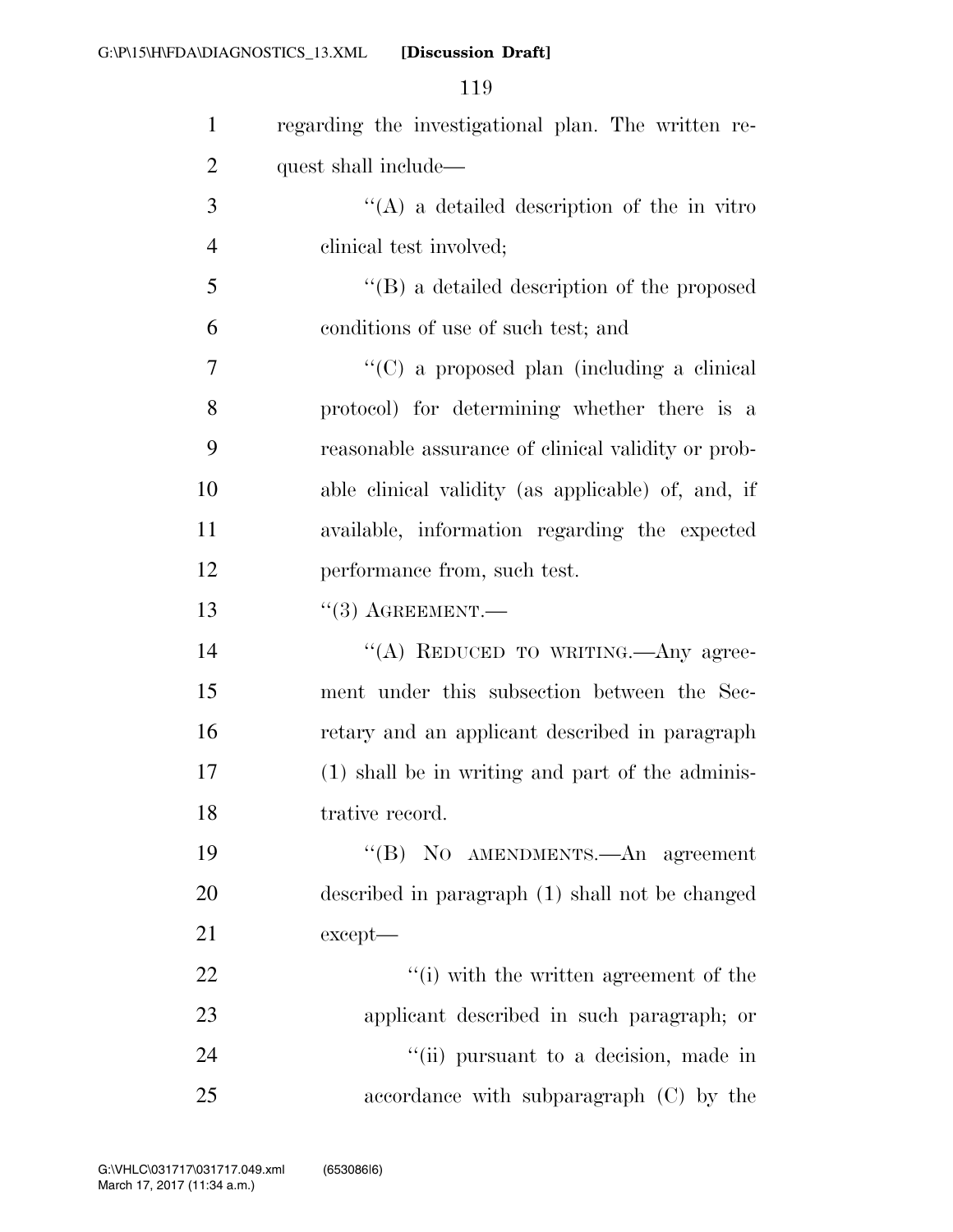regarding the investigational plan. The written request shall include—

"(A) a detailed description of the in vitro clinical test involved;

"(B) a detailed description of the proposed conditions of use of such test; and

"(C) a proposed plan (including a clinical protocol) for determining whether there is a reasonable assurance of clinical validity or probable clinical validity (as applicable) of, and, if available, information regarding the expected performance from, such test.

"(3) AGREEMENT.—

"(A) REDUCED TO WRITING.—Any agreement under this subsection between the Secretary and an applicant described in paragraph (1) shall be in writing and part of the administrative record.

"(B) NO AMENDMENTS.—An agreement described in paragraph (1) shall not be changed except—

"(i) with the written agreement of the applicant described in such paragraph; or

"(ii) pursuant to a decision, made in accordance with subparagraph (C) by the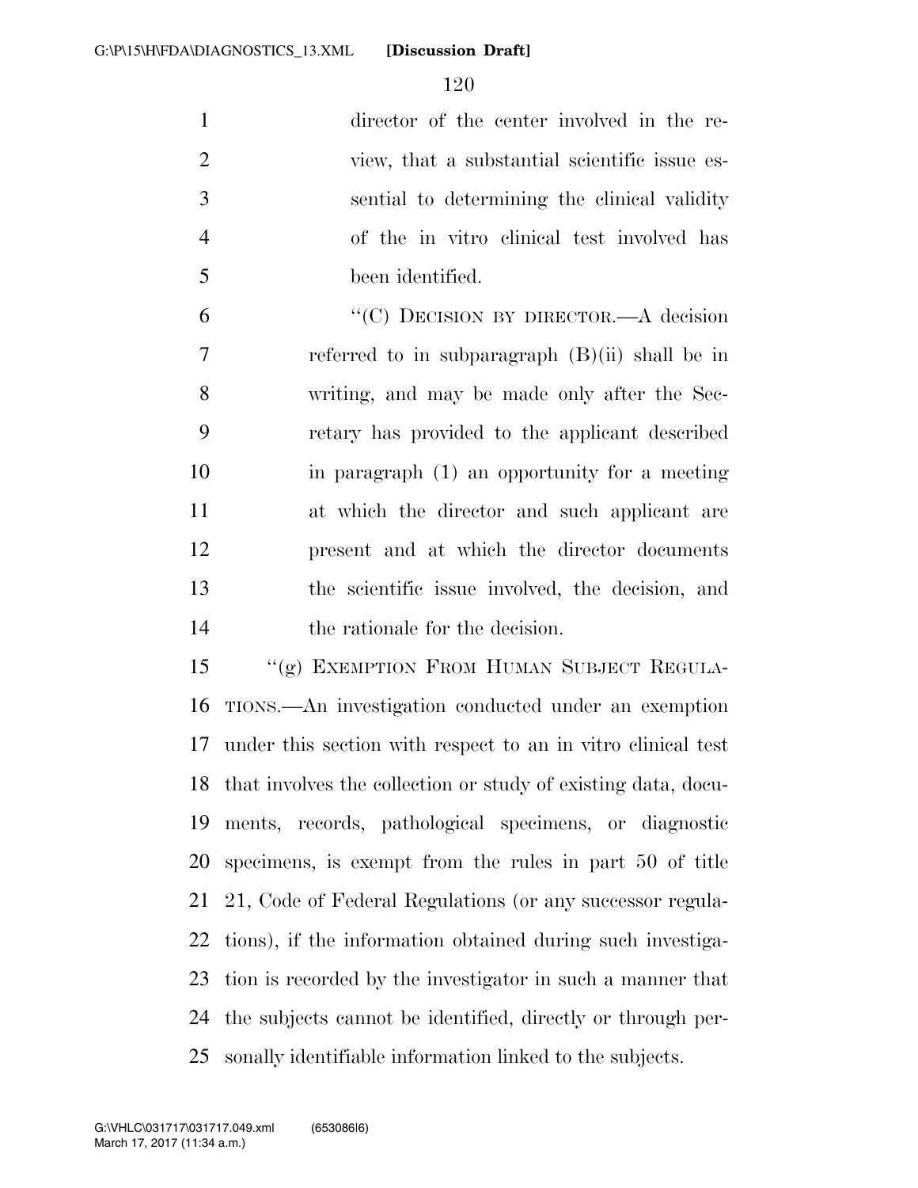director of the center involved in the review, that a substantial scientific issue essential to determining the clinical validity of the in vitro clinical test involved has been identified.

"(C) DECISION BY DIRECTOR.—A decision referred to in subparagraph (B)(ii) shall be in writing, and may be made only after the Secretary has provided to the applicant described in paragraph (1) an opportunity for a meeting at which the director and such applicant are present and at which the director documents the scientific issue involved, the decision, and the rationale for the decision.

"(g) EXEMPTION FROM HUMAN SUBJECT REGULATIONS.—An investigation conducted under an exemption under this section with respect to an in vitro clinical test that involves the collection or study of existing data, documents, records, pathological specimens, or diagnostic specimens, is exempt from the rules in part 50 of title 21, Code of Federal Regulations (or any successor regulations), if the information obtained during such investigation is recorded by the investigator in such a manner that the subjects cannot be identified, directly or through personally identifiable information linked to the subjects.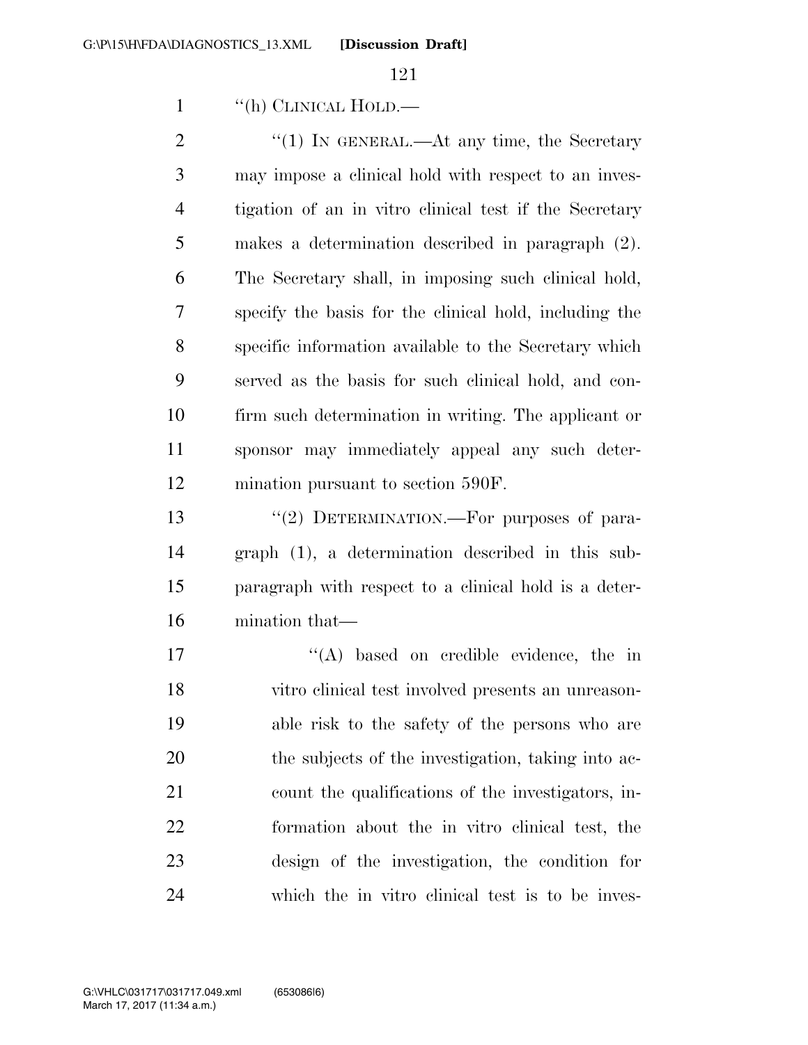"(h) CLINICAL HOLD.—

"(1) IN GENERAL.—At any time, the Secretary may impose a clinical hold with respect to an investigation of an in vitro clinical test if the Secretary makes a determination described in paragraph (2). The Secretary shall, in imposing such clinical hold, specify the basis for the clinical hold, including the specific information available to the Secretary which served as the basis for such clinical hold, and confirm such determination in writing. The applicant or sponsor may immediately appeal any such determination pursuant to section 590F.

"(2) DETERMINATION.—For purposes of paragraph (1), a determination described in this subparagraph with respect to a clinical hold is a determination that—

"(A) based on credible evidence, the in vitro clinical test involved presents an unreasonable risk to the safety of the persons who are the subjects of the investigation, taking into account the qualifications of the investigators, information about the in vitro clinical test, the design of the investigation, the condition for which the in vitro clinical test is to be inves-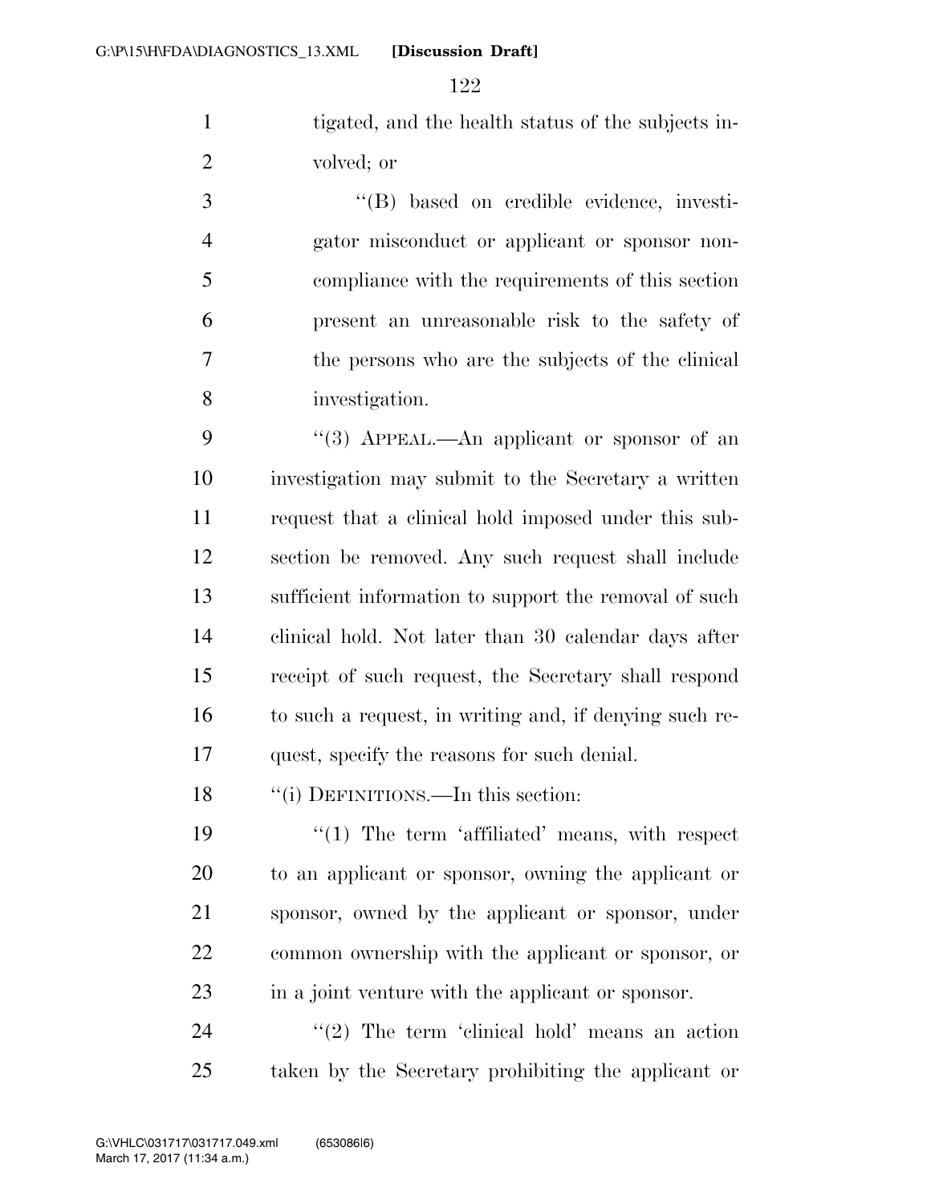tigated, and the health status of the subjects involved; or

"(B) based on credible evidence, investigator misconduct or applicant or sponsor noncompliance with the requirements of this section present an unreasonable risk to the safety of the persons who are the subjects of the clinical investigation.

"(3) APPEAL.—An applicant or sponsor of an investigation may submit to the Secretary a written request that a clinical hold imposed under this subsection be removed. Any such request shall include sufficient information to support the removal of such clinical hold. Not later than 30 calendar days after receipt of such request, the Secretary shall respond to such a request, in writing and, if denying such request, specify the reasons for such denial.

"(i) DEFINITIONS.—In this section:

"(1) The term 'affiliated' means, with respect to an applicant or sponsor, owning the applicant or sponsor, owned by the applicant or sponsor, under common ownership with the applicant or sponsor, or in a joint venture with the applicant or sponsor.

"(2) The term 'clinical hold' means an action taken by the Secretary prohibiting the applicant or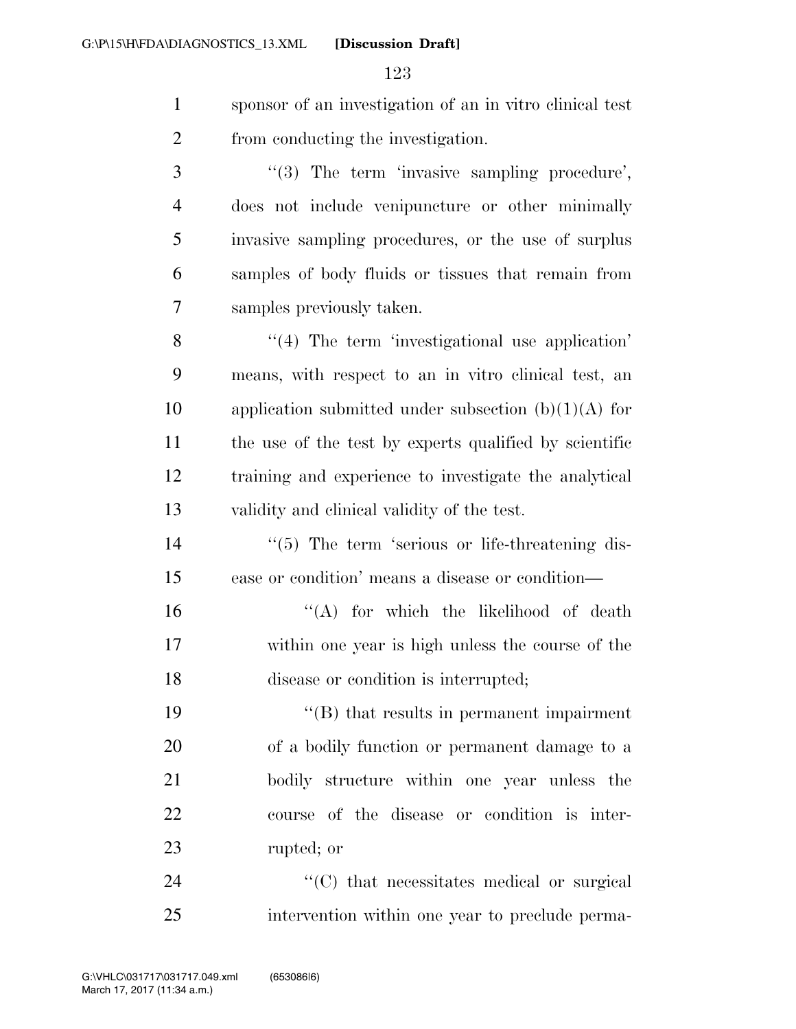sponsor of an investigation of an in vitro clinical test from conducting the investigation.

''(3) The term 'invasive sampling procedure', does not include venipuncture or other minimally invasive sampling procedures, or the use of surplus samples of body fluids or tissues that remain from samples previously taken.

''(4) The term 'investigational use application' means, with respect to an in vitro clinical test, an application submitted under subsection (b)(1)(A) for the use of the test by experts qualified by scientific training and experience to investigate the analytical validity and clinical validity of the test.

''(5) The term 'serious or life-threatening disease or condition' means a disease or condition—

''(A) for which the likelihood of death within one year is high unless the course of the disease or condition is interrupted;

''(B) that results in permanent impairment of a bodily function or permanent damage to a bodily structure within one year unless the course of the disease or condition is interrupted; or

''(C) that necessitates medical or surgical intervention within one year to preclude perma-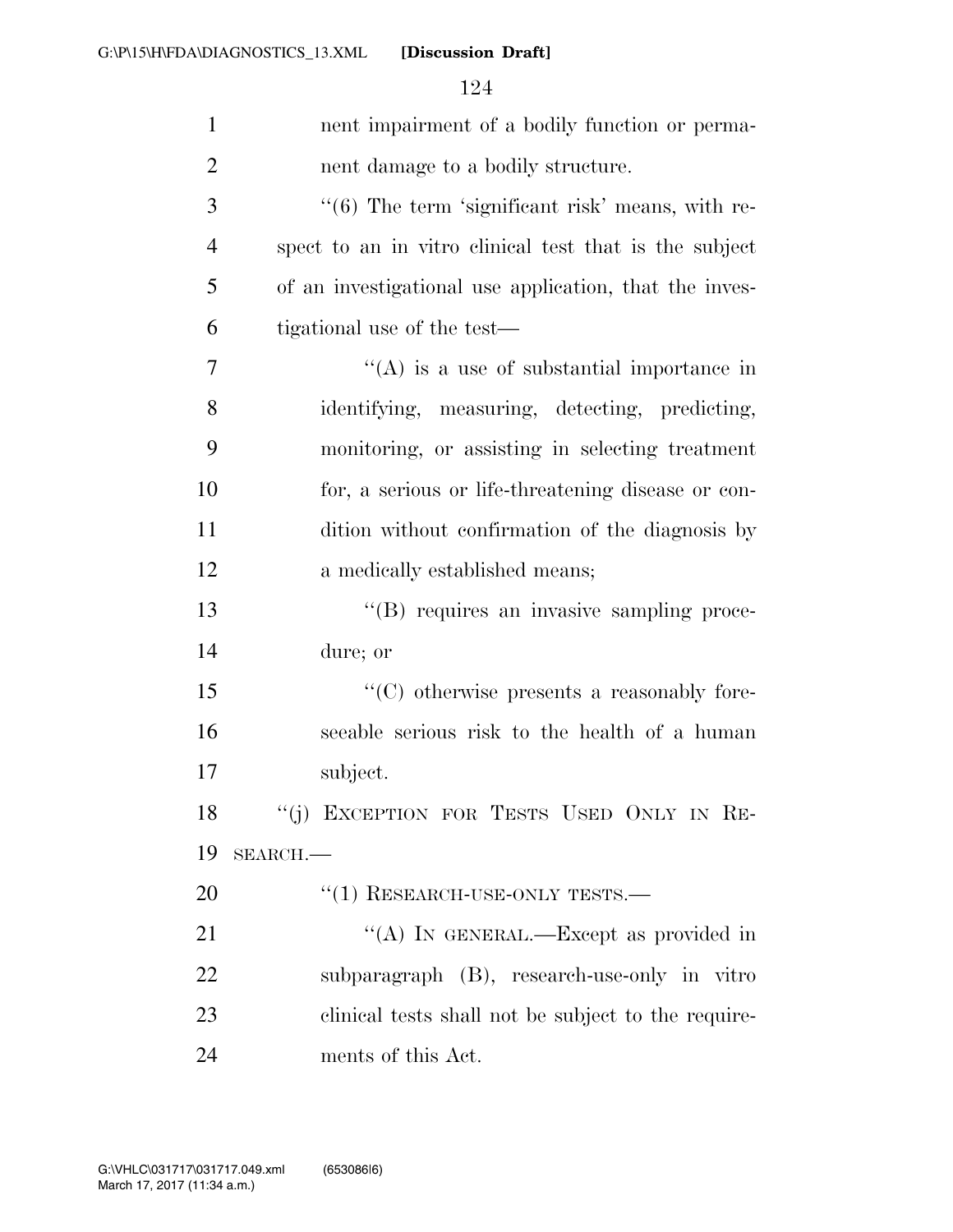nent impairment of a bodily function or permanent damage to a bodily structure.

''(6) The term 'significant risk' means, with respect to an in vitro clinical test that is the subject of an investigational use application, that the investigational use of the test—

''(A) is a use of substantial importance in identifying, measuring, detecting, predicting, monitoring, or assisting in selecting treatment for, a serious or life-threatening disease or condition without confirmation of the diagnosis by a medically established means;

''(B) requires an invasive sampling procedure; or

''(C) otherwise presents a reasonably foreseeable serious risk to the health of a human subject.

''(j) EXCEPTION FOR TESTS USED ONLY IN RESEARCH.—

''(1) RESEARCH-USE-ONLY TESTS.—

''(A) IN GENERAL.—Except as provided in subparagraph (B), research-use-only in vitro clinical tests shall not be subject to the requirements of this Act.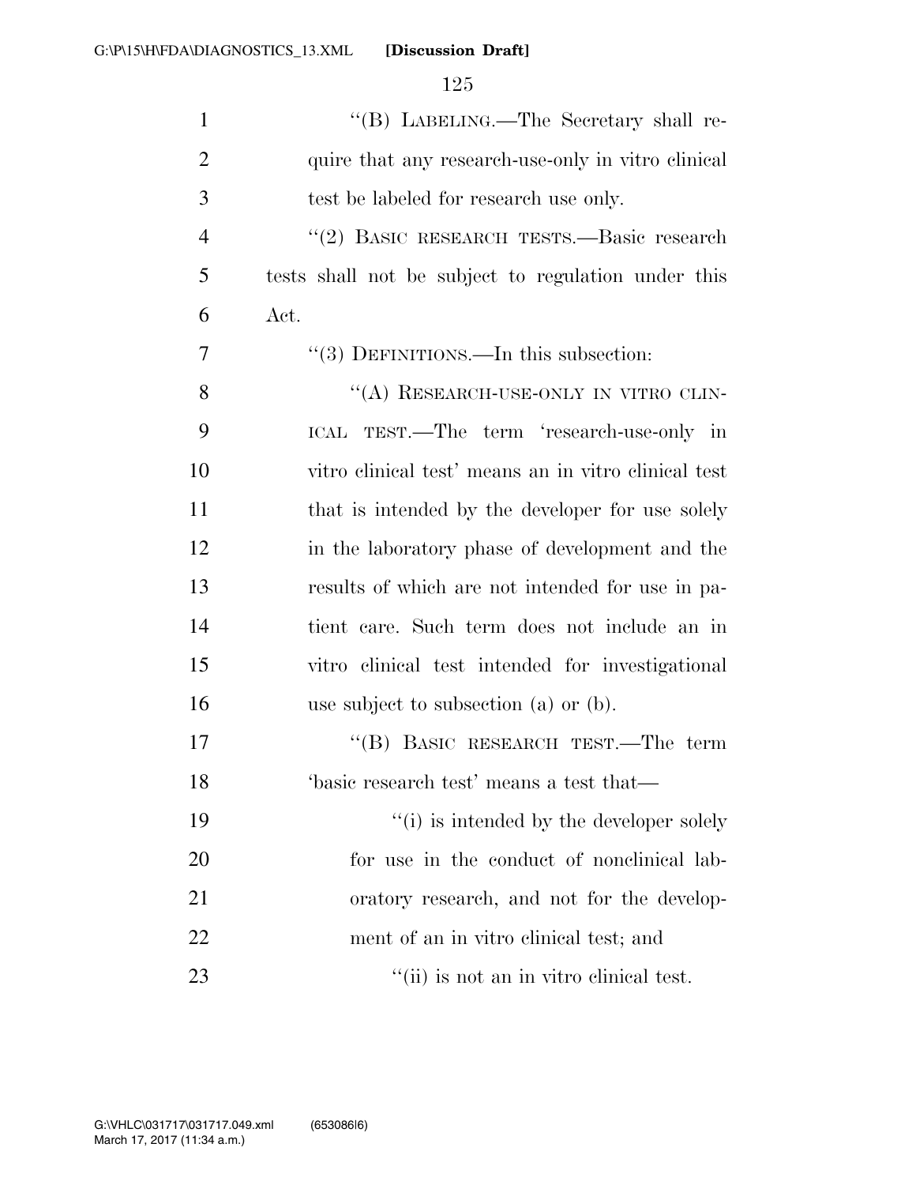"(B) LABELING.—The Secretary shall require that any research-use-only in vitro clinical test be labeled for research use only.

"(2) BASIC RESEARCH TESTS.—Basic research tests shall not be subject to regulation under this Act.

"(3) DEFINITIONS.—In this subsection:

"(A) RESEARCH-USE-ONLY IN VITRO CLINICAL TEST.—The term 'research-use-only in vitro clinical test' means an in vitro clinical test that is intended by the developer for use solely in the laboratory phase of development and the results of which are not intended for use in patient care. Such term does not include an in vitro clinical test intended for investigational use subject to subsection (a) or (b).

"(B) BASIC RESEARCH TEST.—The term 'basic research test' means a test that—

"(i) is intended by the developer solely for use in the conduct of nonclinical laboratory research, and not for the development of an in vitro clinical test; and

"(ii) is not an in vitro clinical test.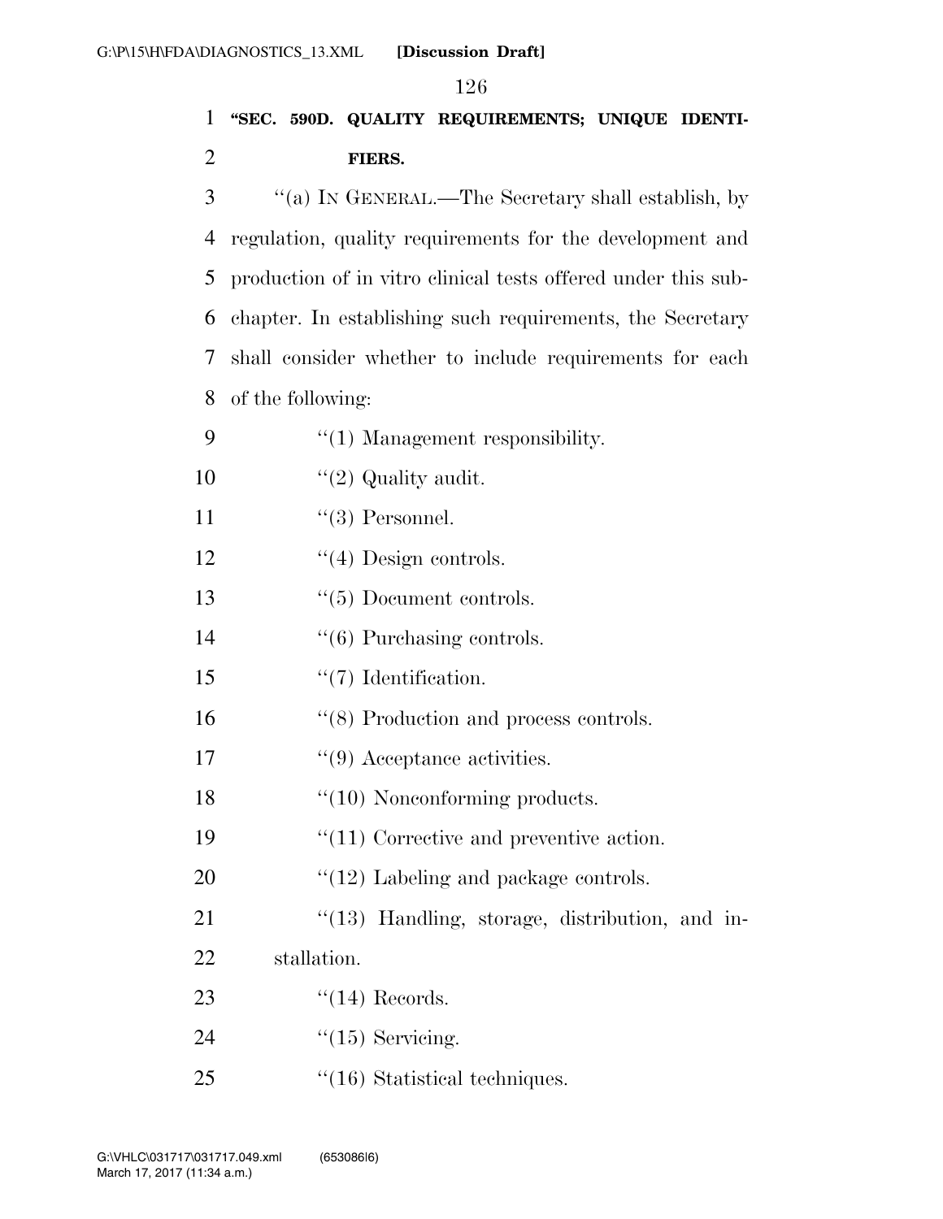**"SEC. 590D. QUALITY REQUIREMENTS; UNIQUE IDENTIFIERS.**

"(a) IN GENERAL.—The Secretary shall establish, by regulation, quality requirements for the development and production of in vitro clinical tests offered under this subchapter. In establishing such requirements, the Secretary shall consider whether to include requirements for each of the following:

"(1) Management responsibility.

"(2) Quality audit.

"(3) Personnel.

"(4) Design controls.

"(5) Document controls.

"(6) Purchasing controls.

"(7) Identification.

"(8) Production and process controls.

"(9) Acceptance activities.

"(10) Nonconforming products.

"(11) Corrective and preventive action.

"(12) Labeling and package controls.

"(13) Handling, storage, distribution, and installation.

"(14) Records.

"(15) Servicing.

"(16) Statistical techniques.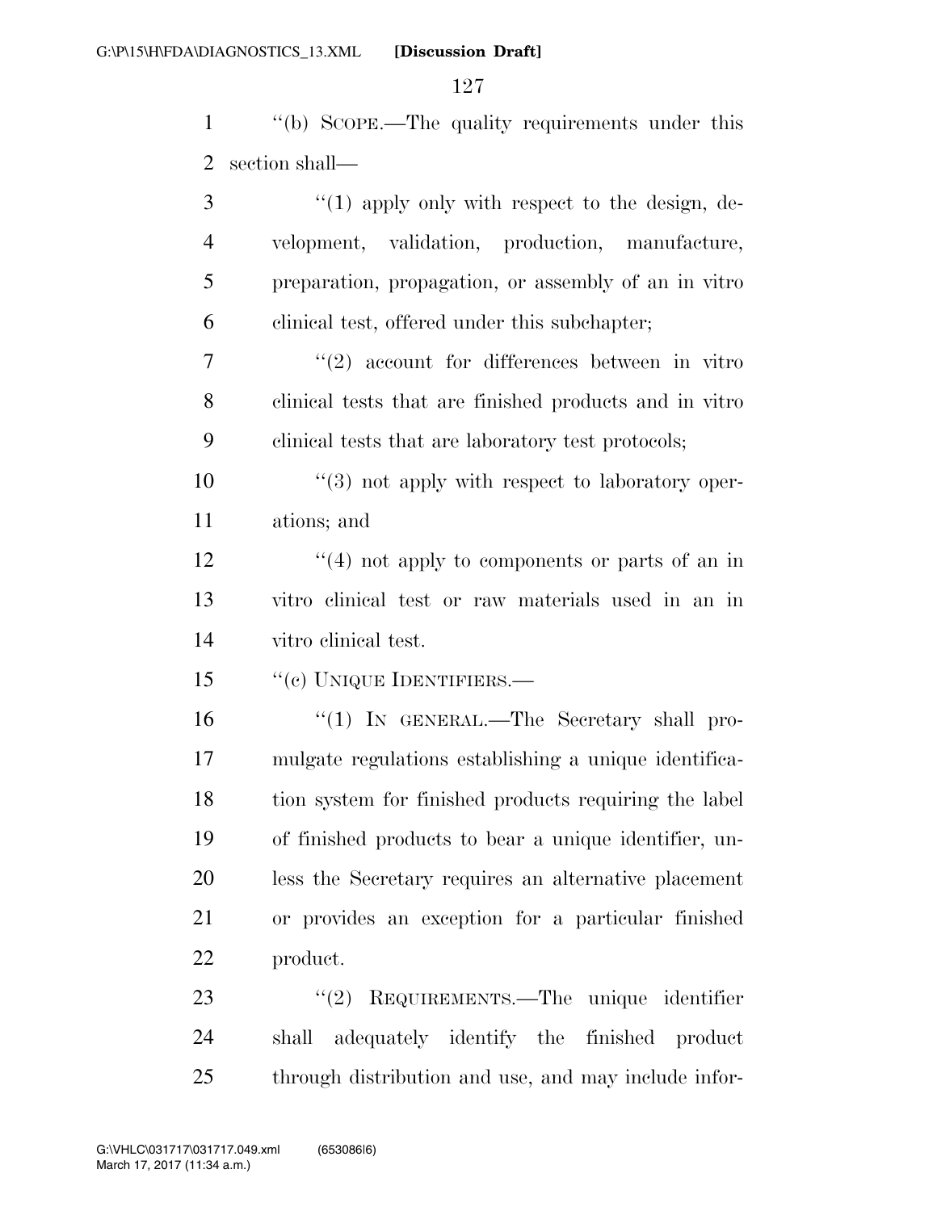''(b) SCOPE.—The quality requirements under this section shall—

''(1) apply only with respect to the design, development, validation, production, manufacture, preparation, propagation, or assembly of an in vitro clinical test, offered under this subchapter;

''(2) account for differences between in vitro clinical tests that are finished products and in vitro clinical tests that are laboratory test protocols;

''(3) not apply with respect to laboratory operations; and

''(4) not apply to components or parts of an in vitro clinical test or raw materials used in an in vitro clinical test.

''(c) UNIQUE IDENTIFIERS.—

''(1) IN GENERAL.—The Secretary shall promulgate regulations establishing a unique identification system for finished products requiring the label of finished products to bear a unique identifier, unless the Secretary requires an alternative placement or provides an exception for a particular finished product.

''(2) REQUIREMENTS.—The unique identifier shall adequately identify the finished product through distribution and use, and may include infor-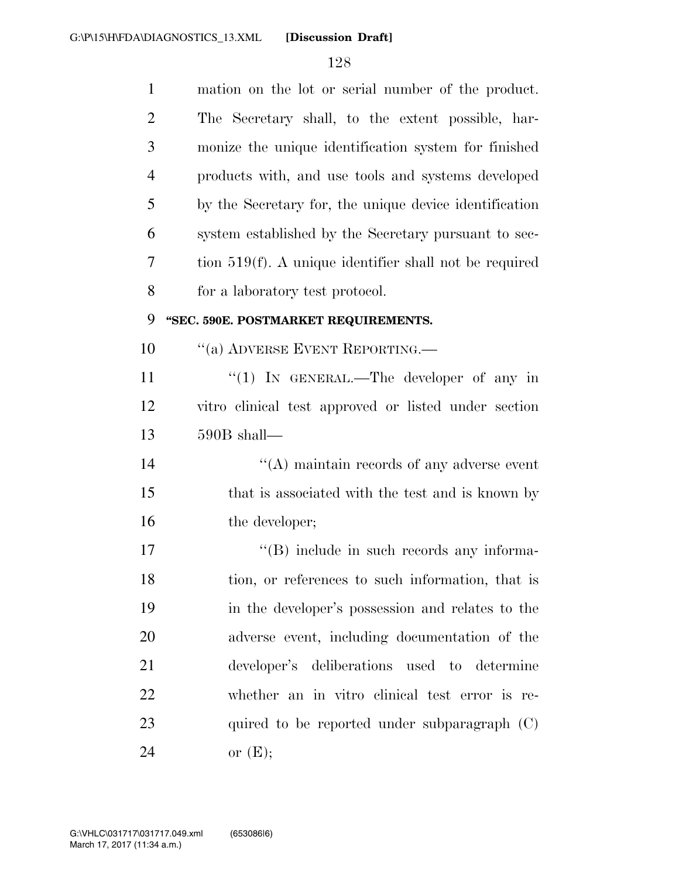mation on the lot or serial number of the product. The Secretary shall, to the extent possible, harmonize the unique identification system for finished products with, and use tools and systems developed by the Secretary for, the unique device identification system established by the Secretary pursuant to section 519(f). A unique identifier shall not be required for a laboratory test protocol.

**"SEC. 590E. POSTMARKET REQUIREMENTS.**

"(a) ADVERSE EVENT REPORTING.—

"(1) IN GENERAL.—The developer of any in vitro clinical test approved or listed under section 590B shall—

"(A) maintain records of any adverse event that is associated with the test and is known by the developer;

"(B) include in such records any information, or references to such information, that is in the developer's possession and relates to the adverse event, including documentation of the developer's deliberations used to determine whether an in vitro clinical test error is required to be reported under subparagraph (C) or (E);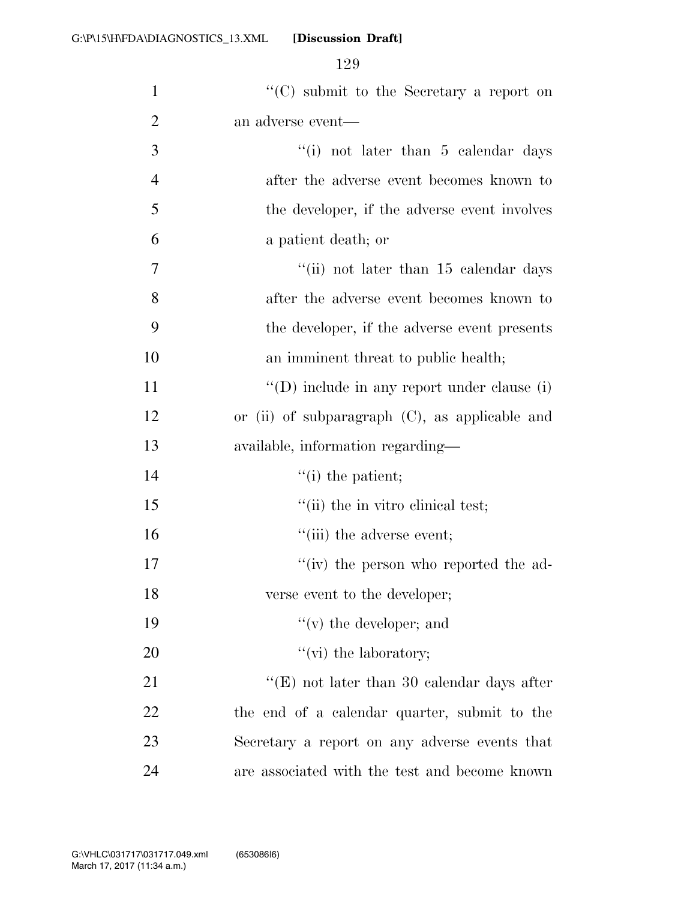''(C) submit to the Secretary a report on an adverse event—

''(i) not later than 5 calendar days after the adverse event becomes known to the developer, if the adverse event involves a patient death; or

''(ii) not later than 15 calendar days after the adverse event becomes known to the developer, if the adverse event presents an imminent threat to public health;

''(D) include in any report under clause (i) or (ii) of subparagraph (C), as applicable and available, information regarding—

''(i) the patient;

''(ii) the in vitro clinical test;

''(iii) the adverse event;

''(iv) the person who reported the adverse event to the developer;

''(v) the developer; and

''(vi) the laboratory;

''(E) not later than 30 calendar days after the end of a calendar quarter, submit to the Secretary a report on any adverse events that are associated with the test and become known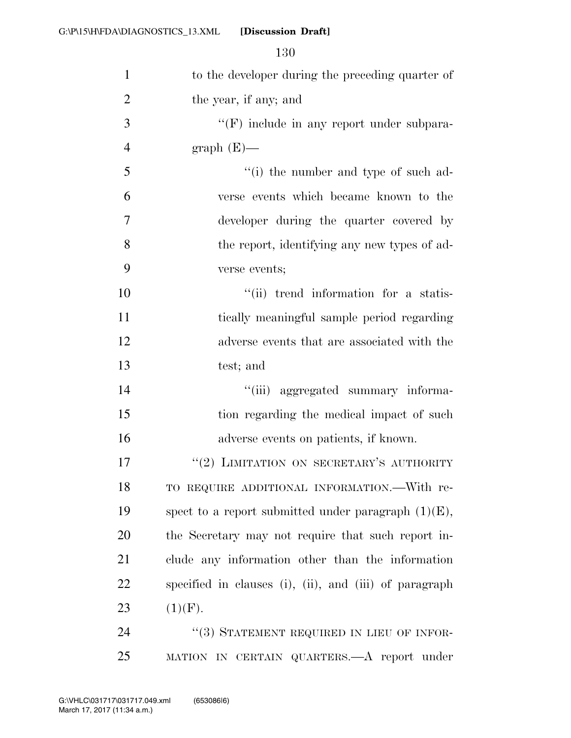to the developer during the preceding quarter of the year, if any; and

"(F) include in any report under subparagraph (E)—

"(i) the number and type of such adverse events which became known to the developer during the quarter covered by the report, identifying any new types of adverse events;

"(ii) trend information for a statistically meaningful sample period regarding adverse events that are associated with the test; and

"(iii) aggregated summary information regarding the medical impact of such adverse events on patients, if known.

"(2) LIMITATION ON SECRETARY'S AUTHORITY TO REQUIRE ADDITIONAL INFORMATION.—With respect to a report submitted under paragraph (1)(E), the Secretary may not require that such report include any information other than the information specified in clauses (i), (ii), and (iii) of paragraph (1)(F).

"(3) STATEMENT REQUIRED IN LIEU OF INFORMATION IN CERTAIN QUARTERS.—A report under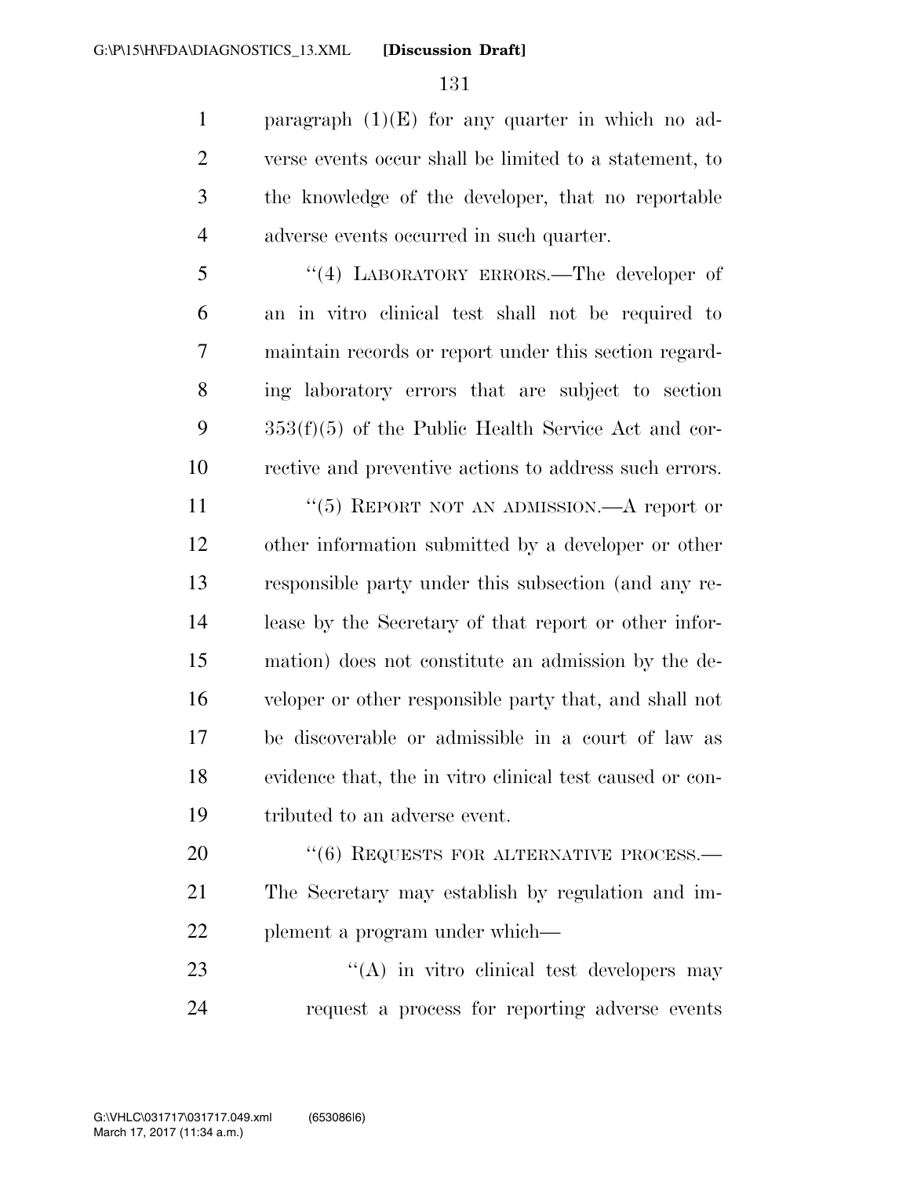paragraph (1)(E) for any quarter in which no adverse events occur shall be limited to a statement, to the knowledge of the developer, that no reportable adverse events occurred in such quarter.

"(4) LABORATORY ERRORS.—The developer of an in vitro clinical test shall not be required to maintain records or report under this section regarding laboratory errors that are subject to section 353(f)(5) of the Public Health Service Act and corrective and preventive actions to address such errors.

"(5) REPORT NOT AN ADMISSION.—A report or other information submitted by a developer or other responsible party under this subsection (and any release by the Secretary of that report or other information) does not constitute an admission by the developer or other responsible party that, and shall not be discoverable or admissible in a court of law as evidence that, the in vitro clinical test caused or contributed to an adverse event.

"(6) REQUESTS FOR ALTERNATIVE PROCESS.—The Secretary may establish by regulation and implement a program under which—

"(A) in vitro clinical test developers may request a process for reporting adverse events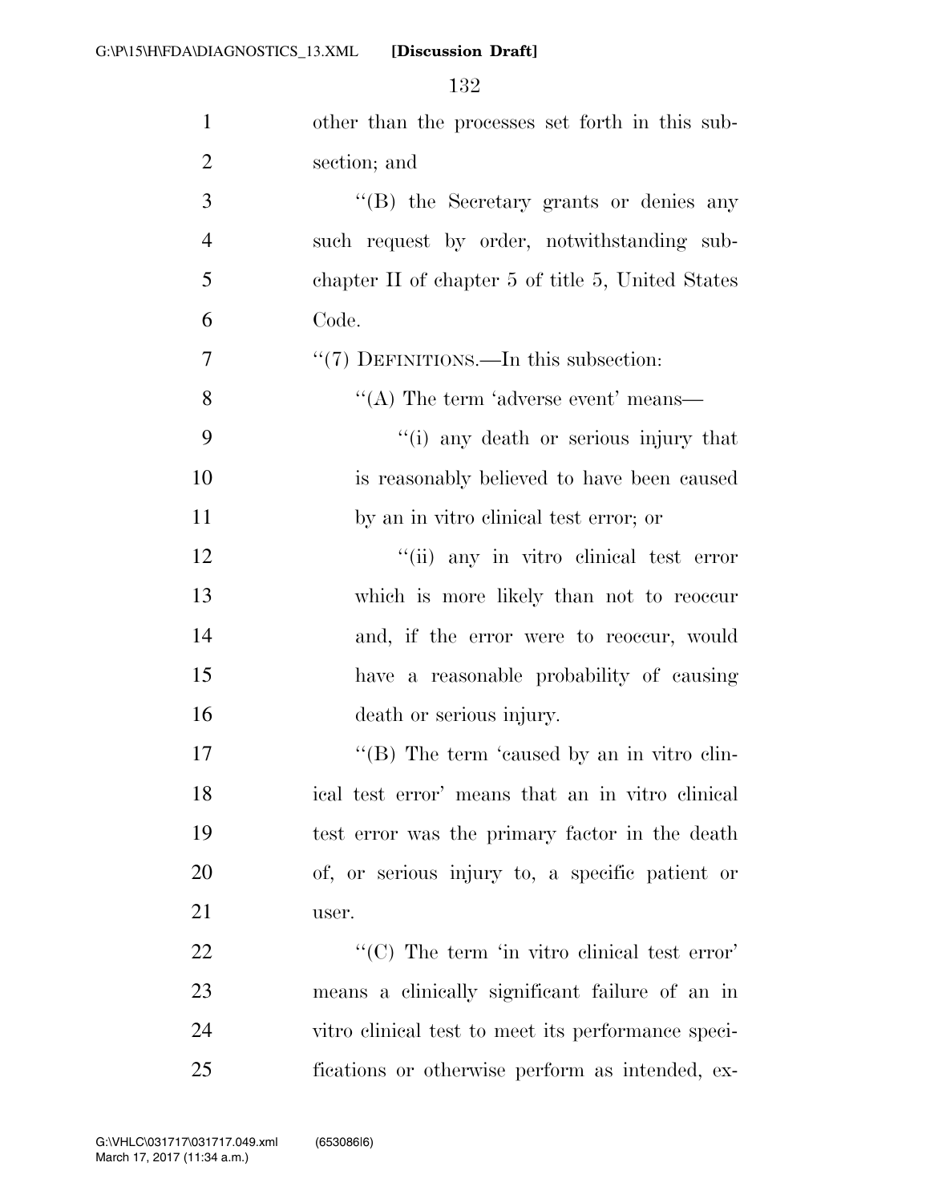other than the processes set forth in this subsection; and

"(B) the Secretary grants or denies any such request by order, notwithstanding subchapter II of chapter 5 of title 5, United States Code.

"(7) DEFINITIONS.—In this subsection:

"(A) The term 'adverse event' means—

"(i) any death or serious injury that is reasonably believed to have been caused by an in vitro clinical test error; or

"(ii) any in vitro clinical test error which is more likely than not to reoccur and, if the error were to reoccur, would have a reasonable probability of causing death or serious injury.

"(B) The term 'caused by an in vitro clinical test error' means that an in vitro clinical test error was the primary factor in the death of, or serious injury to, a specific patient or user.

"(C) The term 'in vitro clinical test error' means a clinically significant failure of an in vitro clinical test to meet its performance specifications or otherwise perform as intended, ex-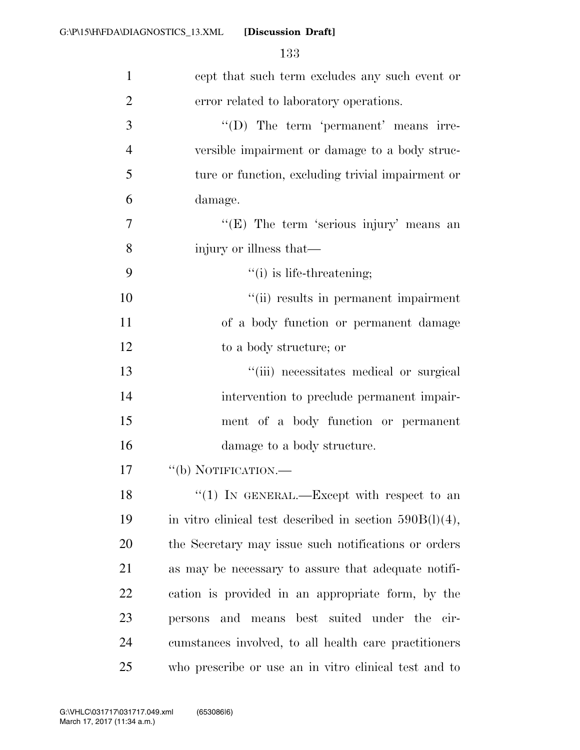cept that such term excludes any such event or error related to laboratory operations.

"(D) The term 'permanent' means irreversible impairment or damage to a body structure or function, excluding trivial impairment or damage.

"(E) The term 'serious injury' means an injury or illness that—

"(i) is life-threatening;

"(ii) results in permanent impairment of a body function or permanent damage to a body structure; or

"(iii) necessitates medical or surgical intervention to preclude permanent impairment of a body function or permanent damage to a body structure.

"(b) NOTIFICATION.—

"(1) IN GENERAL.—Except with respect to an in vitro clinical test described in section 590B(l)(4), the Secretary may issue such notifications or orders as may be necessary to assure that adequate notification is provided in an appropriate form, by the persons and means best suited under the circumstances involved, to all health care practitioners who prescribe or use an in vitro clinical test and to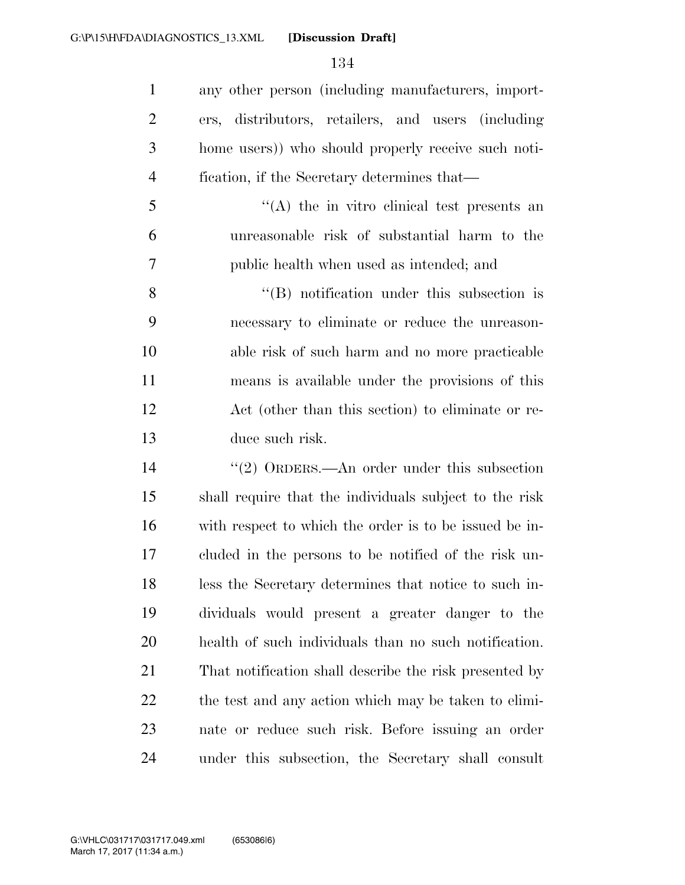any other person (including manufacturers, importers, distributors, retailers, and users (including home users)) who should properly receive such notification, if the Secretary determines that—

"(A) the in vitro clinical test presents an unreasonable risk of substantial harm to the public health when used as intended; and

"(B) notification under this subsection is necessary to eliminate or reduce the unreasonable risk of such harm and no more practicable means is available under the provisions of this Act (other than this section) to eliminate or reduce such risk.

"(2) ORDERS.—An order under this subsection shall require that the individuals subject to the risk with respect to which the order is to be issued be included in the persons to be notified of the risk unless the Secretary determines that notice to such individuals would present a greater danger to the health of such individuals than no such notification. That notification shall describe the risk presented by the test and any action which may be taken to eliminate or reduce such risk. Before issuing an order under this subsection, the Secretary shall consult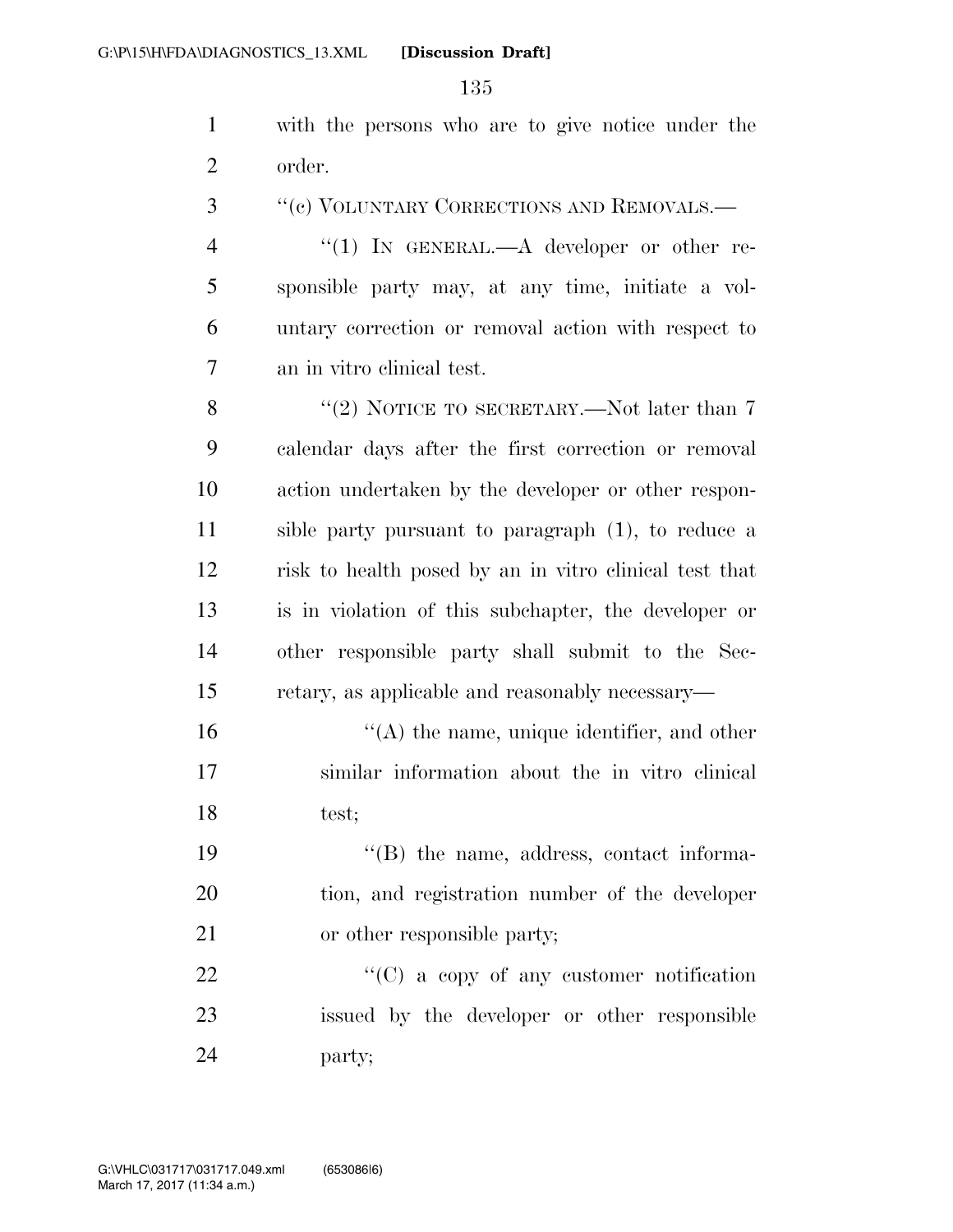with the persons who are to give notice under the order.

"(c) VOLUNTARY CORRECTIONS AND REMOVALS.—

"(1) IN GENERAL.—A developer or other responsible party may, at any time, initiate a voluntary correction or removal action with respect to an in vitro clinical test.

"(2) NOTICE TO SECRETARY.—Not later than 7 calendar days after the first correction or removal action undertaken by the developer or other responsible party pursuant to paragraph (1), to reduce a risk to health posed by an in vitro clinical test that is in violation of this subchapter, the developer or other responsible party shall submit to the Secretary, as applicable and reasonably necessary—

"(A) the name, unique identifier, and other similar information about the in vitro clinical test;

"(B) the name, address, contact information, and registration number of the developer or other responsible party;

"(C) a copy of any customer notification issued by the developer or other responsible party;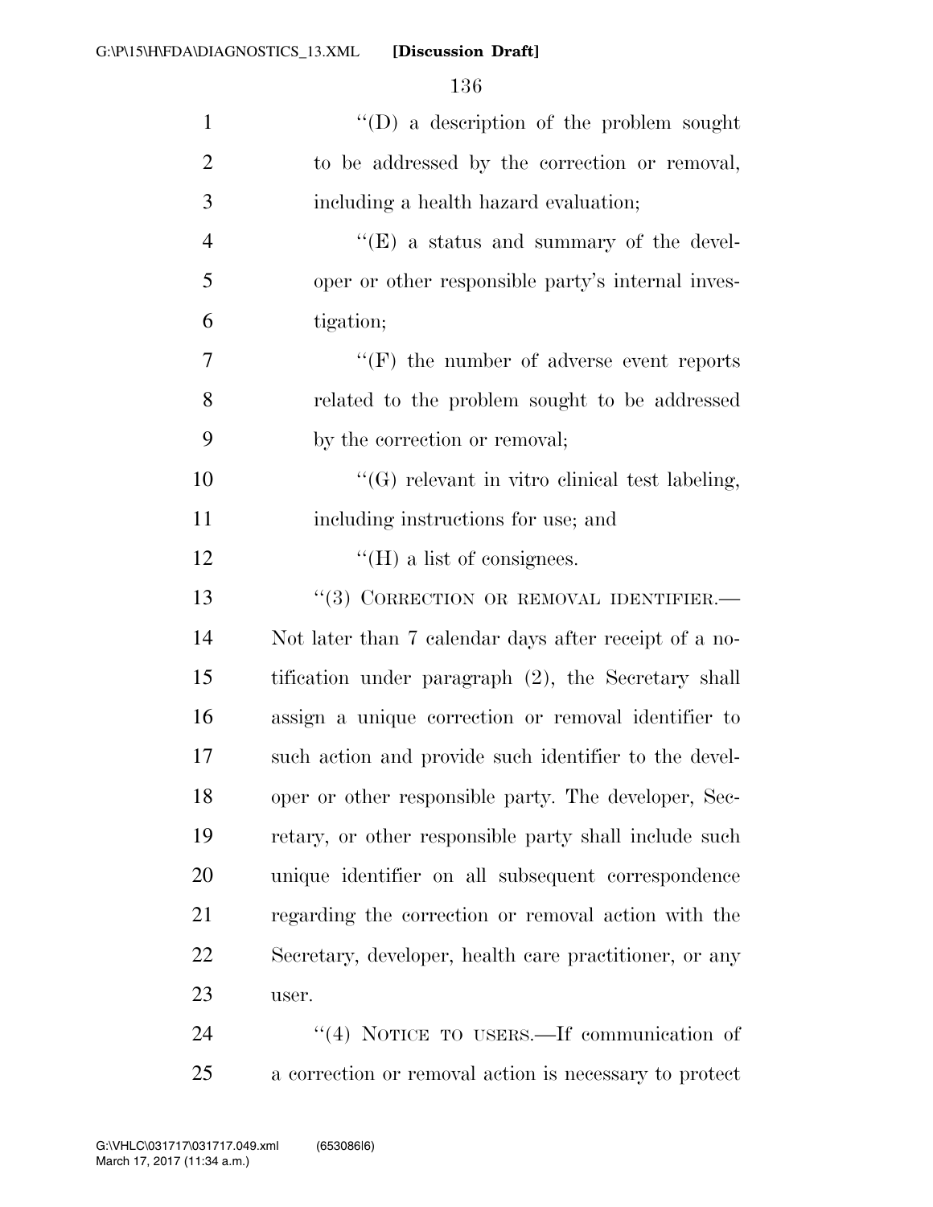''(D) a description of the problem sought to be addressed by the correction or removal, including a health hazard evaluation;

''(E) a status and summary of the developer or other responsible party's internal investigation;

''(F) the number of adverse event reports related to the problem sought to be addressed by the correction or removal;

''(G) relevant in vitro clinical test labeling, including instructions for use; and

''(H) a list of consignees.

''(3) CORRECTION OR REMOVAL IDENTIFIER.—Not later than 7 calendar days after receipt of a notification under paragraph (2), the Secretary shall assign a unique correction or removal identifier to such action and provide such identifier to the developer or other responsible party. The developer, Secretary, or other responsible party shall include such unique identifier on all subsequent correspondence regarding the correction or removal action with the Secretary, developer, health care practitioner, or any user.

''(4) NOTICE TO USERS.—If communication of a correction or removal action is necessary to protect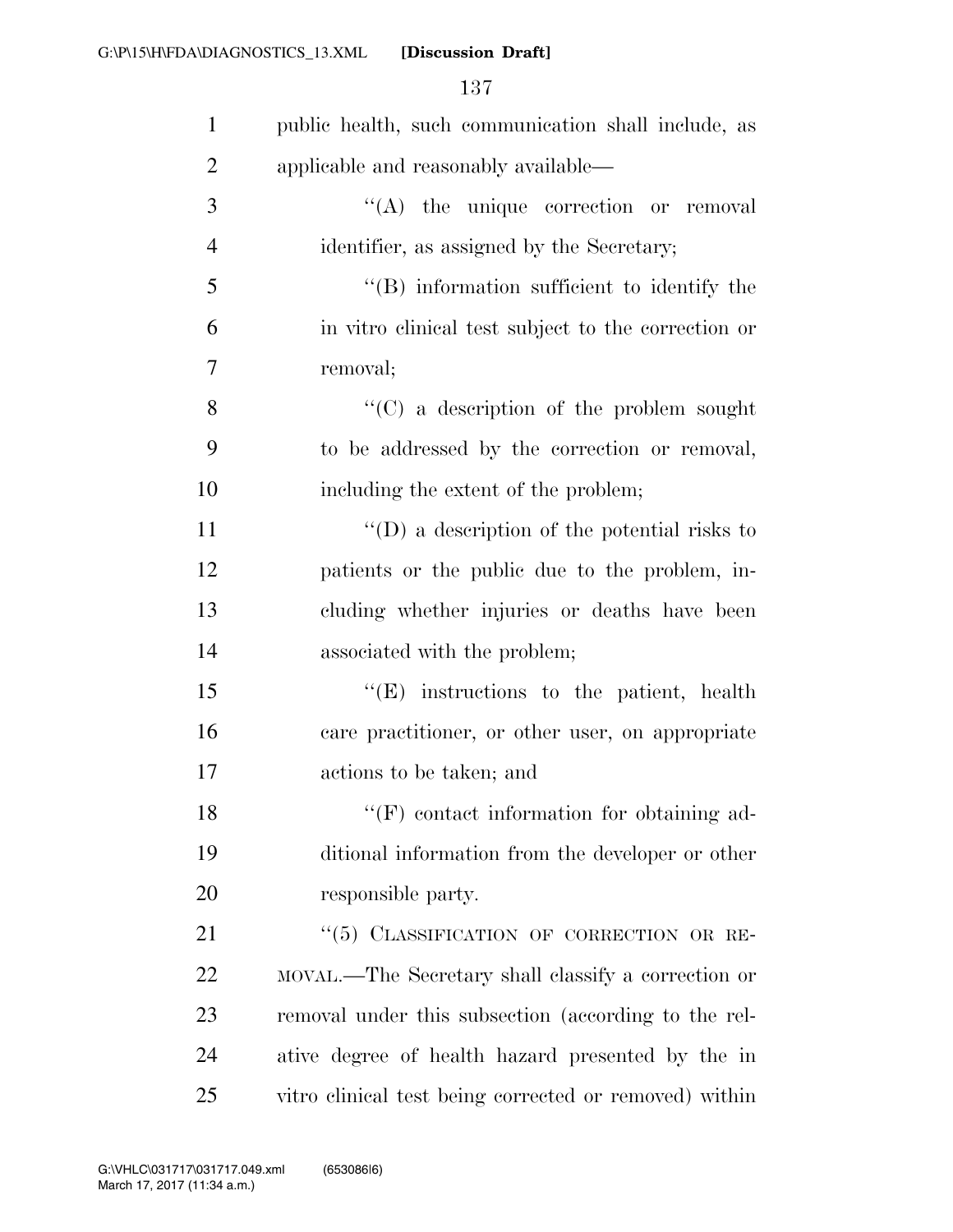public health, such communication shall include, as applicable and reasonably available—

"(A) the unique correction or removal identifier, as assigned by the Secretary;

"(B) information sufficient to identify the in vitro clinical test subject to the correction or removal;

"(C) a description of the problem sought to be addressed by the correction or removal, including the extent of the problem;

"(D) a description of the potential risks to patients or the public due to the problem, including whether injuries or deaths have been associated with the problem;

"(E) instructions to the patient, health care practitioner, or other user, on appropriate actions to be taken; and

"(F) contact information for obtaining additional information from the developer or other responsible party.

"(5) CLASSIFICATION OF CORRECTION OR REMOVAL.—The Secretary shall classify a correction or removal under this subsection (according to the relative degree of health hazard presented by the in vitro clinical test being corrected or removed) within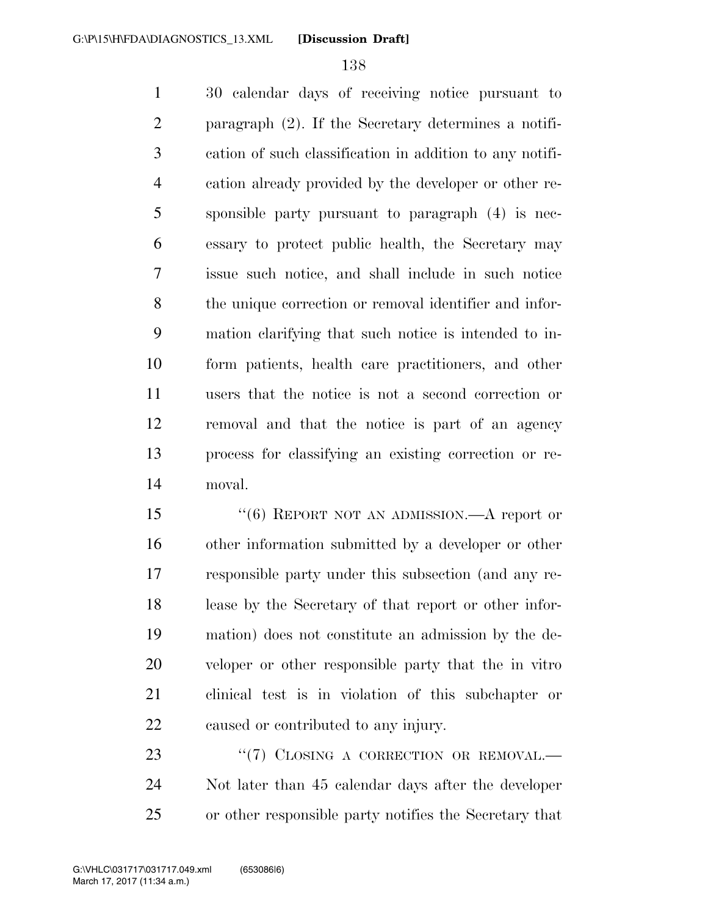30 calendar days of receiving notice pursuant to paragraph (2). If the Secretary determines a notification of such classification in addition to any notification already provided by the developer or other responsible party pursuant to paragraph (4) is necessary to protect public health, the Secretary may issue such notice, and shall include in such notice the unique correction or removal identifier and information clarifying that such notice is intended to inform patients, health care practitioners, and other users that the notice is not a second correction or removal and that the notice is part of an agency process for classifying an existing correction or removal.

"(6) REPORT NOT AN ADMISSION.—A report or other information submitted by a developer or other responsible party under this subsection (and any release by the Secretary of that report or other information) does not constitute an admission by the developer or other responsible party that the in vitro clinical test is in violation of this subchapter or caused or contributed to any injury.

"(7) CLOSING A CORRECTION OR REMOVAL.—Not later than 45 calendar days after the developer or other responsible party notifies the Secretary that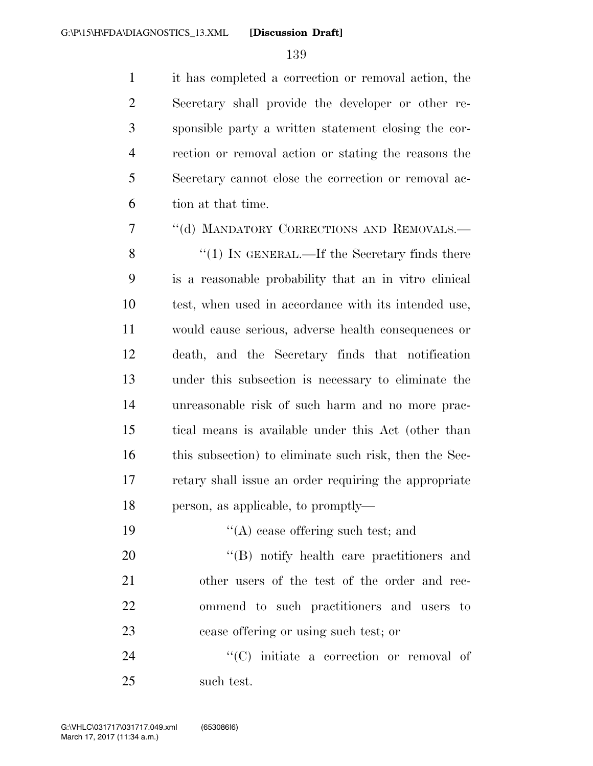it has completed a correction or removal action, the Secretary shall provide the developer or other responsible party a written statement closing the correction or removal action or stating the reasons the Secretary cannot close the correction or removal action at that time.

"(d) MANDATORY CORRECTIONS AND REMOVALS.—

"(1) IN GENERAL.—If the Secretary finds there is a reasonable probability that an in vitro clinical test, when used in accordance with its intended use, would cause serious, adverse health consequences or death, and the Secretary finds that notification under this subsection is necessary to eliminate the unreasonable risk of such harm and no more practical means is available under this Act (other than this subsection) to eliminate such risk, then the Secretary shall issue an order requiring the appropriate person, as applicable, to promptly—

"(A) cease offering such test; and

"(B) notify health care practitioners and other users of the test of the order and recommend to such practitioners and users to cease offering or using such test; or

"(C) initiate a correction or removal of such test.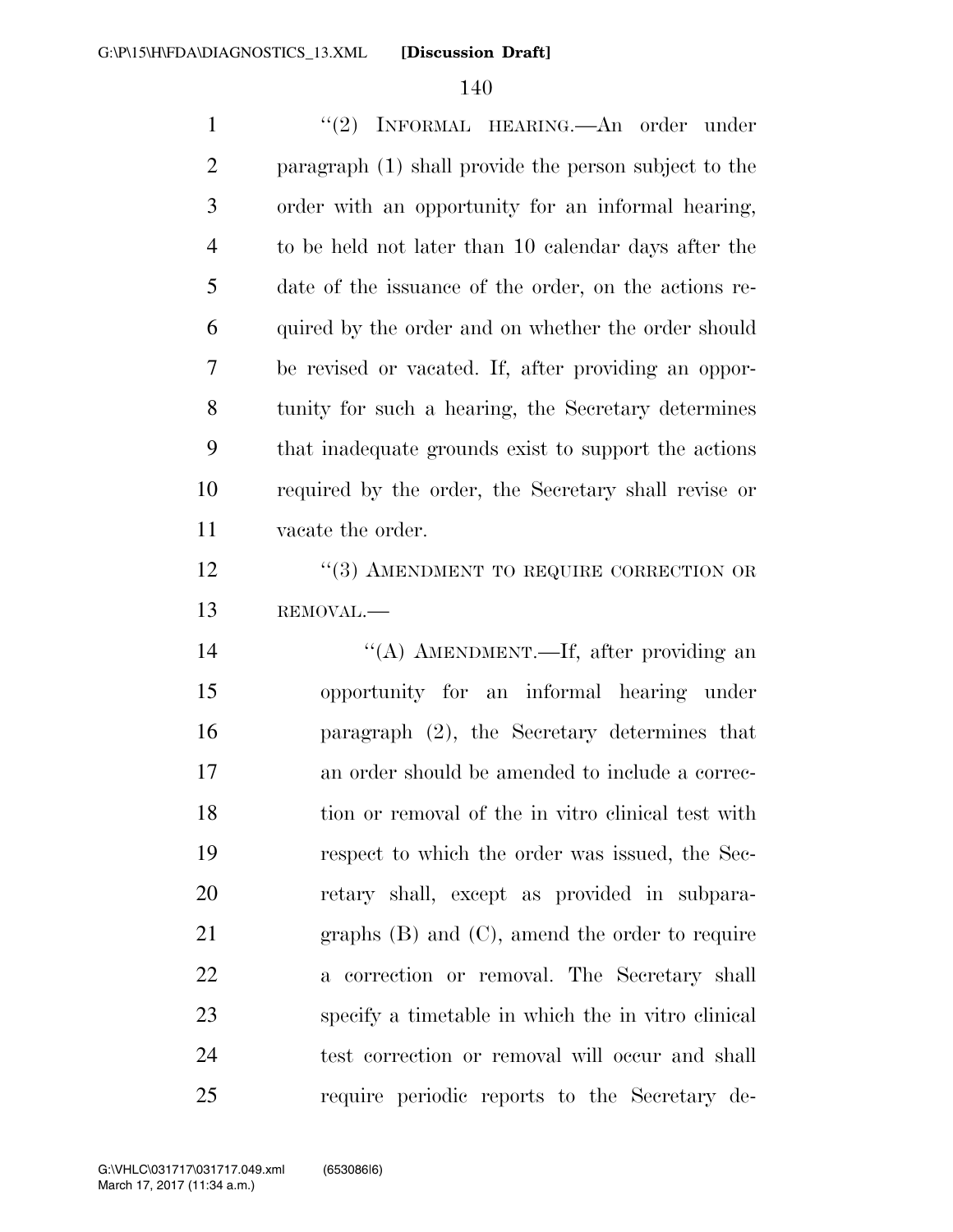"(2) INFORMAL HEARING.—An order under paragraph (1) shall provide the person subject to the order with an opportunity for an informal hearing, to be held not later than 10 calendar days after the date of the issuance of the order, on the actions required by the order and on whether the order should be revised or vacated. If, after providing an opportunity for such a hearing, the Secretary determines that inadequate grounds exist to support the actions required by the order, the Secretary shall revise or vacate the order.

"(3) AMENDMENT TO REQUIRE CORRECTION OR REMOVAL.—

"(A) AMENDMENT.—If, after providing an opportunity for an informal hearing under paragraph (2), the Secretary determines that an order should be amended to include a correction or removal of the in vitro clinical test with respect to which the order was issued, the Secretary shall, except as provided in subparagraphs (B) and (C), amend the order to require a correction or removal. The Secretary shall specify a timetable in which the in vitro clinical test correction or removal will occur and shall require periodic reports to the Secretary de-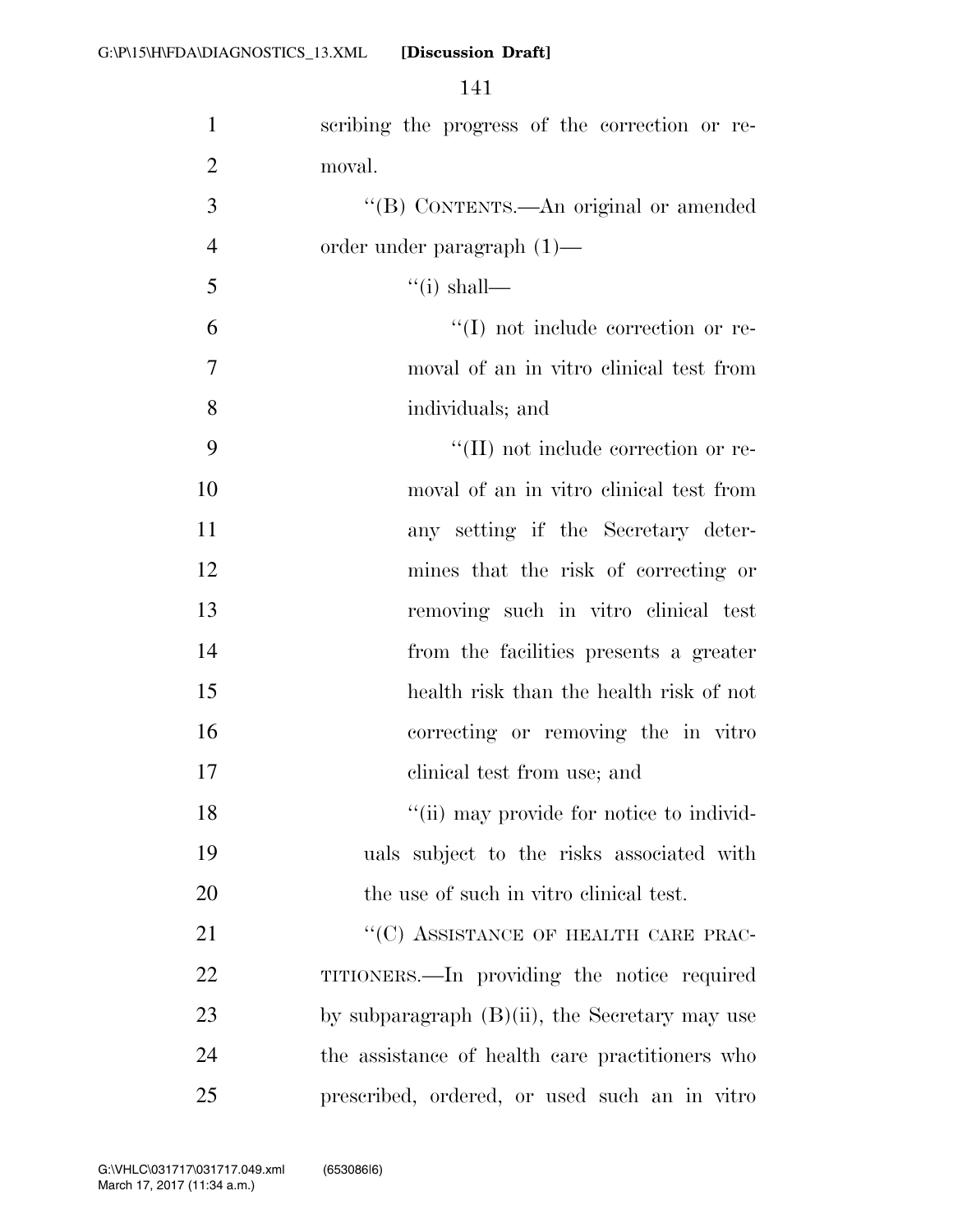scribing the progress of the correction or removal.

"(B) CONTENTS.—An original or amended order under paragraph (1)—

"(i) shall—

"(I) not include correction or removal of an in vitro clinical test from individuals; and

"(II) not include correction or removal of an in vitro clinical test from any setting if the Secretary determines that the risk of correcting or removing such in vitro clinical test from the facilities presents a greater health risk than the health risk of not correcting or removing the in vitro clinical test from use; and

"(ii) may provide for notice to individuals subject to the risks associated with the use of such in vitro clinical test.

"(C) ASSISTANCE OF HEALTH CARE PRACTITIONERS.—In providing the notice required by subparagraph (B)(ii), the Secretary may use the assistance of health care practitioners who prescribed, ordered, or used such an in vitro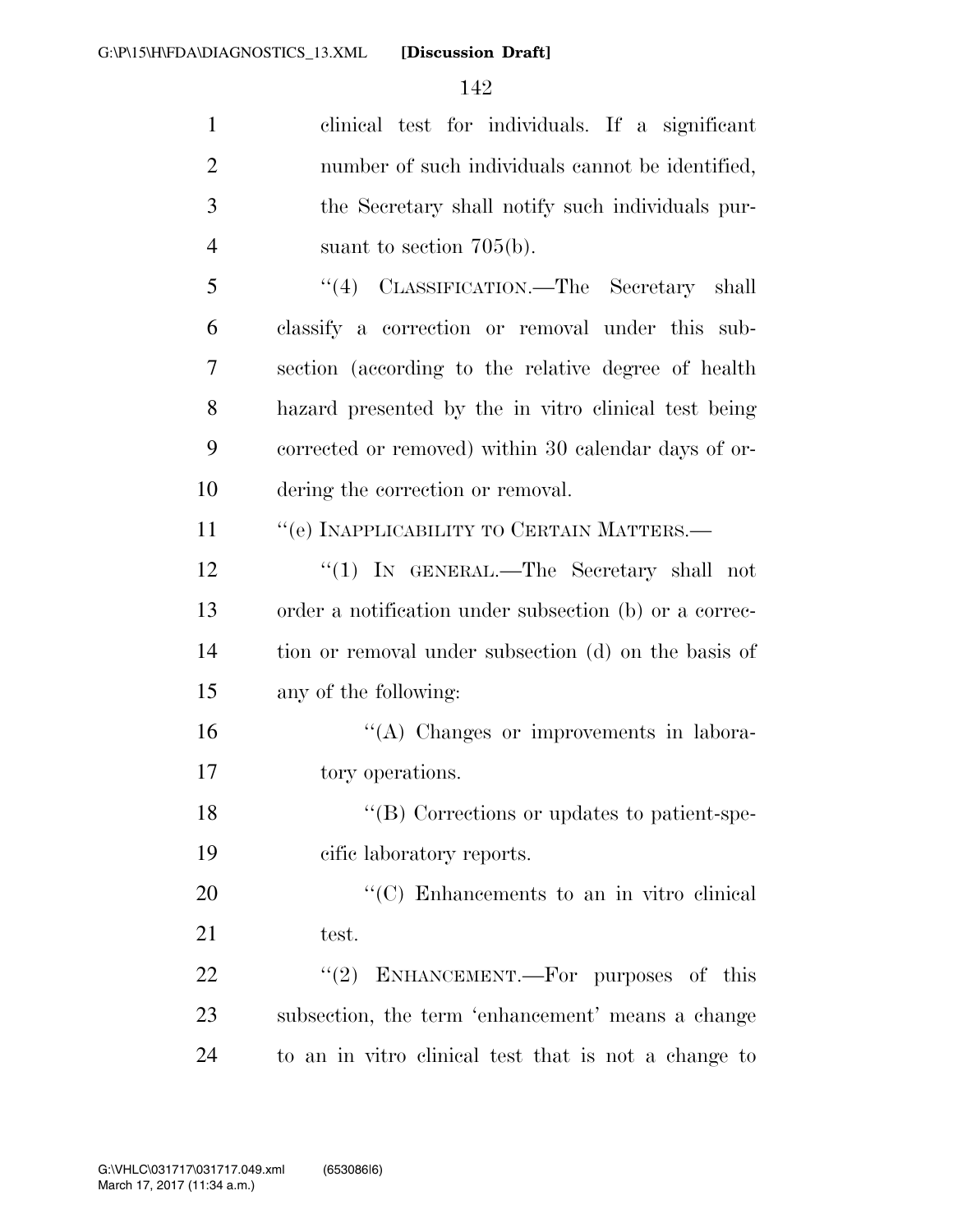clinical test for individuals. If a significant number of such individuals cannot be identified, the Secretary shall notify such individuals pursuant to section 705(b).

''(4) CLASSIFICATION.—The Secretary shall classify a correction or removal under this subsection (according to the relative degree of health hazard presented by the in vitro clinical test being corrected or removed) within 30 calendar days of ordering the correction or removal.

''(e) INAPPLICABILITY TO CERTAIN MATTERS.—

''(1) IN GENERAL.—The Secretary shall not order a notification under subsection (b) or a correction or removal under subsection (d) on the basis of any of the following:

''(A) Changes or improvements in laboratory operations.

''(B) Corrections or updates to patient-specific laboratory reports.

''(C) Enhancements to an in vitro clinical test.

''(2) ENHANCEMENT.—For purposes of this subsection, the term 'enhancement' means a change to an in vitro clinical test that is not a change to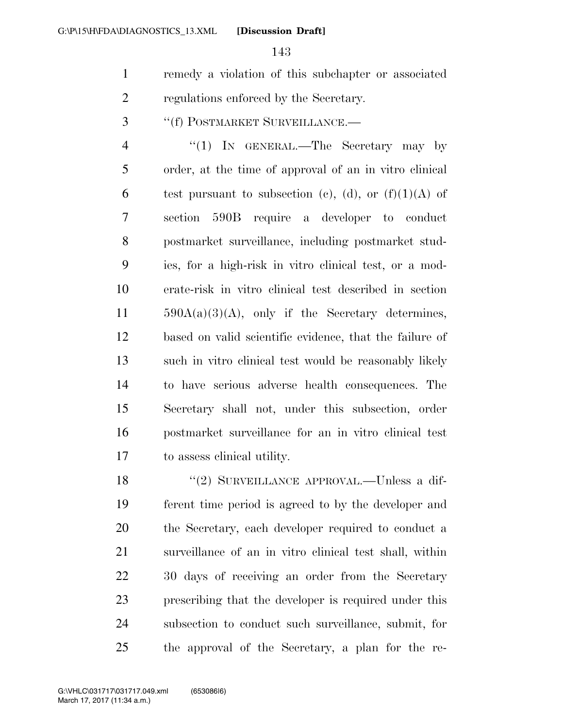remedy a violation of this subchapter or associated regulations enforced by the Secretary.

"(f) POSTMARKET SURVEILLANCE.—

"(1) IN GENERAL.—The Secretary may by order, at the time of approval of an in vitro clinical test pursuant to subsection (c), (d), or (f)(1)(A) of section 590B require a developer to conduct postmarket surveillance, including postmarket studies, for a high-risk in vitro clinical test, or a moderate-risk in vitro clinical test described in section 590A(a)(3)(A), only if the Secretary determines, based on valid scientific evidence, that the failure of such in vitro clinical test would be reasonably likely to have serious adverse health consequences. The Secretary shall not, under this subsection, order postmarket surveillance for an in vitro clinical test to assess clinical utility.

"(2) SURVEILLANCE APPROVAL.—Unless a different time period is agreed to by the developer and the Secretary, each developer required to conduct a surveillance of an in vitro clinical test shall, within 30 days of receiving an order from the Secretary prescribing that the developer is required under this subsection to conduct such surveillance, submit, for the approval of the Secretary, a plan for the re-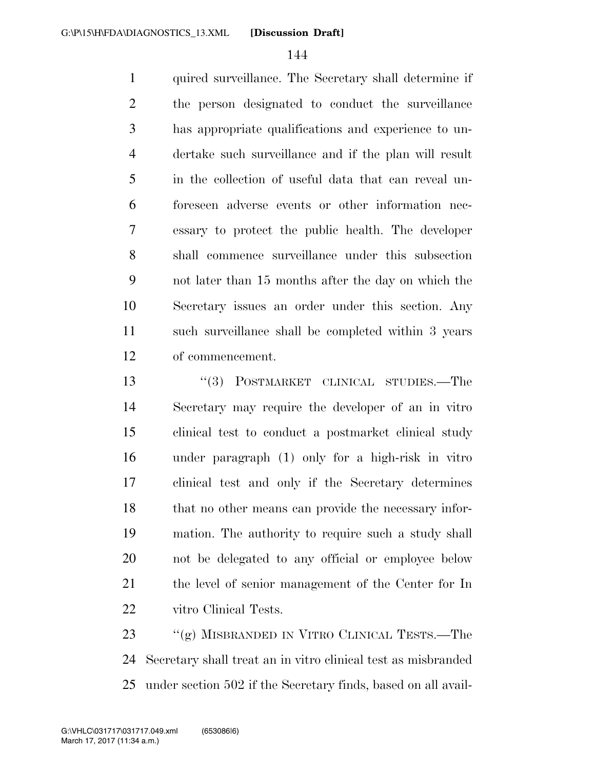quired surveillance. The Secretary shall determine if the person designated to conduct the surveillance has appropriate qualifications and experience to undertake such surveillance and if the plan will result in the collection of useful data that can reveal unforeseen adverse events or other information necessary to protect the public health. The developer shall commence surveillance under this subsection not later than 15 months after the day on which the Secretary issues an order under this section. Any such surveillance shall be completed within 3 years of commencement.

"(3) POSTMARKET CLINICAL STUDIES.—The Secretary may require the developer of an in vitro clinical test to conduct a postmarket clinical study under paragraph (1) only for a high-risk in vitro clinical test and only if the Secretary determines that no other means can provide the necessary information. The authority to require such a study shall not be delegated to any official or employee below the level of senior management of the Center for In vitro Clinical Tests.

"(g) MISBRANDED IN VITRO CLINICAL TESTS.—The Secretary shall treat an in vitro clinical test as misbranded under section 502 if the Secretary finds, based on all avail-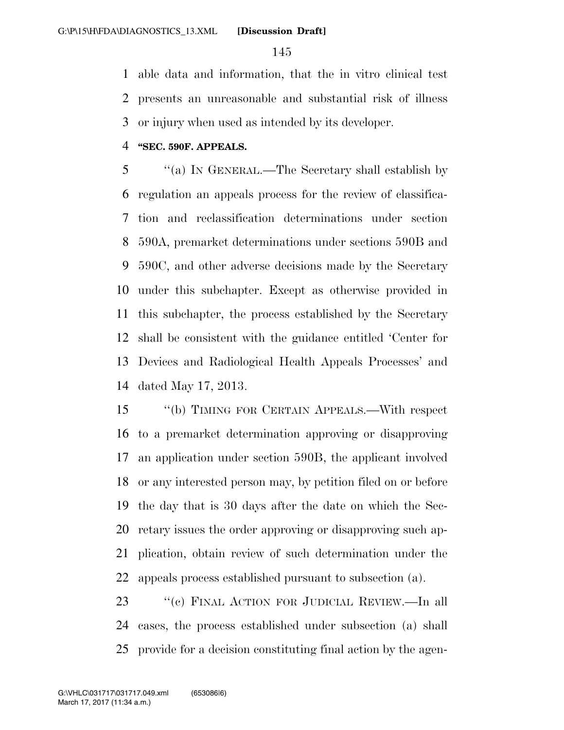able data and information, that the in vitro clinical test presents an unreasonable and substantial risk of illness or injury when used as intended by its developer.

**"SEC. 590F. APPEALS.**

"(a) IN GENERAL.—The Secretary shall establish by regulation an appeals process for the review of classification and reclassification determinations under section 590A, premarket determinations under sections 590B and 590C, and other adverse decisions made by the Secretary under this subchapter. Except as otherwise provided in this subchapter, the process established by the Secretary shall be consistent with the guidance entitled 'Center for Devices and Radiological Health Appeals Processes' and dated May 17, 2013.

"(b) TIMING FOR CERTAIN APPEALS.—With respect to a premarket determination approving or disapproving an application under section 590B, the applicant involved or any interested person may, by petition filed on or before the day that is 30 days after the date on which the Secretary issues the order approving or disapproving such application, obtain review of such determination under the appeals process established pursuant to subsection (a).

"(c) FINAL ACTION FOR JUDICIAL REVIEW.—In all cases, the process established under subsection (a) shall provide for a decision constituting final action by the agen-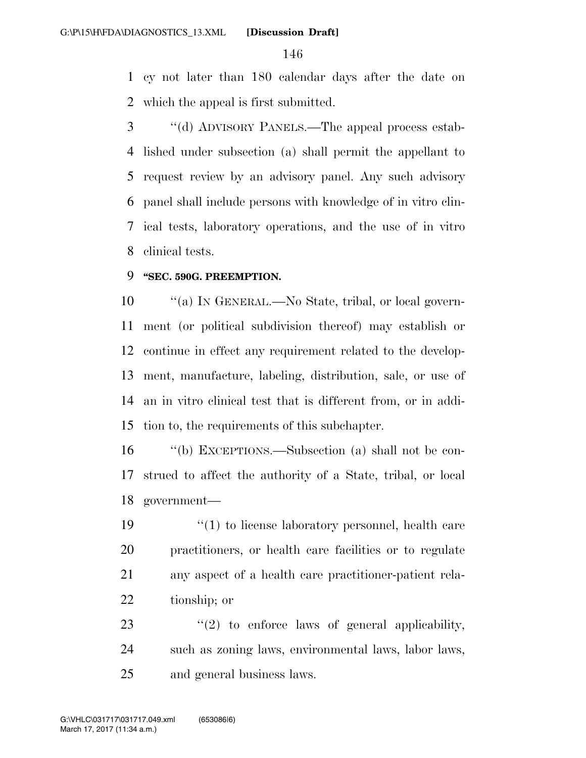cy not later than 180 calendar days after the date on which the appeal is first submitted.

"(d) ADVISORY PANELS.—The appeal process established under subsection (a) shall permit the appellant to request review by an advisory panel. Any such advisory panel shall include persons with knowledge of in vitro clinical tests, laboratory operations, and the use of in vitro clinical tests.

**"SEC. 590G. PREEMPTION.**

"(a) IN GENERAL.—No State, tribal, or local government (or political subdivision thereof) may establish or continue in effect any requirement related to the development, manufacture, labeling, distribution, sale, or use of an in vitro clinical test that is different from, or in addition to, the requirements of this subchapter.

"(b) EXCEPTIONS.—Subsection (a) shall not be construed to affect the authority of a State, tribal, or local government—

"(1) to license laboratory personnel, health care practitioners, or health care facilities or to regulate any aspect of a health care practitioner-patient relationship; or

"(2) to enforce laws of general applicability, such as zoning laws, environmental laws, labor laws, and general business laws.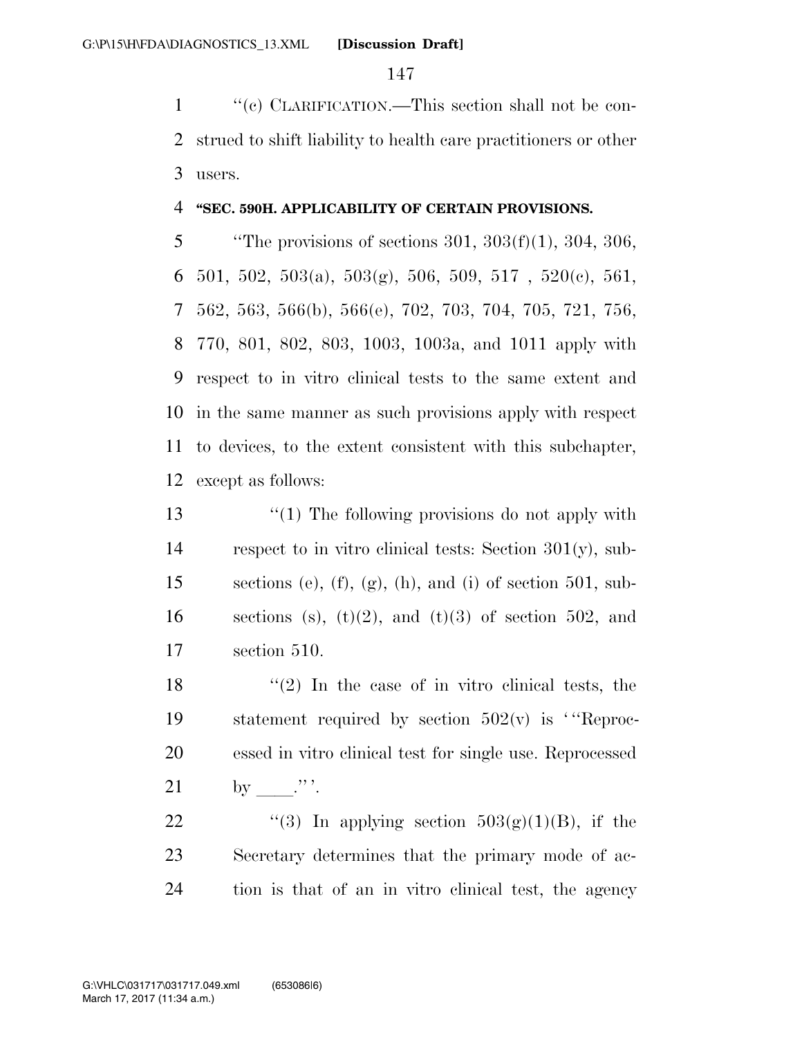''(c) CLARIFICATION.—This section shall not be construed to shift liability to health care practitioners or other users.

**''SEC. 590H. APPLICABILITY OF CERTAIN PROVISIONS.**

''The provisions of sections 301, 303(f)(1), 304, 306, 501, 502, 503(a), 503(g), 506, 509, 517 , 520(c), 561, 562, 563, 566(b), 566(e), 702, 703, 704, 705, 721, 756, 770, 801, 802, 803, 1003, 1003a, and 1011 apply with respect to in vitro clinical tests to the same extent and in the same manner as such provisions apply with respect to devices, to the extent consistent with this subchapter, except as follows:

''(1) The following provisions do not apply with respect to in vitro clinical tests: Section 301(y), subsections (e), (f), (g), (h), and (i) of section 501, subsections (s), (t)(2), and (t)(3) of section 502, and section 510.

''(2) In the case of in vitro clinical tests, the statement required by section 502(v) is '''Reprocessed in vitro clinical test for single use. Reprocessed by ____.'''.

''(3) In applying section 503(g)(1)(B), if the Secretary determines that the primary mode of action is that of an in vitro clinical test, the agency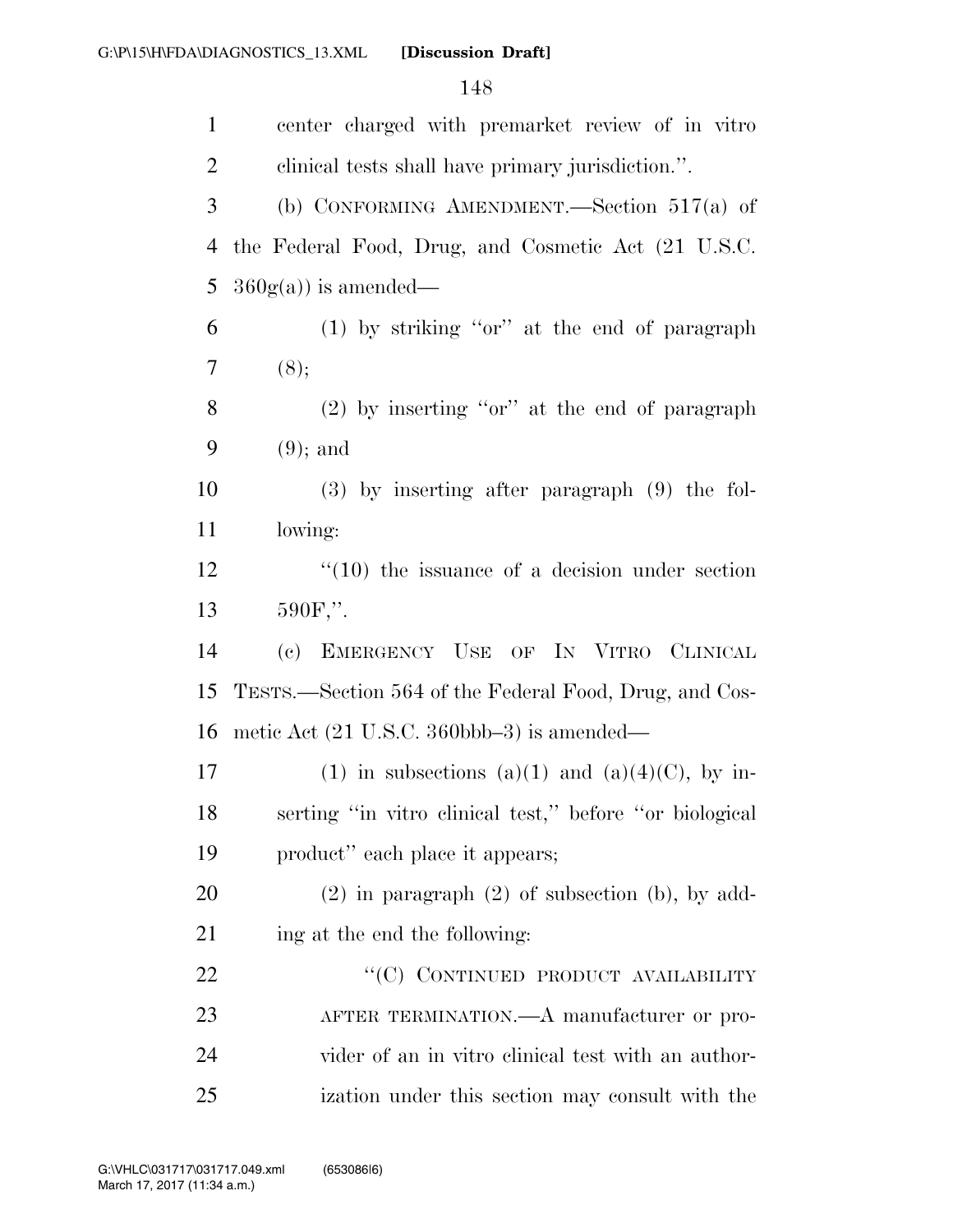center charged with premarket review of in vitro clinical tests shall have primary jurisdiction.''.

(b) CONFORMING AMENDMENT.—Section 517(a) of the Federal Food, Drug, and Cosmetic Act (21 U.S.C. 360g(a)) is amended—

(1) by striking ''or'' at the end of paragraph (8);

(2) by inserting ''or'' at the end of paragraph (9); and

(3) by inserting after paragraph (9) the following:

''(10) the issuance of a decision under section 590F,''.

(c) EMERGENCY USE OF IN VITRO CLINICAL TESTS.—Section 564 of the Federal Food, Drug, and Cosmetic Act (21 U.S.C. 360bbb–3) is amended—

(1) in subsections (a)(1) and (a)(4)(C), by inserting ''in vitro clinical test,'' before ''or biological product'' each place it appears;

(2) in paragraph (2) of subsection (b), by adding at the end the following:

''(C) CONTINUED PRODUCT AVAILABILITY AFTER TERMINATION.—A manufacturer or provider of an in vitro clinical test with an authorization under this section may consult with the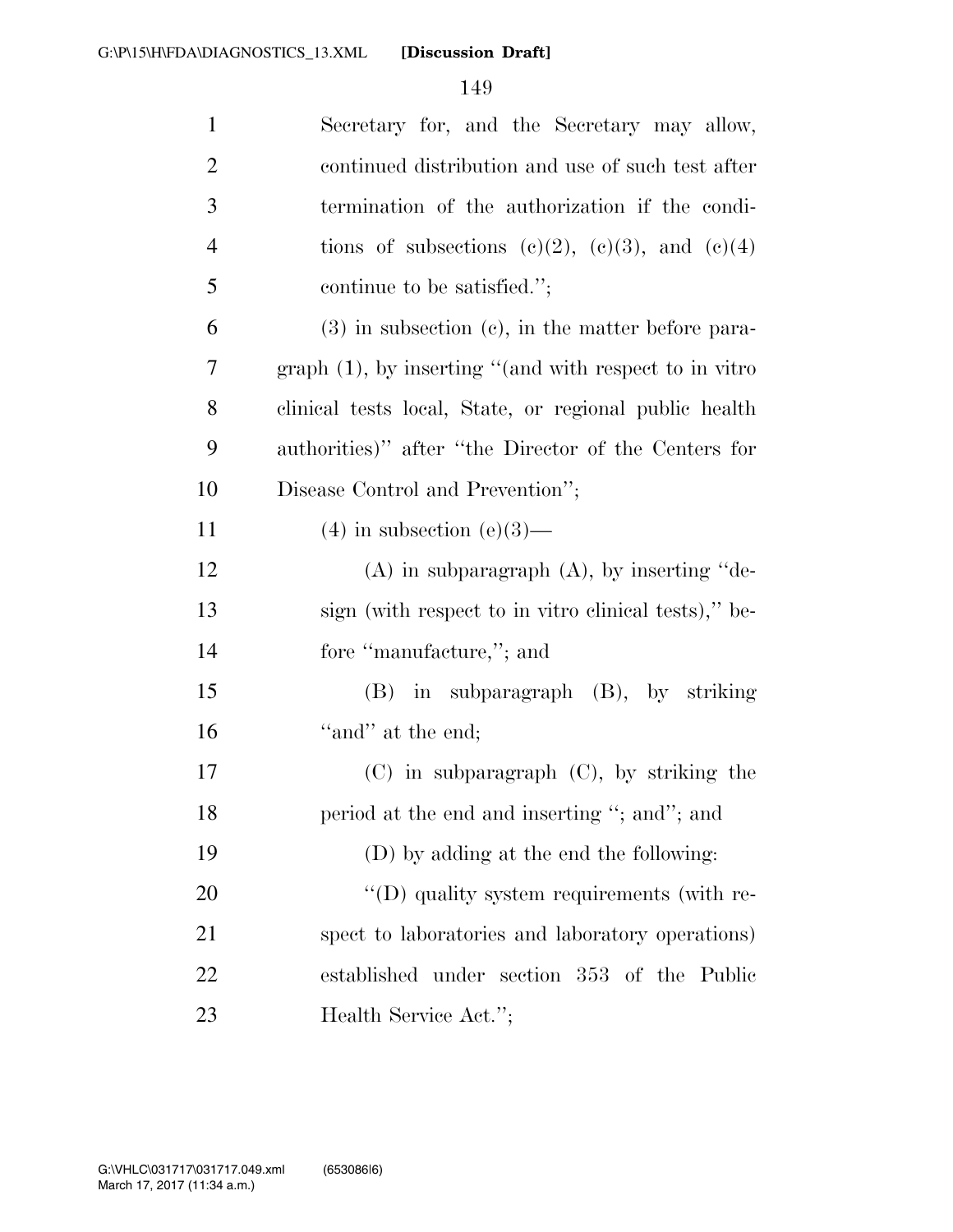Secretary for, and the Secretary may allow, continued distribution and use of such test after termination of the authorization if the conditions of subsections (c)(2), (c)(3), and (c)(4) continue to be satisfied.'';

(3) in subsection (c), in the matter before paragraph (1), by inserting ''(and with respect to in vitro clinical tests local, State, or regional public health authorities)'' after ''the Director of the Centers for Disease Control and Prevention'';

(4) in subsection (e)(3)—

(A) in subparagraph (A), by inserting ''design (with respect to in vitro clinical tests),'' before ''manufacture,''; and

(B) in subparagraph (B), by striking ''and'' at the end;

(C) in subparagraph (C), by striking the period at the end and inserting ''; and''; and

(D) by adding at the end the following:

''(D) quality system requirements (with respect to laboratories and laboratory operations) established under section 353 of the Public Health Service Act.'';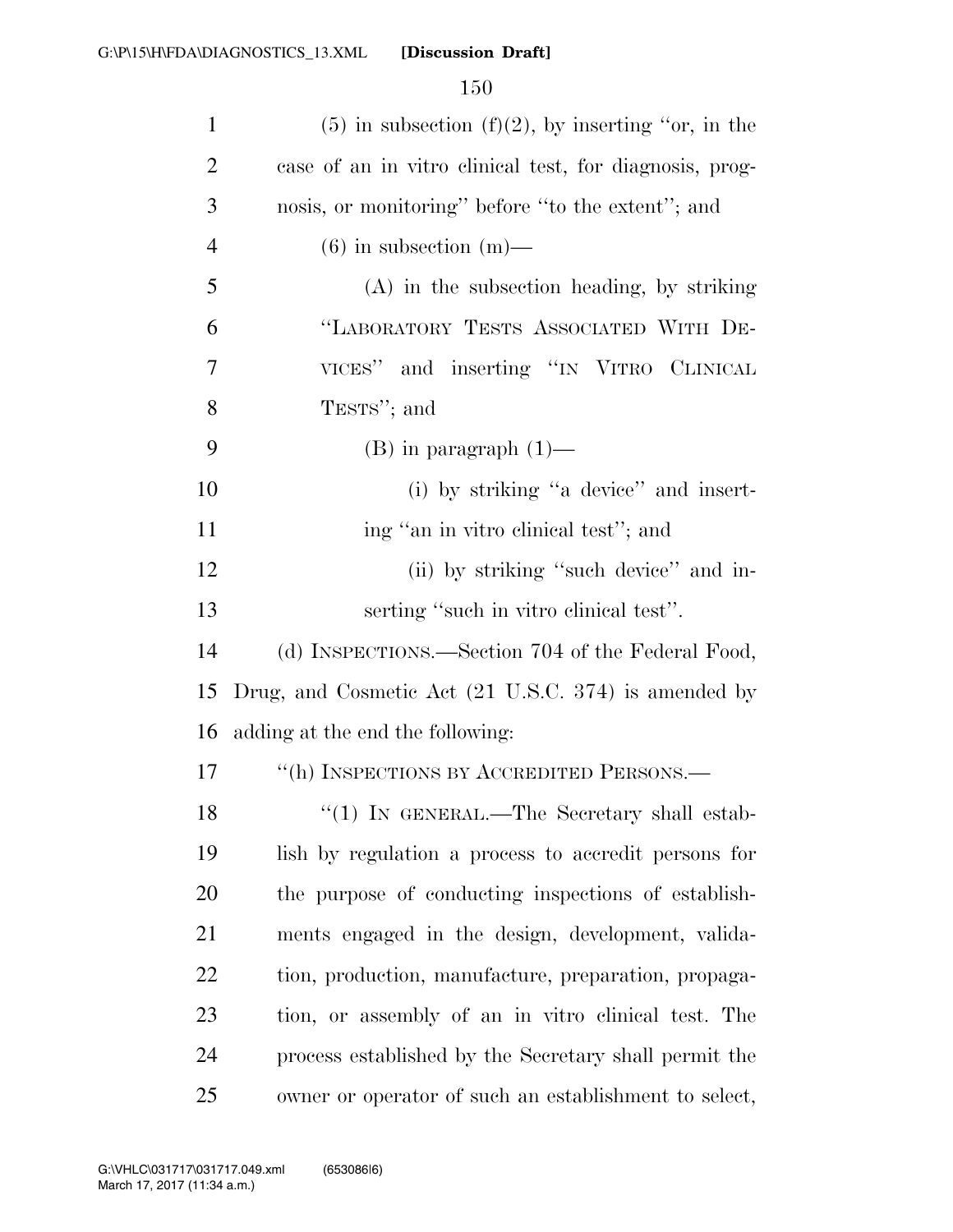(5) in subsection (f)(2), by inserting "or, in the case of an in vitro clinical test, for diagnosis, prognosis, or monitoring" before "to the extent"; and

(6) in subsection (m)—

(A) in the subsection heading, by striking "LABORATORY TESTS ASSOCIATED WITH DEVICES" and inserting "IN VITRO CLINICAL TESTS"; and

(B) in paragraph (1)—

(i) by striking "a device" and inserting "an in vitro clinical test"; and

(ii) by striking "such device" and inserting "such in vitro clinical test".

(d) INSPECTIONS.—Section 704 of the Federal Food, Drug, and Cosmetic Act (21 U.S.C. 374) is amended by adding at the end the following:

"(h) INSPECTIONS BY ACCREDITED PERSONS.—

"(1) IN GENERAL.—The Secretary shall establish by regulation a process to accredit persons for the purpose of conducting inspections of establishments engaged in the design, development, validation, production, manufacture, preparation, propagation, or assembly of an in vitro clinical test. The process established by the Secretary shall permit the owner or operator of such an establishment to select,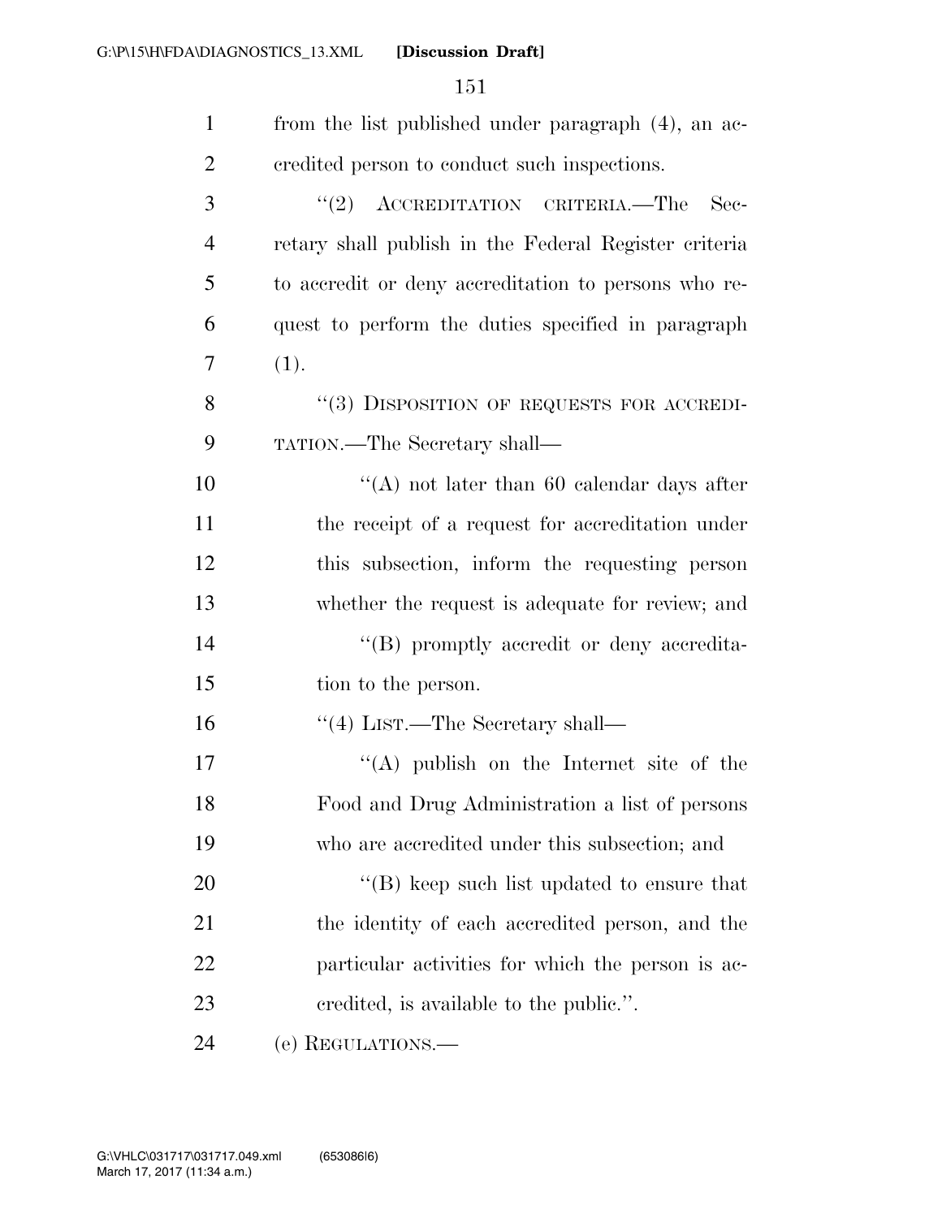from the list published under paragraph (4), an accredited person to conduct such inspections.

"(2) ACCREDITATION CRITERIA.—The Secretary shall publish in the Federal Register criteria to accredit or deny accreditation to persons who request to perform the duties specified in paragraph (1).

"(3) DISPOSITION OF REQUESTS FOR ACCREDITATION.—The Secretary shall—

"(A) not later than 60 calendar days after the receipt of a request for accreditation under this subsection, inform the requesting person whether the request is adequate for review; and

"(B) promptly accredit or deny accreditation to the person.

"(4) LIST.—The Secretary shall—

"(A) publish on the Internet site of the Food and Drug Administration a list of persons who are accredited under this subsection; and

"(B) keep such list updated to ensure that the identity of each accredited person, and the particular activities for which the person is accredited, is available to the public.".

(e) REGULATIONS.—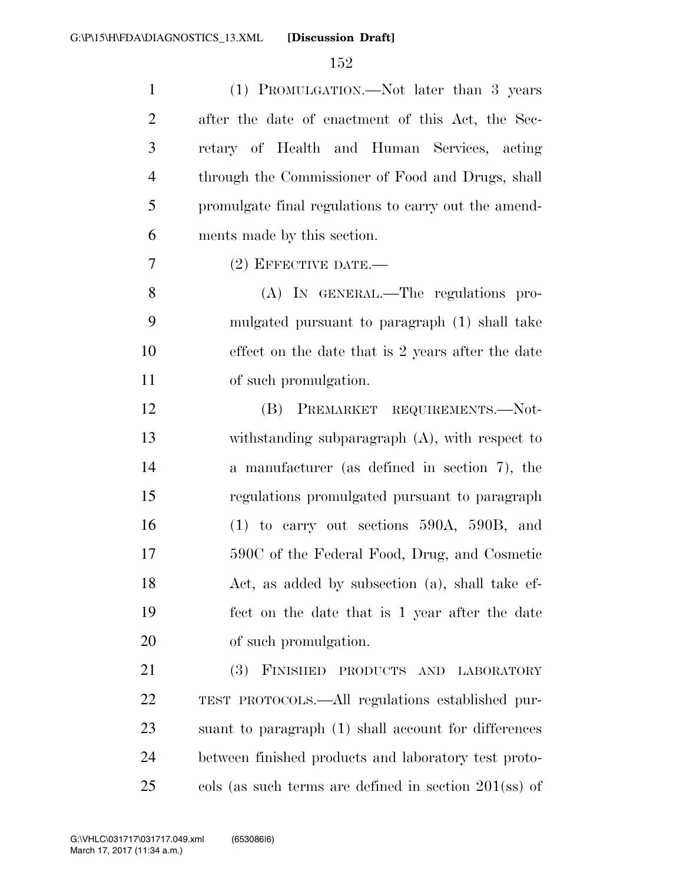(1) PROMULGATION.—Not later than 3 years after the date of enactment of this Act, the Secretary of Health and Human Services, acting through the Commissioner of Food and Drugs, shall promulgate final regulations to carry out the amendments made by this section.

(2) EFFECTIVE DATE.—

(A) IN GENERAL.—The regulations promulgated pursuant to paragraph (1) shall take effect on the date that is 2 years after the date of such promulgation.

(B) PREMARKET REQUIREMENTS.—Notwithstanding subparagraph (A), with respect to a manufacturer (as defined in section 7), the regulations promulgated pursuant to paragraph (1) to carry out sections 590A, 590B, and 590C of the Federal Food, Drug, and Cosmetic Act, as added by subsection (a), shall take effect on the date that is 1 year after the date of such promulgation.

(3) FINISHED PRODUCTS AND LABORATORY TEST PROTOCOLS.—All regulations established pursuant to paragraph (1) shall account for differences between finished products and laboratory test protocols (as such terms are defined in section 201(ss) of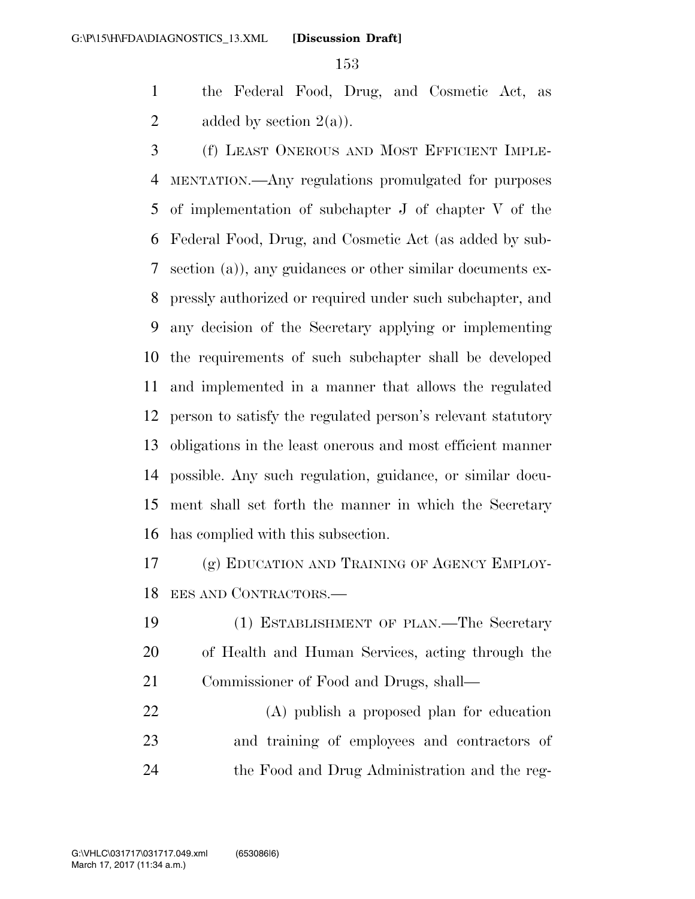the Federal Food, Drug, and Cosmetic Act, as added by section 2(a)).

(f) LEAST ONEROUS AND MOST EFFICIENT IMPLEMENTATION.—Any regulations promulgated for purposes of implementation of subchapter J of chapter V of the Federal Food, Drug, and Cosmetic Act (as added by subsection (a)), any guidances or other similar documents expressly authorized or required under such subchapter, and any decision of the Secretary applying or implementing the requirements of such subchapter shall be developed and implemented in a manner that allows the regulated person to satisfy the regulated person's relevant statutory obligations in the least onerous and most efficient manner possible. Any such regulation, guidance, or similar document shall set forth the manner in which the Secretary has complied with this subsection.

(g) EDUCATION AND TRAINING OF AGENCY EMPLOYEES AND CONTRACTORS.—

(1) ESTABLISHMENT OF PLAN.—The Secretary of Health and Human Services, acting through the Commissioner of Food and Drugs, shall—

(A) publish a proposed plan for education and training of employees and contractors of the Food and Drug Administration and the reg-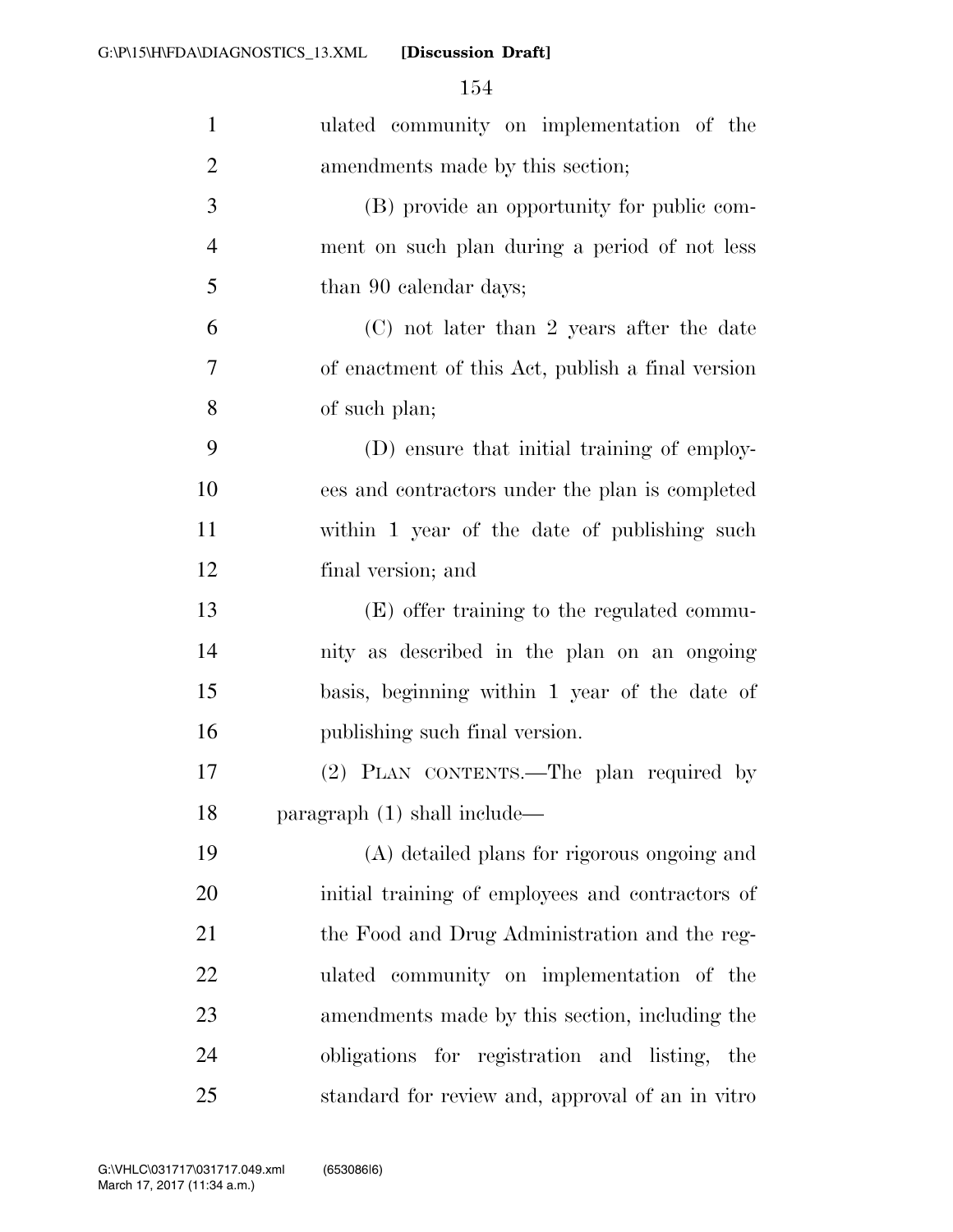ulated community on implementation of the amendments made by this section;

(B) provide an opportunity for public comment on such plan during a period of not less than 90 calendar days;

(C) not later than 2 years after the date of enactment of this Act, publish a final version of such plan;

(D) ensure that initial training of employees and contractors under the plan is completed within 1 year of the date of publishing such final version; and

(E) offer training to the regulated community as described in the plan on an ongoing basis, beginning within 1 year of the date of publishing such final version.

(2) PLAN CONTENTS.—The plan required by paragraph (1) shall include—

(A) detailed plans for rigorous ongoing and initial training of employees and contractors of the Food and Drug Administration and the regulated community on implementation of the amendments made by this section, including the obligations for registration and listing, the standard for review and, approval of an in vitro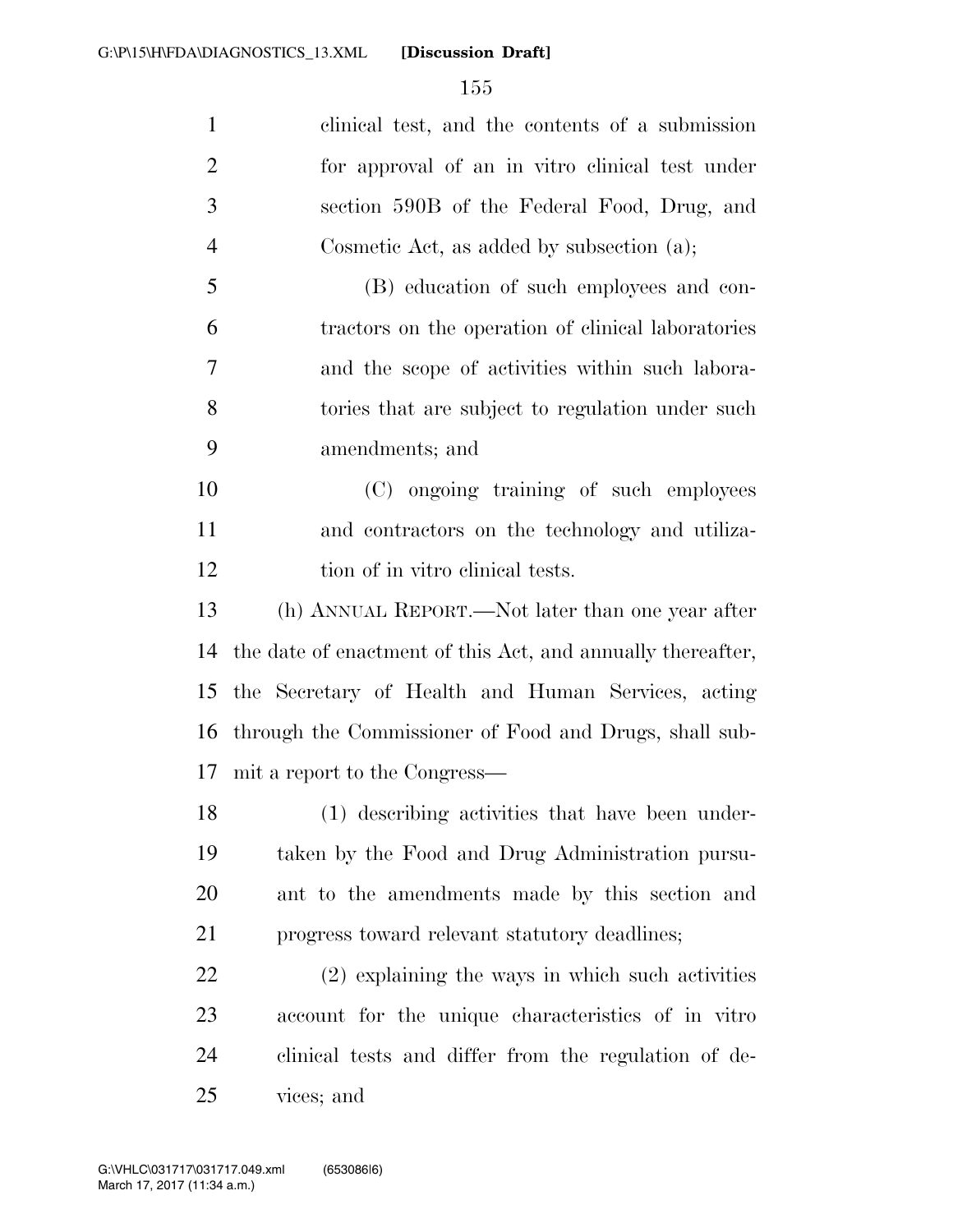clinical test, and the contents of a submission for approval of an in vitro clinical test under section 590B of the Federal Food, Drug, and Cosmetic Act, as added by subsection (a);

(B) education of such employees and contractors on the operation of clinical laboratories and the scope of activities within such laboratories that are subject to regulation under such amendments; and

(C) ongoing training of such employees and contractors on the technology and utilization of in vitro clinical tests.

(h) ANNUAL REPORT.—Not later than one year after the date of enactment of this Act, and annually thereafter, the Secretary of Health and Human Services, acting through the Commissioner of Food and Drugs, shall submit a report to the Congress—

(1) describing activities that have been undertaken by the Food and Drug Administration pursuant to the amendments made by this section and progress toward relevant statutory deadlines;

(2) explaining the ways in which such activities account for the unique characteristics of in vitro clinical tests and differ from the regulation of devices; and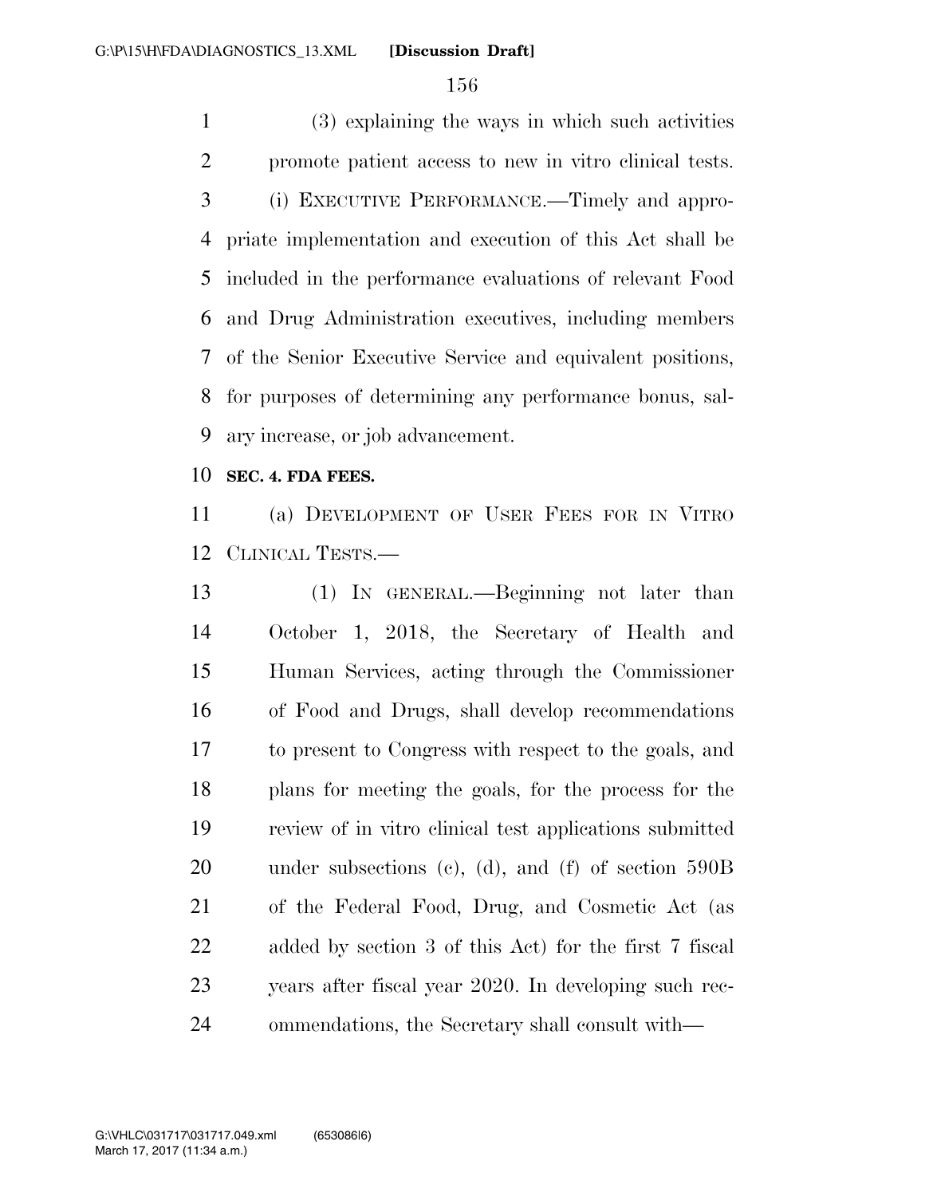(3) explaining the ways in which such activities promote patient access to new in vitro clinical tests.

(i) EXECUTIVE PERFORMANCE.—Timely and appropriate implementation and execution of this Act shall be included in the performance evaluations of relevant Food and Drug Administration executives, including members of the Senior Executive Service and equivalent positions, for purposes of determining any performance bonus, salary increase, or job advancement.

**SEC. 4. FDA FEES.**

(a) DEVELOPMENT OF USER FEES FOR IN VITRO CLINICAL TESTS.—

(1) IN GENERAL.—Beginning not later than October 1, 2018, the Secretary of Health and Human Services, acting through the Commissioner of Food and Drugs, shall develop recommendations to present to Congress with respect to the goals, and plans for meeting the goals, for the process for the review of in vitro clinical test applications submitted under subsections (c), (d), and (f) of section 590B of the Federal Food, Drug, and Cosmetic Act (as added by section 3 of this Act) for the first 7 fiscal years after fiscal year 2020. In developing such recommendations, the Secretary shall consult with—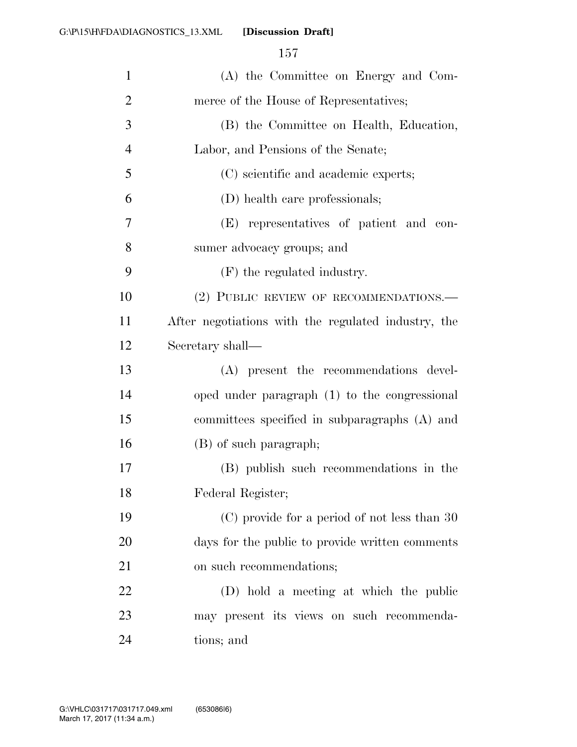(A) the Committee on Energy and Commerce of the House of Representatives;

(B) the Committee on Health, Education, Labor, and Pensions of the Senate;

(C) scientific and academic experts;

(D) health care professionals;

(E) representatives of patient and consumer advocacy groups; and

(F) the regulated industry.

(2) PUBLIC REVIEW OF RECOMMENDATIONS.—After negotiations with the regulated industry, the Secretary shall—

(A) present the recommendations developed under paragraph (1) to the congressional committees specified in subparagraphs (A) and (B) of such paragraph;

(B) publish such recommendations in the Federal Register;

(C) provide for a period of not less than 30 days for the public to provide written comments on such recommendations;

(D) hold a meeting at which the public may present its views on such recommendations; and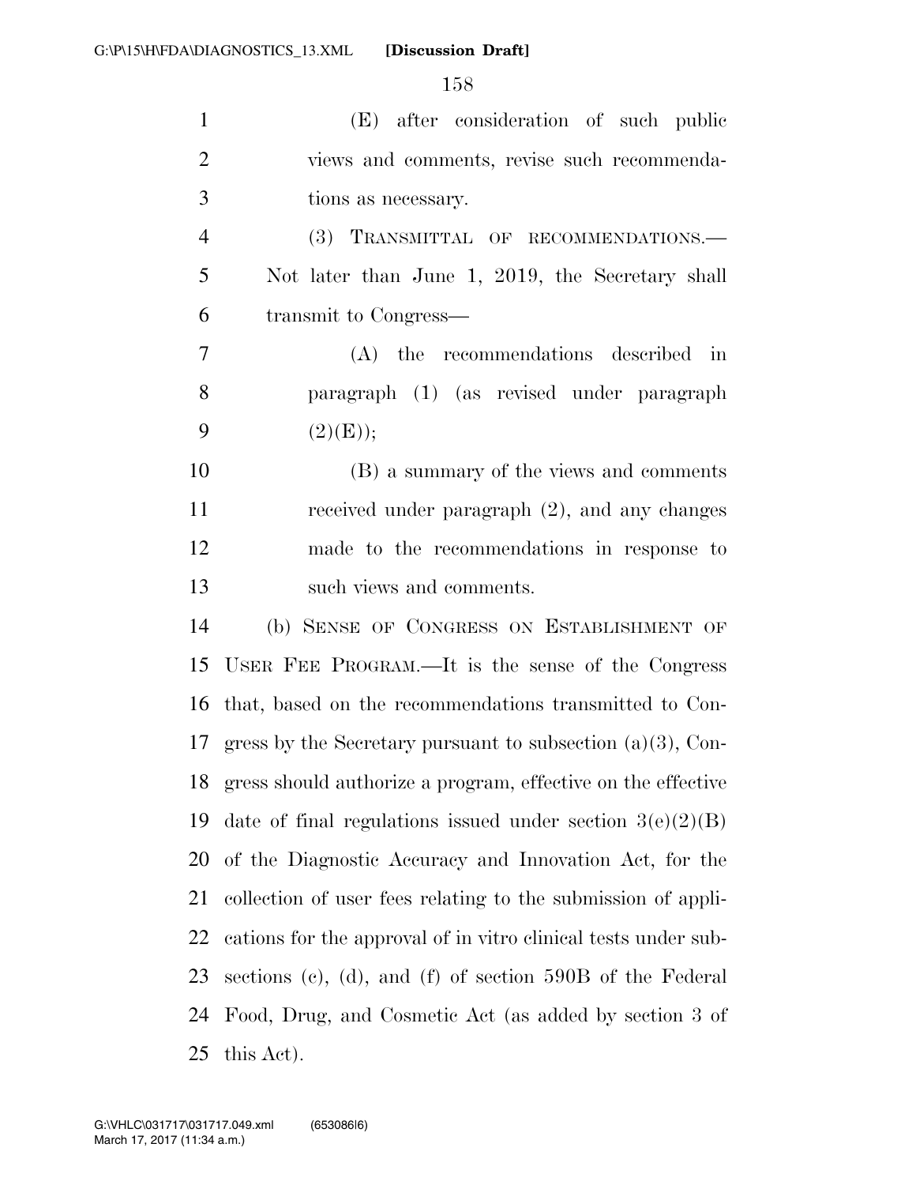(E) after consideration of such public views and comments, revise such recommendations as necessary.

(3) TRANSMITTAL OF RECOMMENDATIONS.—Not later than June 1, 2019, the Secretary shall transmit to Congress—

(A) the recommendations described in paragraph (1) (as revised under paragraph (2)(E));

(B) a summary of the views and comments received under paragraph (2), and any changes made to the recommendations in response to such views and comments.

(b) SENSE OF CONGRESS ON ESTABLISHMENT OF USER FEE PROGRAM.—It is the sense of the Congress that, based on the recommendations transmitted to Congress by the Secretary pursuant to subsection (a)(3), Congress should authorize a program, effective on the effective date of final regulations issued under section 3(e)(2)(B) of the Diagnostic Accuracy and Innovation Act, for the collection of user fees relating to the submission of applications for the approval of in vitro clinical tests under subsections (c), (d), and (f) of section 590B of the Federal Food, Drug, and Cosmetic Act (as added by section 3 of this Act).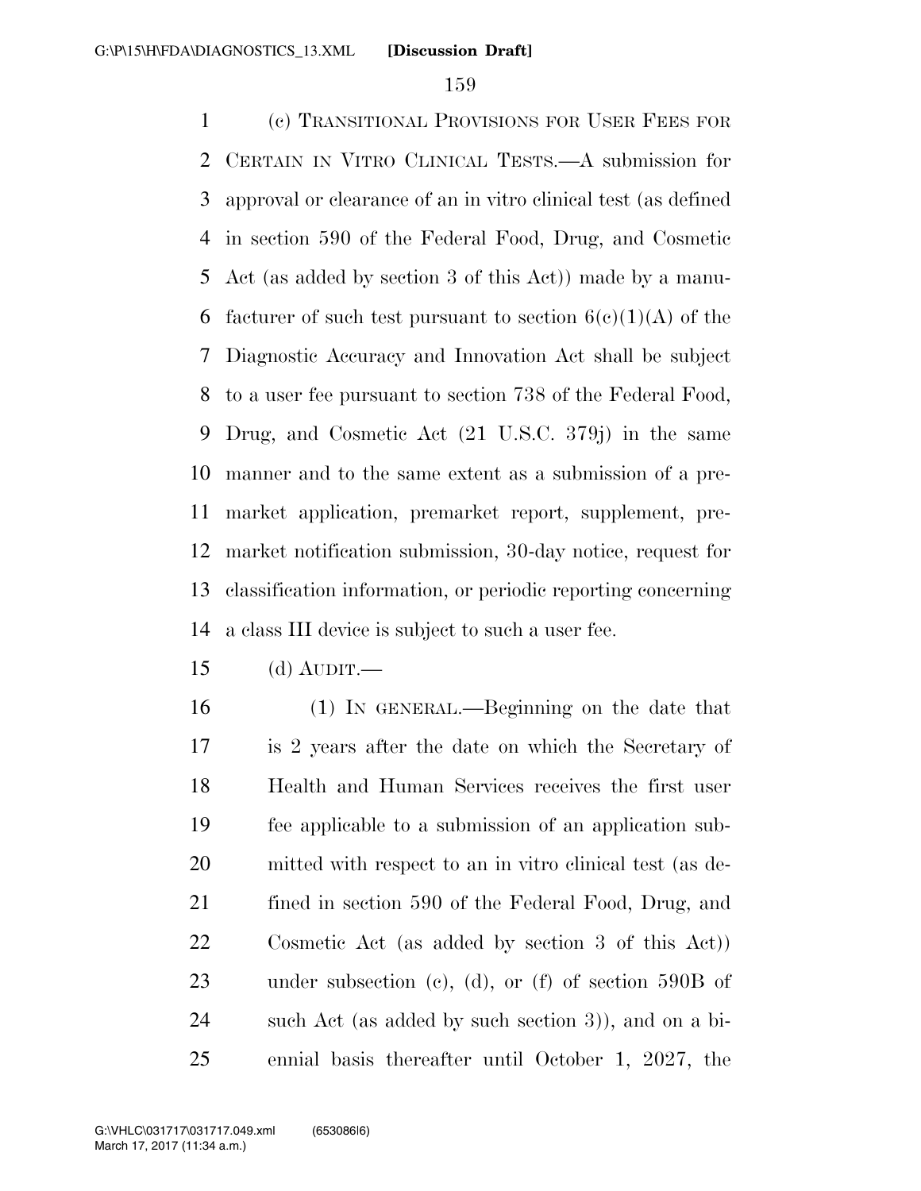(c) TRANSITIONAL PROVISIONS FOR USER FEES FOR CERTAIN IN VITRO CLINICAL TESTS.—A submission for approval or clearance of an in vitro clinical test (as defined in section 590 of the Federal Food, Drug, and Cosmetic Act (as added by section 3 of this Act)) made by a manufacturer of such test pursuant to section 6(c)(1)(A) of the Diagnostic Accuracy and Innovation Act shall be subject to a user fee pursuant to section 738 of the Federal Food, Drug, and Cosmetic Act (21 U.S.C. 379j) in the same manner and to the same extent as a submission of a premarket application, premarket report, supplement, premarket notification submission, 30-day notice, request for classification information, or periodic reporting concerning a class III device is subject to such a user fee.

(d) AUDIT.—

(1) IN GENERAL.—Beginning on the date that is 2 years after the date on which the Secretary of Health and Human Services receives the first user fee applicable to a submission of an application submitted with respect to an in vitro clinical test (as defined in section 590 of the Federal Food, Drug, and Cosmetic Act (as added by section 3 of this Act)) under subsection (c), (d), or (f) of section 590B of such Act (as added by such section 3)), and on a biennial basis thereafter until October 1, 2027, the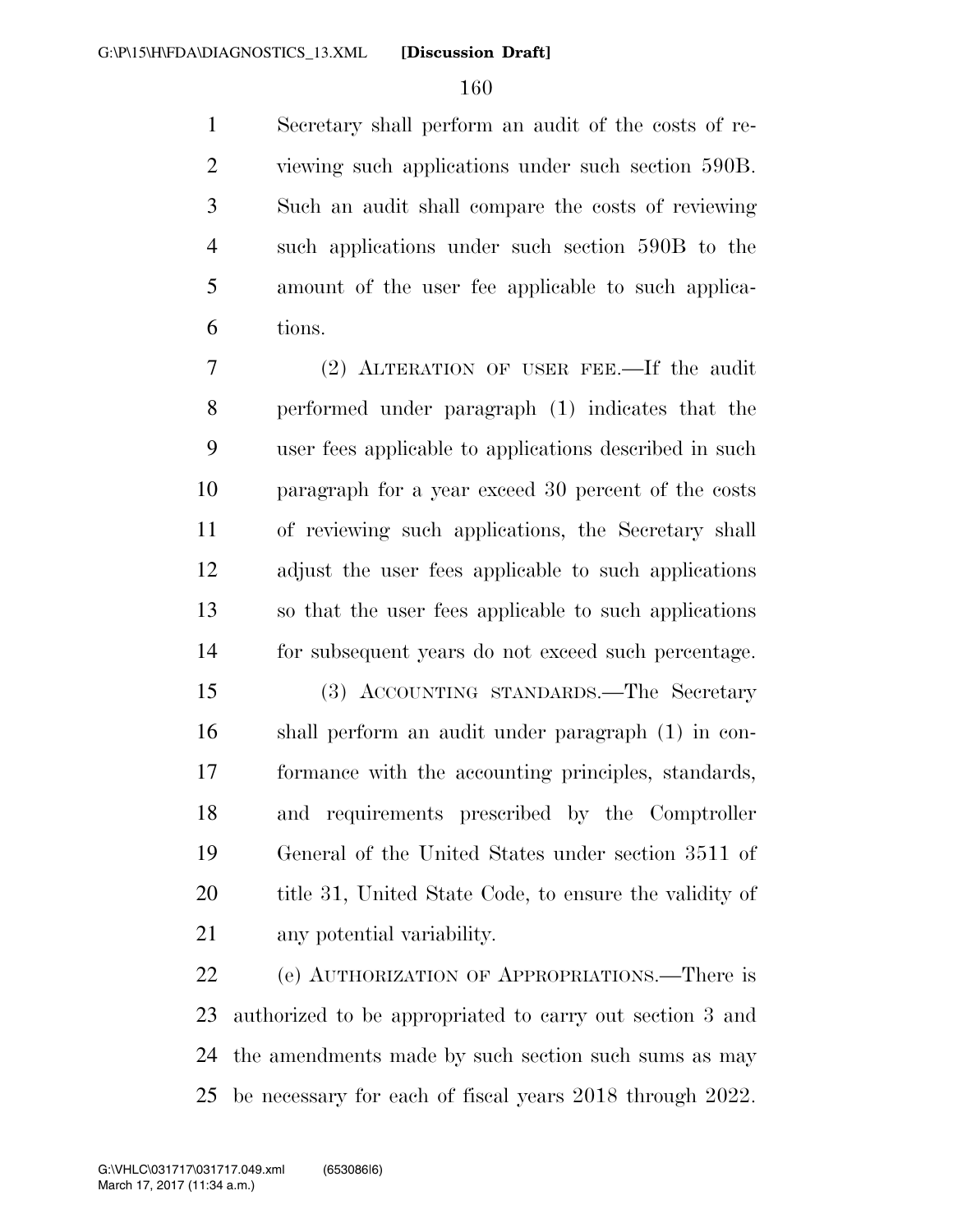Secretary shall perform an audit of the costs of reviewing such applications under such section 590B. Such an audit shall compare the costs of reviewing such applications under such section 590B to the amount of the user fee applicable to such applications.

(2) ALTERATION OF USER FEE.—If the audit performed under paragraph (1) indicates that the user fees applicable to applications described in such paragraph for a year exceed 30 percent of the costs of reviewing such applications, the Secretary shall adjust the user fees applicable to such applications so that the user fees applicable to such applications for subsequent years do not exceed such percentage.

(3) ACCOUNTING STANDARDS.—The Secretary shall perform an audit under paragraph (1) in conformance with the accounting principles, standards, and requirements prescribed by the Comptroller General of the United States under section 3511 of title 31, United State Code, to ensure the validity of any potential variability.

(e) AUTHORIZATION OF APPROPRIATIONS.—There is authorized to be appropriated to carry out section 3 and the amendments made by such section such sums as may be necessary for each of fiscal years 2018 through 2022.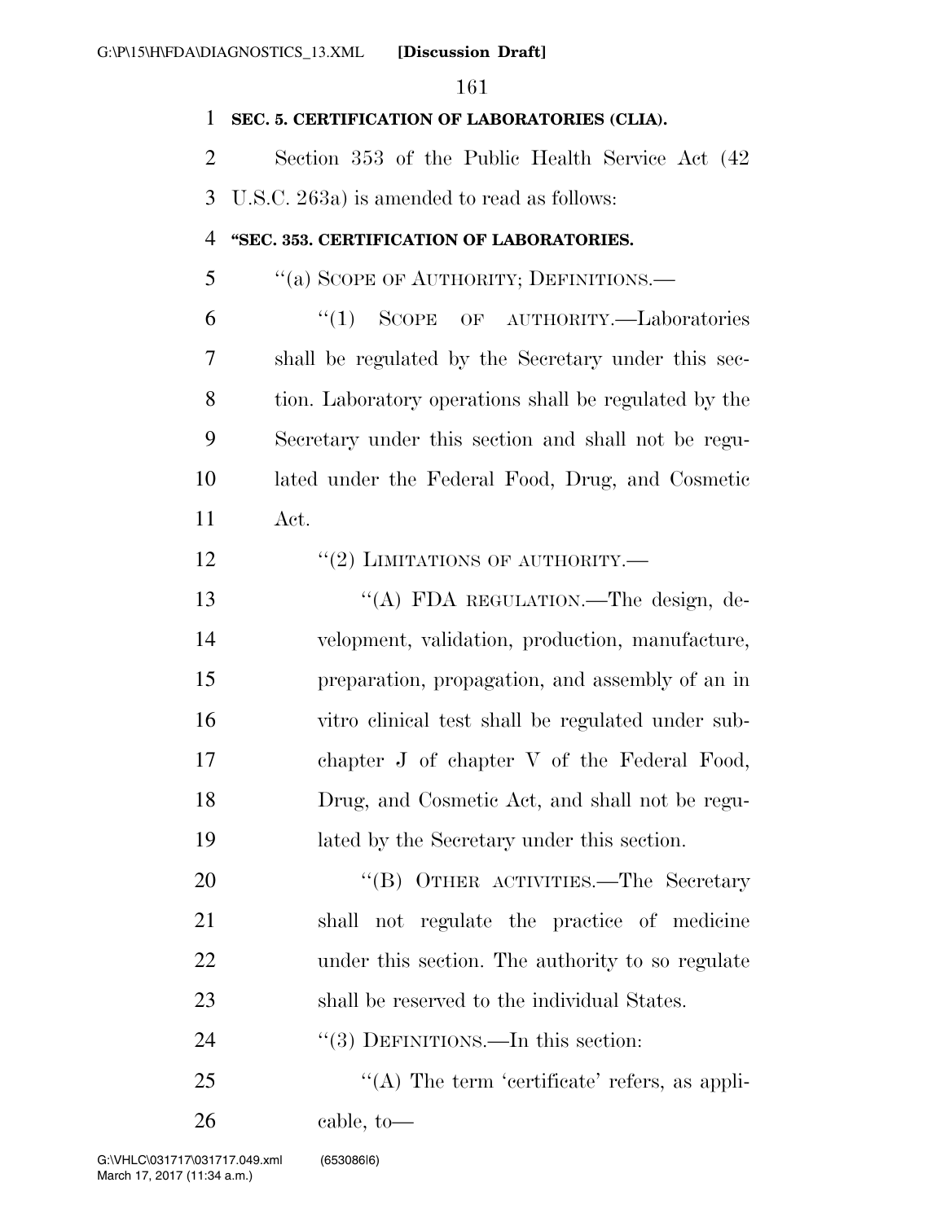**SEC. 5. CERTIFICATION OF LABORATORIES (CLIA).**

Section 353 of the Public Health Service Act (42 U.S.C. 263a) is amended to read as follows:

**"SEC. 353. CERTIFICATION OF LABORATORIES.**

"(a) SCOPE OF AUTHORITY; DEFINITIONS.—

"(1) SCOPE OF AUTHORITY.—Laboratories shall be regulated by the Secretary under this section. Laboratory operations shall be regulated by the Secretary under this section and shall not be regulated under the Federal Food, Drug, and Cosmetic Act.

"(2) LIMITATIONS OF AUTHORITY.—

"(A) FDA REGULATION.—The design, development, validation, production, manufacture, preparation, propagation, and assembly of an in vitro clinical test shall be regulated under subchapter J of chapter V of the Federal Food, Drug, and Cosmetic Act, and shall not be regulated by the Secretary under this section.

"(B) OTHER ACTIVITIES.—The Secretary shall not regulate the practice of medicine under this section. The authority to so regulate shall be reserved to the individual States.

"(3) DEFINITIONS.—In this section:

"(A) The term 'certificate' refers, as applicable, to—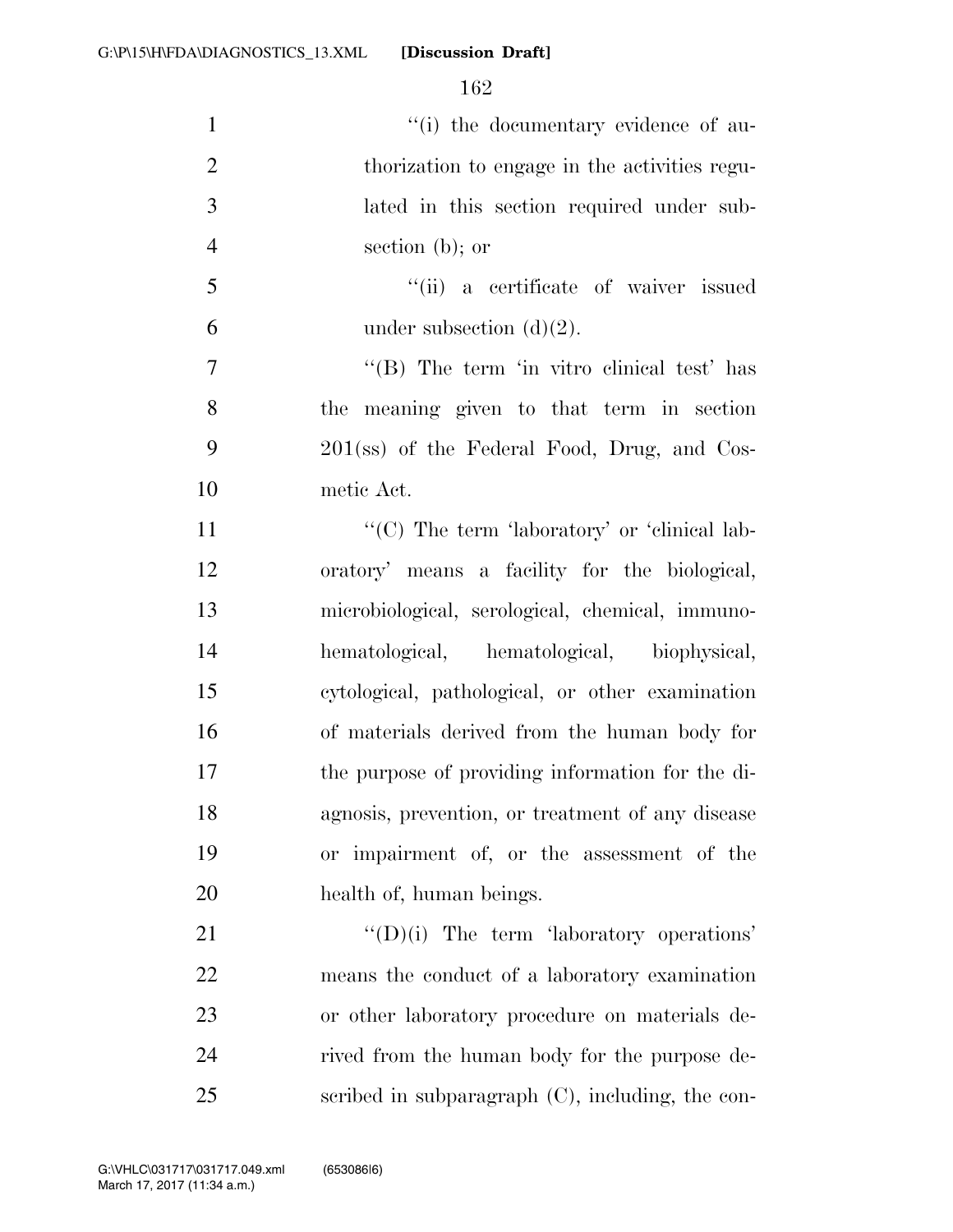''(i) the documentary evidence of authorization to engage in the activities regulated in this section required under subsection (b); or

''(ii) a certificate of waiver issued under subsection (d)(2).

''(B) The term 'in vitro clinical test' has the meaning given to that term in section 201(ss) of the Federal Food, Drug, and Cosmetic Act.

''(C) The term 'laboratory' or 'clinical laboratory' means a facility for the biological, microbiological, serological, chemical, immunohematological, hematological, biophysical, cytological, pathological, or other examination of materials derived from the human body for the purpose of providing information for the diagnosis, prevention, or treatment of any disease or impairment of, or the assessment of the health of, human beings.

''(D)(i) The term 'laboratory operations' means the conduct of a laboratory examination or other laboratory procedure on materials derived from the human body for the purpose described in subparagraph (C), including, the con-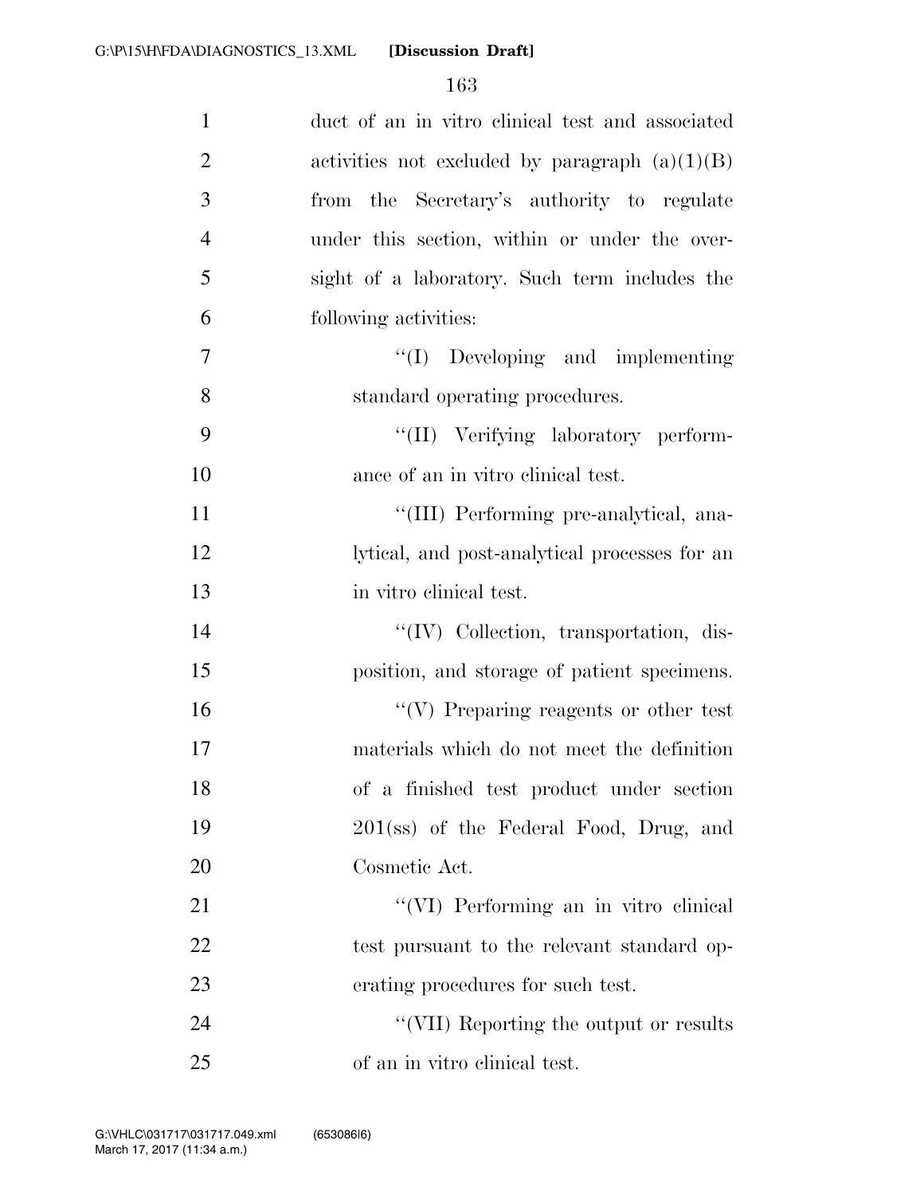duct of an in vitro clinical test and associated activities not excluded by paragraph (a)(1)(B) from the Secretary's authority to regulate under this section, within or under the oversight of a laboratory. Such term includes the following activities:

''(I) Developing and implementing standard operating procedures.

''(II) Verifying laboratory performance of an in vitro clinical test.

''(III) Performing pre-analytical, analytical, and post-analytical processes for an in vitro clinical test.

''(IV) Collection, transportation, disposition, and storage of patient specimens.

''(V) Preparing reagents or other test materials which do not meet the definition of a finished test product under section 201(ss) of the Federal Food, Drug, and Cosmetic Act.

''(VI) Performing an in vitro clinical test pursuant to the relevant standard operating procedures for such test.

''(VII) Reporting the output or results of an in vitro clinical test.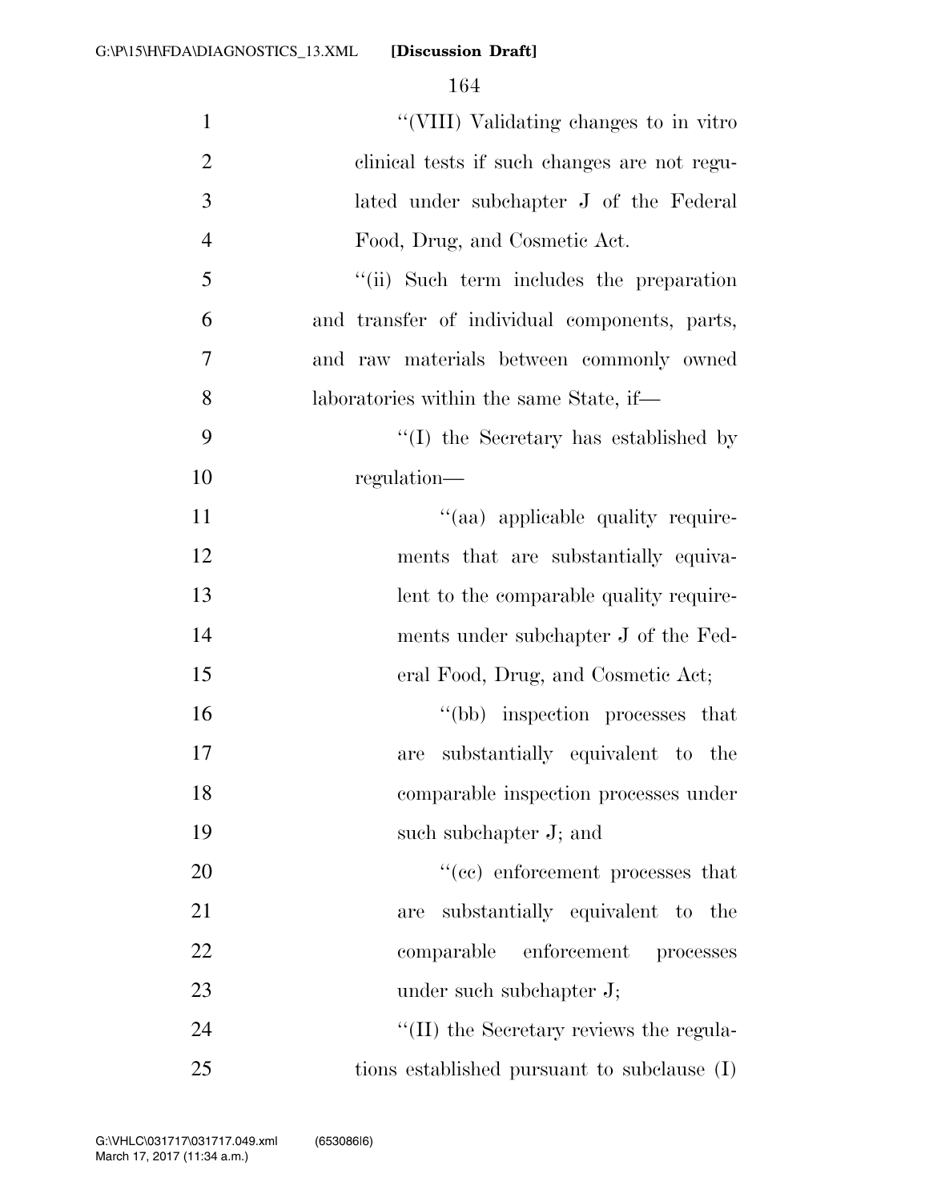"(VIII) Validating changes to in vitro clinical tests if such changes are not regulated under subchapter J of the Federal Food, Drug, and Cosmetic Act.

"(ii) Such term includes the preparation and transfer of individual components, parts, and raw materials between commonly owned laboratories within the same State, if—

"(I) the Secretary has established by regulation—

"(aa) applicable quality requirements that are substantially equivalent to the comparable quality requirements under subchapter J of the Federal Food, Drug, and Cosmetic Act;

"(bb) inspection processes that are substantially equivalent to the comparable inspection processes under such subchapter J; and

"(cc) enforcement processes that are substantially equivalent to the comparable enforcement processes under such subchapter J;

"(II) the Secretary reviews the regulations established pursuant to subclause (I)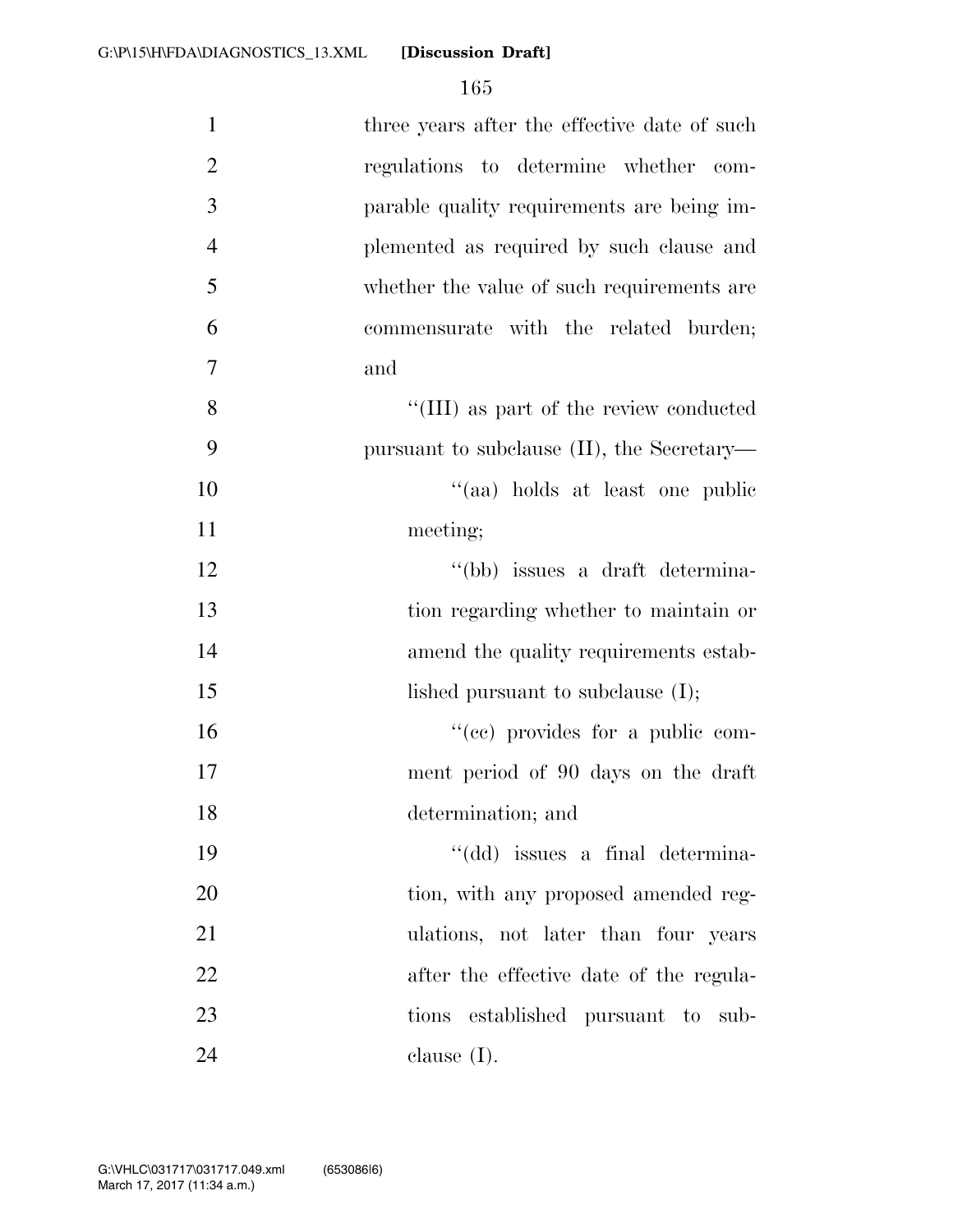three years after the effective date of such regulations to determine whether comparable quality requirements are being implemented as required by such clause and whether the value of such requirements are commensurate with the related burden; and

"(III) as part of the review conducted pursuant to subclause (II), the Secretary—

"(aa) holds at least one public meeting;

"(bb) issues a draft determination regarding whether to maintain or amend the quality requirements established pursuant to subclause (I);

"(cc) provides for a public comment period of 90 days on the draft determination; and

"(dd) issues a final determination, with any proposed amended regulations, not later than four years after the effective date of the regulations established pursuant to subclause (I).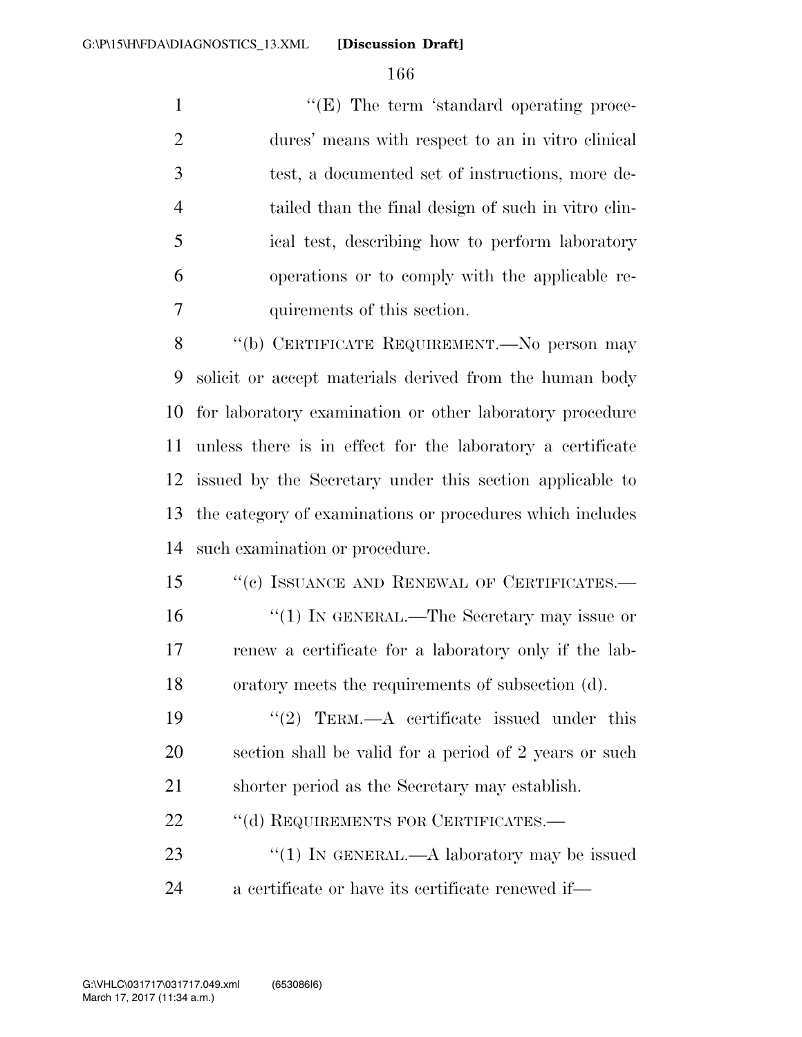''(E) The term 'standard operating procedures' means with respect to an in vitro clinical test, a documented set of instructions, more detailed than the final design of such in vitro clinical test, describing how to perform laboratory operations or to comply with the applicable requirements of this section.

''(b) CERTIFICATE REQUIREMENT.—No person may solicit or accept materials derived from the human body for laboratory examination or other laboratory procedure unless there is in effect for the laboratory a certificate issued by the Secretary under this section applicable to the category of examinations or procedures which includes such examination or procedure.

''(c) ISSUANCE AND RENEWAL OF CERTIFICATES.—

''(1) IN GENERAL.—The Secretary may issue or renew a certificate for a laboratory only if the laboratory meets the requirements of subsection (d).

''(2) TERM.—A certificate issued under this section shall be valid for a period of 2 years or such shorter period as the Secretary may establish.

''(d) REQUIREMENTS FOR CERTIFICATES.—

''(1) IN GENERAL.—A laboratory may be issued a certificate or have its certificate renewed if—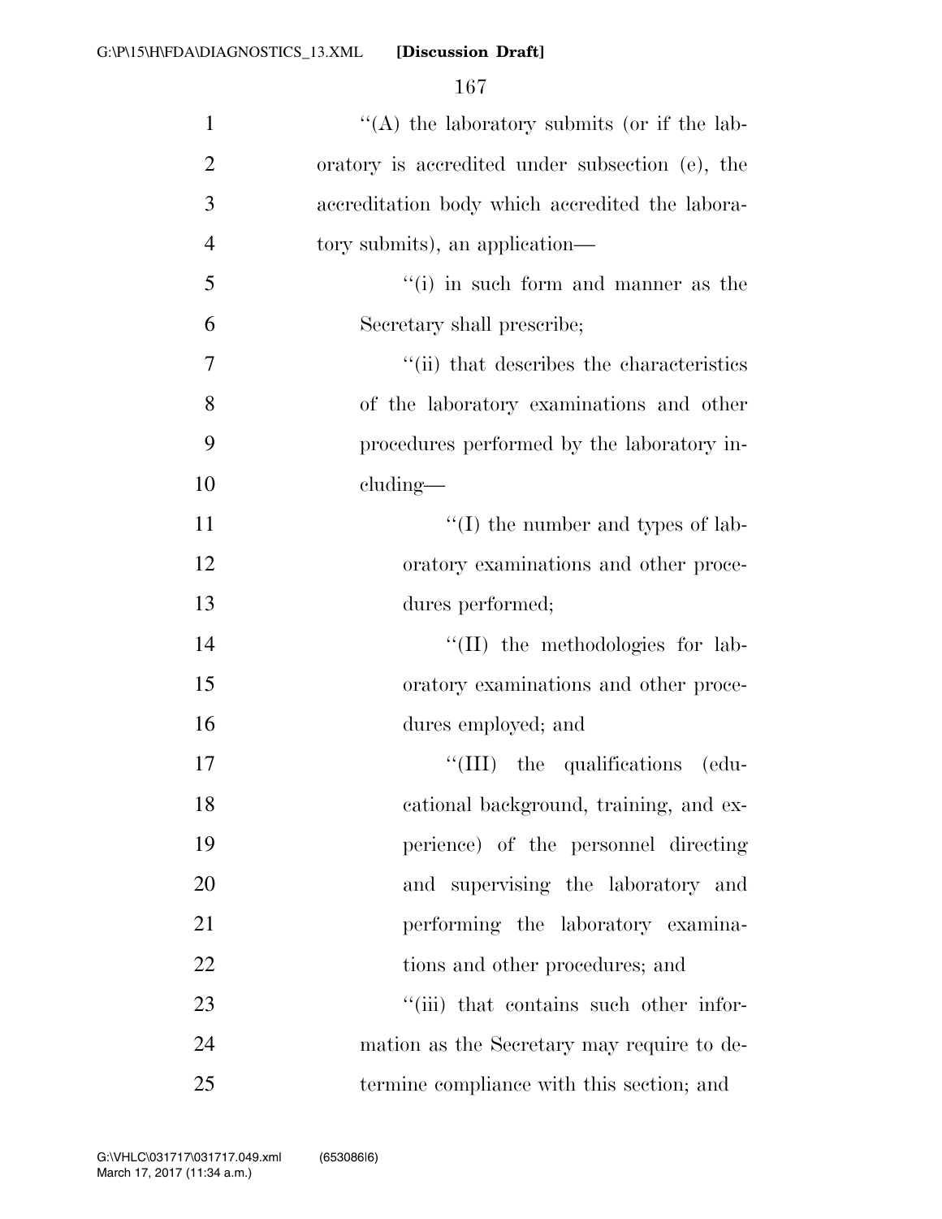"(A) the laboratory submits (or if the laboratory is accredited under subsection (e), the accreditation body which accredited the laboratory submits), an application—

"(i) in such form and manner as the Secretary shall prescribe;

"(ii) that describes the characteristics of the laboratory examinations and other procedures performed by the laboratory including—

"(I) the number and types of laboratory examinations and other procedures performed;

"(II) the methodologies for laboratory examinations and other procedures employed; and

"(III) the qualifications (educational background, training, and experience) of the personnel directing and supervising the laboratory and performing the laboratory examinations and other procedures; and

"(iii) that contains such other information as the Secretary may require to determine compliance with this section; and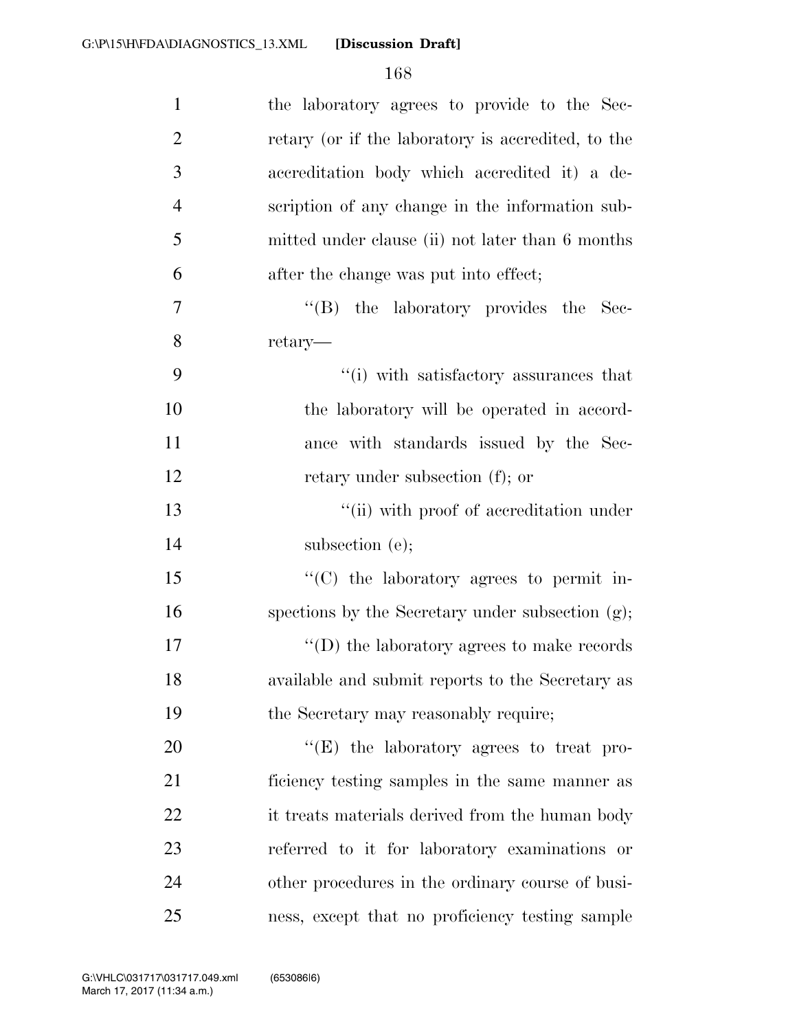the laboratory agrees to provide to the Secretary (or if the laboratory is accredited, to the accreditation body which accredited it) a description of any change in the information submitted under clause (ii) not later than 6 months after the change was put into effect;

"(B) the laboratory provides the Secretary—

"(i) with satisfactory assurances that the laboratory will be operated in accordance with standards issued by the Secretary under subsection (f); or

"(ii) with proof of accreditation under subsection (e);

"(C) the laboratory agrees to permit inspections by the Secretary under subsection (g);

"(D) the laboratory agrees to make records available and submit reports to the Secretary as the Secretary may reasonably require;

"(E) the laboratory agrees to treat proficiency testing samples in the same manner as it treats materials derived from the human body referred to it for laboratory examinations or other procedures in the ordinary course of business, except that no proficiency testing sample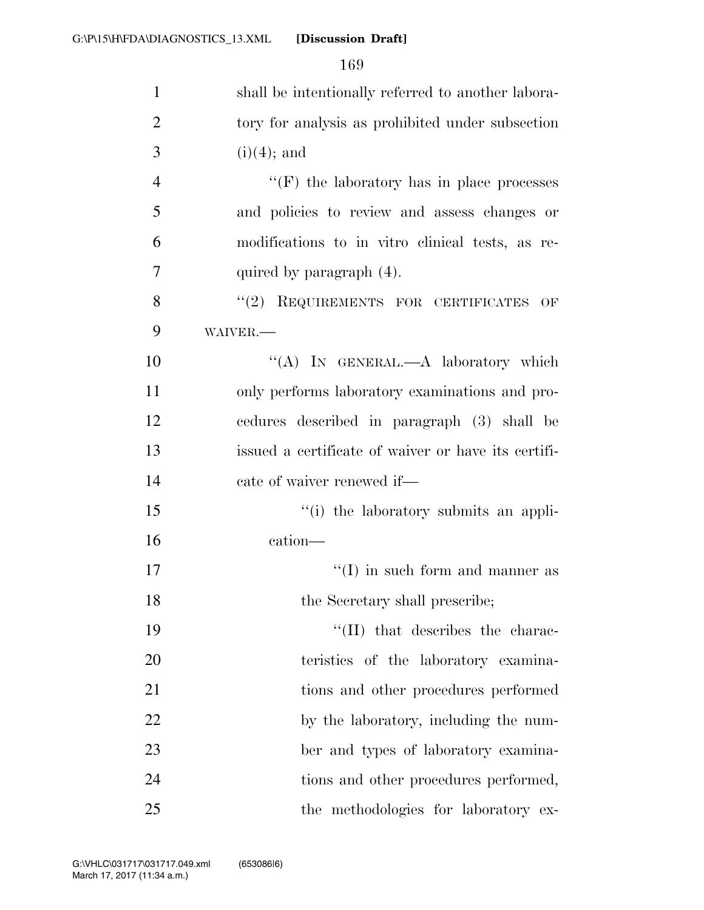shall be intentionally referred to another laboratory for analysis as prohibited under subsection (i)(4); and

"(F) the laboratory has in place processes and policies to review and assess changes or modifications to in vitro clinical tests, as required by paragraph (4).

"(2) REQUIREMENTS FOR CERTIFICATES OF WAIVER.—

"(A) IN GENERAL.—A laboratory which only performs laboratory examinations and procedures described in paragraph (3) shall be issued a certificate of waiver or have its certificate of waiver renewed if—

"(i) the laboratory submits an application—

"(I) in such form and manner as the Secretary shall prescribe;

"(II) that describes the characteristics of the laboratory examinations and other procedures performed by the laboratory, including the number and types of laboratory examinations and other procedures performed, the methodologies for laboratory ex-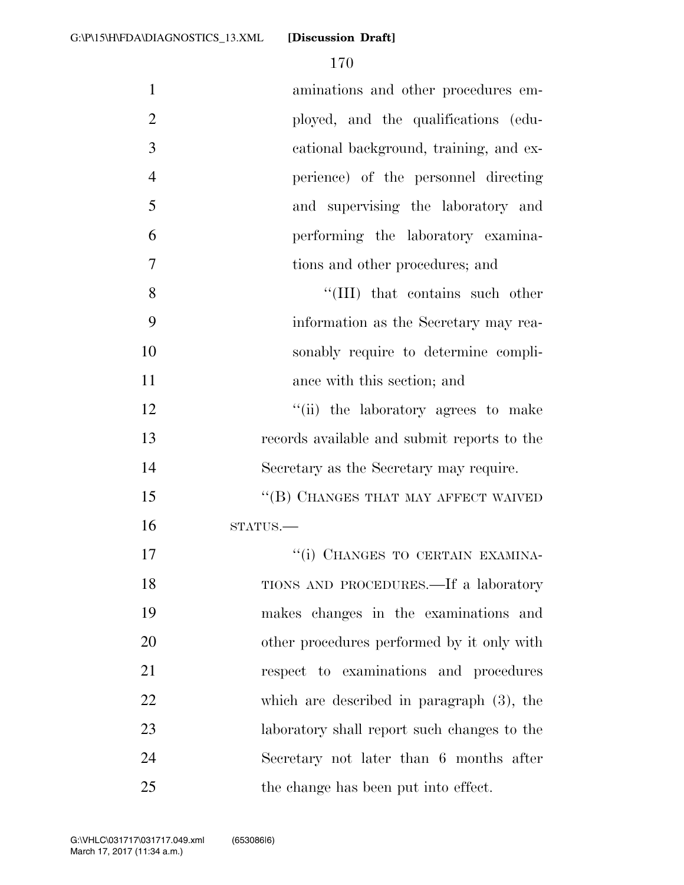aminations and other procedures employed, and the qualifications (educational background, training, and experience) of the personnel directing and supervising the laboratory and performing the laboratory examinations and other procedures; and

"(III) that contains such other information as the Secretary may reasonably require to determine compliance with this section; and

"(ii) the laboratory agrees to make records available and submit reports to the Secretary as the Secretary may require.

"(B) CHANGES THAT MAY AFFECT WAIVED STATUS.—

"(i) CHANGES TO CERTAIN EXAMINATIONS AND PROCEDURES.—If a laboratory makes changes in the examinations and other procedures performed by it only with respect to examinations and procedures which are described in paragraph (3), the laboratory shall report such changes to the Secretary not later than 6 months after the change has been put into effect.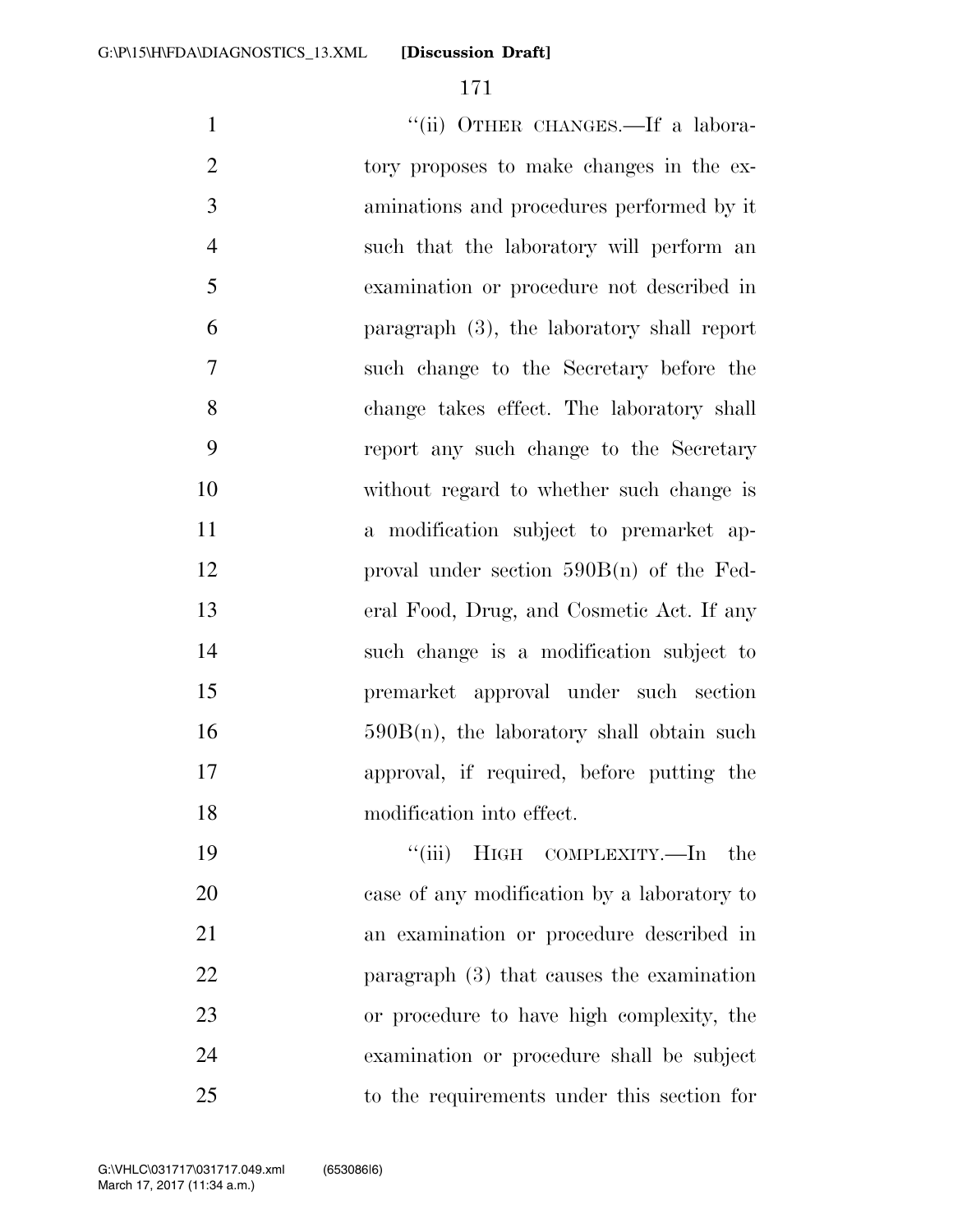"(ii) OTHER CHANGES.—If a laboratory proposes to make changes in the examinations and procedures performed by it such that the laboratory will perform an examination or procedure not described in paragraph (3), the laboratory shall report such change to the Secretary before the change takes effect. The laboratory shall report any such change to the Secretary without regard to whether such change is a modification subject to premarket approval under section 590B(n) of the Federal Food, Drug, and Cosmetic Act. If any such change is a modification subject to premarket approval under such section 590B(n), the laboratory shall obtain such approval, if required, before putting the modification into effect.

"(iii) HIGH COMPLEXITY.—In the case of any modification by a laboratory to an examination or procedure described in paragraph (3) that causes the examination or procedure to have high complexity, the examination or procedure shall be subject to the requirements under this section for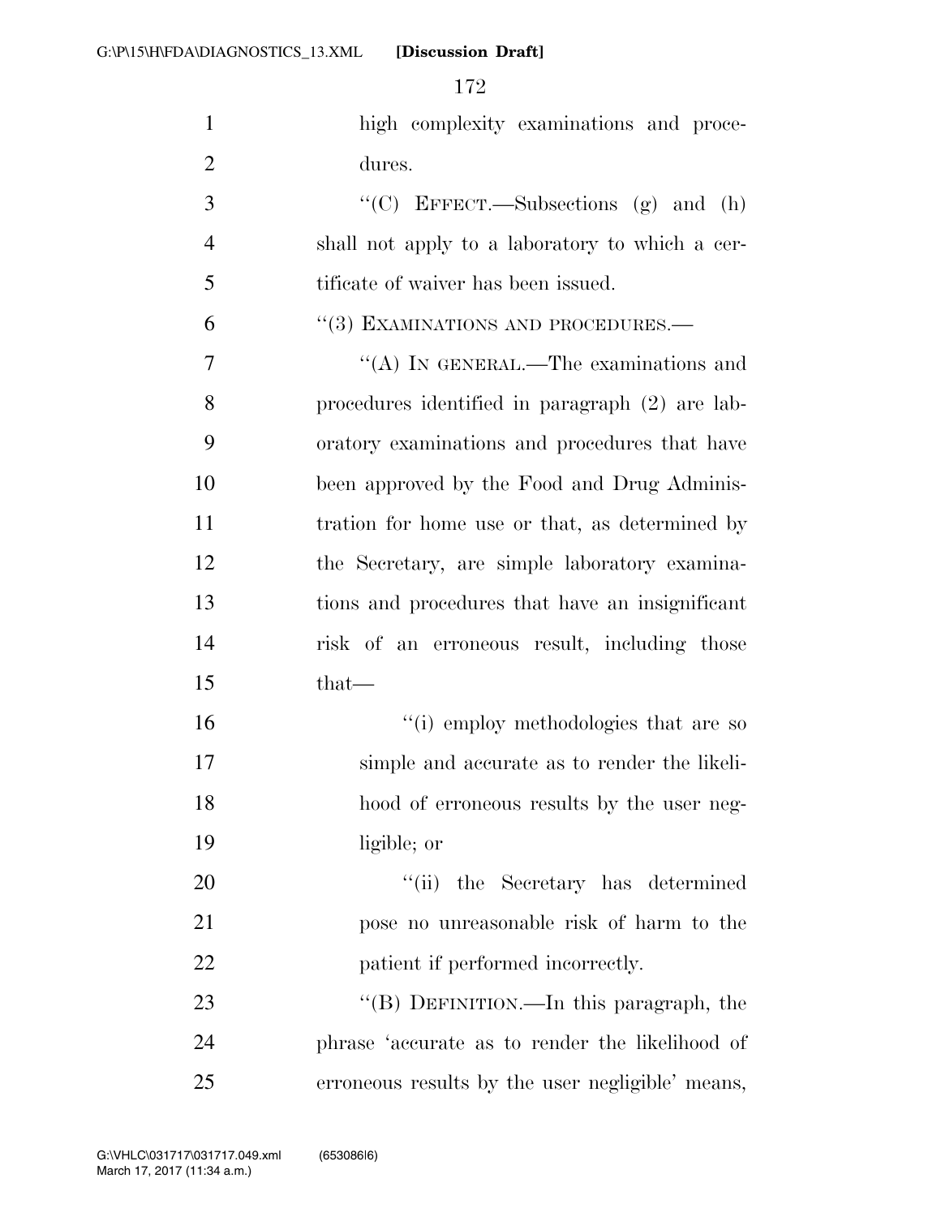high complexity examinations and procedures.

"(C) EFFECT.—Subsections (g) and (h) shall not apply to a laboratory to which a certificate of waiver has been issued.

"(3) EXAMINATIONS AND PROCEDURES.—

"(A) IN GENERAL.—The examinations and procedures identified in paragraph (2) are laboratory examinations and procedures that have been approved by the Food and Drug Administration for home use or that, as determined by the Secretary, are simple laboratory examinations and procedures that have an insignificant risk of an erroneous result, including those that—

"(i) employ methodologies that are so simple and accurate as to render the likelihood of erroneous results by the user negligible; or

"(ii) the Secretary has determined pose no unreasonable risk of harm to the patient if performed incorrectly.

"(B) DEFINITION.—In this paragraph, the phrase 'accurate as to render the likelihood of erroneous results by the user negligible' means,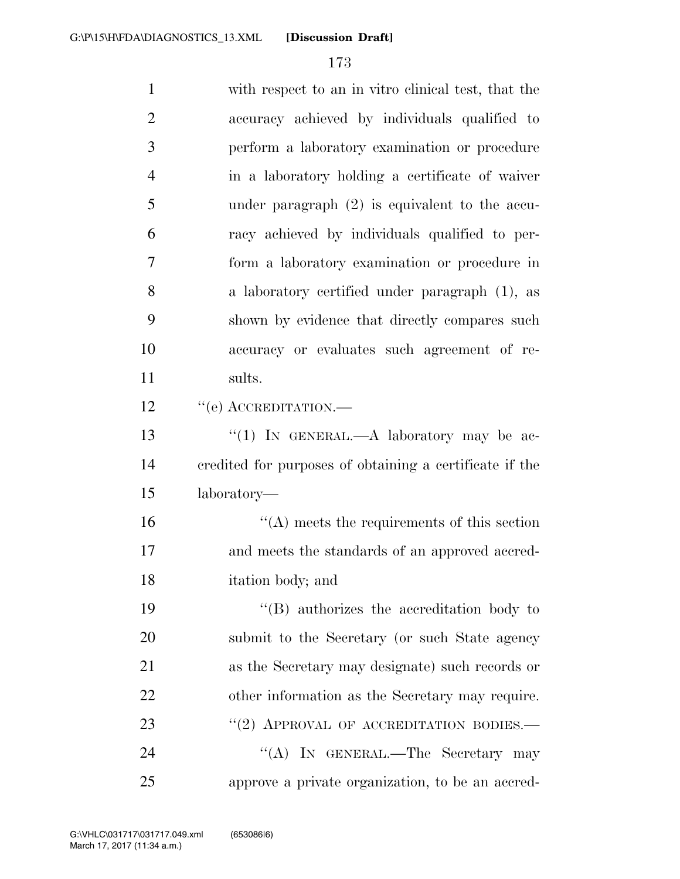with respect to an in vitro clinical test, that the accuracy achieved by individuals qualified to perform a laboratory examination or procedure in a laboratory holding a certificate of waiver under paragraph (2) is equivalent to the accuracy achieved by individuals qualified to perform a laboratory examination or procedure in a laboratory certified under paragraph (1), as shown by evidence that directly compares such accuracy or evaluates such agreement of results.

"(e) ACCREDITATION.—

"(1) IN GENERAL.—A laboratory may be accredited for purposes of obtaining a certificate if the laboratory—

"(A) meets the requirements of this section and meets the standards of an approved accreditation body; and

"(B) authorizes the accreditation body to submit to the Secretary (or such State agency as the Secretary may designate) such records or other information as the Secretary may require.

"(2) APPROVAL OF ACCREDITATION BODIES.—

"(A) IN GENERAL.—The Secretary may approve a private organization, to be an accred-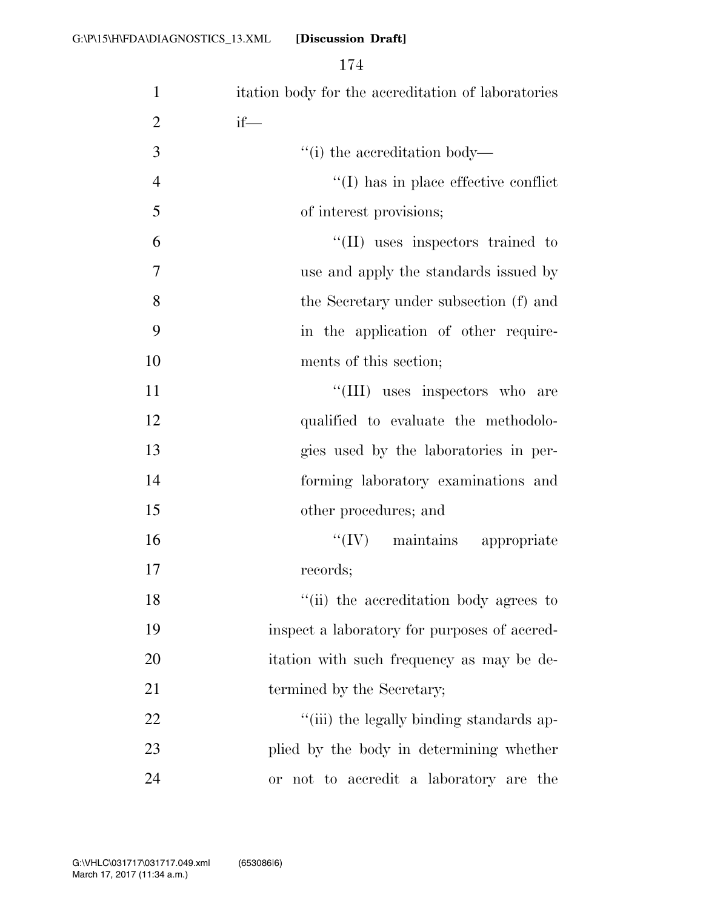itation body for the accreditation of laboratories if—

''(i) the accreditation body—

''(I) has in place effective conflict of interest provisions;

''(II) uses inspectors trained to use and apply the standards issued by the Secretary under subsection (f) and in the application of other requirements of this section;

''(III) uses inspectors who are qualified to evaluate the methodologies used by the laboratories in performing laboratory examinations and other procedures; and

''(IV) maintains appropriate records;

''(ii) the accreditation body agrees to inspect a laboratory for purposes of accreditation with such frequency as may be determined by the Secretary;

''(iii) the legally binding standards applied by the body in determining whether or not to accredit a laboratory are the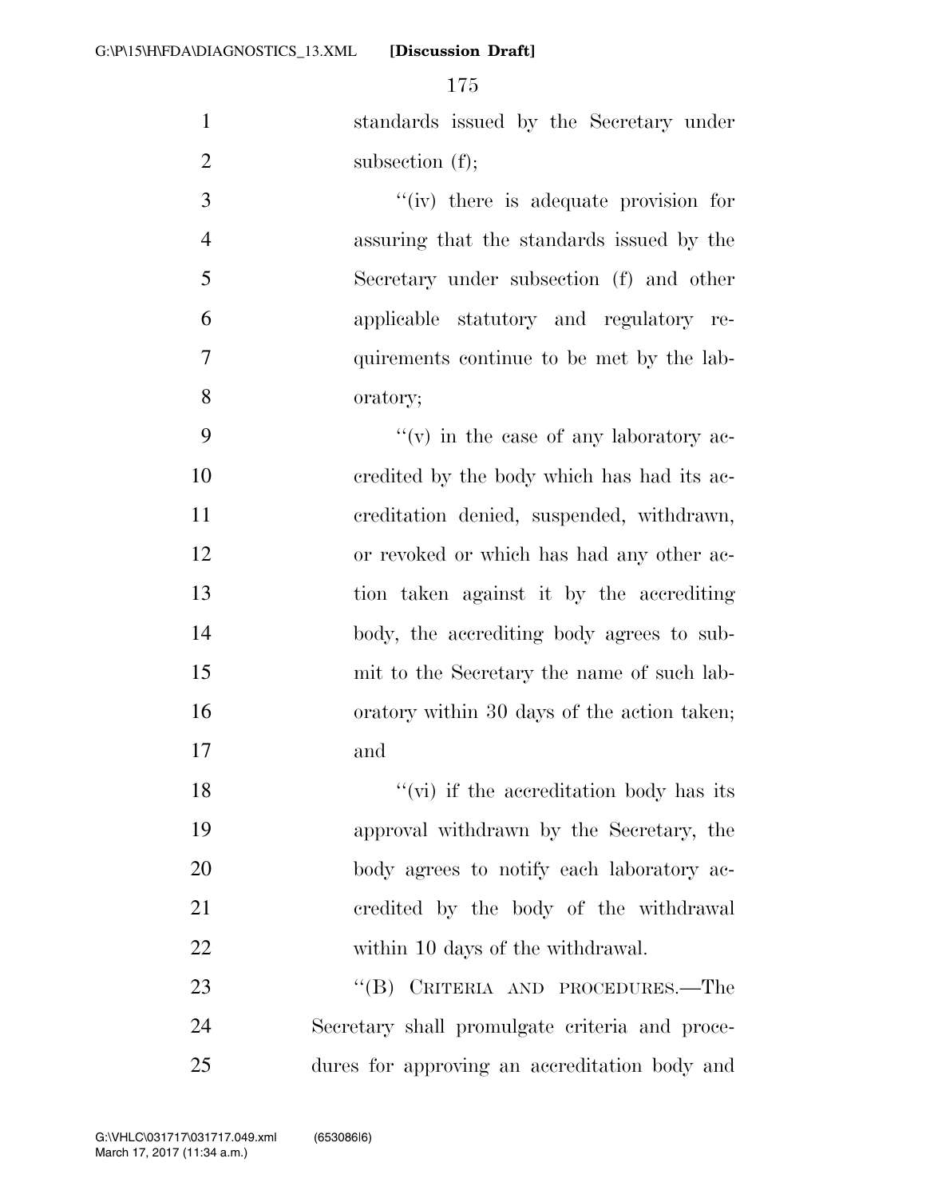standards issued by the Secretary under subsection (f);

"(iv) there is adequate provision for assuring that the standards issued by the Secretary under subsection (f) and other applicable statutory and regulatory requirements continue to be met by the laboratory;

"(v) in the case of any laboratory accredited by the body which has had its accreditation denied, suspended, withdrawn, or revoked or which has had any other action taken against it by the accrediting body, the accrediting body agrees to submit to the Secretary the name of such laboratory within 30 days of the action taken; and

"(vi) if the accreditation body has its approval withdrawn by the Secretary, the body agrees to notify each laboratory accredited by the body of the withdrawal within 10 days of the withdrawal.

"(B) CRITERIA AND PROCEDURES.—The Secretary shall promulgate criteria and procedures for approving an accreditation body and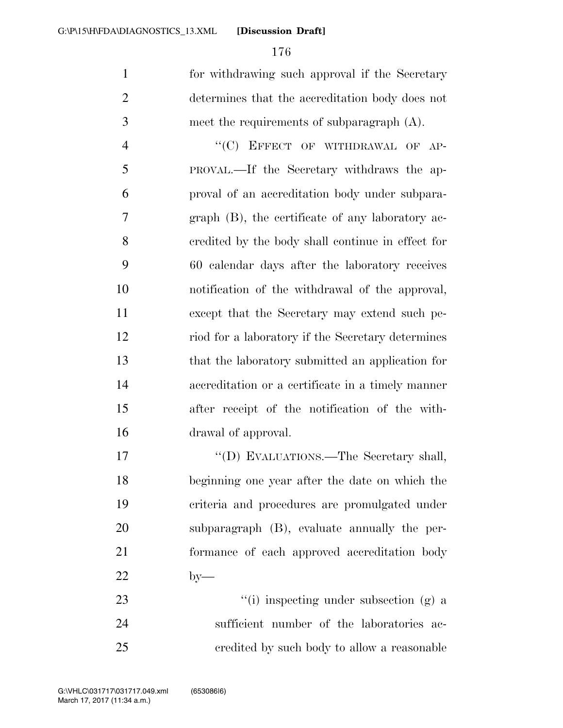for withdrawing such approval if the Secretary determines that the accreditation body does not meet the requirements of subparagraph (A).

"(C) EFFECT OF WITHDRAWAL OF APPROVAL.—If the Secretary withdraws the approval of an accreditation body under subparagraph (B), the certificate of any laboratory accredited by the body shall continue in effect for 60 calendar days after the laboratory receives notification of the withdrawal of the approval, except that the Secretary may extend such period for a laboratory if the Secretary determines that the laboratory submitted an application for accreditation or a certificate in a timely manner after receipt of the notification of the withdrawal of approval.

"(D) EVALUATIONS.—The Secretary shall, beginning one year after the date on which the criteria and procedures are promulgated under subparagraph (B), evaluate annually the performance of each approved accreditation body by—

"(i) inspecting under subsection (g) a sufficient number of the laboratories accredited by such body to allow a reasonable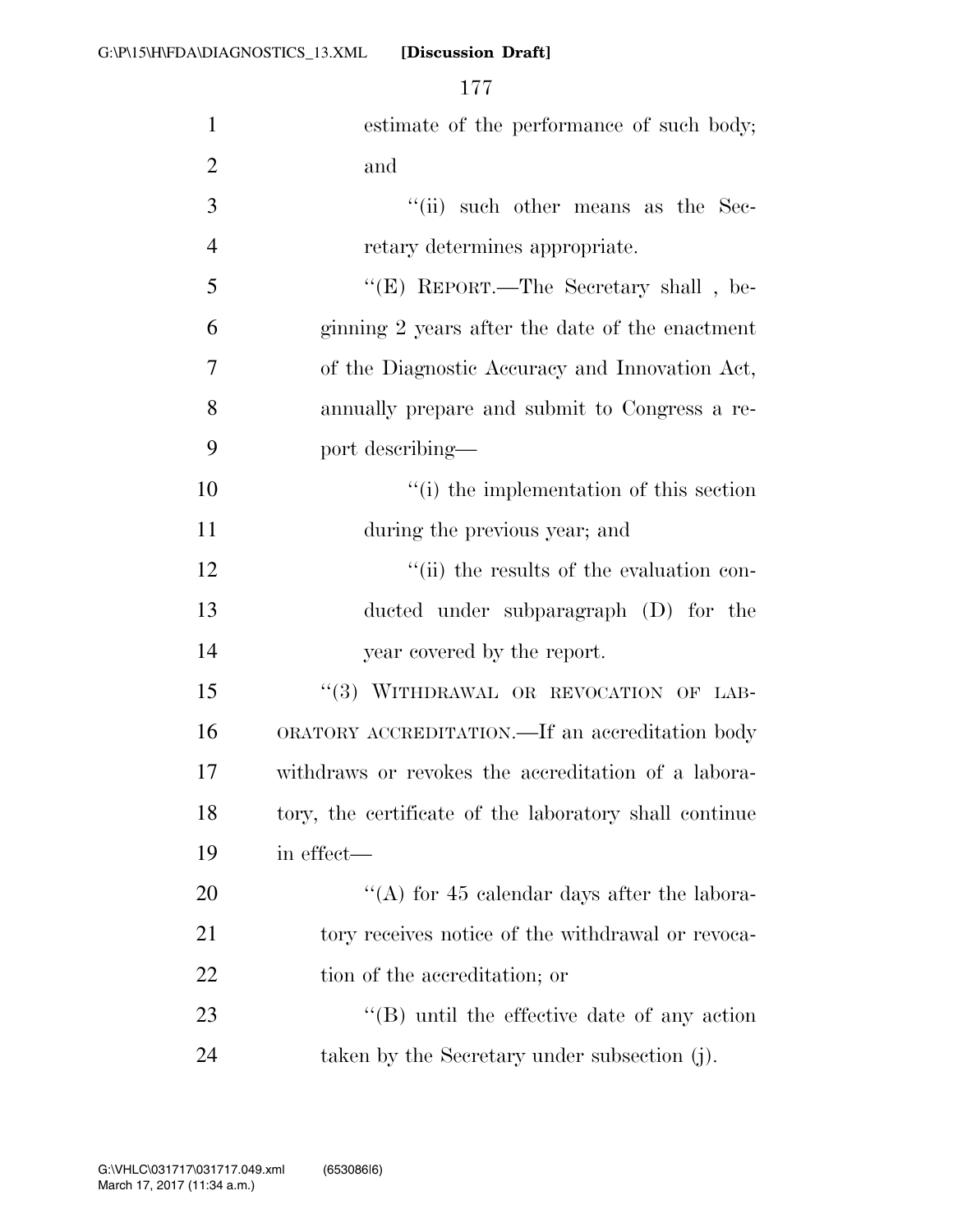estimate of the performance of such body; and

"(ii) such other means as the Secretary determines appropriate.

"(E) REPORT.—The Secretary shall , beginning 2 years after the date of the enactment of the Diagnostic Accuracy and Innovation Act, annually prepare and submit to Congress a report describing—

"(i) the implementation of this section during the previous year; and

"(ii) the results of the evaluation conducted under subparagraph (D) for the year covered by the report.

"(3) WITHDRAWAL OR REVOCATION OF LABORATORY ACCREDITATION.—If an accreditation body withdraws or revokes the accreditation of a laboratory, the certificate of the laboratory shall continue in effect—

"(A) for 45 calendar days after the laboratory receives notice of the withdrawal or revocation of the accreditation; or

"(B) until the effective date of any action taken by the Secretary under subsection (j).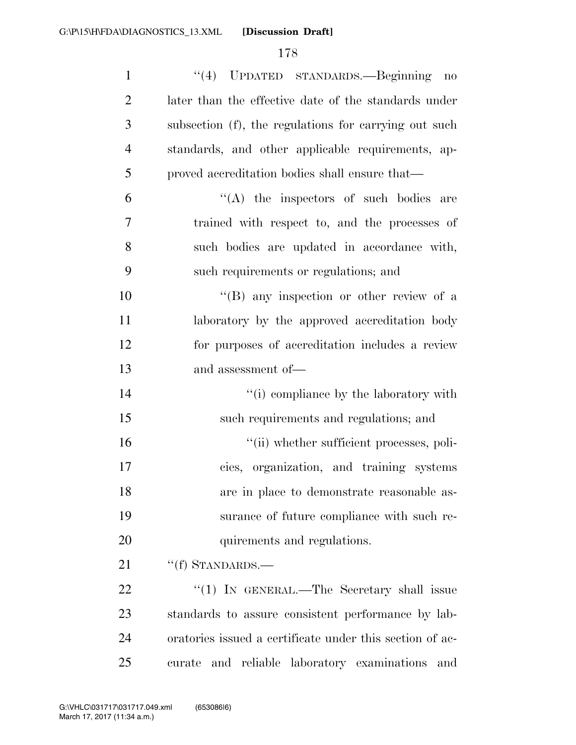"(4) UPDATED STANDARDS.—Beginning no later than the effective date of the standards under subsection (f), the regulations for carrying out such standards, and other applicable requirements, approved accreditation bodies shall ensure that—

"(A) the inspectors of such bodies are trained with respect to, and the processes of such bodies are updated in accordance with, such requirements or regulations; and

"(B) any inspection or other review of a laboratory by the approved accreditation body for purposes of accreditation includes a review and assessment of—

"(i) compliance by the laboratory with such requirements and regulations; and

"(ii) whether sufficient processes, policies, organization, and training systems are in place to demonstrate reasonable assurance of future compliance with such requirements and regulations.

"(f) STANDARDS.—

"(1) IN GENERAL.—The Secretary shall issue standards to assure consistent performance by laboratories issued a certificate under this section of accurate and reliable laboratory examinations and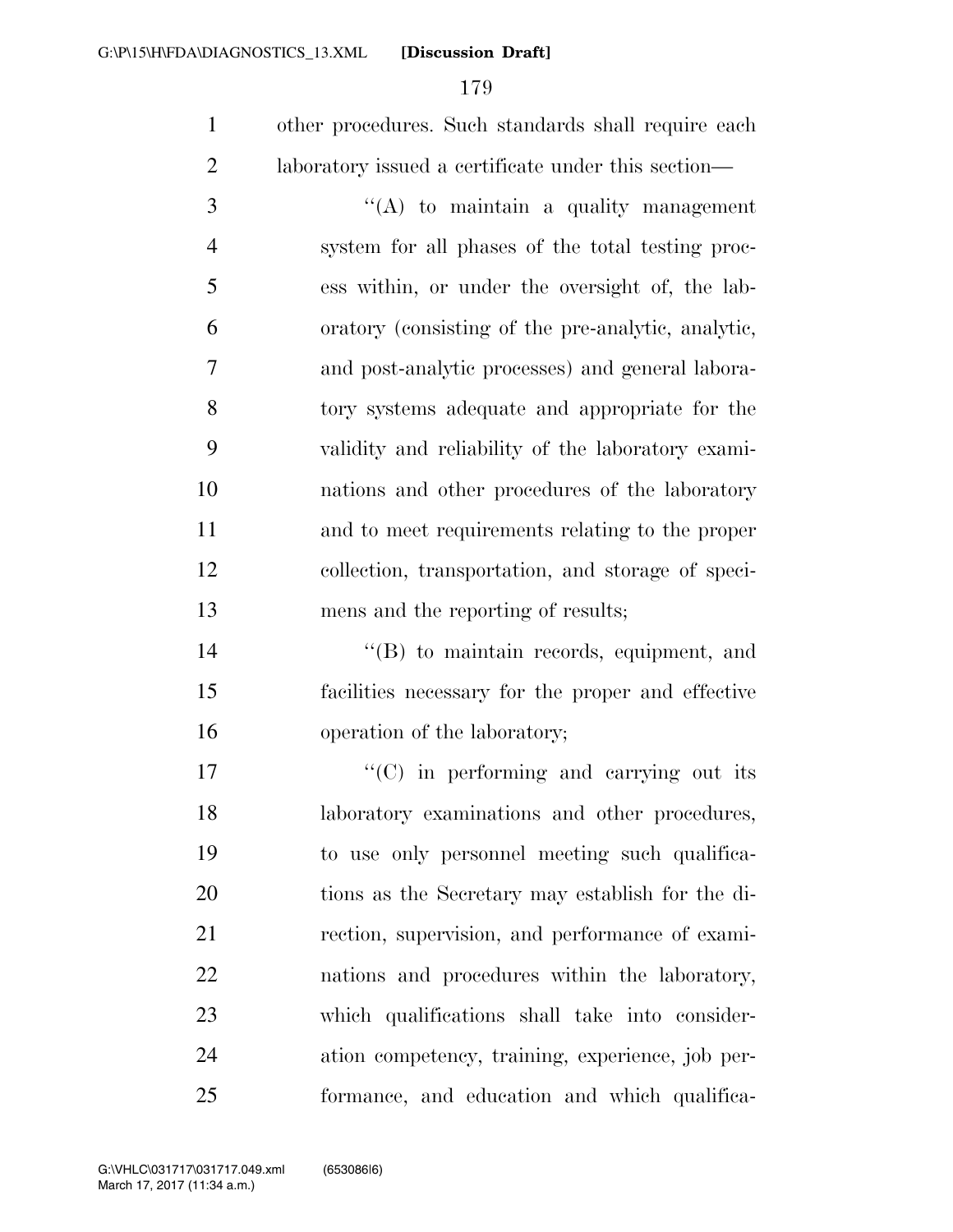other procedures. Such standards shall require each laboratory issued a certificate under this section—

"(A) to maintain a quality management system for all phases of the total testing process within, or under the oversight of, the laboratory (consisting of the pre-analytic, analytic, and post-analytic processes) and general laboratory systems adequate and appropriate for the validity and reliability of the laboratory examinations and other procedures of the laboratory and to meet requirements relating to the proper collection, transportation, and storage of specimens and the reporting of results;

"(B) to maintain records, equipment, and facilities necessary for the proper and effective operation of the laboratory;

"(C) in performing and carrying out its laboratory examinations and other procedures, to use only personnel meeting such qualifications as the Secretary may establish for the direction, supervision, and performance of examinations and procedures within the laboratory, which qualifications shall take into consideration competency, training, experience, job performance, and education and which qualifica-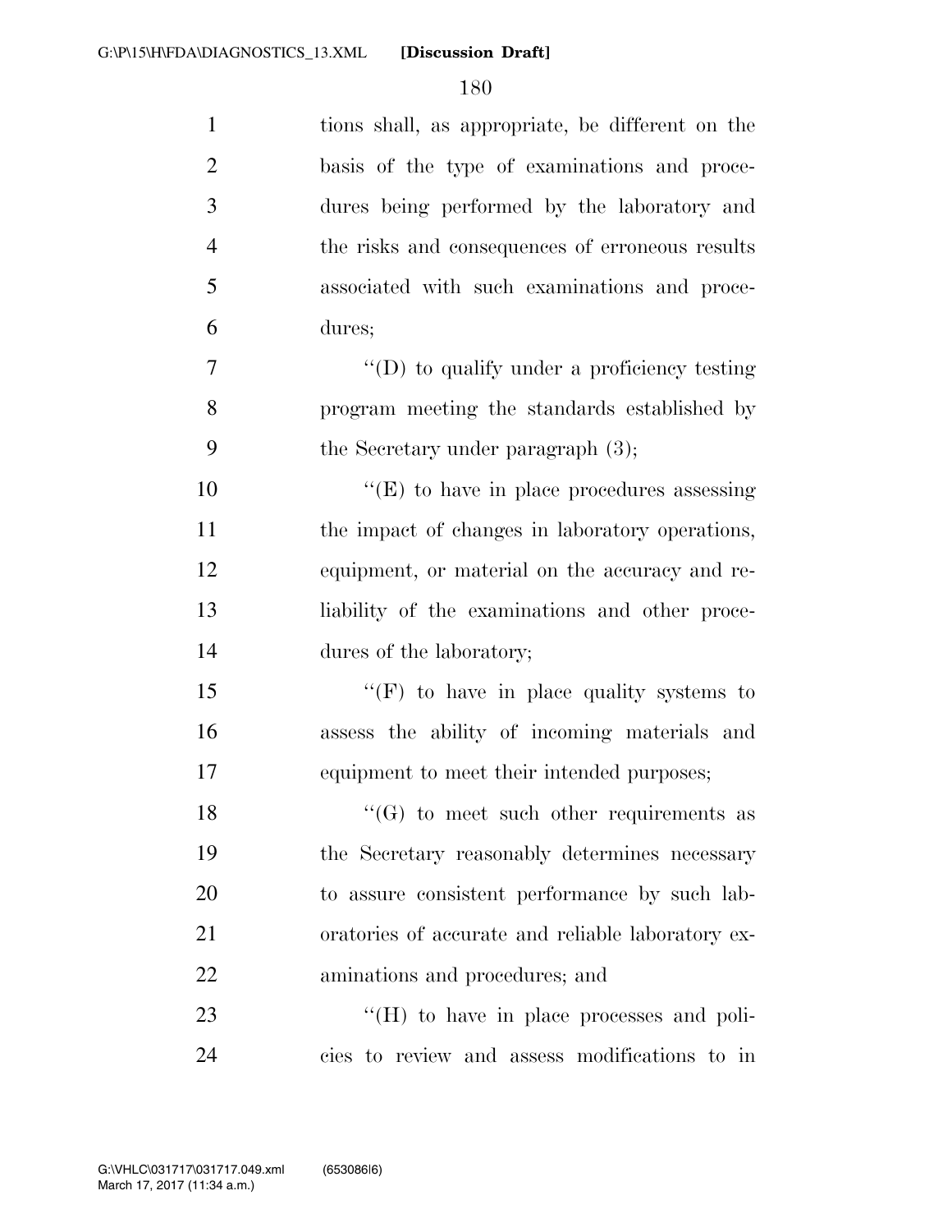tions shall, as appropriate, be different on the basis of the type of examinations and procedures being performed by the laboratory and the risks and consequences of erroneous results associated with such examinations and procedures;

''(D) to qualify under a proficiency testing program meeting the standards established by the Secretary under paragraph (3);

''(E) to have in place procedures assessing the impact of changes in laboratory operations, equipment, or material on the accuracy and reliability of the examinations and other procedures of the laboratory;

''(F) to have in place quality systems to assess the ability of incoming materials and equipment to meet their intended purposes;

''(G) to meet such other requirements as the Secretary reasonably determines necessary to assure consistent performance by such laboratories of accurate and reliable laboratory examinations and procedures; and

''(H) to have in place processes and policies to review and assess modifications to in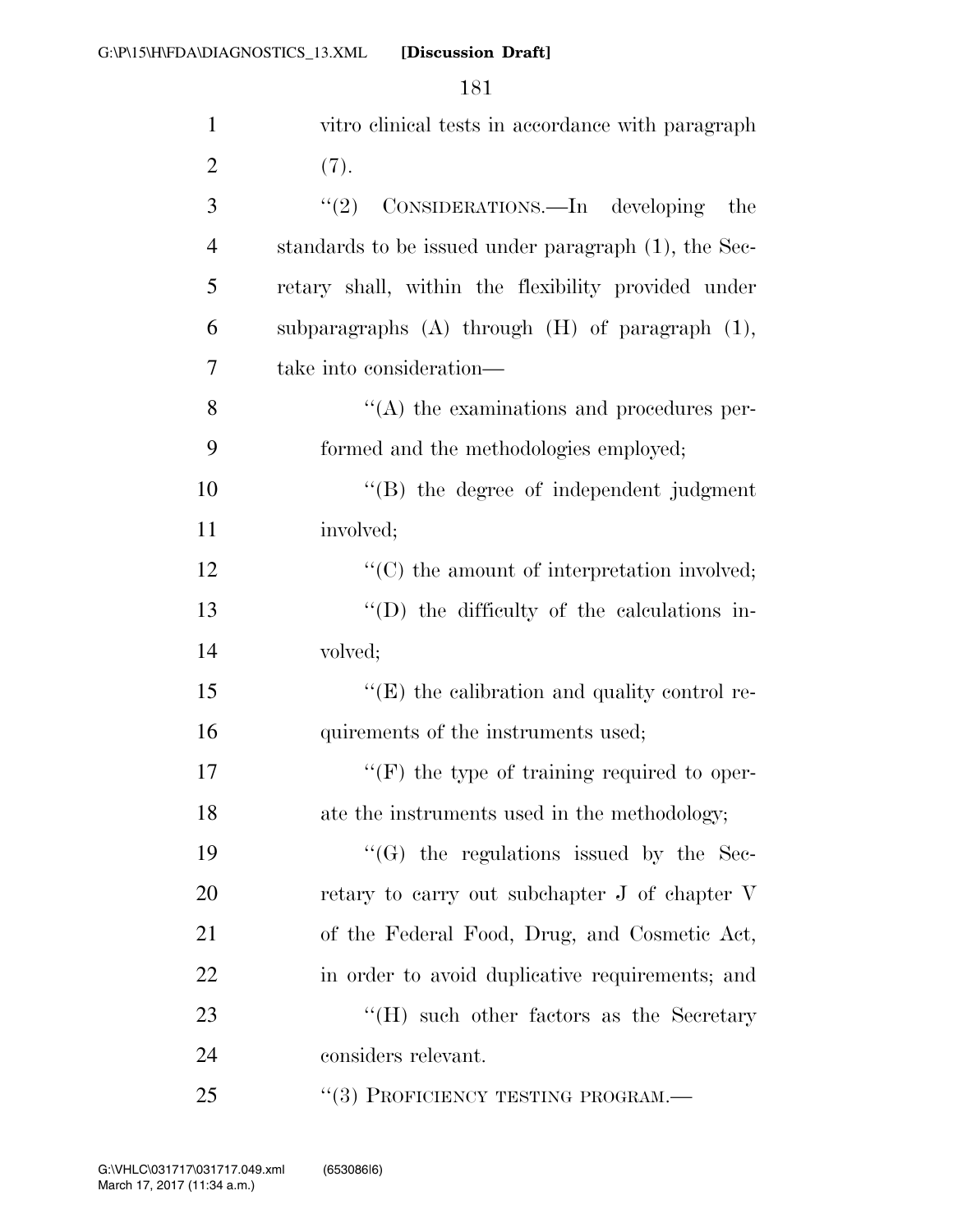vitro clinical tests in accordance with paragraph (7).

''(2) CONSIDERATIONS.—In developing the standards to be issued under paragraph (1), the Secretary shall, within the flexibility provided under subparagraphs (A) through (H) of paragraph (1), take into consideration—

''(A) the examinations and procedures performed and the methodologies employed;

''(B) the degree of independent judgment involved;

''(C) the amount of interpretation involved;

''(D) the difficulty of the calculations involved;

''(E) the calibration and quality control requirements of the instruments used;

''(F) the type of training required to operate the instruments used in the methodology;

''(G) the regulations issued by the Secretary to carry out subchapter J of chapter V of the Federal Food, Drug, and Cosmetic Act, in order to avoid duplicative requirements; and

''(H) such other factors as the Secretary considers relevant.

''(3) PROFICIENCY TESTING PROGRAM.—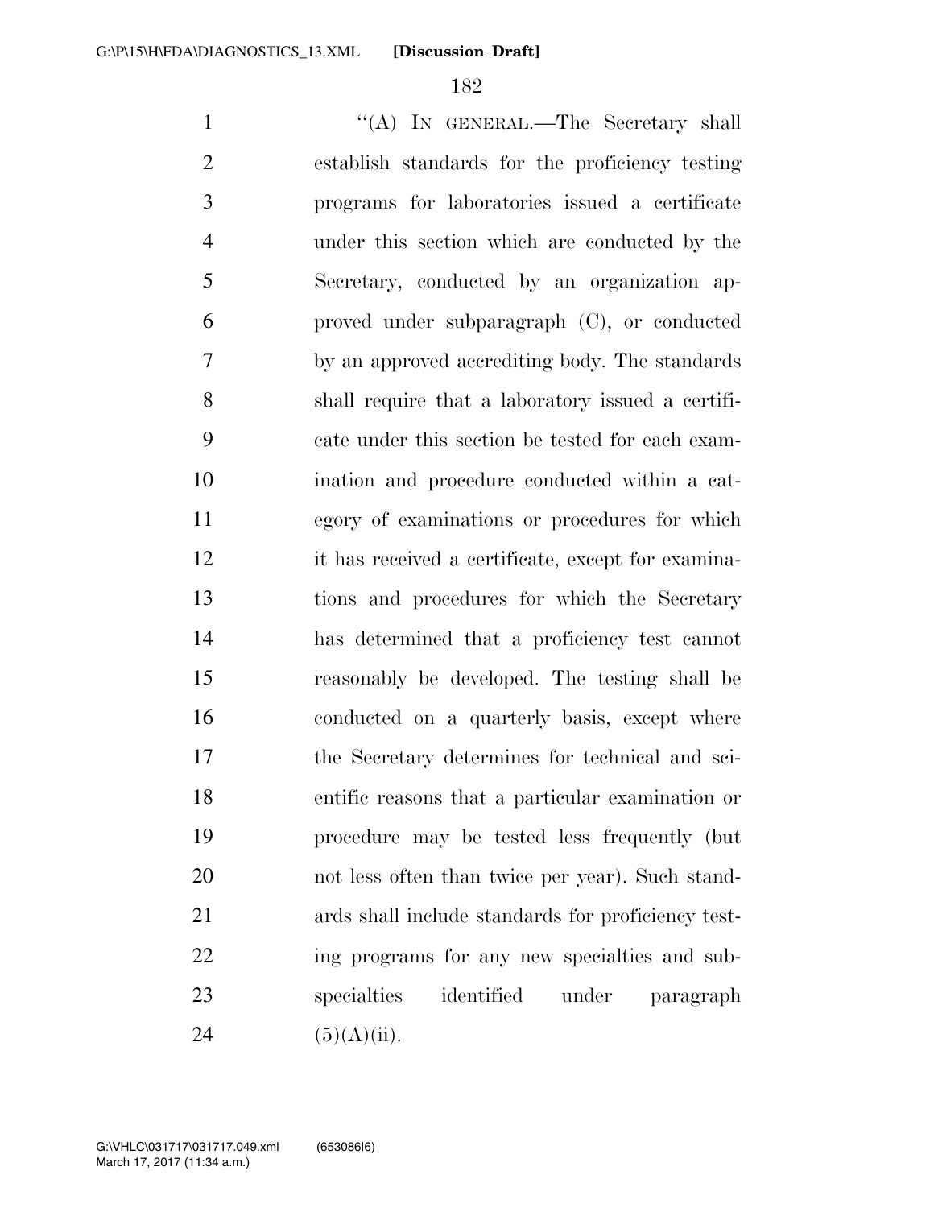"(A) IN GENERAL.—The Secretary shall establish standards for the proficiency testing programs for laboratories issued a certificate under this section which are conducted by the Secretary, conducted by an organization approved under subparagraph (C), or conducted by an approved accrediting body. The standards shall require that a laboratory issued a certificate under this section be tested for each examination and procedure conducted within a category of examinations or procedures for which it has received a certificate, except for examinations and procedures for which the Secretary has determined that a proficiency test cannot reasonably be developed. The testing shall be conducted on a quarterly basis, except where the Secretary determines for technical and scientific reasons that a particular examination or procedure may be tested less frequently (but not less often than twice per year). Such standards shall include standards for proficiency testing programs for any new specialties and subspecialties identified under paragraph (5)(A)(ii).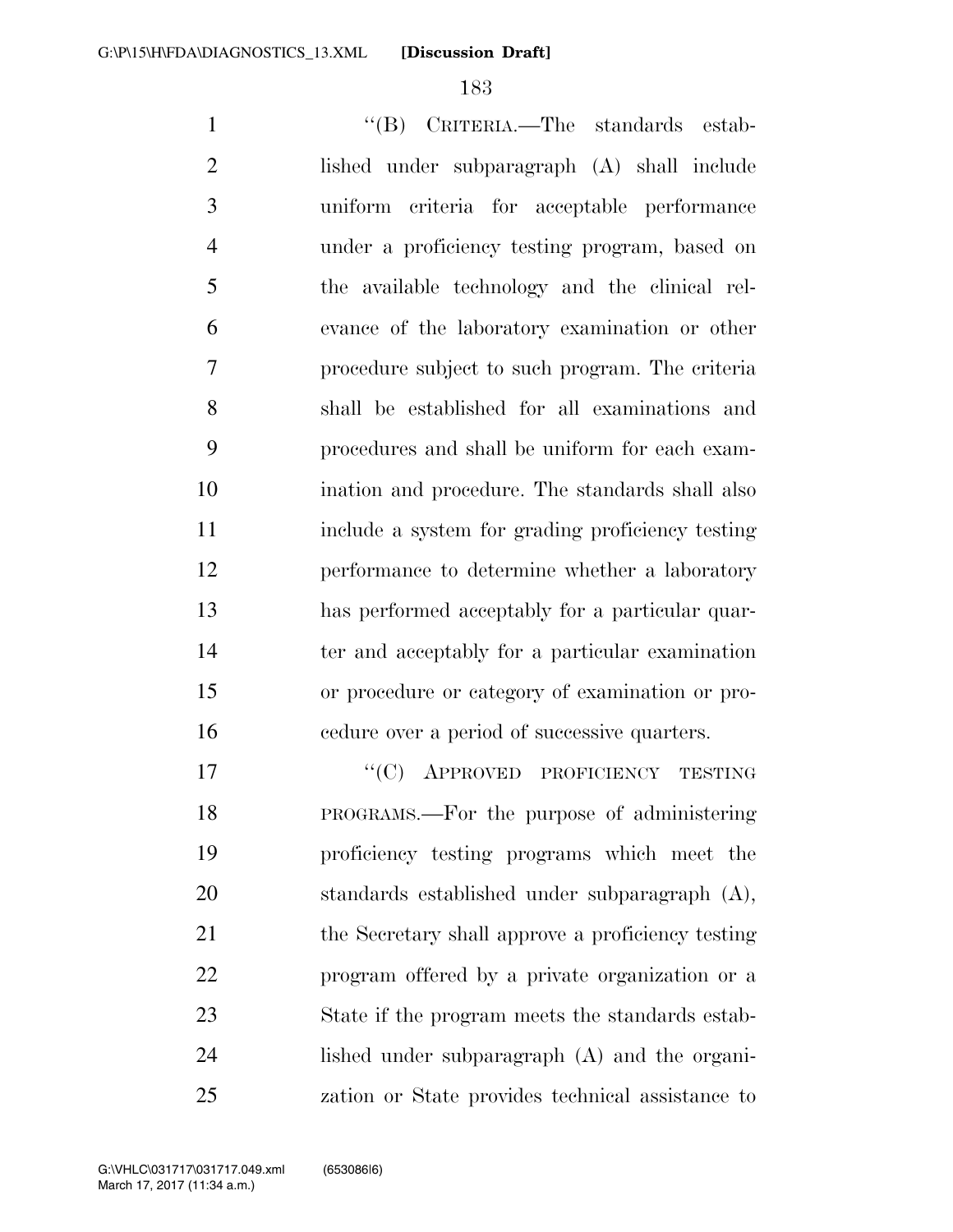"(B) CRITERIA.—The standards established under subparagraph (A) shall include uniform criteria for acceptable performance under a proficiency testing program, based on the available technology and the clinical relevance of the laboratory examination or other procedure subject to such program. The criteria shall be established for all examinations and procedures and shall be uniform for each examination and procedure. The standards shall also include a system for grading proficiency testing performance to determine whether a laboratory has performed acceptably for a particular quarter and acceptably for a particular examination or procedure or category of examination or procedure over a period of successive quarters.

"(C) APPROVED PROFICIENCY TESTING PROGRAMS.—For the purpose of administering proficiency testing programs which meet the standards established under subparagraph (A), the Secretary shall approve a proficiency testing program offered by a private organization or a State if the program meets the standards established under subparagraph (A) and the organization or State provides technical assistance to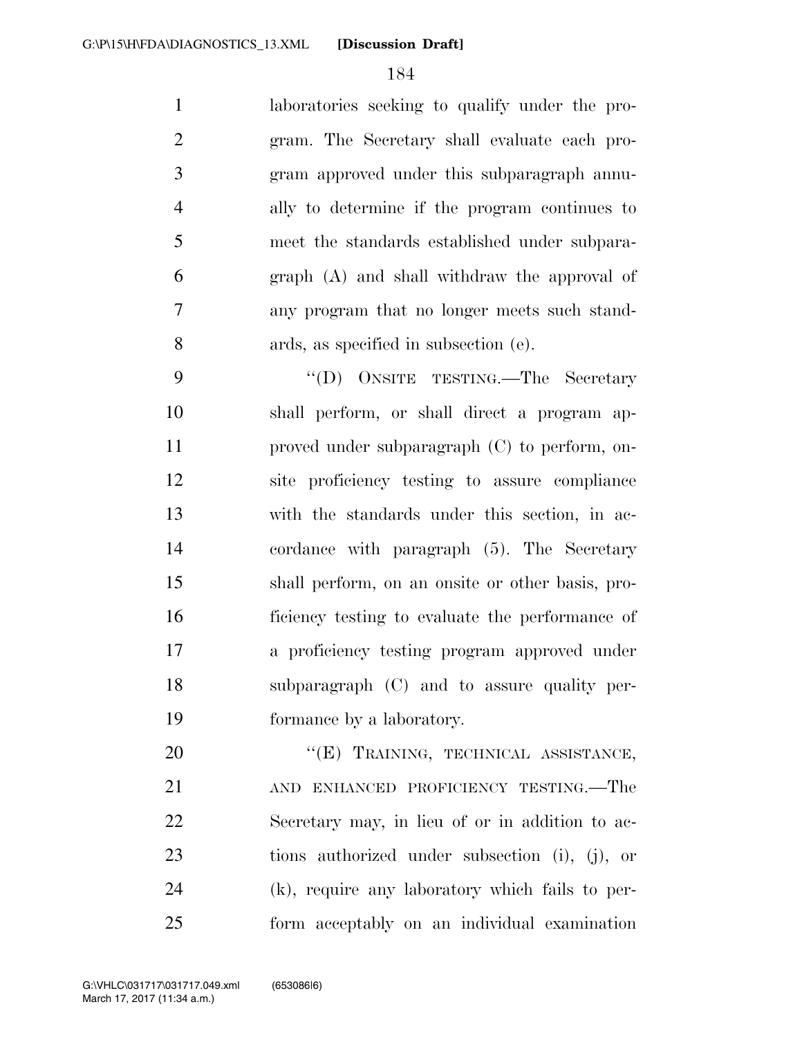laboratories seeking to qualify under the program. The Secretary shall evaluate each program approved under this subparagraph annually to determine if the program continues to meet the standards established under subparagraph (A) and shall withdraw the approval of any program that no longer meets such standards, as specified in subsection (e).

"(D) ONSITE TESTING.—The Secretary shall perform, or shall direct a program approved under subparagraph (C) to perform, onsite proficiency testing to assure compliance with the standards under this section, in accordance with paragraph (5). The Secretary shall perform, on an onsite or other basis, proficiency testing to evaluate the performance of a proficiency testing program approved under subparagraph (C) and to assure quality performance by a laboratory.

"(E) TRAINING, TECHNICAL ASSISTANCE, AND ENHANCED PROFICIENCY TESTING.—The Secretary may, in lieu of or in addition to actions authorized under subsection (i), (j), or (k), require any laboratory which fails to perform acceptably on an individual examination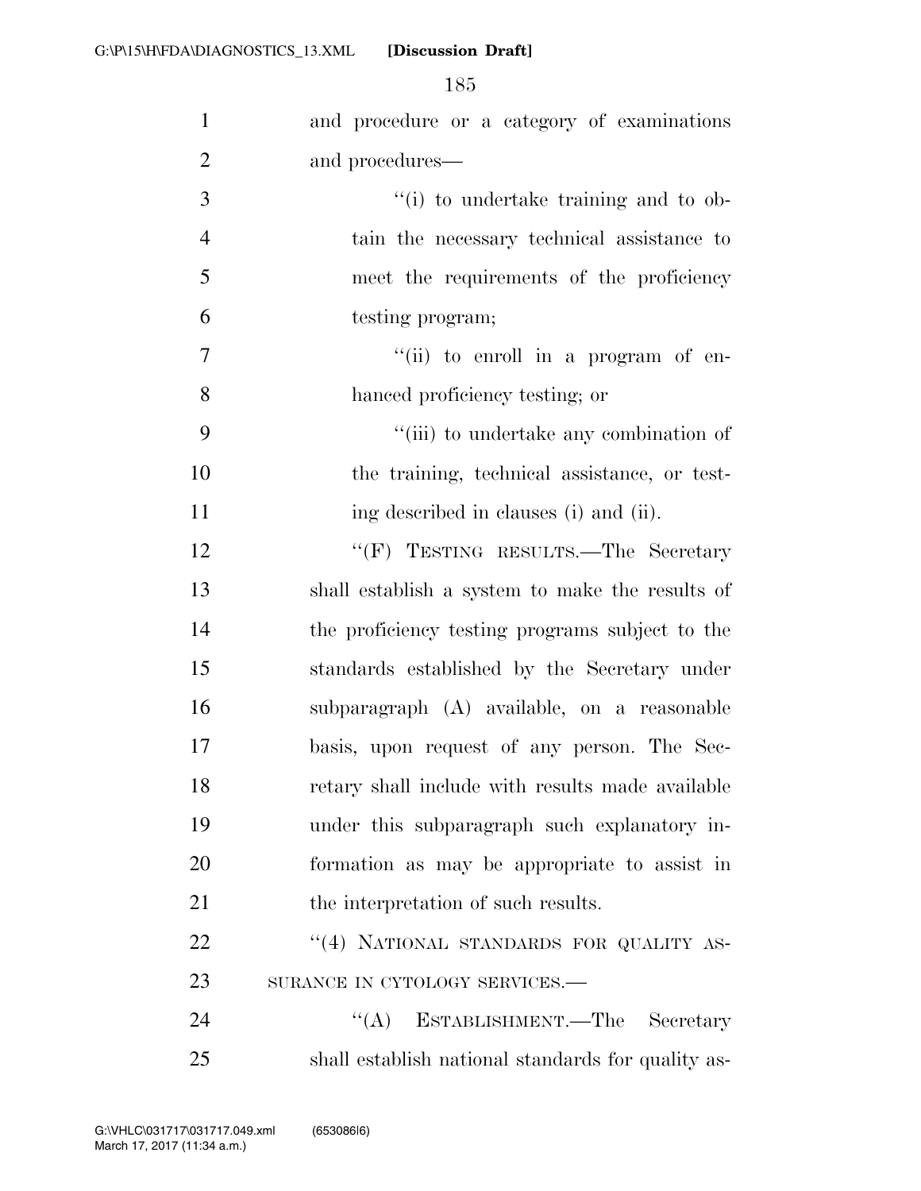and procedure or a category of examinations and procedures—

''(i) to undertake training and to obtain the necessary technical assistance to meet the requirements of the proficiency testing program;

''(ii) to enroll in a program of enhanced proficiency testing; or

''(iii) to undertake any combination of the training, technical assistance, or testing described in clauses (i) and (ii).

''(F) TESTING RESULTS.—The Secretary shall establish a system to make the results of the proficiency testing programs subject to the standards established by the Secretary under subparagraph (A) available, on a reasonable basis, upon request of any person. The Secretary shall include with results made available under this subparagraph such explanatory information as may be appropriate to assist in the interpretation of such results.

''(4) NATIONAL STANDARDS FOR QUALITY ASSURANCE IN CYTOLOGY SERVICES.—

''(A) ESTABLISHMENT.—The Secretary shall establish national standards for quality as-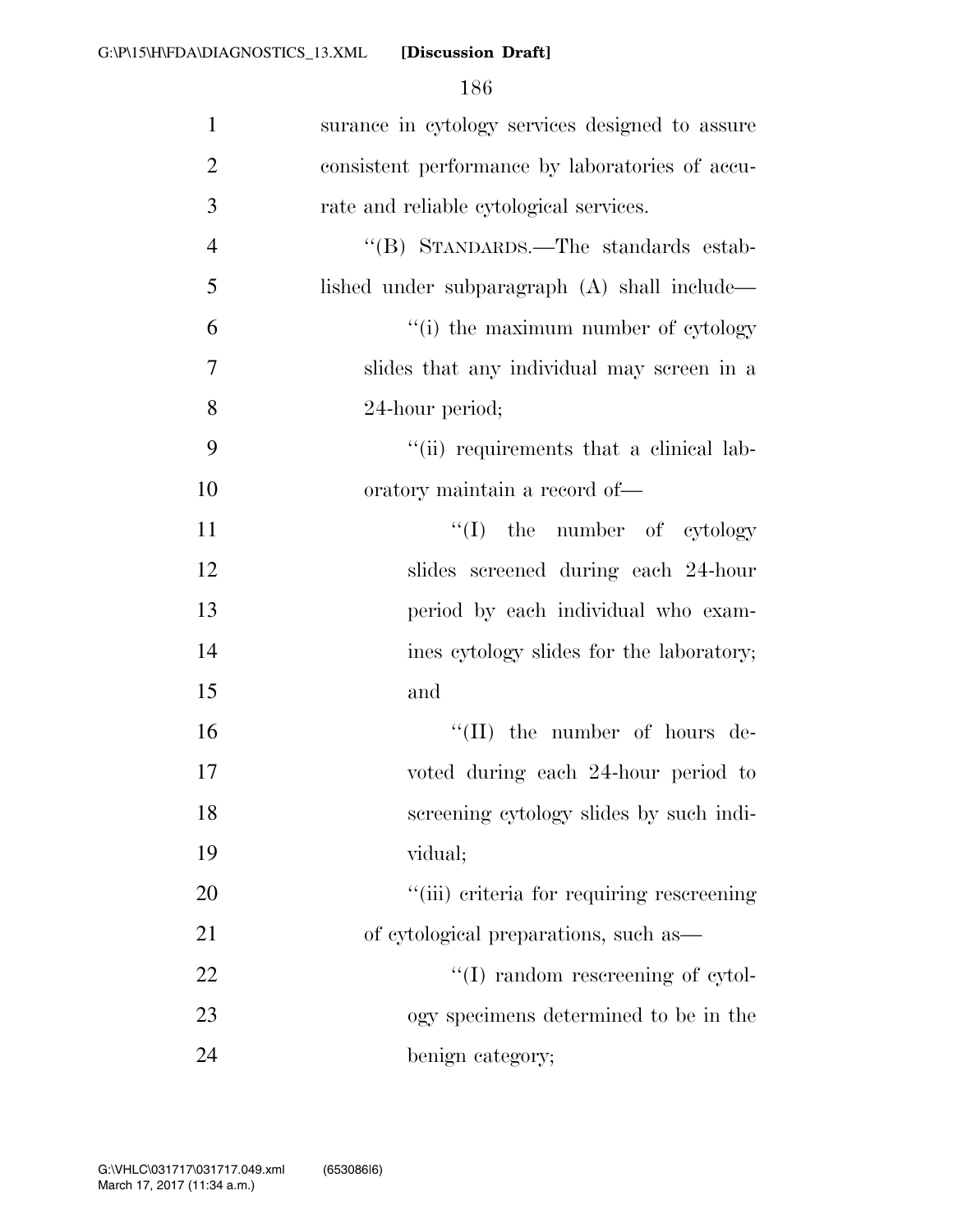surance in cytology services designed to assure consistent performance by laboratories of accurate and reliable cytological services.

''(B) STANDARDS.—The standards established under subparagraph (A) shall include—

''(i) the maximum number of cytology slides that any individual may screen in a 24-hour period;

''(ii) requirements that a clinical laboratory maintain a record of—

''(I) the number of cytology slides screened during each 24-hour period by each individual who examines cytology slides for the laboratory; and

''(II) the number of hours devoted during each 24-hour period to screening cytology slides by such individual;

''(iii) criteria for requiring rescreening of cytological preparations, such as—

''(I) random rescreening of cytology specimens determined to be in the benign category;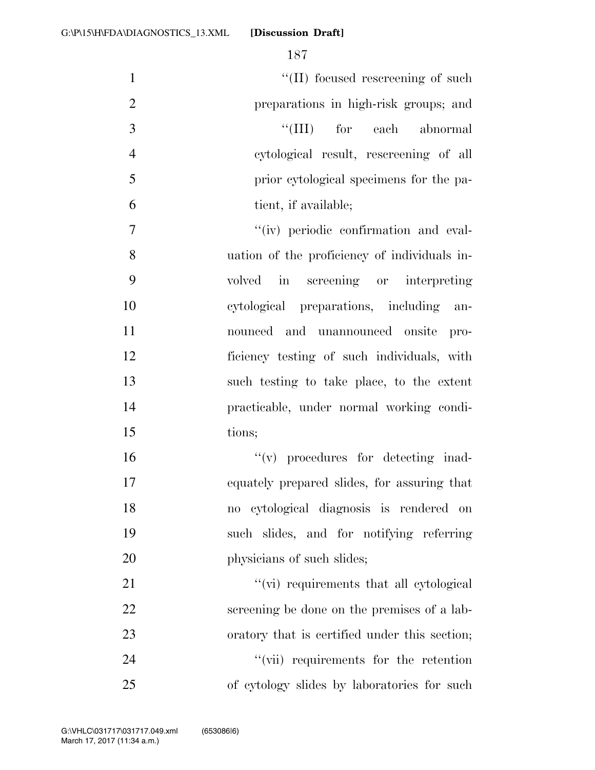''(II) focused rescreening of such preparations in high-risk groups; and

''(III) for each abnormal cytological result, rescreening of all prior cytological specimens for the patient, if available;

''(iv) periodic confirmation and evaluation of the proficiency of individuals involved in screening or interpreting cytological preparations, including announced and unannounced onsite proficiency testing of such individuals, with such testing to take place, to the extent practicable, under normal working conditions;

''(v) procedures for detecting inadequately prepared slides, for assuring that no cytological diagnosis is rendered on such slides, and for notifying referring physicians of such slides;

''(vi) requirements that all cytological screening be done on the premises of a laboratory that is certified under this section;

''(vii) requirements for the retention of cytology slides by laboratories for such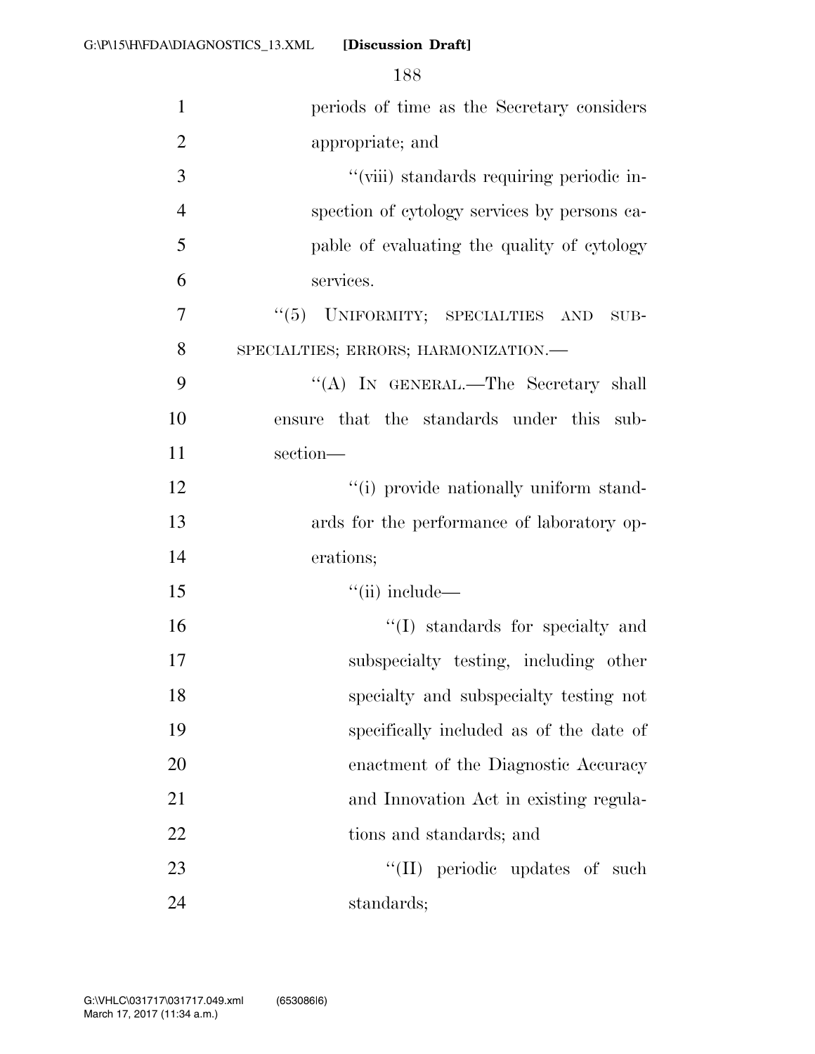periods of time as the Secretary considers appropriate; and

''(viii) standards requiring periodic inspection of cytology services by persons capable of evaluating the quality of cytology services.

''(5) UNIFORMITY; SPECIALTIES AND SUBSPECIALTIES; ERRORS; HARMONIZATION.—

''(A) IN GENERAL.—The Secretary shall ensure that the standards under this subsection—

''(i) provide nationally uniform standards for the performance of laboratory operations;

''(ii) include—

''(I) standards for specialty and subspecialty testing, including other specialty and subspecialty testing not specifically included as of the date of enactment of the Diagnostic Accuracy and Innovation Act in existing regulations and standards; and

''(II) periodic updates of such standards;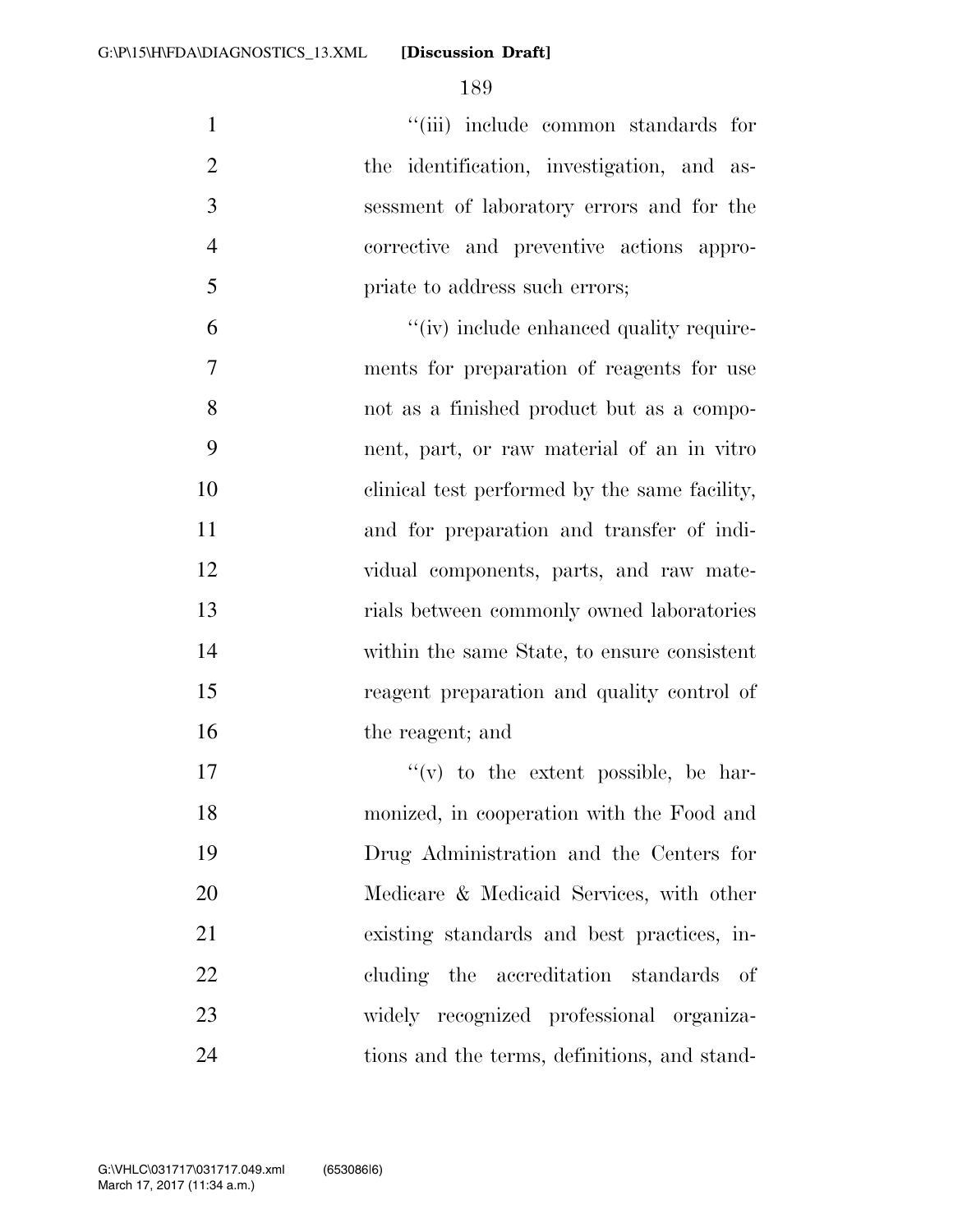"(iii) include common standards for the identification, investigation, and assessment of laboratory errors and for the corrective and preventive actions appropriate to address such errors;

"(iv) include enhanced quality requirements for preparation of reagents for use not as a finished product but as a component, part, or raw material of an in vitro clinical test performed by the same facility, and for preparation and transfer of individual components, parts, and raw materials between commonly owned laboratories within the same State, to ensure consistent reagent preparation and quality control of the reagent; and

"(v) to the extent possible, be harmonized, in cooperation with the Food and Drug Administration and the Centers for Medicare & Medicaid Services, with other existing standards and best practices, including the accreditation standards of widely recognized professional organizations and the terms, definitions, and stand-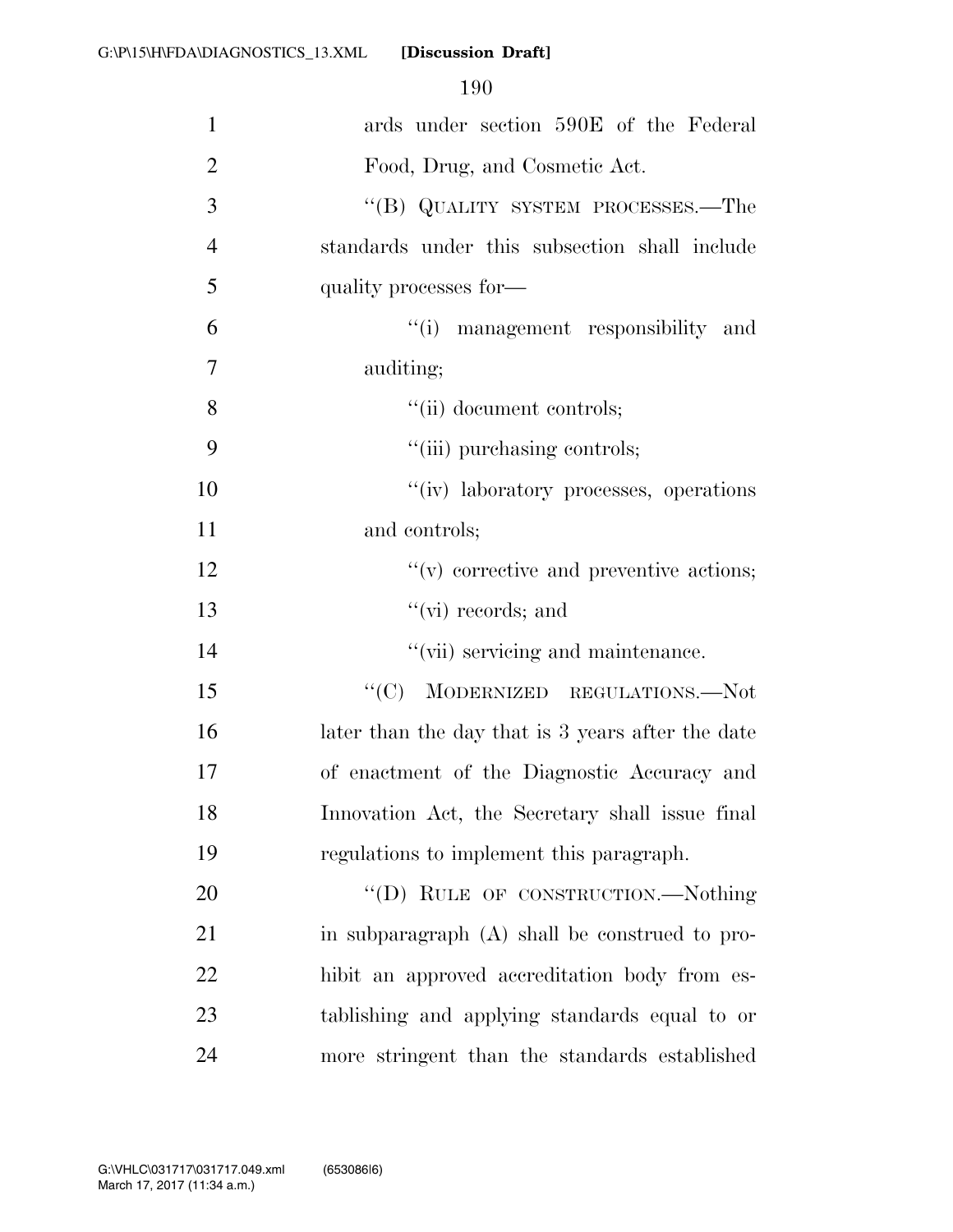ards under section 590E of the Federal Food, Drug, and Cosmetic Act.

"(B) QUALITY SYSTEM PROCESSES.—The standards under this subsection shall include quality processes for—

"(i) management responsibility and auditing;

"(ii) document controls;

"(iii) purchasing controls;

"(iv) laboratory processes, operations and controls;

"(v) corrective and preventive actions;

"(vi) records; and

"(vii) servicing and maintenance.

"(C) MODERNIZED REGULATIONS.—Not later than the day that is 3 years after the date of enactment of the Diagnostic Accuracy and Innovation Act, the Secretary shall issue final regulations to implement this paragraph.

"(D) RULE OF CONSTRUCTION.—Nothing in subparagraph (A) shall be construed to prohibit an approved accreditation body from establishing and applying standards equal to or more stringent than the standards established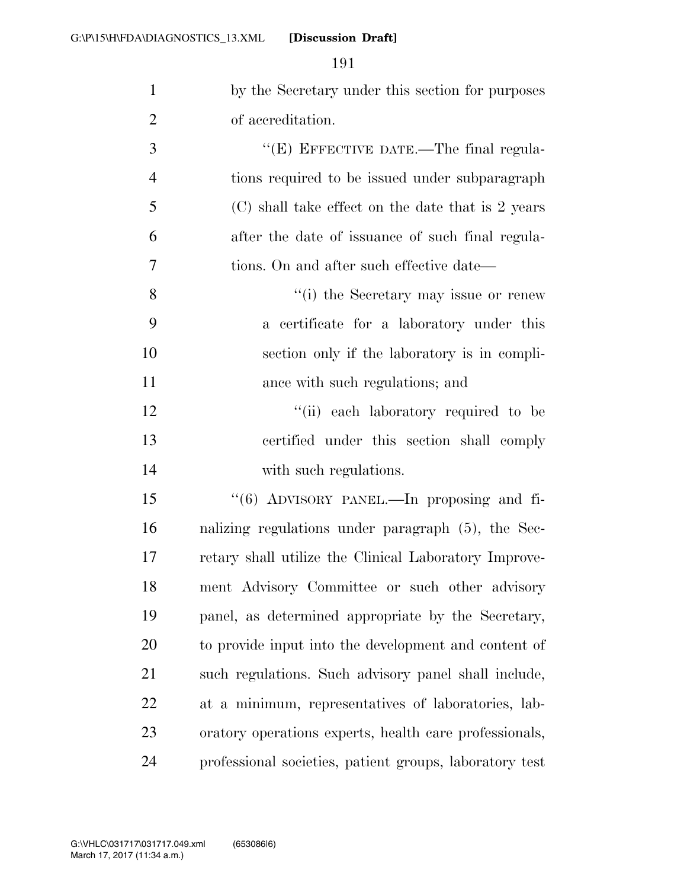by the Secretary under this section for purposes of accreditation.

''(E) EFFECTIVE DATE.—The final regulations required to be issued under subparagraph (C) shall take effect on the date that is 2 years after the date of issuance of such final regulations. On and after such effective date—

''(i) the Secretary may issue or renew a certificate for a laboratory under this section only if the laboratory is in compliance with such regulations; and

''(ii) each laboratory required to be certified under this section shall comply with such regulations.

''(6) ADVISORY PANEL.—In proposing and finalizing regulations under paragraph (5), the Secretary shall utilize the Clinical Laboratory Improvement Advisory Committee or such other advisory panel, as determined appropriate by the Secretary, to provide input into the development and content of such regulations. Such advisory panel shall include, at a minimum, representatives of laboratories, laboratory operations experts, health care professionals, professional societies, patient groups, laboratory test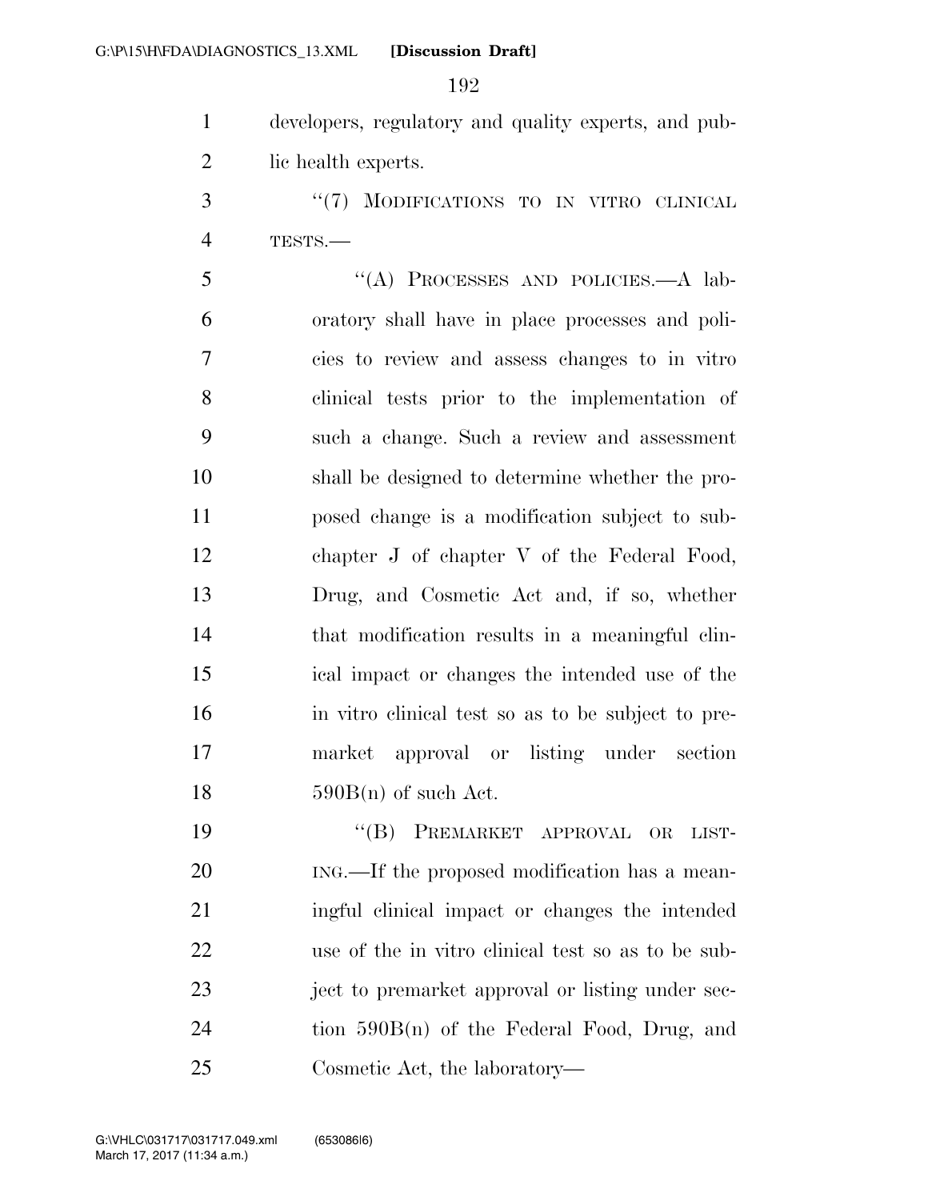developers, regulatory and quality experts, and public health experts.

"(7) MODIFICATIONS TO IN VITRO CLINICAL TESTS.—

"(A) PROCESSES AND POLICIES.—A laboratory shall have in place processes and policies to review and assess changes to in vitro clinical tests prior to the implementation of such a change. Such a review and assessment shall be designed to determine whether the proposed change is a modification subject to subchapter J of chapter V of the Federal Food, Drug, and Cosmetic Act and, if so, whether that modification results in a meaningful clinical impact or changes the intended use of the in vitro clinical test so as to be subject to premarket approval or listing under section 590B(n) of such Act.

"(B) PREMARKET APPROVAL OR LISTING.—If the proposed modification has a meaningful clinical impact or changes the intended use of the in vitro clinical test so as to be subject to premarket approval or listing under section 590B(n) of the Federal Food, Drug, and Cosmetic Act, the laboratory—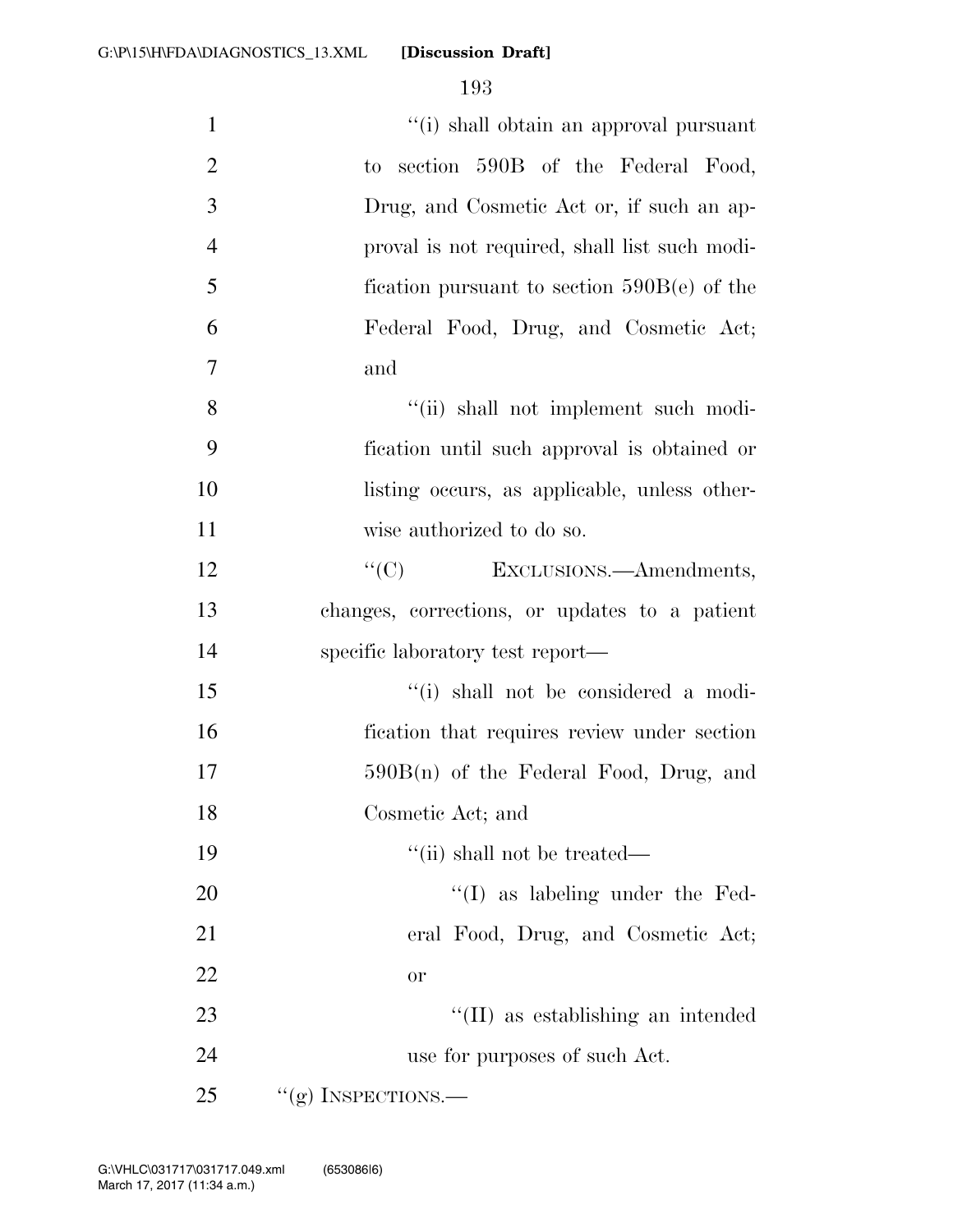"(i) shall obtain an approval pursuant to section 590B of the Federal Food, Drug, and Cosmetic Act or, if such an approval is not required, shall list such modification pursuant to section 590B(e) of the Federal Food, Drug, and Cosmetic Act; and

"(ii) shall not implement such modification until such approval is obtained or listing occurs, as applicable, unless otherwise authorized to do so.

"(C) EXCLUSIONS.—Amendments, changes, corrections, or updates to a patient specific laboratory test report—

"(i) shall not be considered a modification that requires review under section 590B(n) of the Federal Food, Drug, and Cosmetic Act; and

"(ii) shall not be treated—

"(I) as labeling under the Federal Food, Drug, and Cosmetic Act; or

"(II) as establishing an intended use for purposes of such Act.

"(g) INSPECTIONS.—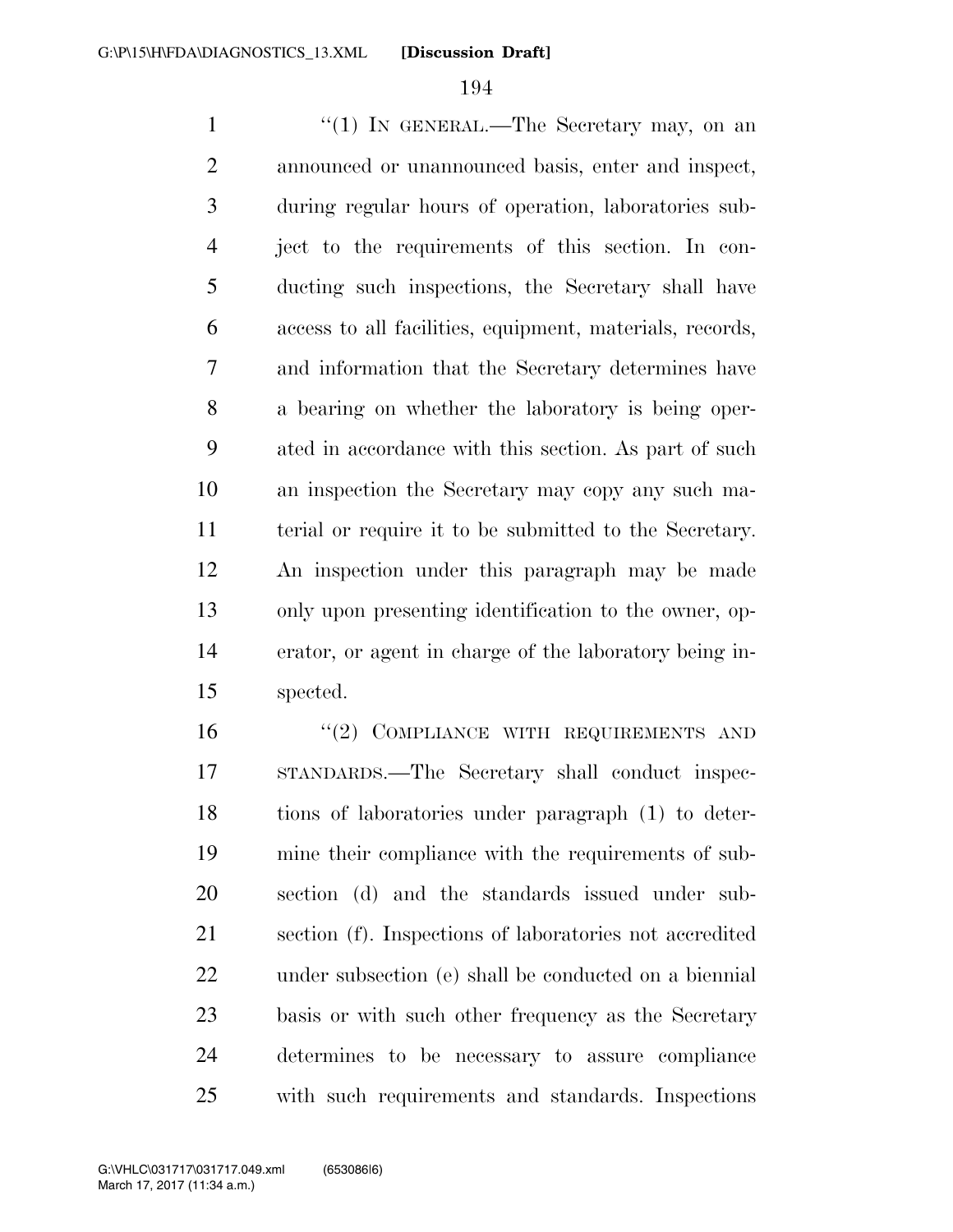"(1) IN GENERAL.—The Secretary may, on an announced or unannounced basis, enter and inspect, during regular hours of operation, laboratories subject to the requirements of this section. In conducting such inspections, the Secretary shall have access to all facilities, equipment, materials, records, and information that the Secretary determines have a bearing on whether the laboratory is being operated in accordance with this section. As part of such an inspection the Secretary may copy any such material or require it to be submitted to the Secretary. An inspection under this paragraph may be made only upon presenting identification to the owner, operator, or agent in charge of the laboratory being inspected.

"(2) COMPLIANCE WITH REQUIREMENTS AND STANDARDS.—The Secretary shall conduct inspections of laboratories under paragraph (1) to determine their compliance with the requirements of subsection (d) and the standards issued under subsection (f). Inspections of laboratories not accredited under subsection (e) shall be conducted on a biennial basis or with such other frequency as the Secretary determines to be necessary to assure compliance with such requirements and standards. Inspections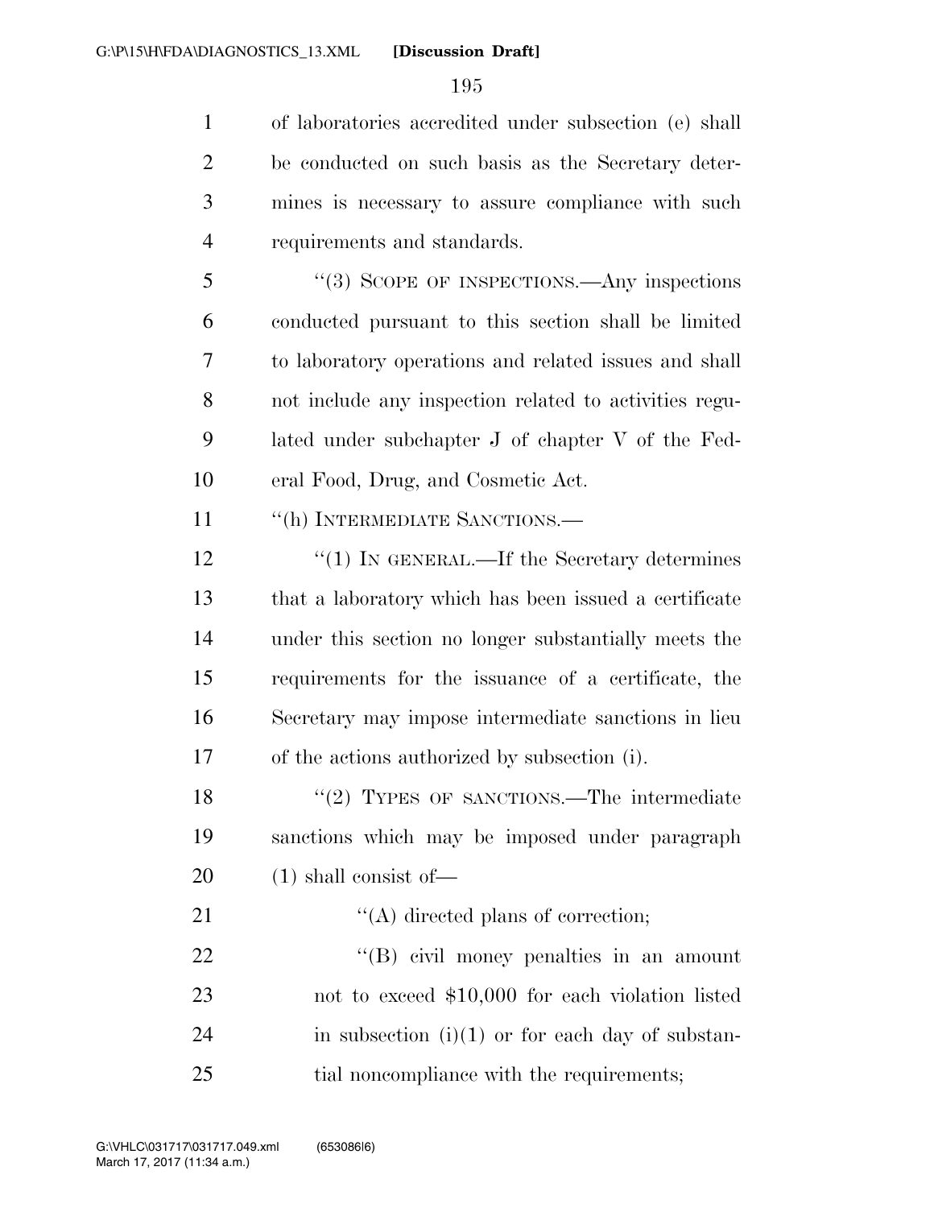of laboratories accredited under subsection (e) shall be conducted on such basis as the Secretary determines is necessary to assure compliance with such requirements and standards.

"(3) SCOPE OF INSPECTIONS.—Any inspections conducted pursuant to this section shall be limited to laboratory operations and related issues and shall not include any inspection related to activities regulated under subchapter J of chapter V of the Federal Food, Drug, and Cosmetic Act.

"(h) INTERMEDIATE SANCTIONS.—

"(1) IN GENERAL.—If the Secretary determines that a laboratory which has been issued a certificate under this section no longer substantially meets the requirements for the issuance of a certificate, the Secretary may impose intermediate sanctions in lieu of the actions authorized by subsection (i).

"(2) TYPES OF SANCTIONS.—The intermediate sanctions which may be imposed under paragraph (1) shall consist of—

"(A) directed plans of correction;

"(B) civil money penalties in an amount not to exceed $10,000 for each violation listed in subsection (i)(1) or for each day of substantial noncompliance with the requirements;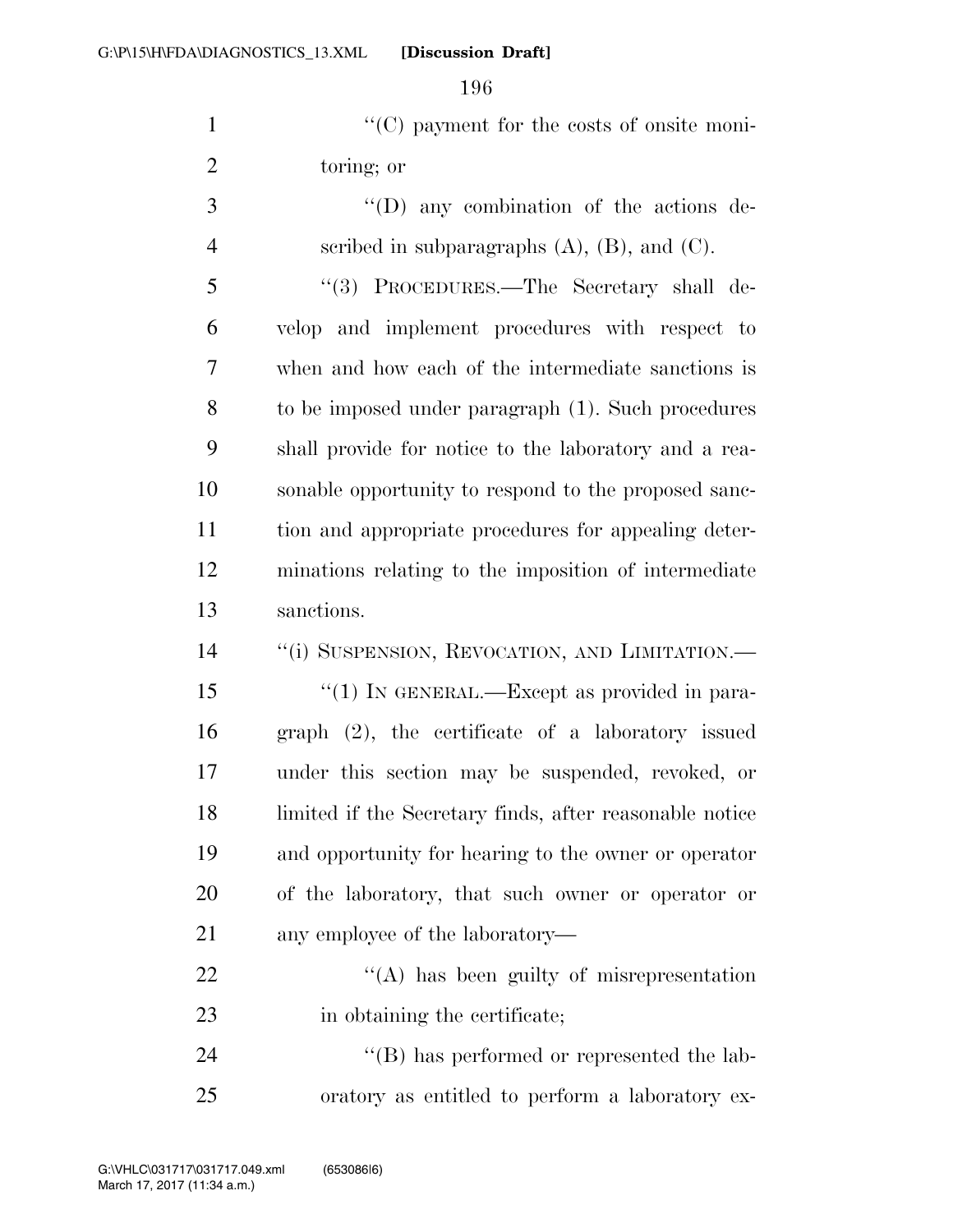"(C) payment for the costs of onsite monitoring; or

"(D) any combination of the actions described in subparagraphs (A), (B), and (C).

"(3) PROCEDURES.—The Secretary shall develop and implement procedures with respect to when and how each of the intermediate sanctions is to be imposed under paragraph (1). Such procedures shall provide for notice to the laboratory and a reasonable opportunity to respond to the proposed sanction and appropriate procedures for appealing determinations relating to the imposition of intermediate sanctions.

"(i) SUSPENSION, REVOCATION, AND LIMITATION.—

"(1) IN GENERAL.—Except as provided in paragraph (2), the certificate of a laboratory issued under this section may be suspended, revoked, or limited if the Secretary finds, after reasonable notice and opportunity for hearing to the owner or operator of the laboratory, that such owner or operator or any employee of the laboratory—

"(A) has been guilty of misrepresentation in obtaining the certificate;

"(B) has performed or represented the laboratory as entitled to perform a laboratory ex-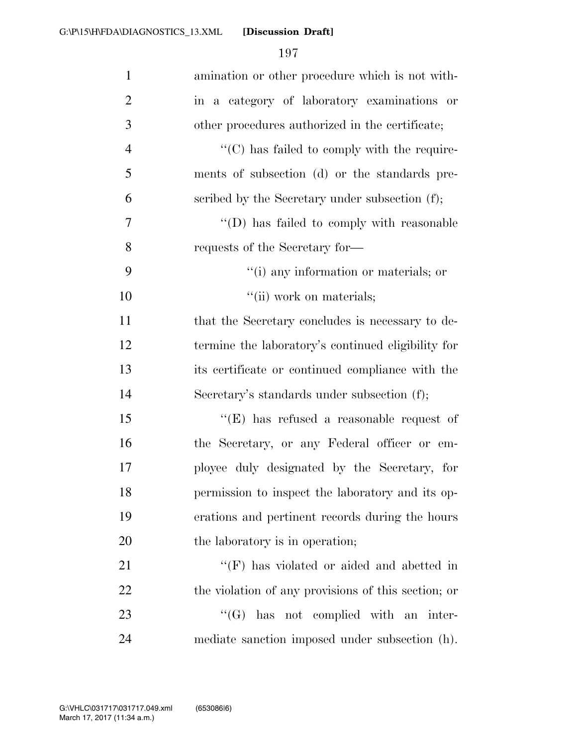amination or other procedure which is not within a category of laboratory examinations or other procedures authorized in the certificate;

''(C) has failed to comply with the requirements of subsection (d) or the standards prescribed by the Secretary under subsection (f);

''(D) has failed to comply with reasonable requests of the Secretary for—

''(i) any information or materials; or

''(ii) work on materials;

that the Secretary concludes is necessary to determine the laboratory's continued eligibility for its certificate or continued compliance with the Secretary's standards under subsection (f);

''(E) has refused a reasonable request of the Secretary, or any Federal officer or employee duly designated by the Secretary, for permission to inspect the laboratory and its operations and pertinent records during the hours the laboratory is in operation;

''(F) has violated or aided and abetted in the violation of any provisions of this section; or

''(G) has not complied with an intermediate sanction imposed under subsection (h).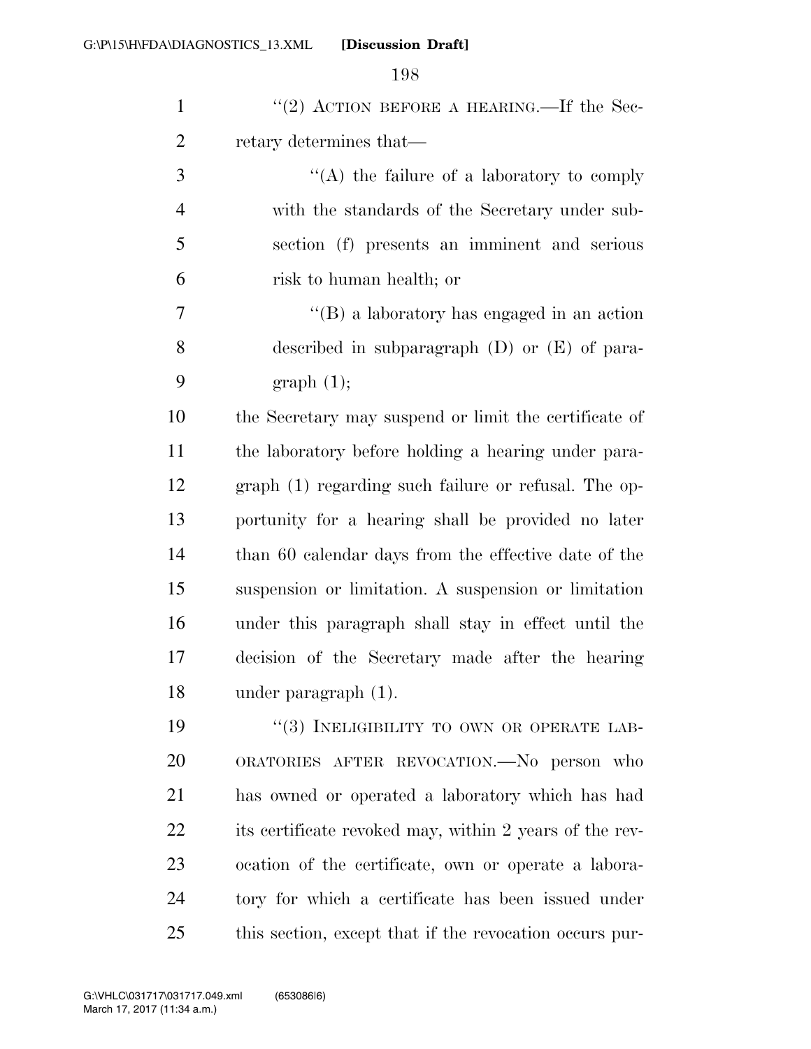"(2) ACTION BEFORE A HEARING.—If the Secretary determines that—

"(A) the failure of a laboratory to comply with the standards of the Secretary under subsection (f) presents an imminent and serious risk to human health; or

"(B) a laboratory has engaged in an action described in subparagraph (D) or (E) of paragraph (1);

the Secretary may suspend or limit the certificate of the laboratory before holding a hearing under paragraph (1) regarding such failure or refusal. The opportunity for a hearing shall be provided no later than 60 calendar days from the effective date of the suspension or limitation. A suspension or limitation under this paragraph shall stay in effect until the decision of the Secretary made after the hearing under paragraph (1).

"(3) INELIGIBILITY TO OWN OR OPERATE LABORATORIES AFTER REVOCATION.—No person who has owned or operated a laboratory which has had its certificate revoked may, within 2 years of the revocation of the certificate, own or operate a laboratory for which a certificate has been issued under this section, except that if the revocation occurs pur-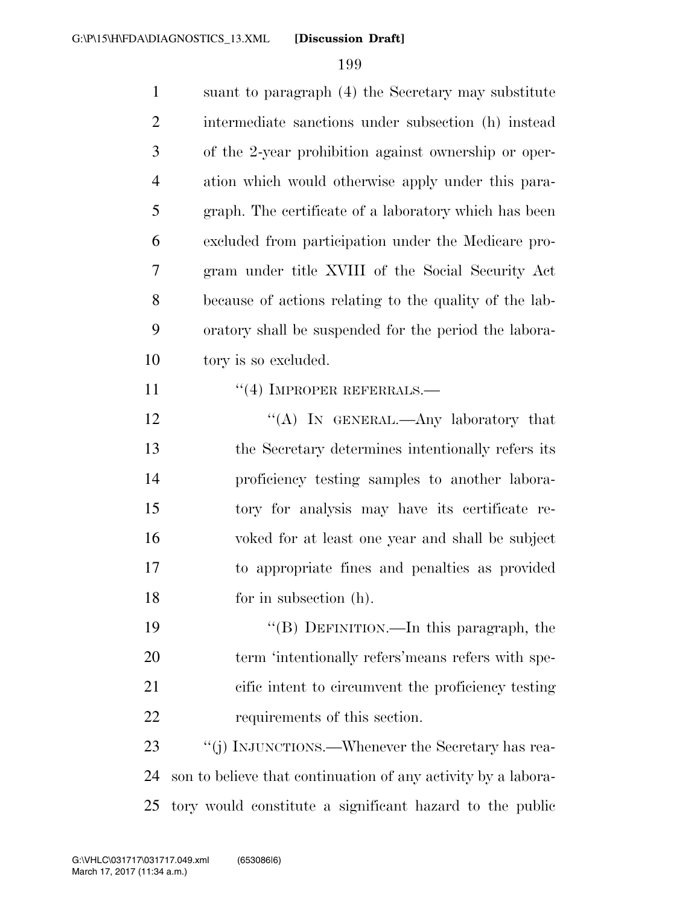suant to paragraph (4) the Secretary may substitute intermediate sanctions under subsection (h) instead of the 2-year prohibition against ownership or operation which would otherwise apply under this paragraph. The certificate of a laboratory which has been excluded from participation under the Medicare program under title XVIII of the Social Security Act because of actions relating to the quality of the laboratory shall be suspended for the period the laboratory is so excluded.

"(4) IMPROPER REFERRALS.—

"(A) IN GENERAL.—Any laboratory that the Secretary determines intentionally refers its proficiency testing samples to another laboratory for analysis may have its certificate revoked for at least one year and shall be subject to appropriate fines and penalties as provided for in subsection (h).

"(B) DEFINITION.—In this paragraph, the term 'intentionally refers'means refers with specific intent to circumvent the proficiency testing requirements of this section.

"(j) INJUNCTIONS.—Whenever the Secretary has reason to believe that continuation of any activity by a laboratory would constitute a significant hazard to the public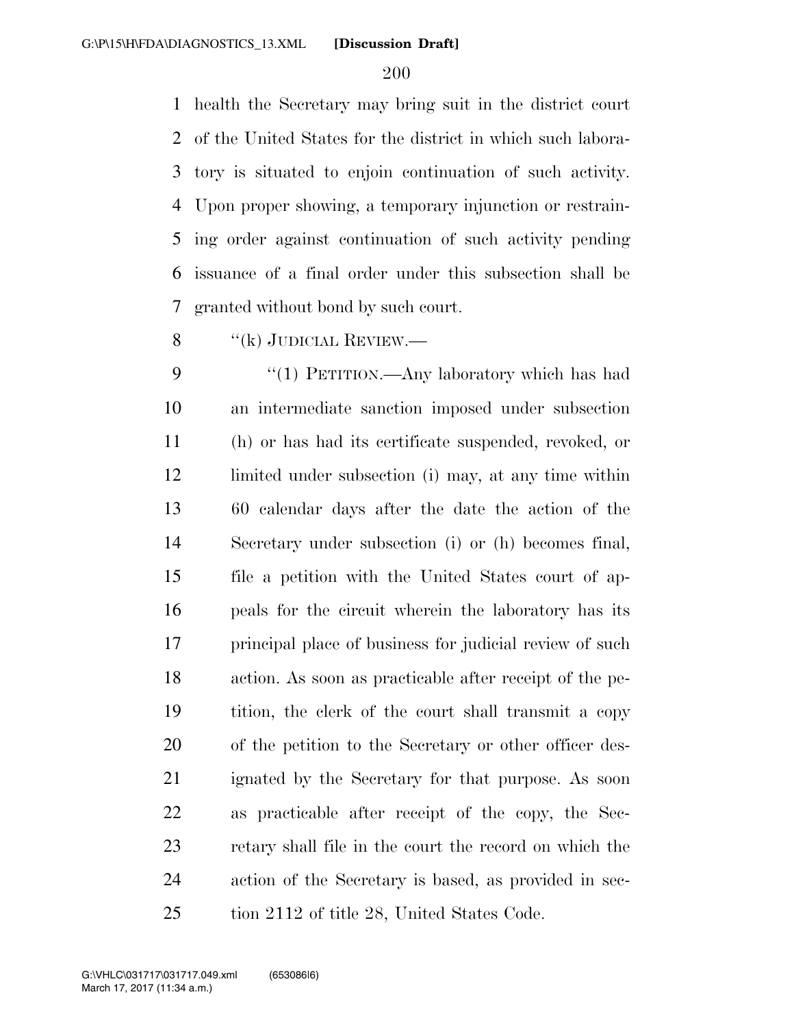health the Secretary may bring suit in the district court of the United States for the district in which such laboratory is situated to enjoin continuation of such activity. Upon proper showing, a temporary injunction or restraining order against continuation of such activity pending issuance of a final order under this subsection shall be granted without bond by such court.

''(k) JUDICIAL REVIEW.—

''(1) PETITION.—Any laboratory which has had an intermediate sanction imposed under subsection (h) or has had its certificate suspended, revoked, or limited under subsection (i) may, at any time within 60 calendar days after the date the action of the Secretary under subsection (i) or (h) becomes final, file a petition with the United States court of appeals for the circuit wherein the laboratory has its principal place of business for judicial review of such action. As soon as practicable after receipt of the petition, the clerk of the court shall transmit a copy of the petition to the Secretary or other officer designated by the Secretary for that purpose. As soon as practicable after receipt of the copy, the Secretary shall file in the court the record on which the action of the Secretary is based, as provided in section 2112 of title 28, United States Code.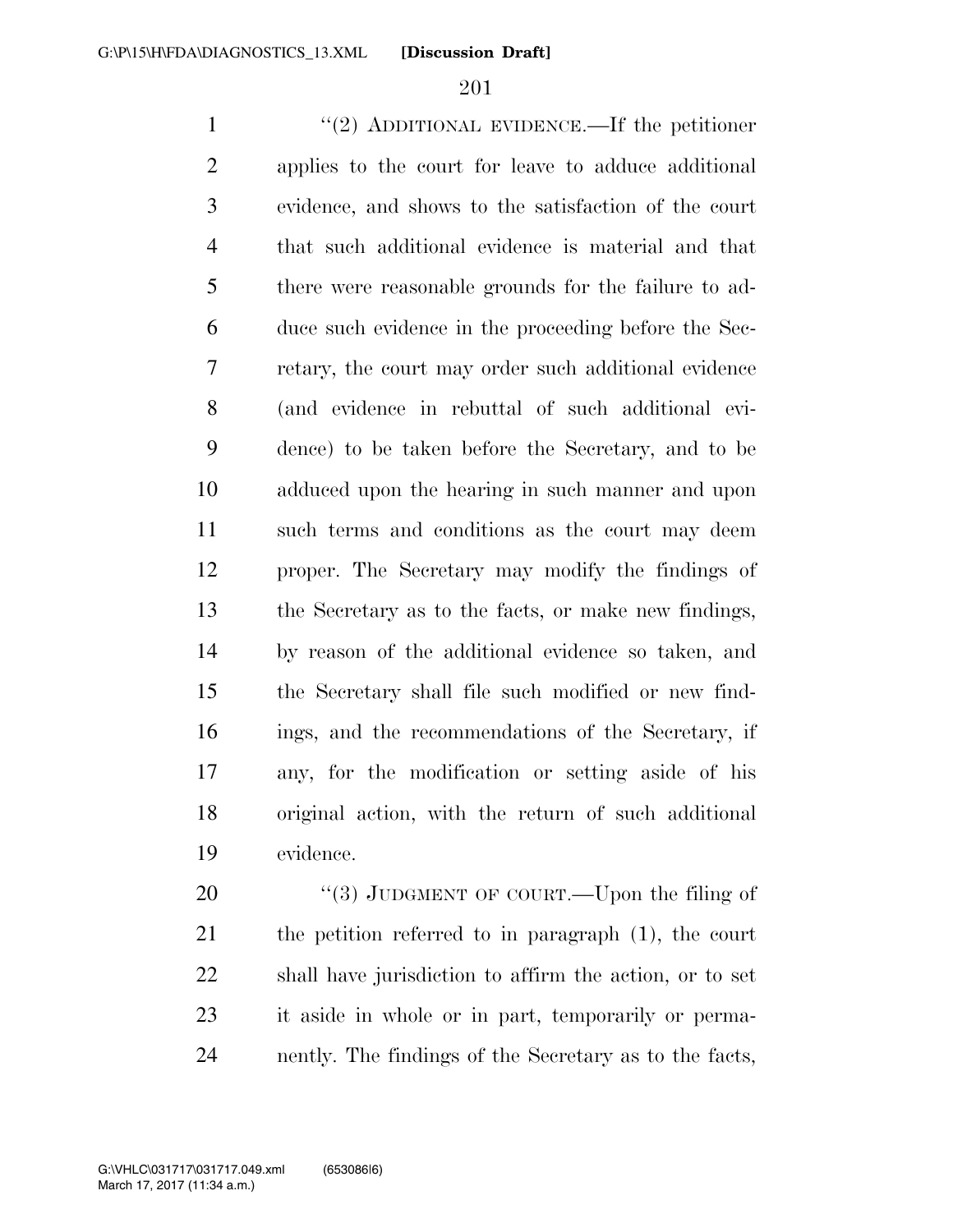"(2) ADDITIONAL EVIDENCE.—If the petitioner applies to the court for leave to adduce additional evidence, and shows to the satisfaction of the court that such additional evidence is material and that there were reasonable grounds for the failure to adduce such evidence in the proceeding before the Secretary, the court may order such additional evidence (and evidence in rebuttal of such additional evidence) to be taken before the Secretary, and to be adduced upon the hearing in such manner and upon such terms and conditions as the court may deem proper. The Secretary may modify the findings of the Secretary as to the facts, or make new findings, by reason of the additional evidence so taken, and the Secretary shall file such modified or new findings, and the recommendations of the Secretary, if any, for the modification or setting aside of his original action, with the return of such additional evidence.

"(3) JUDGMENT OF COURT.—Upon the filing of the petition referred to in paragraph (1), the court shall have jurisdiction to affirm the action, or to set it aside in whole or in part, temporarily or permanently. The findings of the Secretary as to the facts,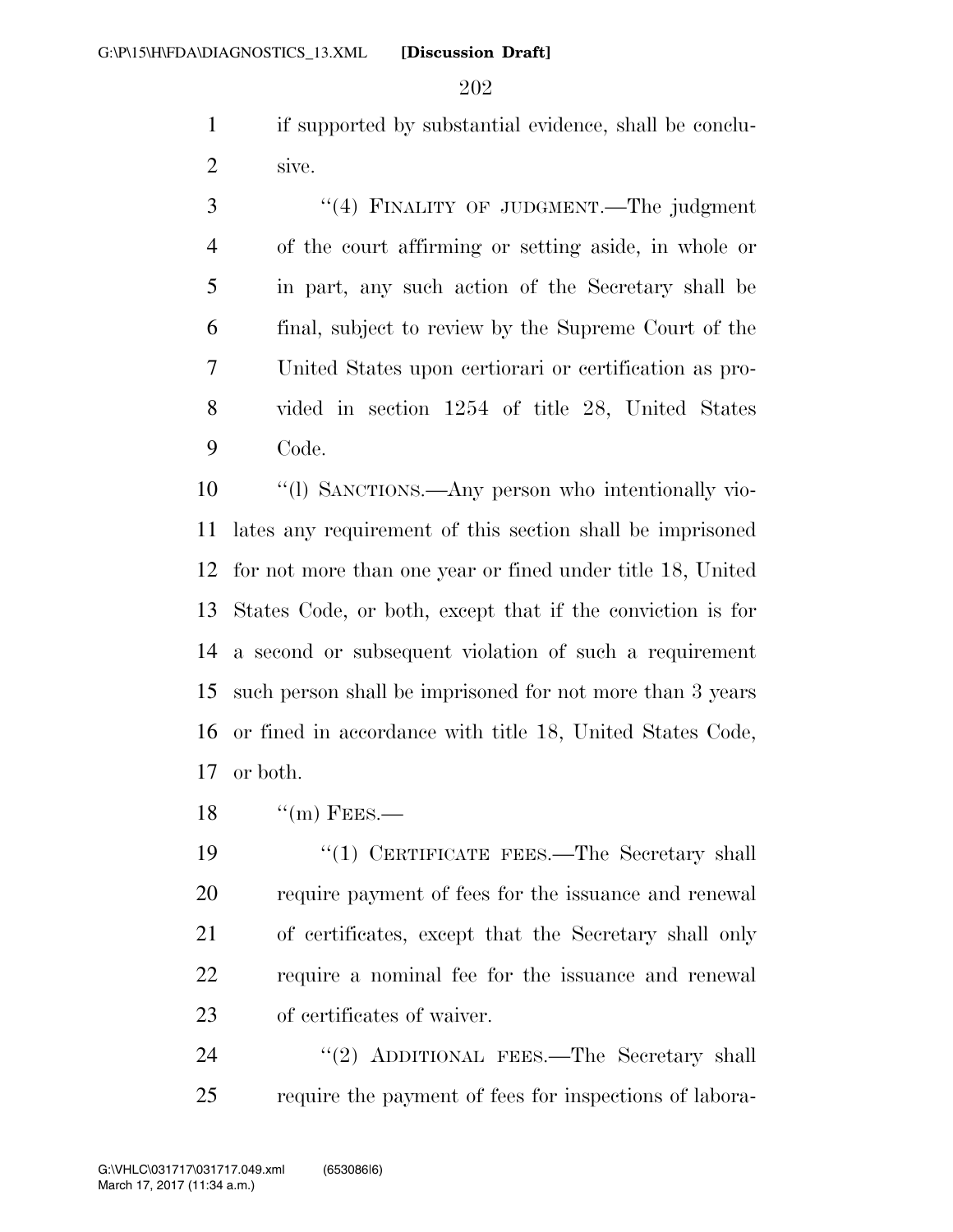if supported by substantial evidence, shall be conclusive.

"(4) FINALITY OF JUDGMENT.—The judgment of the court affirming or setting aside, in whole or in part, any such action of the Secretary shall be final, subject to review by the Supreme Court of the United States upon certiorari or certification as provided in section 1254 of title 28, United States Code.

"(l) SANCTIONS.—Any person who intentionally violates any requirement of this section shall be imprisoned for not more than one year or fined under title 18, United States Code, or both, except that if the conviction is for a second or subsequent violation of such a requirement such person shall be imprisoned for not more than 3 years or fined in accordance with title 18, United States Code, or both.

"(m) FEES.—

"(1) CERTIFICATE FEES.—The Secretary shall require payment of fees for the issuance and renewal of certificates, except that the Secretary shall only require a nominal fee for the issuance and renewal of certificates of waiver.

"(2) ADDITIONAL FEES.—The Secretary shall require the payment of fees for inspections of labora-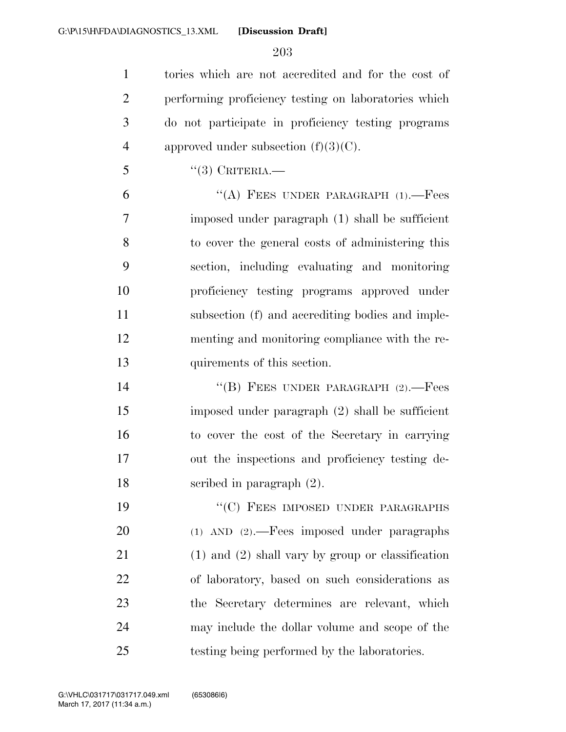tories which are not accredited and for the cost of performing proficiency testing on laboratories which do not participate in proficiency testing programs approved under subsection (f)(3)(C).

"(3) CRITERIA.—

"(A) FEES UNDER PARAGRAPH (1).—Fees imposed under paragraph (1) shall be sufficient to cover the general costs of administering this section, including evaluating and monitoring proficiency testing programs approved under subsection (f) and accrediting bodies and implementing and monitoring compliance with the requirements of this section.

"(B) FEES UNDER PARAGRAPH (2).—Fees imposed under paragraph (2) shall be sufficient to cover the cost of the Secretary in carrying out the inspections and proficiency testing described in paragraph (2).

"(C) FEES IMPOSED UNDER PARAGRAPHS (1) AND (2).—Fees imposed under paragraphs (1) and (2) shall vary by group or classification of laboratory, based on such considerations as the Secretary determines are relevant, which may include the dollar volume and scope of the testing being performed by the laboratories.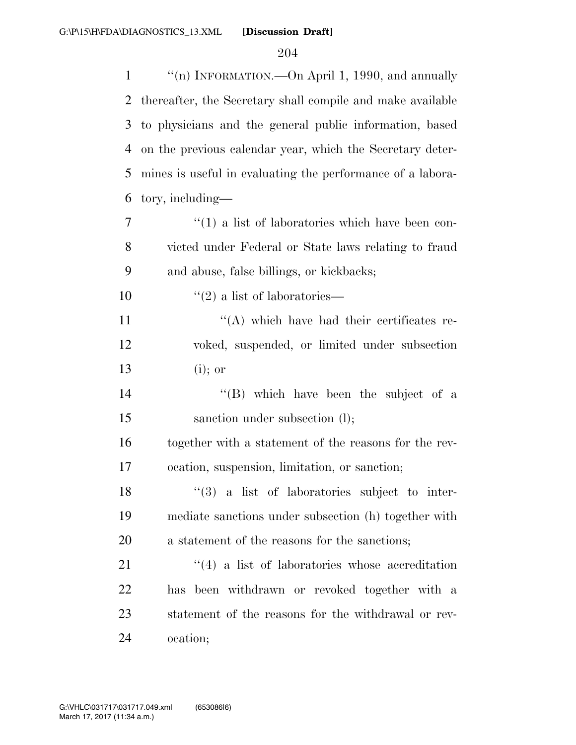"(n) INFORMATION.—On April 1, 1990, and annually thereafter, the Secretary shall compile and make available to physicians and the general public information, based on the previous calendar year, which the Secretary determines is useful in evaluating the performance of a laboratory, including—

"(1) a list of laboratories which have been convicted under Federal or State laws relating to fraud and abuse, false billings, or kickbacks;

"(2) a list of laboratories—

"(A) which have had their certificates revoked, suspended, or limited under subsection (i); or

"(B) which have been the subject of a sanction under subsection (l);

together with a statement of the reasons for the revocation, suspension, limitation, or sanction;

"(3) a list of laboratories subject to intermediate sanctions under subsection (h) together with a statement of the reasons for the sanctions;

"(4) a list of laboratories whose accreditation has been withdrawn or revoked together with a statement of the reasons for the withdrawal or revocation;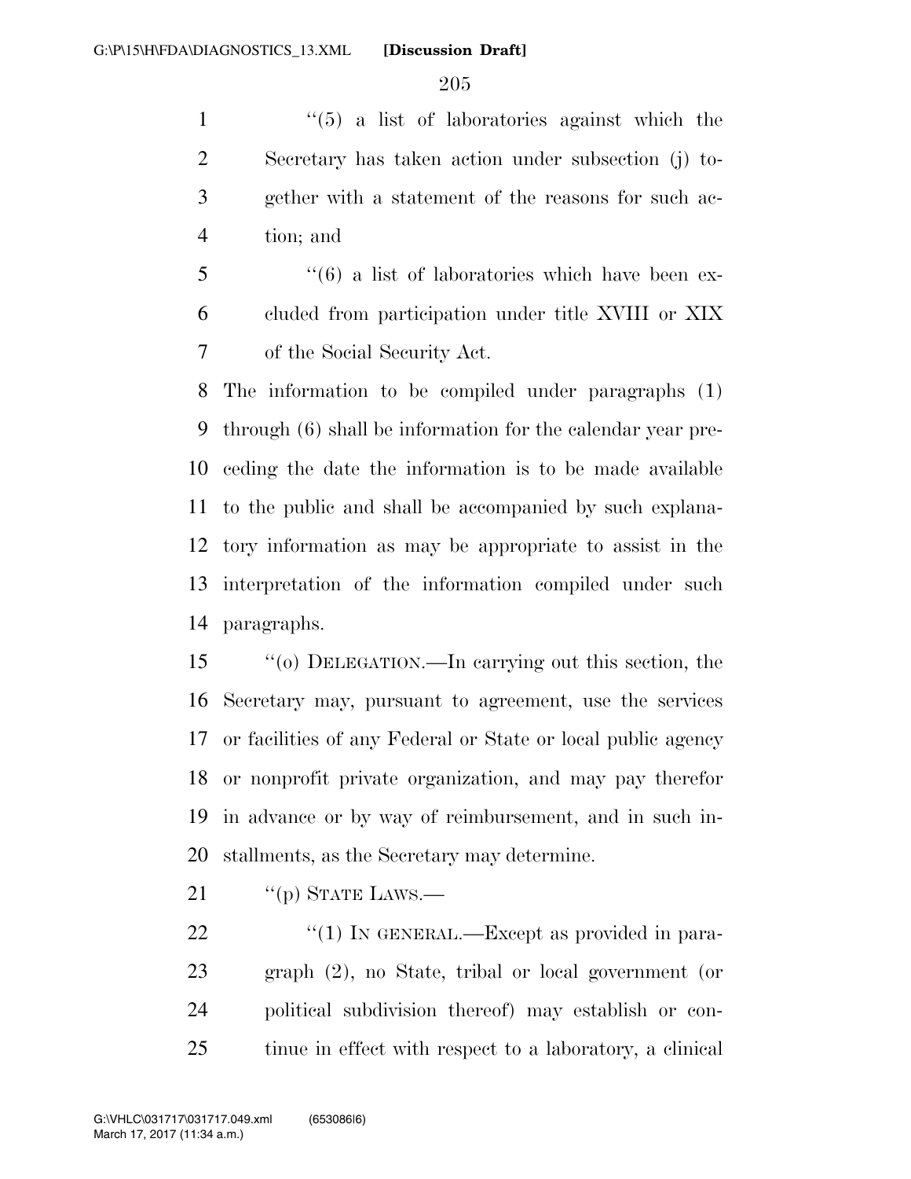''(5) a list of laboratories against which the Secretary has taken action under subsection (j) together with a statement of the reasons for such action; and

''(6) a list of laboratories which have been excluded from participation under title XVIII or XIX of the Social Security Act.

The information to be compiled under paragraphs (1) through (6) shall be information for the calendar year preceding the date the information is to be made available to the public and shall be accompanied by such explanatory information as may be appropriate to assist in the interpretation of the information compiled under such paragraphs.

''(o) DELEGATION.—In carrying out this section, the Secretary may, pursuant to agreement, use the services or facilities of any Federal or State or local public agency or nonprofit private organization, and may pay therefor in advance or by way of reimbursement, and in such installments, as the Secretary may determine.

''(p) STATE LAWS.—

''(1) IN GENERAL.—Except as provided in paragraph (2), no State, tribal or local government (or political subdivision thereof) may establish or continue in effect with respect to a laboratory, a clinical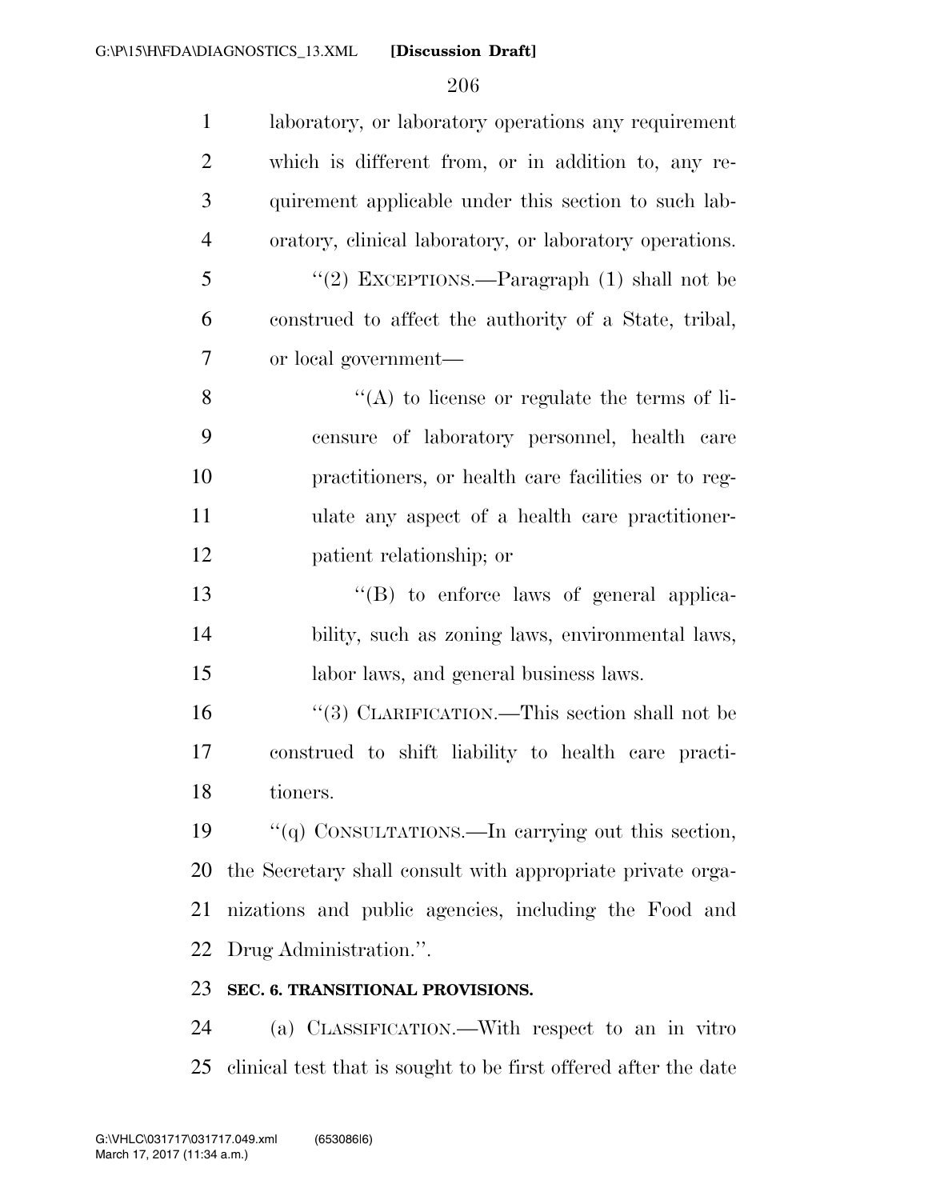laboratory, or laboratory operations any requirement which is different from, or in addition to, any requirement applicable under this section to such laboratory, clinical laboratory, or laboratory operations.

''(2) EXCEPTIONS.—Paragraph (1) shall not be construed to affect the authority of a State, tribal, or local government—

''(A) to license or regulate the terms of licensure of laboratory personnel, health care practitioners, or health care facilities or to regulate any aspect of a health care practitioner-patient relationship; or

''(B) to enforce laws of general applicability, such as zoning laws, environmental laws, labor laws, and general business laws.

''(3) CLARIFICATION.—This section shall not be construed to shift liability to health care practitioners.

''(q) CONSULTATIONS.—In carrying out this section, the Secretary shall consult with appropriate private organizations and public agencies, including the Food and Drug Administration.''.

**SEC. 6. TRANSITIONAL PROVISIONS.**

(a) CLASSIFICATION.—With respect to an in vitro clinical test that is sought to be first offered after the date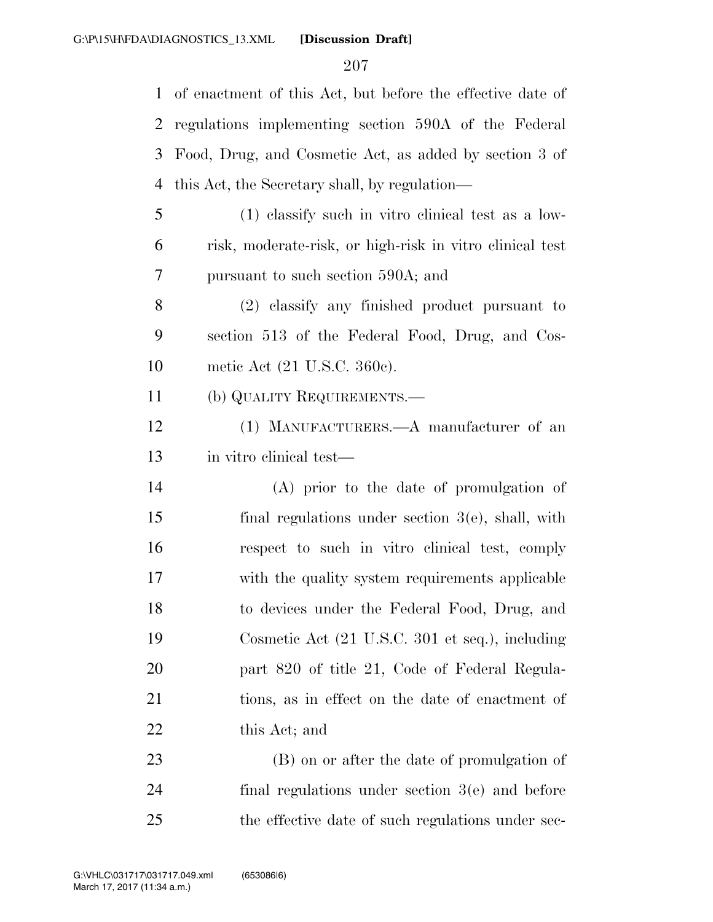of enactment of this Act, but before the effective date of regulations implementing section 590A of the Federal Food, Drug, and Cosmetic Act, as added by section 3 of this Act, the Secretary shall, by regulation—

(1) classify such in vitro clinical test as a low-risk, moderate-risk, or high-risk in vitro clinical test pursuant to such section 590A; and

(2) classify any finished product pursuant to section 513 of the Federal Food, Drug, and Cosmetic Act (21 U.S.C. 360c).

(b) QUALITY REQUIREMENTS.—

(1) MANUFACTURERS.—A manufacturer of an in vitro clinical test—

(A) prior to the date of promulgation of final regulations under section 3(e), shall, with respect to such in vitro clinical test, comply with the quality system requirements applicable to devices under the Federal Food, Drug, and Cosmetic Act (21 U.S.C. 301 et seq.), including part 820 of title 21, Code of Federal Regulations, as in effect on the date of enactment of this Act; and

(B) on or after the date of promulgation of final regulations under section 3(e) and before the effective date of such regulations under sec-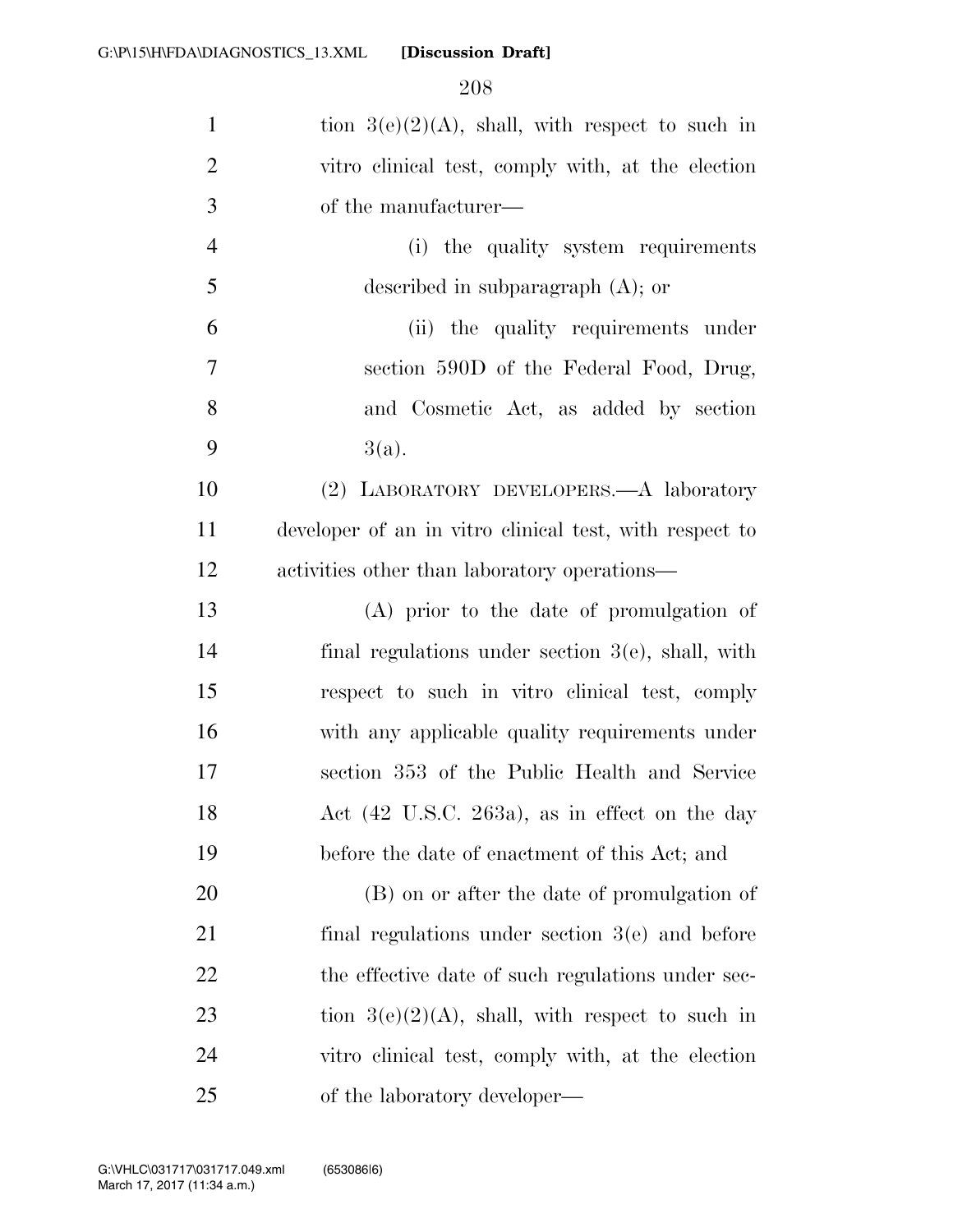tion 3(e)(2)(A), shall, with respect to such in vitro clinical test, comply with, at the election of the manufacturer—

(i) the quality system requirements described in subparagraph (A); or

(ii) the quality requirements under section 590D of the Federal Food, Drug, and Cosmetic Act, as added by section 3(a).

(2) LABORATORY DEVELOPERS.—A laboratory developer of an in vitro clinical test, with respect to activities other than laboratory operations—

(A) prior to the date of promulgation of final regulations under section 3(e), shall, with respect to such in vitro clinical test, comply with any applicable quality requirements under section 353 of the Public Health and Service Act (42 U.S.C. 263a), as in effect on the day before the date of enactment of this Act; and

(B) on or after the date of promulgation of final regulations under section 3(e) and before the effective date of such regulations under section 3(e)(2)(A), shall, with respect to such in vitro clinical test, comply with, at the election of the laboratory developer—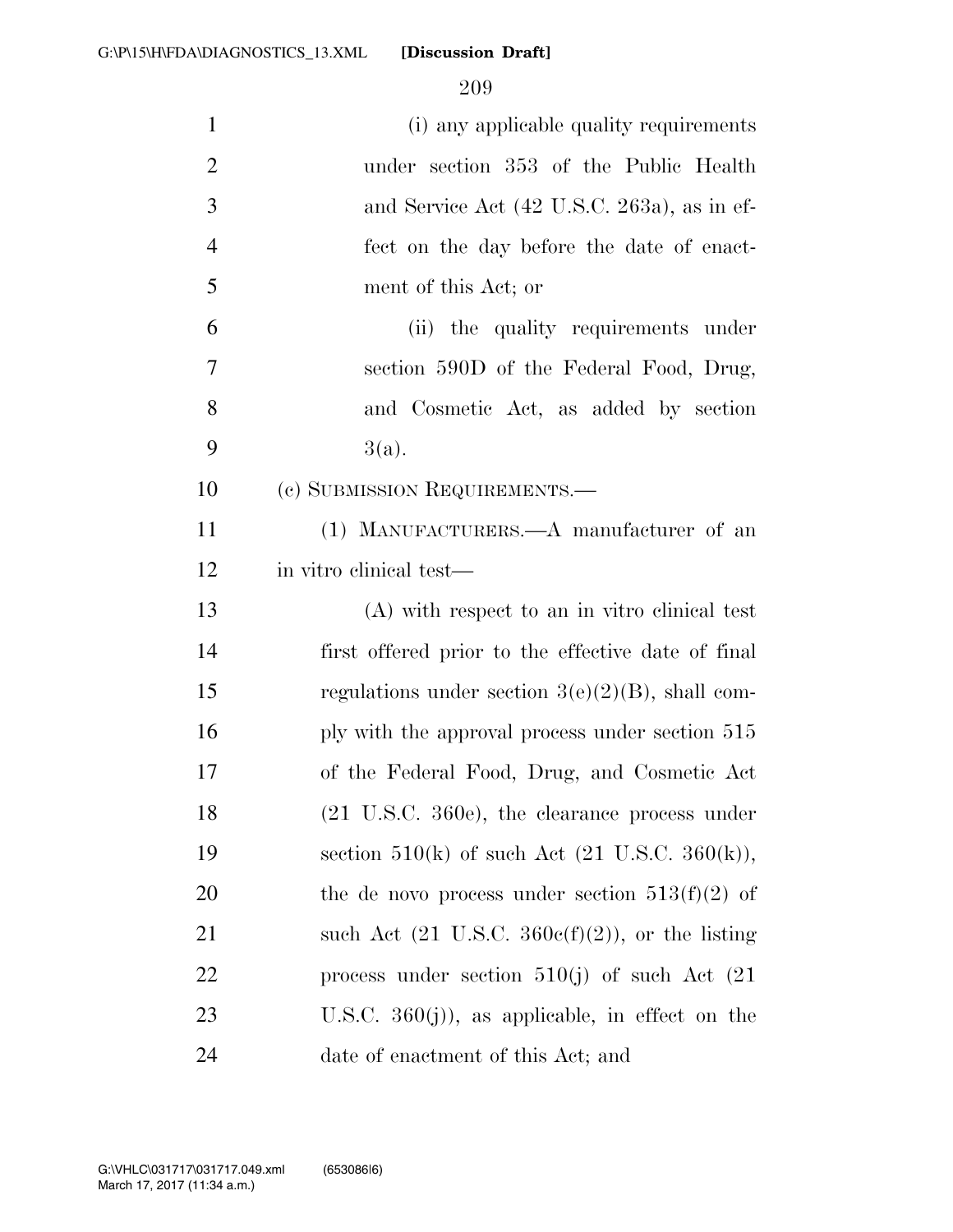(i) any applicable quality requirements under section 353 of the Public Health and Service Act (42 U.S.C. 263a), as in effect on the day before the date of enactment of this Act; or

(ii) the quality requirements under section 590D of the Federal Food, Drug, and Cosmetic Act, as added by section 3(a).

(c) SUBMISSION REQUIREMENTS.—

(1) MANUFACTURERS.—A manufacturer of an in vitro clinical test—

(A) with respect to an in vitro clinical test first offered prior to the effective date of final regulations under section 3(e)(2)(B), shall comply with the approval process under section 515 of the Federal Food, Drug, and Cosmetic Act (21 U.S.C. 360e), the clearance process under section 510(k) of such Act (21 U.S.C. 360(k)), the de novo process under section 513(f)(2) of such Act (21 U.S.C. 360c(f)(2)), or the listing process under section 510(j) of such Act (21 U.S.C. 360(j)), as applicable, in effect on the date of enactment of this Act; and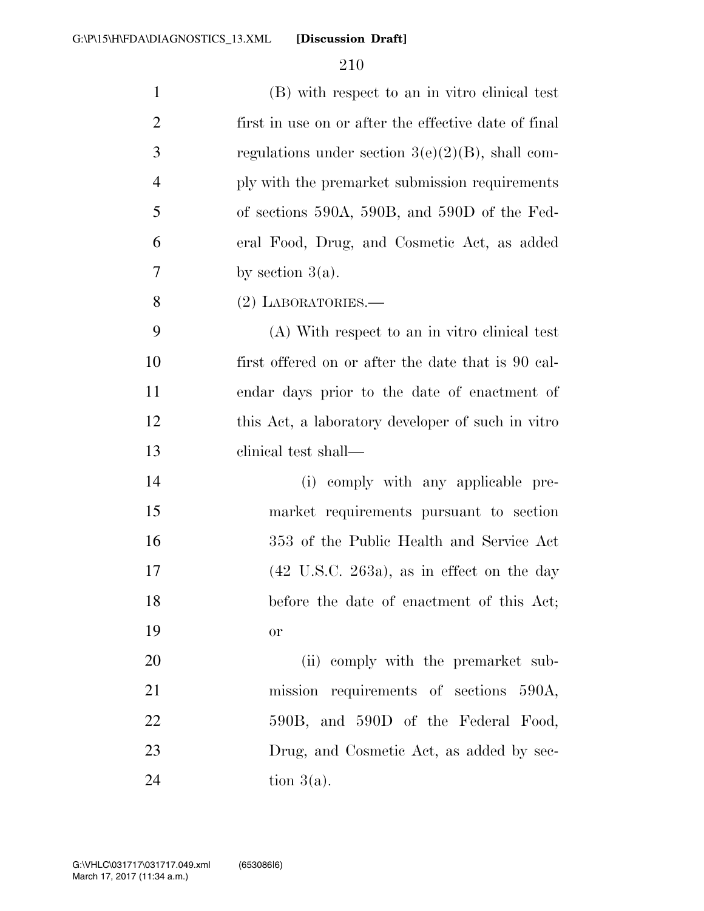(B) with respect to an in vitro clinical test first in use on or after the effective date of final regulations under section 3(e)(2)(B), shall comply with the premarket submission requirements of sections 590A, 590B, and 590D of the Federal Food, Drug, and Cosmetic Act, as added by section 3(a).

(2) LABORATORIES.—

(A) With respect to an in vitro clinical test first offered on or after the date that is 90 calendar days prior to the date of enactment of this Act, a laboratory developer of such in vitro clinical test shall—

(i) comply with any applicable premarket requirements pursuant to section 353 of the Public Health and Service Act (42 U.S.C. 263a), as in effect on the day before the date of enactment of this Act; or

(ii) comply with the premarket submission requirements of sections 590A, 590B, and 590D of the Federal Food, Drug, and Cosmetic Act, as added by section 3(a).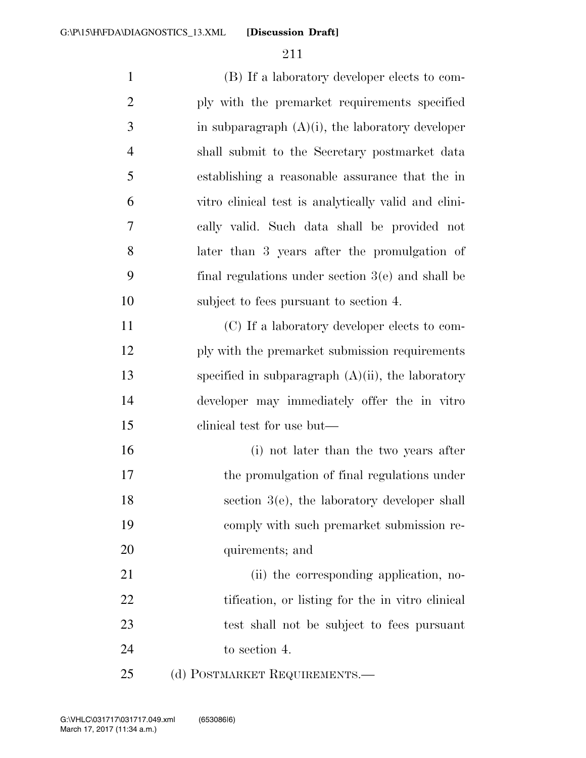(B) If a laboratory developer elects to comply with the premarket requirements specified in subparagraph (A)(i), the laboratory developer shall submit to the Secretary postmarket data establishing a reasonable assurance that the in vitro clinical test is analytically valid and clinically valid. Such data shall be provided not later than 3 years after the promulgation of final regulations under section 3(e) and shall be subject to fees pursuant to section 4.

(C) If a laboratory developer elects to comply with the premarket submission requirements specified in subparagraph (A)(ii), the laboratory developer may immediately offer the in vitro clinical test for use but—

(i) not later than the two years after the promulgation of final regulations under section 3(e), the laboratory developer shall comply with such premarket submission requirements; and

(ii) the corresponding application, notification, or listing for the in vitro clinical test shall not be subject to fees pursuant to section 4.

(d) POSTMARKET REQUIREMENTS.—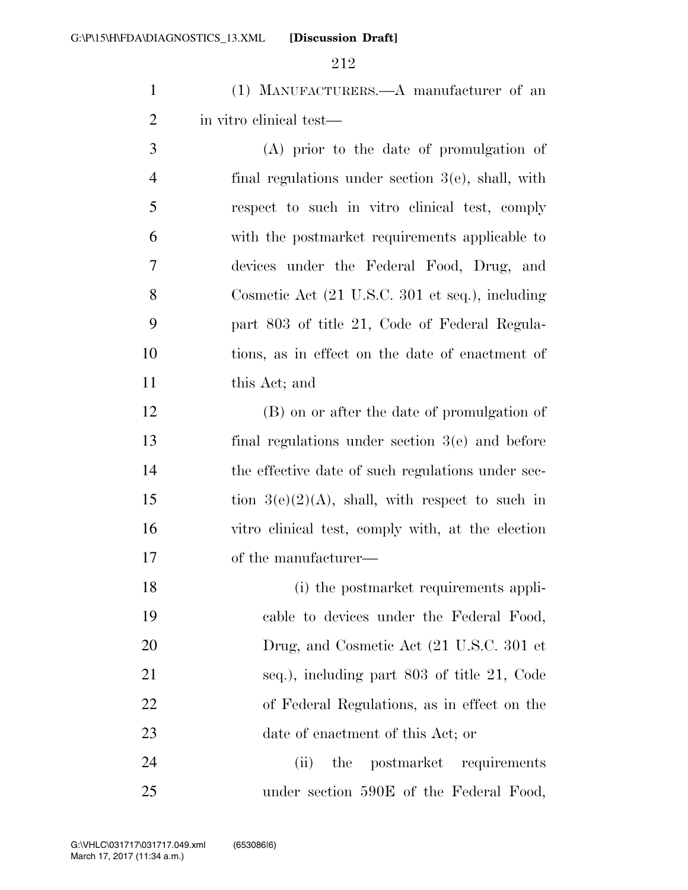(1) MANUFACTURERS.—A manufacturer of an in vitro clinical test—

(A) prior to the date of promulgation of final regulations under section 3(e), shall, with respect to such in vitro clinical test, comply with the postmarket requirements applicable to devices under the Federal Food, Drug, and Cosmetic Act (21 U.S.C. 301 et seq.), including part 803 of title 21, Code of Federal Regulations, as in effect on the date of enactment of this Act; and

(B) on or after the date of promulgation of final regulations under section 3(e) and before the effective date of such regulations under section 3(e)(2)(A), shall, with respect to such in vitro clinical test, comply with, at the election of the manufacturer—

(i) the postmarket requirements applicable to devices under the Federal Food, Drug, and Cosmetic Act (21 U.S.C. 301 et seq.), including part 803 of title 21, Code of Federal Regulations, as in effect on the date of enactment of this Act; or

(ii) the postmarket requirements under section 590E of the Federal Food,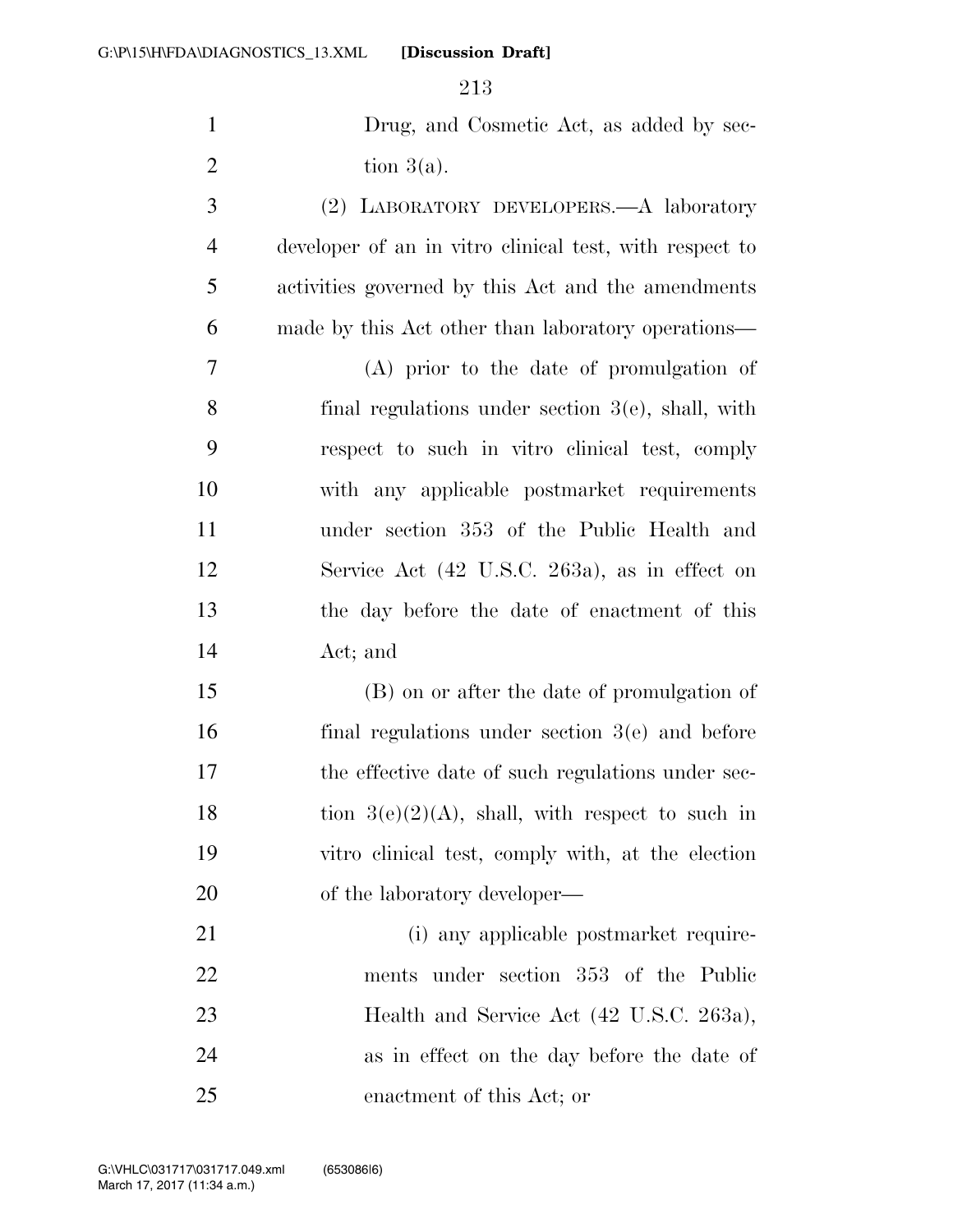Drug, and Cosmetic Act, as added by section 3(a).

(2) LABORATORY DEVELOPERS.—A laboratory developer of an in vitro clinical test, with respect to activities governed by this Act and the amendments made by this Act other than laboratory operations—

(A) prior to the date of promulgation of final regulations under section 3(e), shall, with respect to such in vitro clinical test, comply with any applicable postmarket requirements under section 353 of the Public Health and Service Act (42 U.S.C. 263a), as in effect on the day before the date of enactment of this Act; and

(B) on or after the date of promulgation of final regulations under section 3(e) and before the effective date of such regulations under section 3(e)(2)(A), shall, with respect to such in vitro clinical test, comply with, at the election of the laboratory developer—

(i) any applicable postmarket requirements under section 353 of the Public Health and Service Act (42 U.S.C. 263a), as in effect on the day before the date of enactment of this Act; or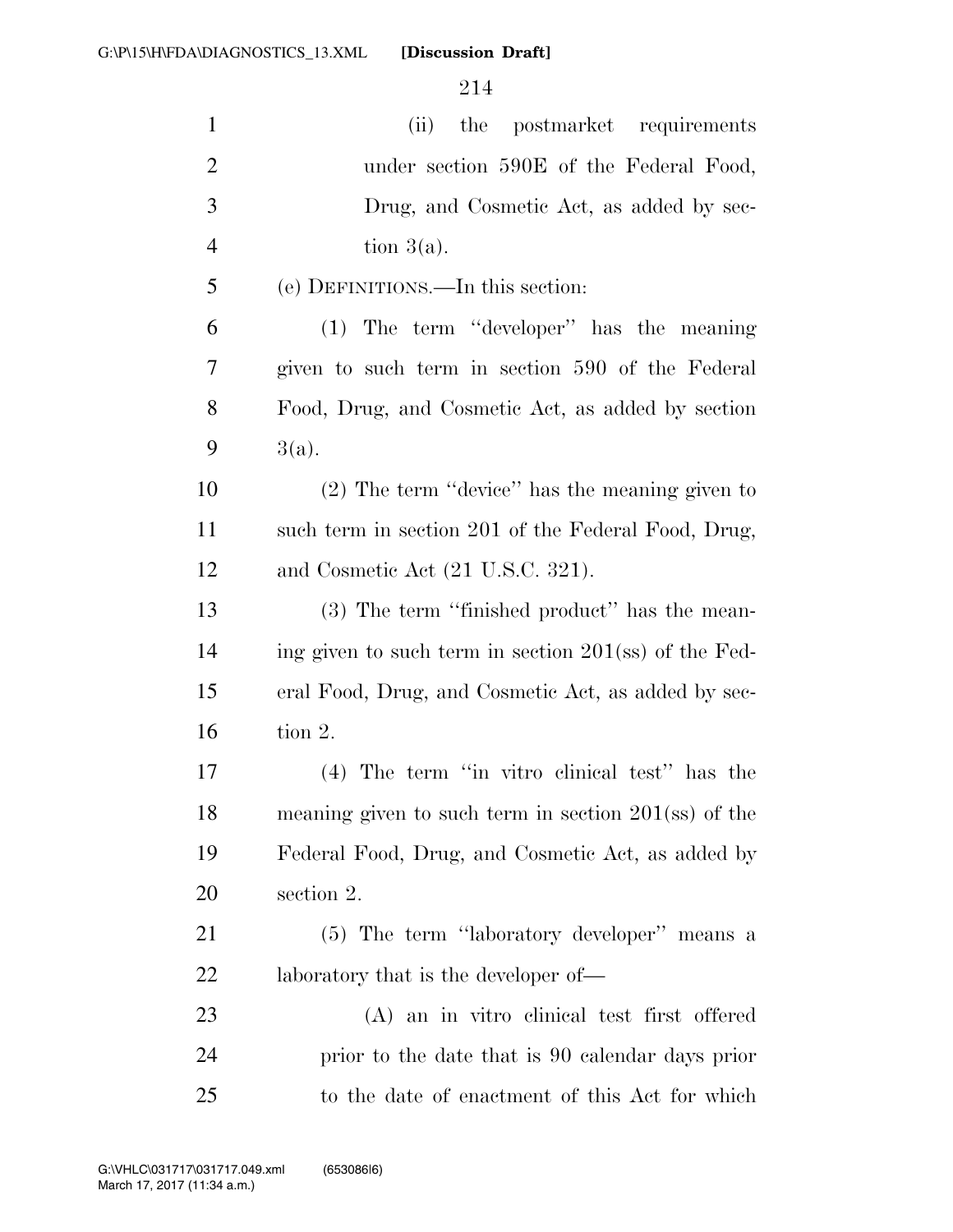(ii) the postmarket requirements under section 590E of the Federal Food, Drug, and Cosmetic Act, as added by section 3(a).

(e) DEFINITIONS.—In this section:

(1) The term ''developer'' has the meaning given to such term in section 590 of the Federal Food, Drug, and Cosmetic Act, as added by section 3(a).

(2) The term ''device'' has the meaning given to such term in section 201 of the Federal Food, Drug, and Cosmetic Act (21 U.S.C. 321).

(3) The term ''finished product'' has the meaning given to such term in section 201(ss) of the Federal Food, Drug, and Cosmetic Act, as added by section 2.

(4) The term ''in vitro clinical test'' has the meaning given to such term in section 201(ss) of the Federal Food, Drug, and Cosmetic Act, as added by section 2.

(5) The term ''laboratory developer'' means a laboratory that is the developer of—

(A) an in vitro clinical test first offered prior to the date that is 90 calendar days prior to the date of enactment of this Act for which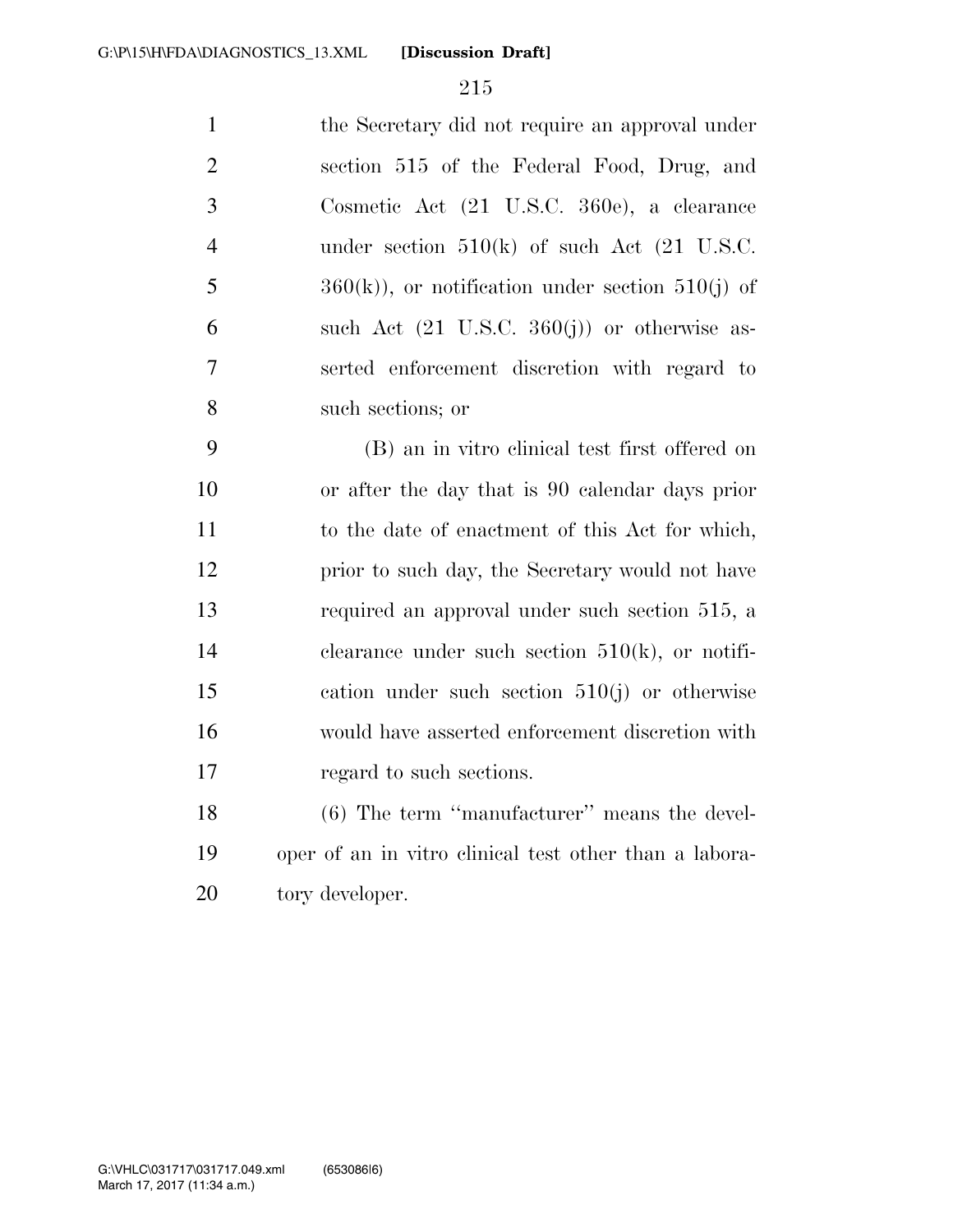the Secretary did not require an approval under section 515 of the Federal Food, Drug, and Cosmetic Act (21 U.S.C. 360e), a clearance under section 510(k) of such Act (21 U.S.C. 360(k)), or notification under section 510(j) of such Act (21 U.S.C. 360(j)) or otherwise asserted enforcement discretion with regard to such sections; or

(B) an in vitro clinical test first offered on or after the day that is 90 calendar days prior to the date of enactment of this Act for which, prior to such day, the Secretary would not have required an approval under such section 515, a clearance under such section 510(k), or notification under such section 510(j) or otherwise would have asserted enforcement discretion with regard to such sections.

(6) The term ''manufacturer'' means the developer of an in vitro clinical test other than a laboratory developer.